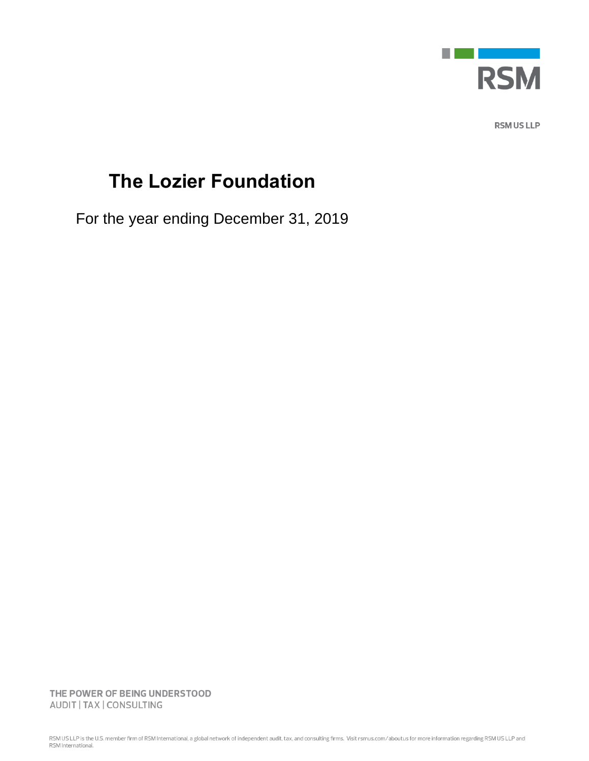RSM

RSM US LLP

# The Lozier Foundation

For the year ending December 31, 2019

THE POWER OF BEING UNDERSTOOD
AUDIT | TAX | CONSULTING

RSM US LLP is the U.S. member firm of RSM International, a global network of independent audit, tax, and consulting firms. Visit rsmus.com/aboutus for more information regarding RSM US LLP and RSM International.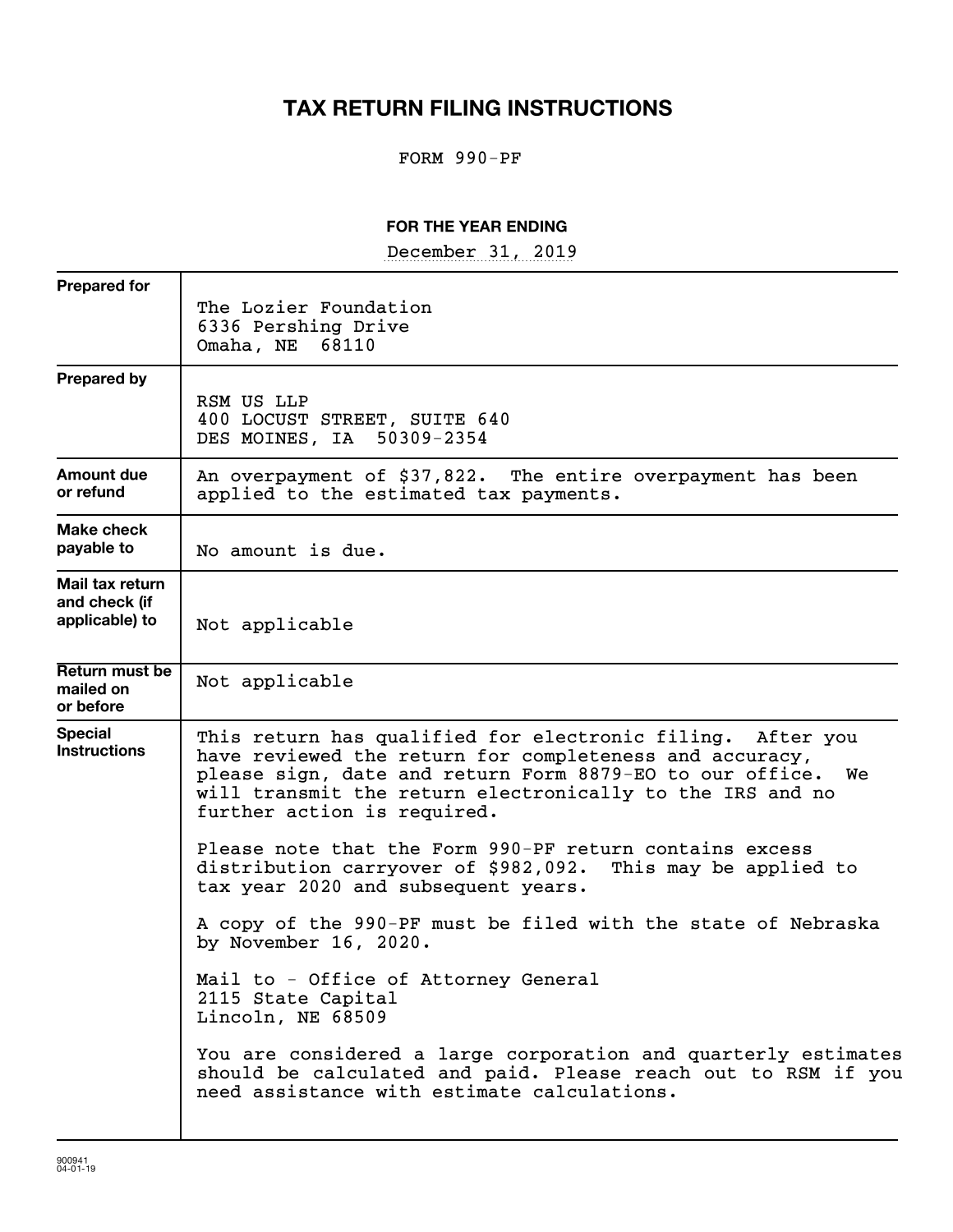# TAX RETURN FILING INSTRUCTIONS

FORM 990-PF

**FOR THE YEAR ENDING**

December 31, 2019

| | |
|---|---|
| **Prepared for** | The Lozier Foundation<br>6336 Pershing Drive<br>Omaha, NE 68110 |
| **Prepared by** | RSM US LLP<br>400 LOCUST STREET, SUITE 640<br>DES MOINES, IA 50309-2354 |
| **Amount due or refund** | An overpayment of $37,822. The entire overpayment has been applied to the estimated tax payments. |
| **Make check payable to** | No amount is due. |
| **Mail tax return and check (if applicable) to** | Not applicable |
| **Return must be mailed on or before** | Not applicable |
| **Special Instructions** | This return has qualified for electronic filing. After you have reviewed the return for completeness and accuracy, please sign, date and return Form 8879-EO to our office. We will transmit the return electronically to the IRS and no further action is required.<br><br>Please note that the Form 990-PF return contains excess distribution carryover of $982,092. This may be applied to tax year 2020 and subsequent years.<br><br>A copy of the 990-PF must be filed with the state of Nebraska by November 16, 2020.<br><br>Mail to - Office of Attorney General<br>2115 State Capital<br>Lincoln, NE 68509<br><br>You are considered a large corporation and quarterly estimates should be calculated and paid. Please reach out to RSM if you need assistance with estimate calculations. |

900941
04-01-19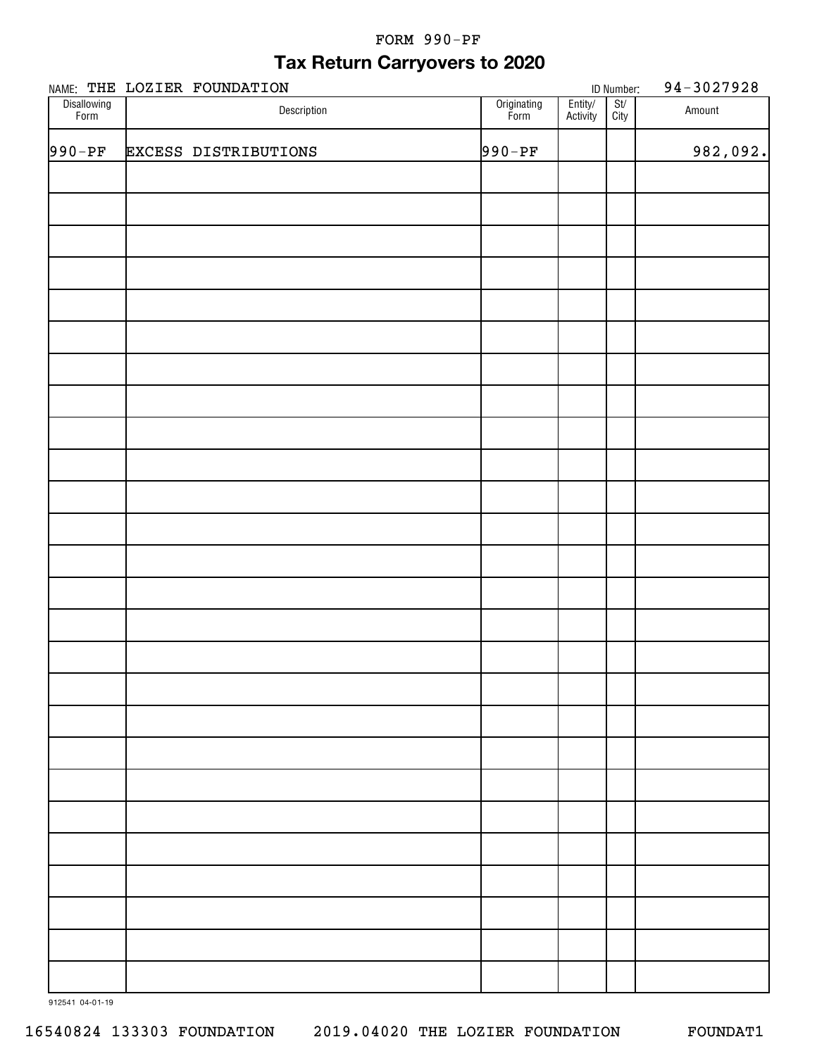FORM 990-PF

# Tax Return Carryovers to 2020

NAME: THE LOZIER FOUNDATION

ID Number: 94-3027928

| Disallowing Form | Description | Originating Form | Entity/ Activity | St/ City | Amount |
|---|---|---|---|---|---|
| 990-PF | EXCESS DISTRIBUTIONS | 990-PF | | | 982,092. |

912541 04-01-19

16540824 133303 FOUNDATION 2019.04020 THE LOZIER FOUNDATION FOUNDAT1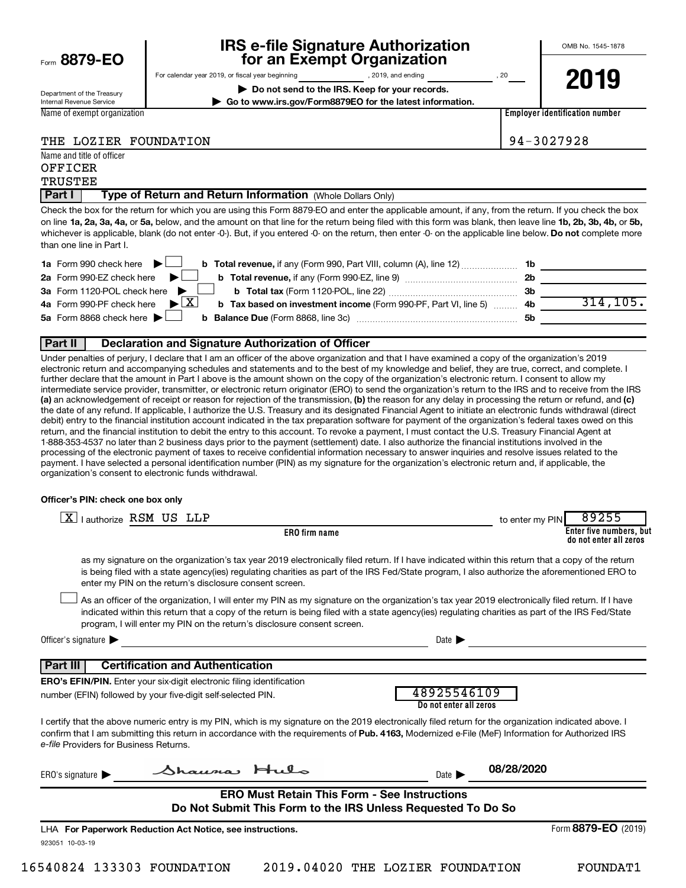Form **8879-EO**

Department of the Treasury
Internal Revenue Service

# IRS e-file Signature Authorization for an Exempt Organization

For calendar year 2019, or fiscal year beginning \_\_\_\_\_\_\_\_, 2019, and ending \_\_\_\_\_\_\_\_, 20\_\_

▶ **Do not send to the IRS. Keep for your records.**

▶ **Go to www.irs.gov/Form8879EO for the latest information.**

OMB No. 1545-1878

**2019**

| Name of exempt organization | Employer identification number |
|---|---|
| THE LOZIER FOUNDATION | 94-3027928 |

Name and title of officer
OFFICER
TRUSTEE

## Part I Type of Return and Return Information (Whole Dollars Only)

Check the box for the return for which you are using this Form 8879-EO and enter the applicable amount, if any, from the return. If you check the box on line **1a, 2a, 3a, 4a,** or **5a,** below, and the amount on that line for the return being filed with this form was blank, then leave line **1b, 2b, 3b, 4b,** or **5b,** whichever is applicable, blank (do not enter -0-). But, if you entered -0- on the return, then enter -0- on the applicable line below. **Do not** complete more than one line in Part I.

| | | | | |
|---|---|---|---|---|
| **1a** Form 990 check here ▶ ☐ | **b** **Total revenue,** if any (Form 990, Part VIII, column (A), line 12) | **1b** | |
| **2a** Form 990-EZ check here ▶ ☐ | **b** **Total revenue,** if any (Form 990-EZ, line 9) | **2b** | |
| **3a** Form 1120-POL check here ▶ ☐ | **b** **Total tax** (Form 1120-POL, line 22) | **3b** | |
| **4a** Form 990-PF check here ▶ ☒ | **b** **Tax based on investment income** (Form 990-PF, Part VI, line 5) | **4b** | 314,105. |
| **5a** Form 8868 check here ▶ ☐ | **b** **Balance Due** (Form 8868, line 3c) | **5b** | |

## Part II Declaration and Signature Authorization of Officer

Under penalties of perjury, I declare that I am an officer of the above organization and that I have examined a copy of the organization's 2019 electronic return and accompanying schedules and statements and to the best of my knowledge and belief, they are true, correct, and complete. I further declare that the amount in Part I above is the amount shown on the copy of the organization's electronic return. I consent to allow my intermediate service provider, transmitter, or electronic return originator (ERO) to send the organization's return to the IRS and to receive from the IRS **(a)** an acknowledgement of receipt or reason for rejection of the transmission, **(b)** the reason for any delay in processing the return or refund, and **(c)** the date of any refund. If applicable, I authorize the U.S. Treasury and its designated Financial Agent to initiate an electronic funds withdrawal (direct debit) entry to the financial institution account indicated in the tax preparation software for payment of the organization's federal taxes owed on this return, and the financial institution to debit the entry to this account. To revoke a payment, I must contact the U.S. Treasury Financial Agent at 1-888-353-4537 no later than 2 business days prior to the payment (settlement) date. I also authorize the financial institutions involved in the processing of the electronic payment of taxes to receive confidential information necessary to answer inquiries and resolve issues related to the payment. I have selected a personal identification number (PIN) as my signature for the organization's electronic return and, if applicable, the organization's consent to electronic funds withdrawal.

**Officer's PIN: check one box only**

☒ I authorize RSM US LLP (**ERO firm name**) to enter my PIN 89255 (**Enter five numbers, but do not enter all zeros**)

as my signature on the organization's tax year 2019 electronically filed return. If I have indicated within this return that a copy of the return is being filed with a state agency(ies) regulating charities as part of the IRS Fed/State program, I also authorize the aforementioned ERO to enter my PIN on the return's disclosure consent screen.

☐ As an officer of the organization, I will enter my PIN as my signature on the organization's tax year 2019 electronically filed return. If I have indicated within this return that a copy of the return is being filed with a state agency(ies) regulating charities as part of the IRS Fed/State program, I will enter my PIN on the return's disclosure consent screen.

Officer's signature ▶ \_\_\_\_\_\_\_\_\_\_\_\_\_\_\_\_ Date ▶ \_\_\_\_\_\_\_\_

## Part III Certification and Authentication

**ERO's EFIN/PIN.** Enter your six-digit electronic filing identification number (EFIN) followed by your five-digit self-selected PIN. 48925546109 (**Do not enter all zeros**)

I certify that the above numeric entry is my PIN, which is my signature on the 2019 electronically filed return for the organization indicated above. I confirm that I am submitting this return in accordance with the requirements of **Pub. 4163,** Modernized e-File (MeF) Information for Authorized IRS *e-file* Providers for Business Returns.

ERO's signature ▶ Shauna Huls Date ▶ 08/28/2020

**ERO Must Retain This Form - See Instructions**
**Do Not Submit This Form to the IRS Unless Requested To Do So**

LHA **For Paperwork Reduction Act Notice, see instructions.** Form **8879-EO** (2019)

923051 10-03-19

16540824 133303 FOUNDATION 2019.04020 THE LOZIER FOUNDATION FOUNDAT1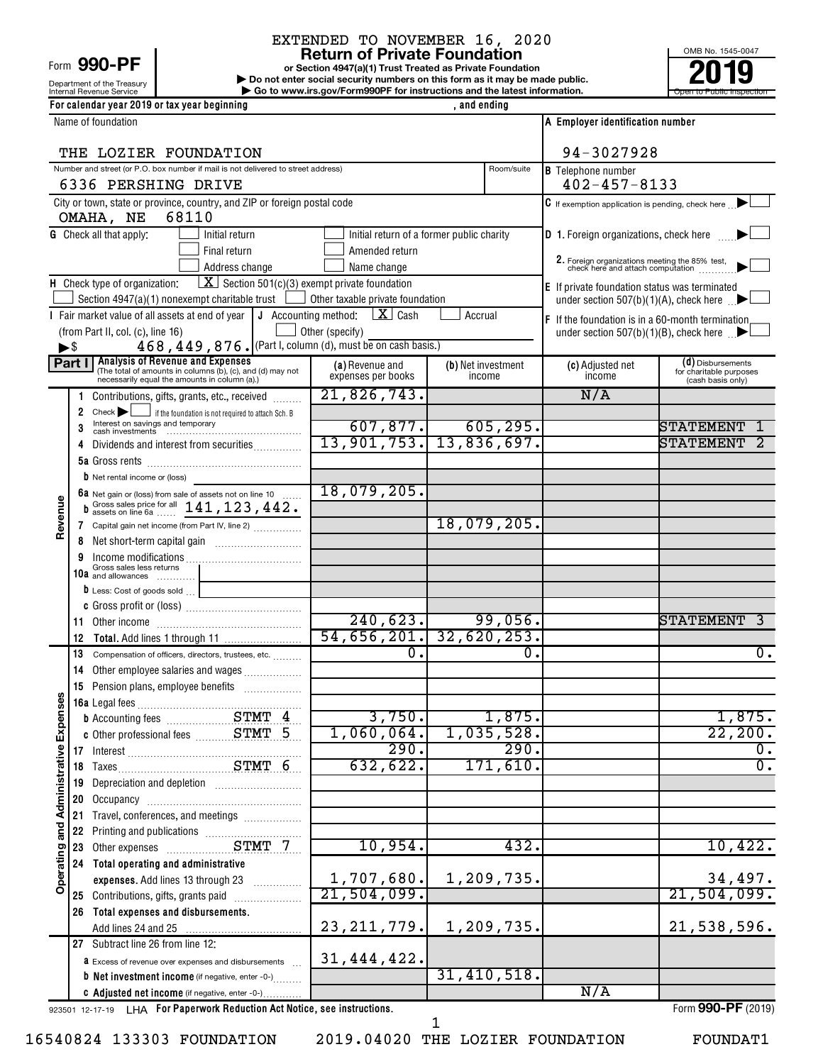EXTENDED TO NOVEMBER 16, 2020

# Form 990-PF Return of Private Foundation

or Section 4947(a)(1) Trust Treated as Private Foundation

▶ Do not enter social security numbers on this form as it may be made public.

▶ Go to www.irs.gov/Form990PF for instructions and the latest information.

Department of the Treasury Internal Revenue Service

OMB No. 1545-0047

2019

Open to Public Inspection

For calendar year 2019 or tax year beginning , and ending

Name of foundation: THE LOZIER FOUNDATION

A Employer identification number: 94-3027928

Number and street (or P.O. box number if mail is not delivered to street address): 6336 PERSHING DRIVE | Room/suite

B Telephone number: 402-457-8133

City or town, state or province, country, and ZIP or foreign postal code: OMAHA, NE 68110

C If exemption application is pending, check here ▶ ☐

G Check all that apply: ☐ Initial return ☐ Initial return of a former public charity ☐ Final return ☐ Amended return ☐ Address change ☐ Name change

D 1. Foreign organizations, check here ▶ ☐

2. Foreign organizations meeting the 85% test, check here and attach computation ▶ ☐

H Check type of organization: ☒ Section 501(c)(3) exempt private foundation ☐ Section 4947(a)(1) nonexempt charitable trust ☐ Other taxable private foundation

E If private foundation status was terminated under section 507(b)(1)(A), check here ▶ ☐

I Fair market value of all assets at end of year (from Part II, col. (c), line 16) ▶$ 468,449,876.

J Accounting method: ☒ Cash ☐ Accrual ☐ Other (specify) (Part I, column (d), must be on cash basis.)

F If the foundation is in a 60-month termination under section 507(b)(1)(B), check here ▶ ☐

**Part I Analysis of Revenue and Expenses** (The total of amounts in columns (b), (c), and (d) may not necessarily equal the amounts in column (a).)

| | Line | (a) Revenue and expenses per books | (b) Net investment income | (c) Adjusted net income | (d) Disbursements for charitable purposes (cash basis only) |
|---|---|---|---|---|---|
| Revenue | 1 Contributions, gifts, grants, etc., received | 21,826,743. | | N/A | |
| | 2 Check ▶ ☐ if the foundation is not required to attach Sch. B | | | | |
| | 3 Interest on savings and temporary cash investments | 607,877. | 605,295. | | STATEMENT 1 |
| | 4 Dividends and interest from securities | 13,901,753. | 13,836,697. | | STATEMENT 2 |
| | 5a Gross rents | | | | |
| | b Net rental income or (loss) | | | | |
| | 6a Net gain or (loss) from sale of assets not on line 10 | 18,079,205. | | | |
| | b Gross sales price for all assets on line 6a 141,123,442. | | | | |
| | 7 Capital gain net income (from Part IV, line 2) | | 18,079,205. | | |
| | 8 Net short-term capital gain | | | | |
| | 9 Income modifications | | | | |
| | 10a Gross sales less returns and allowances | | | | |
| | b Less: Cost of goods sold | | | | |
| | c Gross profit or (loss) | | | | |
| | 11 Other income | 240,623. | 99,056. | | STATEMENT 3 |
| | 12 Total. Add lines 1 through 11 | 54,656,201. | 32,620,253. | | |
| Operating and Administrative Expenses | 13 Compensation of officers, directors, trustees, etc. | 0. | 0. | | 0. |
| | 14 Other employee salaries and wages | | | | |
| | 15 Pension plans, employee benefits | | | | |
| | 16a Legal fees | | | | |
| | b Accounting fees STMT 4 | 3,750. | 1,875. | | 1,875. |
| | c Other professional fees STMT 5 | 1,060,064. | 1,035,528. | | 22,200. |
| | 17 Interest | 290. | 290. | | 0. |
| | 18 Taxes STMT 6 | 632,622. | 171,610. | | 0. |
| | 19 Depreciation and depletion | | | | |
| | 20 Occupancy | | | | |
| | 21 Travel, conferences, and meetings | | | | |
| | 22 Printing and publications | | | | |
| | 23 Other expenses STMT 7 | 10,954. | 432. | | 10,422. |
| | 24 Total operating and administrative expenses. Add lines 13 through 23 | 1,707,680. | 1,209,735. | | 34,497. |
| | 25 Contributions, gifts, grants paid | 21,504,099. | | | 21,504,099. |
| | 26 Total expenses and disbursements. Add lines 24 and 25 | 23,211,779. | 1,209,735. | | 21,538,596. |
| | 27 Subtract line 26 from line 12: | | | | |
| | a Excess of revenue over expenses and disbursements | 31,444,422. | | | |
| | b Net investment income (if negative, enter -0-) | | 31,410,518. | | |
| | c Adjusted net income (if negative, enter -0-) | | | N/A | |

923501 12-17-19 LHA For Paperwork Reduction Act Notice, see instructions. Form 990-PF (2019)

16540824 133303 FOUNDATION 2019.04020 THE LOZIER FOUNDATION FOUNDAT1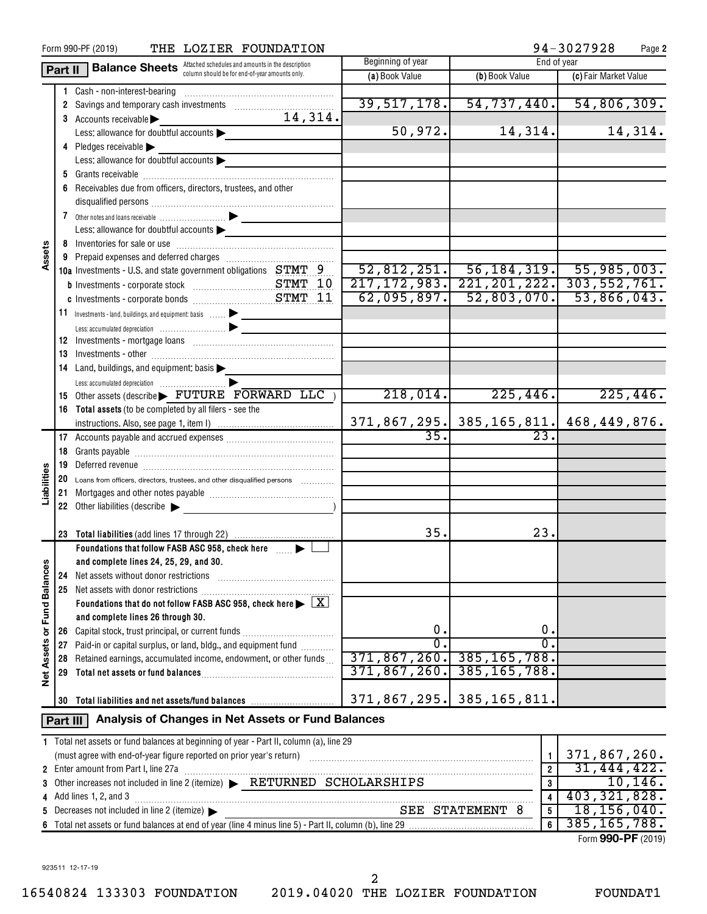Form 990-PF (2019) THE LOZIER FOUNDATION 94-3027928 Page **2**

## Part II Balance Sheets

Attached schedules and amounts in the description column should be for end-of-year amounts only.

| | | Beginning of year (a) Book Value | End of year (b) Book Value | End of year (c) Fair Market Value |
|---|---|---|---|---|
| **Assets** | 1 Cash - non-interest-bearing | | | |
| | 2 Savings and temporary cash investments | 39,517,178. | 54,737,440. | 54,806,309. |
| | 3 Accounts receivable ▶ 14,314. | | | |
| | Less: allowance for doubtful accounts ▶ | 50,972. | 14,314. | 14,314. |
| | 4 Pledges receivable ▶ | | | |
| | Less: allowance for doubtful accounts ▶ | | | |
| | 5 Grants receivable | | | |
| | 6 Receivables due from officers, directors, trustees, and other disqualified persons | | | |
| | 7 Other notes and loans receivable ▶ | | | |
| | Less: allowance for doubtful accounts ▶ | | | |
| | 8 Inventories for sale or use | | | |
| | 9 Prepaid expenses and deferred charges | | | |
| | 10a Investments - U.S. and state government obligations STMT 9 | 52,812,251. | 56,184,319. | 55,985,003. |
| | b Investments - corporate stock STMT 10 | 217,172,983. | 221,201,222. | 303,552,761. |
| | c Investments - corporate bonds STMT 11 | 62,095,897. | 52,803,070. | 53,866,043. |
| | 11 Investments - land, buildings, and equipment: basis ▶ | | | |
| | Less: accumulated depreciation ▶ | | | |
| | 12 Investments - mortgage loans | | | |
| | 13 Investments - other | | | |
| | 14 Land, buildings, and equipment: basis ▶ | | | |
| | Less: accumulated depreciation ▶ | | | |
| | 15 Other assets (describe ▶ FUTURE FORWARD LLC ) | 218,014. | 225,446. | 225,446. |
| | 16 **Total assets** (to be completed by all filers - see the instructions. Also, see page 1, item I) | 371,867,295. | 385,165,811. | 468,449,876. |
| **Liabilities** | 17 Accounts payable and accrued expenses | 35. | 23. | |
| | 18 Grants payable | | | |
| | 19 Deferred revenue | | | |
| | 20 Loans from officers, directors, trustees, and other disqualified persons | | | |
| | 21 Mortgages and other notes payable | | | |
| | 22 Other liabilities (describe ▶ ) | | | |
| | 23 **Total liabilities** (add lines 17 through 22) | 35. | 23. | |
| **Net Assets or Fund Balances** | **Foundations that follow FASB ASC 958, check here** ▶ ☐ **and complete lines 24, 25, 29, and 30.** | | | |
| | 24 Net assets without donor restrictions | | | |
| | 25 Net assets with donor restrictions | | | |
| | **Foundations that do not follow FASB ASC 958, check here** ▶ ☒ **and complete lines 26 through 30.** | | | |
| | 26 Capital stock, trust principal, or current funds | 0. | 0. | |
| | 27 Paid-in or capital surplus, or land, bldg., and equipment fund | 0. | 0. | |
| | 28 Retained earnings, accumulated income, endowment, or other funds | 371,867,260. | 385,165,788. | |
| | 29 **Total net assets or fund balances** | 371,867,260. | 385,165,788. | |
| | 30 **Total liabilities and net assets/fund balances** | 371,867,295. | 385,165,811. | |

## Part III Analysis of Changes in Net Assets or Fund Balances

| | | | |
|---|---|---|---|
| 1 | Total net assets or fund balances at beginning of year - Part II, column (a), line 29 (must agree with end-of-year figure reported on prior year's return) | 1 | 371,867,260. |
| 2 | Enter amount from Part I, line 27a | 2 | 31,444,422. |
| 3 | Other increases not included in line 2 (itemize) ▶ RETURNED SCHOLARSHIPS | 3 | 10,146. |
| 4 | Add lines 1, 2, and 3 | 4 | 403,321,828. |
| 5 | Decreases not included in line 2 (itemize) ▶ SEE STATEMENT 8 | 5 | 18,156,040. |
| 6 | Total net assets or fund balances at end of year (line 4 minus line 5) - Part II, column (b), line 29 | 6 | 385,165,788. |

Form **990-PF** (2019)

923511 12-17-19

16540824 133303 FOUNDATION 2019.04020 THE LOZIER FOUNDATION FOUNDAT1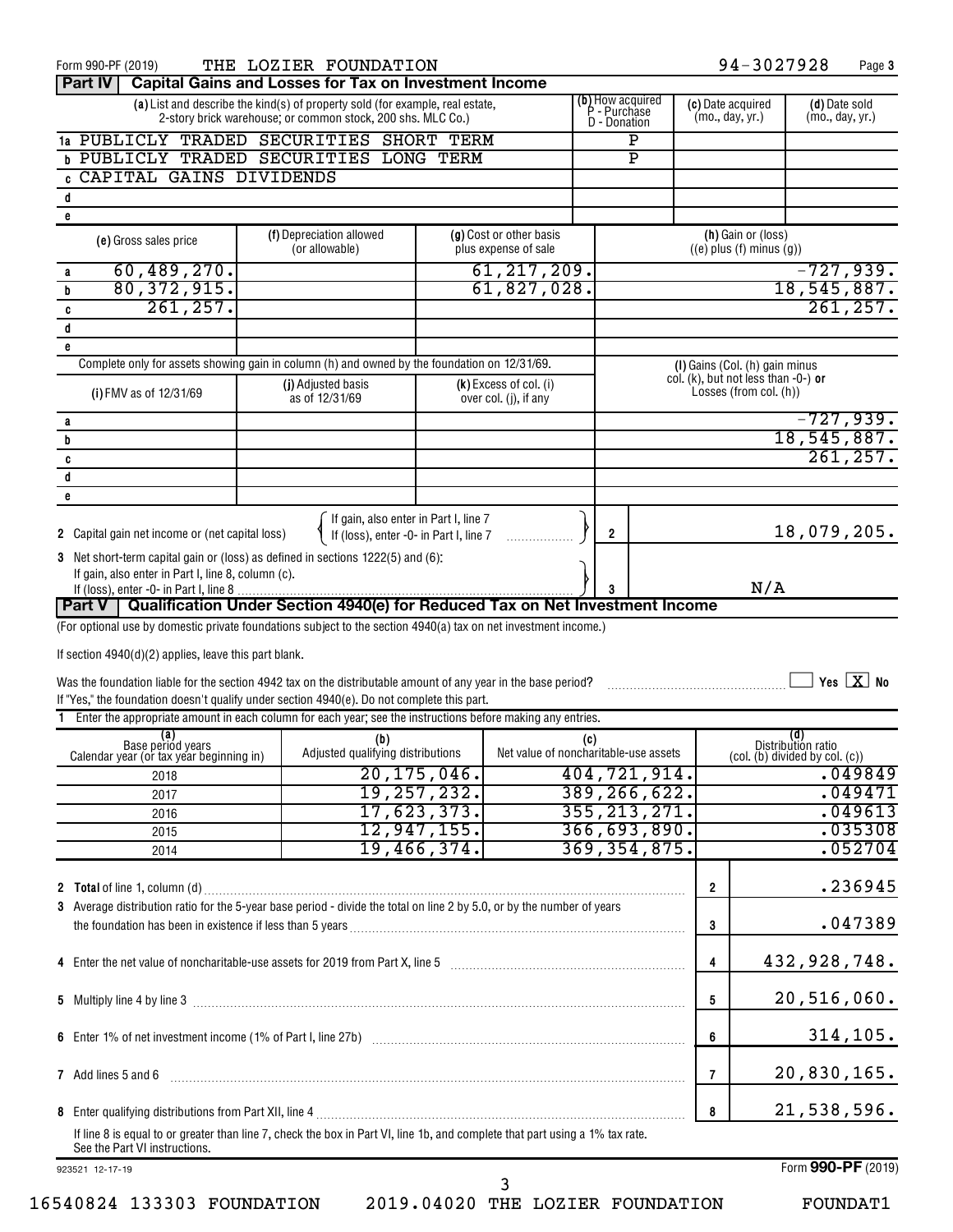Form 990-PF (2019) THE LOZIER FOUNDATION 94-3027928 Page 3

## Part IV Capital Gains and Losses for Tax on Investment Income

| | (a) List and describe the kind(s) of property sold (for example, real estate, 2-story brick warehouse; or common stock, 200 shs. MLC Co.) | (b) How acquired P - Purchase D - Donation | (c) Date acquired (mo., day, yr.) | (d) Date sold (mo., day, yr.) |
|---|---|---|---|---|
| 1a | PUBLICLY TRADED SECURITIES SHORT TERM | P | | |
| b | PUBLICLY TRADED SECURITIES LONG TERM | P | | |
| c | CAPITAL GAINS DIVIDENDS | | | |
| d | | | | |
| e | | | | |

| | (e) Gross sales price | (f) Depreciation allowed (or allowable) | (g) Cost or other basis plus expense of sale | (h) Gain or (loss) ((e) plus (f) minus (g)) |
|---|---|---|---|---|
| a | 60,489,270. | | 61,217,209. | -727,939. |
| b | 80,372,915. | | 61,827,028. | 18,545,887. |
| c | 261,257. | | | 261,257. |
| d | | | | |
| e | | | | |

Complete only for assets showing gain in column (h) and owned by the foundation on 12/31/69.

| | (i) FMV as of 12/31/69 | (j) Adjusted basis as of 12/31/69 | (k) Excess of col. (i) over col. (j), if any | (l) Gains (Col. (h) gain minus col. (k), but not less than -0-) **or** Losses (from col. (h)) |
|---|---|---|---|---|
| a | | | | -727,939. |
| b | | | | 18,545,887. |
| c | | | | 261,257. |
| d | | | | |
| e | | | | |

2 Capital gain net income or (net capital loss) { If gain, also enter in Part I, line 7; If (loss), enter -0- in Part I, line 7 } **2** 18,079,205.

3 Net short-term capital gain or (loss) as defined in sections 1222(5) and (6): If gain, also enter in Part I, line 8, column (c). If (loss), enter -0- in Part I, line 8 **3** N/A

## Part V Qualification Under Section 4940(e) for Reduced Tax on Net Investment Income

(For optional use by domestic private foundations subject to the section 4940(a) tax on net investment income.)

If section 4940(d)(2) applies, leave this part blank.

Was the foundation liable for the section 4942 tax on the distributable amount of any year in the base period? ☐ Yes ☒ No

If "Yes," the foundation doesn't qualify under section 4940(e). Do not complete this part.

1 Enter the appropriate amount in each column for each year; see the instructions before making any entries.

| (a) Base period years Calendar year (or tax year beginning in) | (b) Adjusted qualifying distributions | (c) Net value of noncharitable-use assets | (d) Distribution ratio (col. (b) divided by col. (c)) |
|---|---|---|---|
| 2018 | 20,175,046. | 404,721,914. | .049849 |
| 2017 | 19,257,232. | 389,266,622. | .049471 |
| 2016 | 17,623,373. | 355,213,271. | .049613 |
| 2015 | 12,947,155. | 366,693,890. | .035308 |
| 2014 | 19,466,374. | 369,354,875. | .052704 |

| | | | |
|---|---|---|---|
| 2 | **Total** of line 1, column (d) | 2 | .236945 |
| 3 | Average distribution ratio for the 5-year base period - divide the total on line 2 by 5.0, or by the number of years the foundation has been in existence if less than 5 years | 3 | .047389 |
| 4 | Enter the net value of noncharitable-use assets for 2019 from Part X, line 5 | 4 | 432,928,748. |
| 5 | Multiply line 4 by line 3 | 5 | 20,516,060. |
| 6 | Enter 1% of net investment income (1% of Part I, line 27b) | 6 | 314,105. |
| 7 | Add lines 5 and 6 | 7 | 20,830,165. |
| 8 | Enter qualifying distributions from Part XII, line 4 | 8 | 21,538,596. |

If line 8 is equal to or greater than line 7, check the box in Part VI, line 1b, and complete that part using a 1% tax rate. See the Part VI instructions.

923521 12-17-19 Form **990-PF** (2019)

16540824 133303 FOUNDATION 2019.04020 THE LOZIER FOUNDATION FOUNDAT1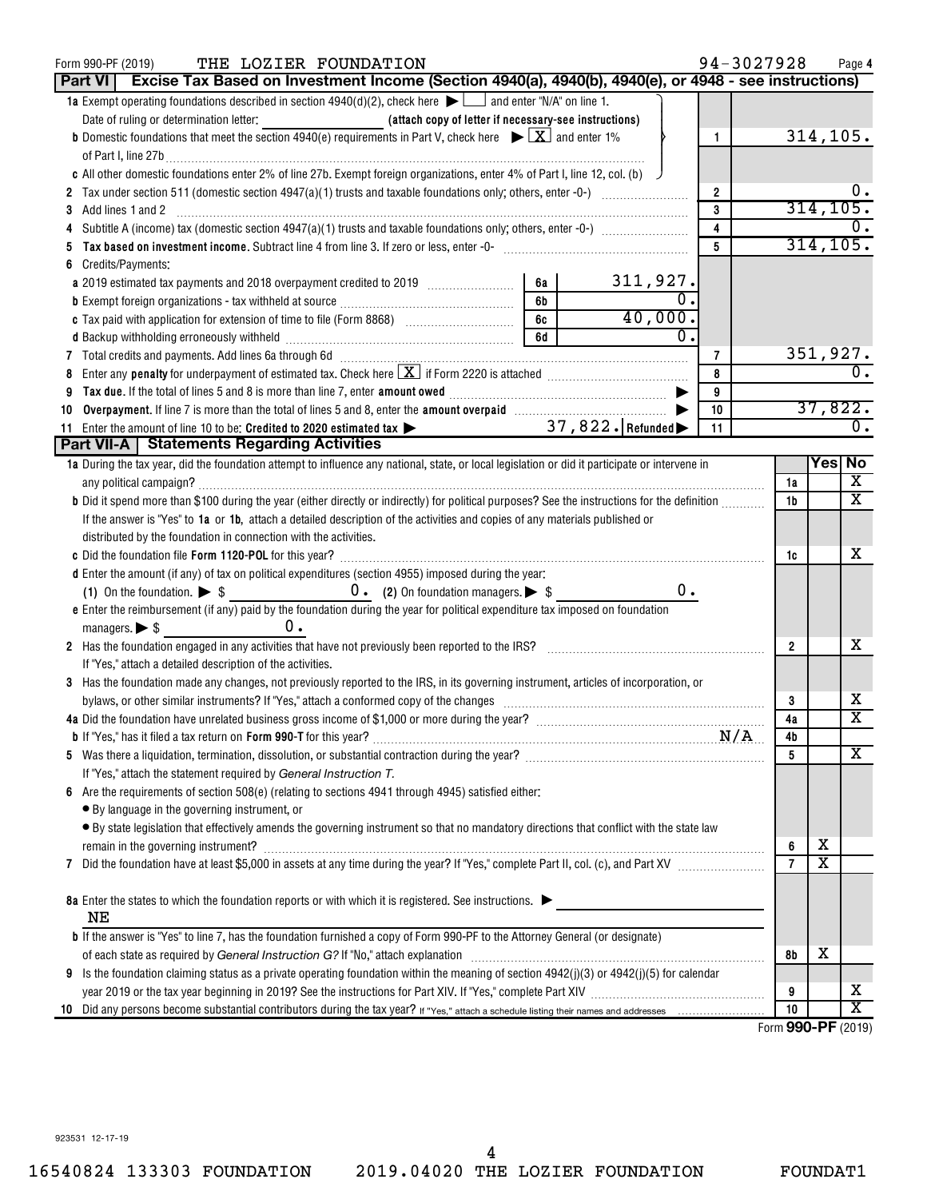Form 990-PF (2019) THE LOZIER FOUNDATION 94-3027928

## Part VI — Excise Tax Based on Investment Income (Section 4940(a), 4940(b), 4940(e), or 4948 - see instructions)

| Line | Description | Sub | Amount | Line | Amount |
|---|---|---|---|---|---|
| 1a | Exempt operating foundations described in section 4940(d)(2), check here ▶ ☐ and enter "N/A" on line 1. Date of ruling or determination letter: ________ (attach copy of letter if necessary-see instructions) | | | | |
| b | Domestic foundations that meet the section 4940(e) requirements in Part V, check here ▶ [X] and enter 1% of Part I, line 27b | | | 1 | 314,105. |
| c | All other domestic foundations enter 2% of line 27b. Exempt foreign organizations, enter 4% of Part I, line 12, col. (b) | | | | |
| 2 | Tax under section 511 (domestic section 4947(a)(1) trusts and taxable foundations only; others, enter -0-) | | | 2 | 0. |
| 3 | Add lines 1 and 2 | | | 3 | 314,105. |
| 4 | Subtitle A (income) tax (domestic section 4947(a)(1) trusts and taxable foundations only; others, enter -0-) | | | 4 | 0. |
| 5 | **Tax based on investment income.** Subtract line 4 from line 3. If zero or less, enter -0- | | | 5 | 314,105. |
| 6 | Credits/Payments: | | | | |
| a | 2019 estimated tax payments and 2018 overpayment credited to 2019 | 6a | 311,927. | | |
| b | Exempt foreign organizations - tax withheld at source | 6b | 0. | | |
| c | Tax paid with application for extension of time to file (Form 8868) | 6c | 40,000. | | |
| d | Backup withholding erroneously withheld | 6d | 0. | | |
| 7 | Total credits and payments. Add lines 6a through 6d | | | 7 | 351,927. |
| 8 | Enter any **penalty** for underpayment of estimated tax. Check here [X] if Form 2220 is attached | | | 8 | 0. |
| 9 | **Tax due.** If the total of lines 5 and 8 is more than line 7, enter **amount owed** ▶ | | | 9 | |
| 10 | **Overpayment.** If line 7 is more than the total of lines 5 and 8, enter the **amount overpaid** ▶ | | | 10 | 37,822. |
| 11 | Enter the amount of line 10 to be: **Credited to 2020 estimated tax** ▶ 37,822. **Refunded** ▶ | | | 11 | 0. |

## Part VII-A — Statements Regarding Activities

| Line | Question | | Yes | No |
|---|---|---|---|---|
| 1a | During the tax year, did the foundation attempt to influence any national, state, or local legislation or did it participate or intervene in any political campaign? | 1a | | X |
| b | Did it spend more than $100 during the year (either directly or indirectly) for political purposes? See the instructions for the definition. If the answer is "Yes" to **1a** or **1b**, attach a detailed description of the activities and copies of any materials published or distributed by the foundation in connection with the activities. | 1b | | X |
| c | Did the foundation file **Form 1120-POL** for this year? | 1c | | X |
| d | Enter the amount (if any) of tax on political expenditures (section 4955) imposed during the year: (1) On the foundation. ▶ $ 0. (2) On foundation managers. ▶ $ 0. | | | |
| e | Enter the reimbursement (if any) paid by the foundation during the year for political expenditure tax imposed on foundation managers. ▶ $ 0. | | | |
| 2 | Has the foundation engaged in any activities that have not previously been reported to the IRS? If "Yes," attach a detailed description of the activities. | 2 | | X |
| 3 | Has the foundation made any changes, not previously reported to the IRS, in its governing instrument, articles of incorporation, or bylaws, or other similar instruments? If "Yes," attach a conformed copy of the changes | 3 | | X |
| 4a | Did the foundation have unrelated business gross income of $1,000 or more during the year? | 4a | | X |
| b | If "Yes," has it filed a tax return on **Form 990-T** for this year? N/A | 4b | | |
| 5 | Was there a liquidation, termination, dissolution, or substantial contraction during the year? If "Yes," attach the statement required by *General Instruction T*. | 5 | | X |
| 6 | Are the requirements of section 508(e) (relating to sections 4941 through 4945) satisfied either: • By language in the governing instrument, or • By state legislation that effectively amends the governing instrument so that no mandatory directions that conflict with the state law remain in the governing instrument? | 6 | X | |
| 7 | Did the foundation have at least $5,000 in assets at any time during the year? If "Yes," complete Part II, col. (c), and Part XV | 7 | X | |
| 8a | Enter the states to which the foundation reports or with which it is registered. See instructions. ▶ NE | | | |
| b | If the answer is "Yes" to line 7, has the foundation furnished a copy of Form 990-PF to the Attorney General (or designate) of each state as required by *General Instruction G*? If "No," attach explanation | 8b | X | |
| 9 | Is the foundation claiming status as a private operating foundation within the meaning of section 4942(j)(3) or 4942(j)(5) for calendar year 2019 or the tax year beginning in 2019? See the instructions for Part XIV. If "Yes," complete Part XIV | 9 | | X |
| 10 | Did any persons become substantial contributors during the tax year? If "Yes," attach a schedule listing their names and addresses | 10 | | X |

Form **990-PF** (2019)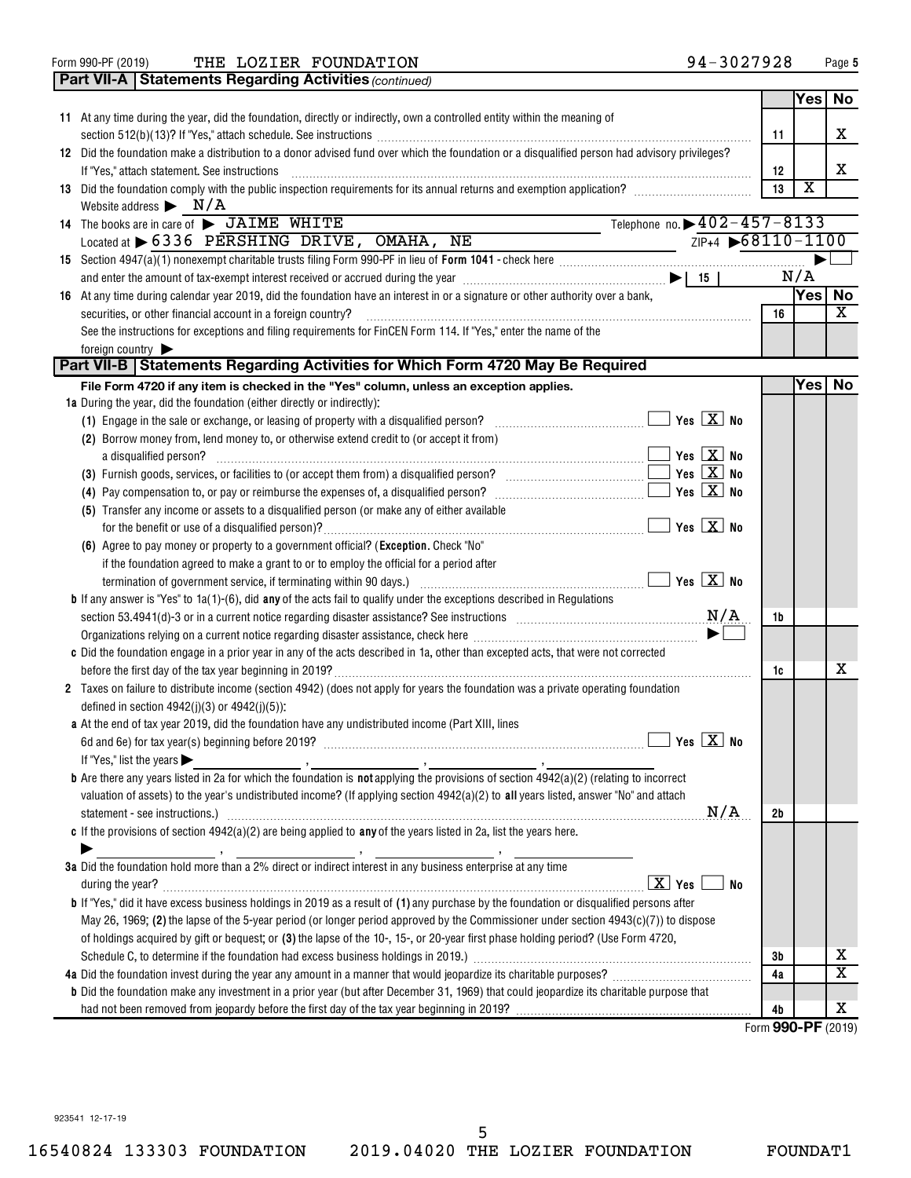Form 990-PF (2019) THE LOZIER FOUNDATION 94-3027928 Page 5

## Part VII-A Statements Regarding Activities *(continued)*

| | | | Yes | No |
|---|---|---|---|---|
| 11 | At any time during the year, did the foundation, directly or indirectly, own a controlled entity within the meaning of section 512(b)(13)? If "Yes," attach schedule. See instructions | 11 | | X |
| 12 | Did the foundation make a distribution to a donor advised fund over which the foundation or a disqualified person had advisory privileges? If "Yes," attach statement. See instructions | 12 | | X |
| 13 | Did the foundation comply with the public inspection requirements for its annual returns and exemption application? | 13 | X | |

Website address ▶ N/A

14 The books are in care of ▶ JAIME WHITE Telephone no. ▶ 402-457-8133

Located at ▶ 6336 PERSHING DRIVE, OMAHA, NE ZIP+4 ▶ 68110-1100

15 Section 4947(a)(1) nonexempt charitable trusts filing Form 990-PF in lieu of **Form 1041** - check here ▶ ☐

and enter the amount of tax-exempt interest received or accrued during the year ▶ | 15 | N/A

| | | | Yes | No |
|---|---|---|---|---|
| 16 | At any time during calendar year 2019, did the foundation have an interest in or a signature or other authority over a bank, securities, or other financial account in a foreign country? | 16 | | X |

See the instructions for exceptions and filing requirements for FinCEN Form 114. If "Yes," enter the name of the foreign country ▶

## Part VII-B Statements Regarding Activities for Which Form 4720 May Be Required

**File Form 4720 if any item is checked in the "Yes" column, unless an exception applies.**

| | | Yes | No |
|---|---|---|---|
| **1a** During the year, did the foundation (either directly or indirectly): | | | |
| (1) Engage in the sale or exchange, or leasing of property with a disqualified person? ☐ Yes ☒ No | | | |
| (2) Borrow money from, lend money to, or otherwise extend credit to (or accept it from) a disqualified person? ☐ Yes ☒ No | | | |
| (3) Furnish goods, services, or facilities to (or accept them from) a disqualified person? ☐ Yes ☒ No | | | |
| (4) Pay compensation to, or pay or reimburse the expenses of, a disqualified person? ☐ Yes ☒ No | | | |
| (5) Transfer any income or assets to a disqualified person (or make any of either available for the benefit or use of a disqualified person)? ☐ Yes ☒ No | | | |
| (6) Agree to pay money or property to a government official? (**Exception.** Check "No" if the foundation agreed to make a grant to or to employ the official for a period after termination of government service, if terminating within 90 days.) ☐ Yes ☒ No | | | |
| **b** If any answer is "Yes" to 1a(1)-(6), did **any** of the acts fail to qualify under the exceptions described in Regulations section 53.4941(d)-3 or in a current notice regarding disaster assistance? See instructions N/A | 1b | | |
| Organizations relying on a current notice regarding disaster assistance, check here ▶ ☐ | | | |
| **c** Did the foundation engage in a prior year in any of the acts described in 1a, other than excepted acts, that were not corrected before the first day of the tax year beginning in 2019? | 1c | | X |
| **2** Taxes on failure to distribute income (section 4942) (does not apply for years the foundation was a private operating foundation defined in section 4942(j)(3) or 4942(j)(5)): | | | |
| **a** At the end of tax year 2019, did the foundation have any undistributed income (Part XIII, lines 6d and 6e) for tax year(s) beginning before 2019? ☐ Yes ☒ No | | | |
| If "Yes," list the years ▶ ____, ____, ____, ____ | | | |
| **b** Are there any years listed in 2a for which the foundation is **not** applying the provisions of section 4942(a)(2) (relating to incorrect valuation of assets) to the year's undistributed income? (If applying section 4942(a)(2) to **all** years listed, answer "No" and attach statement - see instructions.) N/A | 2b | | |
| **c** If the provisions of section 4942(a)(2) are being applied to **any** of the years listed in 2a, list the years here. ▶ ____, ____, ____, ____ | | | |
| **3a** Did the foundation hold more than a 2% direct or indirect interest in any business enterprise at any time during the year? ☒ Yes ☐ No | | | |
| **b** If "Yes," did it have excess business holdings in 2019 as a result of **(1)** any purchase by the foundation or disqualified persons after May 26, 1969; **(2)** the lapse of the 5-year period (or longer period approved by the Commissioner under section 4943(c)(7)) to dispose of holdings acquired by gift or bequest; or **(3)** the lapse of the 10-, 15-, or 20-year first phase holding period? (Use Form 4720, Schedule C, to determine if the foundation had excess business holdings in 2019.) | 3b | | X |
| **4a** Did the foundation invest during the year any amount in a manner that would jeopardize its charitable purposes? | 4a | | X |
| **b** Did the foundation make any investment in a prior year (but after December 31, 1969) that could jeopardize its charitable purpose that had not been removed from jeopardy before the first day of the tax year beginning in 2019? | 4b | | X |

Form **990-PF** (2019)

923541 12-17-19

16540824 133303 FOUNDATION 2019.04020 THE LOZIER FOUNDATION FOUNDAT1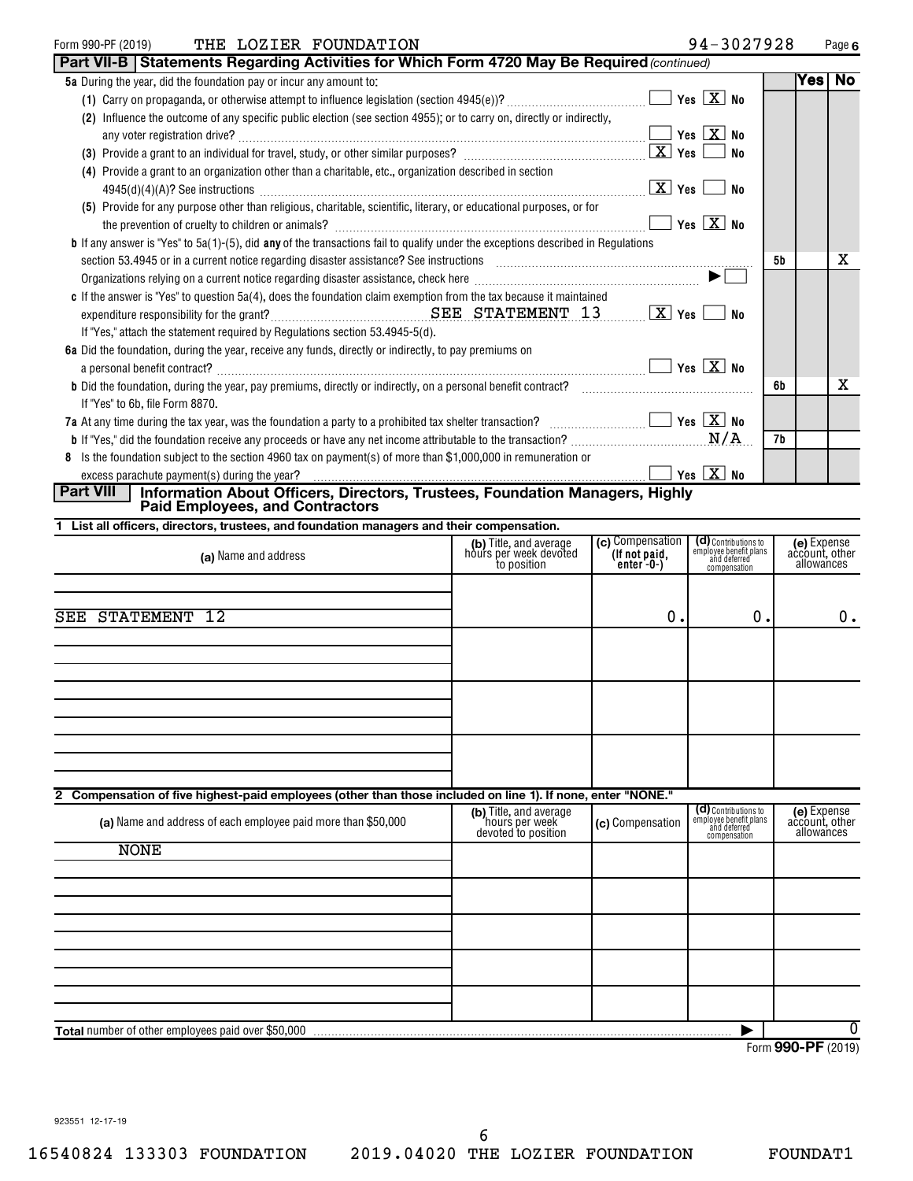Form 990-PF (2019) THE LOZIER FOUNDATION 94-3027928

## Part VII-B Statements Regarding Activities for Which Form 4720 May Be Required *(continued)*

**5a** During the year, did the foundation pay or incur any amount to:

(1) Carry on propaganda, or otherwise attempt to influence legislation (section 4945(e))? ☐ Yes ☒ No

(2) Influence the outcome of any specific public election (see section 4955); or to carry on, directly or indirectly, any voter registration drive? ☐ Yes ☒ No

(3) Provide a grant to an individual for travel, study, or other similar purposes? ☒ Yes ☐ No

(4) Provide a grant to an organization other than a charitable, etc., organization described in section 4945(d)(4)(A)? See instructions ☒ Yes ☐ No

(5) Provide for any purpose other than religious, charitable, scientific, literary, or educational purposes, or for the prevention of cruelty to children or animals? ☐ Yes ☒ No

**b** If any answer is "Yes" to 5a(1)-(5), did **any** of the transactions fail to qualify under the exceptions described in Regulations section 53.4945 or in a current notice regarding disaster assistance? See instructions — **5b**: No X

Organizations relying on a current notice regarding disaster assistance, check here ► ☐

**c** If the answer is "Yes" to question 5a(4), does the foundation claim exemption from the tax because it maintained expenditure responsibility for the grant? SEE STATEMENT 13 ☒ Yes ☐ No

If "Yes," attach the statement required by Regulations section 53.4945-5(d).

**6a** Did the foundation, during the year, receive any funds, directly or indirectly, to pay premiums on a personal benefit contract? ☐ Yes ☒ No

**b** Did the foundation, during the year, pay premiums, directly or indirectly, on a personal benefit contract? — **6b**: No X

If "Yes" to 6b, file Form 8870.

**7a** At any time during the tax year, was the foundation a party to a prohibited tax shelter transaction? ☐ Yes ☒ No

**b** If "Yes," did the foundation receive any proceeds or have any net income attributable to the transaction? N/A — **7b**

**8** Is the foundation subject to the section 4960 tax on payment(s) of more than $1,000,000 in remuneration or excess parachute payment(s) during the year? ☐ Yes ☒ No

## Part VIII Information About Officers, Directors, Trustees, Foundation Managers, Highly Paid Employees, and Contractors

**1 List all officers, directors, trustees, and foundation managers and their compensation.**

| (a) Name and address | (b) Title, and average hours per week devoted to position | (c) Compensation (If not paid, enter -0-) | (d) Contributions to employee benefit plans and deferred compensation | (e) Expense account, other allowances |
|---|---|---|---|---|
| SEE STATEMENT 12 | | 0. | 0. | 0. |

**2 Compensation of five highest-paid employees (other than those included on line 1). If none, enter "NONE."**

| (a) Name and address of each employee paid more than $50,000 | (b) Title, and average hours per week devoted to position | (c) Compensation | (d) Contributions to employee benefit plans and deferred compensation | (e) Expense account, other allowances |
|---|---|---|---|---|
| NONE | | | | |

**Total** number of other employees paid over $50,000 ► 0

Form **990-PF** (2019)

923551 12-17-19

16540824 133303 FOUNDATION 2019.04020 THE LOZIER FOUNDATION FOUNDAT1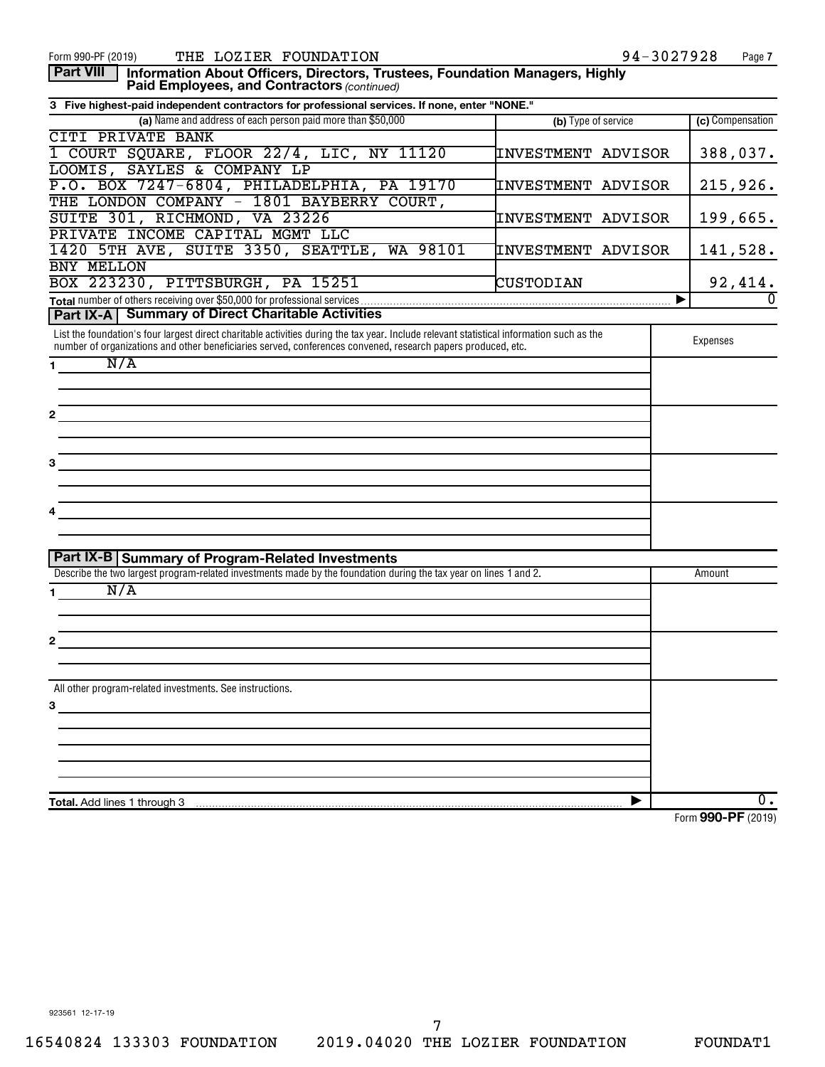Form 990-PF (2019) THE LOZIER FOUNDATION 94-3027928 Page 7

**Part VIII** **Information About Officers, Directors, Trustees, Foundation Managers, Highly Paid Employees, and Contractors** *(continued)*

**3 Five highest-paid independent contractors for professional services. If none, enter "NONE."**

| (a) Name and address of each person paid more than $50,000 | (b) Type of service | (c) Compensation |
|---|---|---|
| CITI PRIVATE BANK<br>1 COURT SQUARE, FLOOR 22/4, LIC, NY 11120 | INVESTMENT ADVISOR | 388,037. |
| LOOMIS, SAYLES & COMPANY LP<br>P.O. BOX 7247-6804, PHILADELPHIA, PA 19170 | INVESTMENT ADVISOR | 215,926. |
| THE LONDON COMPANY - 1801 BAYBERRY COURT,<br>SUITE 301, RICHMOND, VA 23226 | INVESTMENT ADVISOR | 199,665. |
| PRIVATE INCOME CAPITAL MGMT LLC<br>1420 5TH AVE, SUITE 3350, SEATTLE, WA 98101 | INVESTMENT ADVISOR | 141,528. |
| BNY MELLON<br>BOX 223230, PITTSBURGH, PA 15251 | CUSTODIAN | 92,414. |
| **Total** number of others receiving over $50,000 for professional services ▶ | | 0 |

**Part IX-A** **Summary of Direct Charitable Activities**

| List the foundation's four largest direct charitable activities during the tax year. Include relevant statistical information such as the number of organizations and other beneficiaries served, conferences convened, research papers produced, etc. | Expenses |
|---|---|
| 1 N/A | |
| 2 | |
| 3 | |
| 4 | |

**Part IX-B** **Summary of Program-Related Investments**

| Describe the two largest program-related investments made by the foundation during the tax year on lines 1 and 2. | Amount |
|---|---|
| 1 N/A | |
| 2 | |
| All other program-related investments. See instructions. | |
| 3 | |
| **Total.** Add lines 1 through 3 ▶ | 0. |

Form **990-PF** (2019)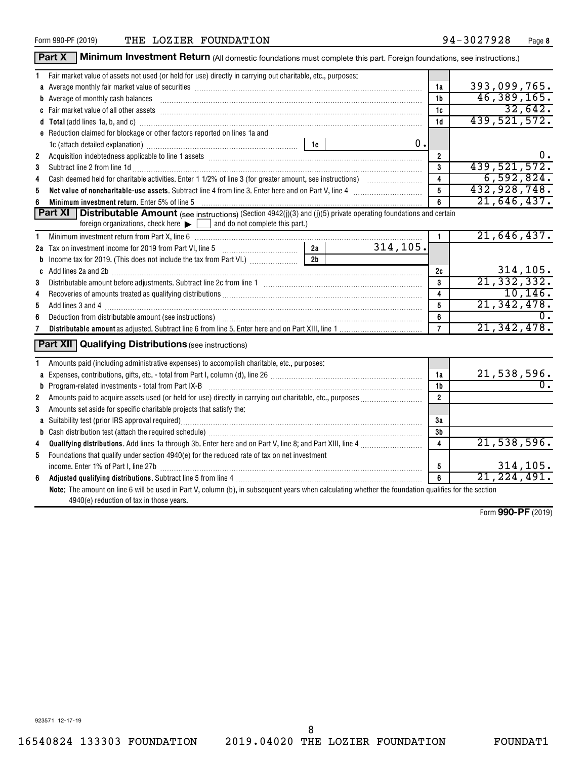Form 990-PF (2019) THE LOZIER FOUNDATION 94-3027928

## Part X Minimum Investment Return (All domestic foundations must complete this part. Foreign foundations, see instructions.)

| | | | |
|---|---|---|---|
| 1 | Fair market value of assets not used (or held for use) directly in carrying out charitable, etc., purposes: | | |
| a | Average monthly fair market value of securities | 1a | 393,099,765. |
| b | Average of monthly cash balances | 1b | 46,389,165. |
| c | Fair market value of all other assets | 1c | 32,642. |
| d | **Total** (add lines 1a, b, and c) | 1d | 439,521,572. |
| e | Reduction claimed for blockage or other factors reported on lines 1a and 1c (attach detailed explanation) — 1e: 0. | | |
| 2 | Acquisition indebtedness applicable to line 1 assets | 2 | 0. |
| 3 | Subtract line 2 from line 1d | 3 | 439,521,572. |
| 4 | Cash deemed held for charitable activities. Enter 1 1/2% of line 3 (for greater amount, see instructions) | 4 | 6,592,824. |
| 5 | **Net value of noncharitable-use assets.** Subtract line 4 from line 3. Enter here and on Part V, line 4 | 5 | 432,928,748. |
| 6 | **Minimum investment return.** Enter 5% of line 5 | 6 | 21,646,437. |

## Part XI Distributable Amount (see instructions) (Section 4942(j)(3) and (j)(5) private operating foundations and certain foreign organizations, check here ▶ ☐ and do not complete this part.)

| | | | |
|---|---|---|---|
| 1 | Minimum investment return from Part X, line 6 | 1 | 21,646,437. |
| 2a | Tax on investment income for 2019 from Part VI, line 5 — 2a: 314,105. | | |
| b | Income tax for 2019. (This does not include the tax from Part VI.) — 2b: | | |
| c | Add lines 2a and 2b | 2c | 314,105. |
| 3 | Distributable amount before adjustments. Subtract line 2c from line 1 | 3 | 21,332,332. |
| 4 | Recoveries of amounts treated as qualifying distributions | 4 | 10,146. |
| 5 | Add lines 3 and 4 | 5 | 21,342,478. |
| 6 | Deduction from distributable amount (see instructions) | 6 | 0. |
| 7 | **Distributable amount** as adjusted. Subtract line 6 from line 5. Enter here and on Part XIII, line 1 | 7 | 21,342,478. |

## Part XII Qualifying Distributions (see instructions)

| | | | |
|---|---|---|---|
| 1 | Amounts paid (including administrative expenses) to accomplish charitable, etc., purposes: | | |
| a | Expenses, contributions, gifts, etc. - total from Part I, column (d), line 26 | 1a | 21,538,596. |
| b | Program-related investments - total from Part IX-B | 1b | 0. |
| 2 | Amounts paid to acquire assets used (or held for use) directly in carrying out charitable, etc., purposes | 2 | |
| 3 | Amounts set aside for specific charitable projects that satisfy the: | | |
| a | Suitability test (prior IRS approval required) | 3a | |
| b | Cash distribution test (attach the required schedule) | 3b | |
| 4 | **Qualifying distributions.** Add lines 1a through 3b. Enter here and on Part V, line 8; and Part XIII, line 4 | 4 | 21,538,596. |
| 5 | Foundations that qualify under section 4940(e) for the reduced rate of tax on net investment income. Enter 1% of Part I, line 27b | 5 | 314,105. |
| 6 | **Adjusted qualifying distributions.** Subtract line 5 from line 4 | 6 | 21,224,491. |

**Note:** The amount on line 6 will be used in Part V, column (b), in subsequent years when calculating whether the foundation qualifies for the section 4940(e) reduction of tax in those years.

Form **990-PF** (2019)

923571 12-17-19

16540824 133303 FOUNDATION 2019.04020 THE LOZIER FOUNDATION FOUNDAT1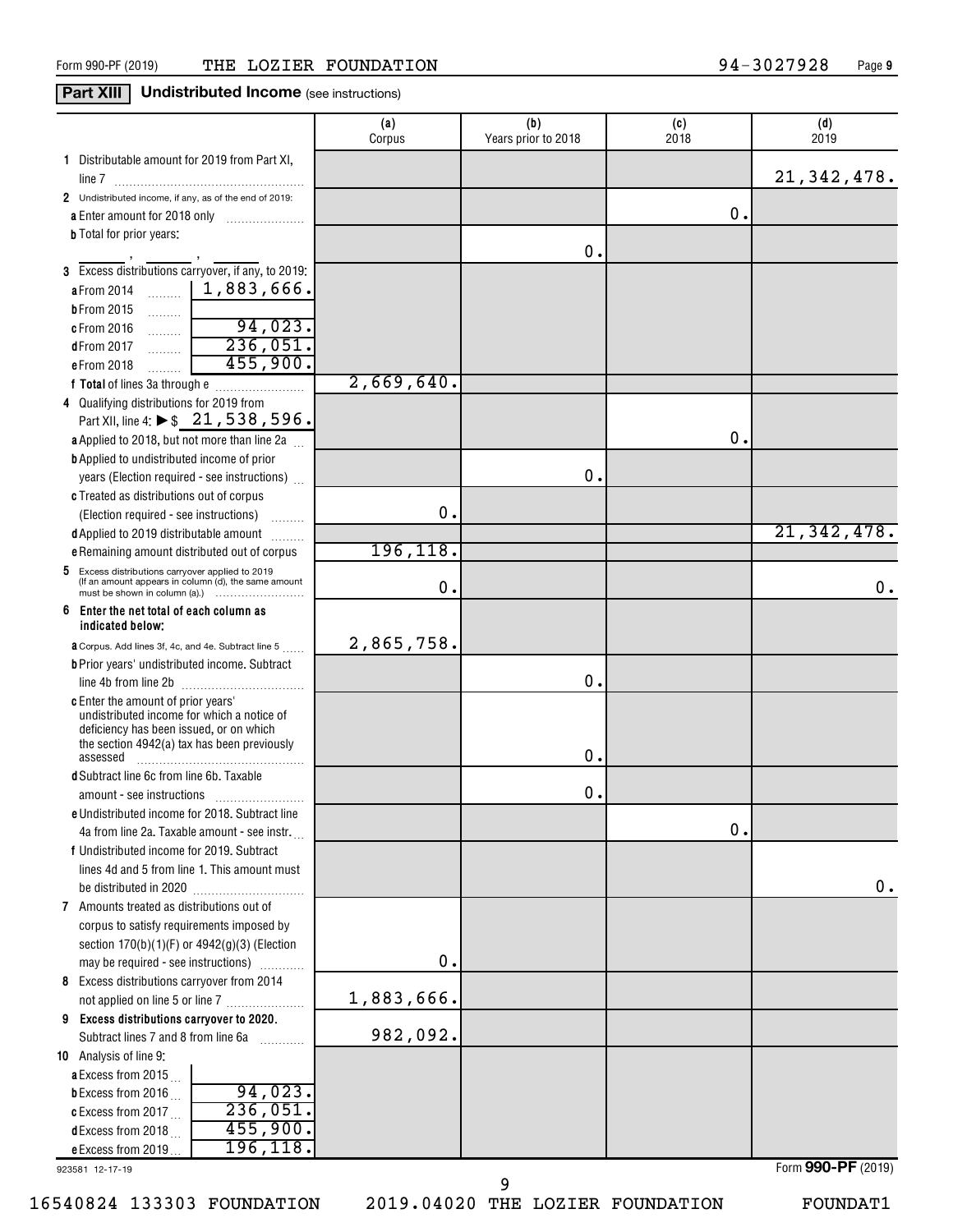Form 990-PF (2019) THE LOZIER FOUNDATION 94-3027928

## Part XIII Undistributed Income (see instructions)

| | (a) Corpus | (b) Years prior to 2018 | (c) 2018 | (d) 2019 |
|---|---|---|---|---|
| **1** Distributable amount for 2019 from Part XI, line 7 | | | | 21,342,478. |
| **2** Undistributed income, if any, as of the end of 2019: | | | | |
| **a** Enter amount for 2018 only | | | 0. | |
| **b** Total for prior years: ____, ____, ____ | | 0. | | |
| **3** Excess distributions carryover, if any, to 2019: | | | | |
| **a** From 2014 1,883,666. | | | | |
| **b** From 2015 | | | | |
| **c** From 2016 94,023. | | | | |
| **d** From 2017 236,051. | | | | |
| **e** From 2018 455,900. | | | | |
| **f Total** of lines 3a through e | 2,669,640. | | | |
| **4** Qualifying distributions for 2019 from Part XII, line 4: ▶ $ 21,538,596. | | | | |
| **a** Applied to 2018, but not more than line 2a | | | 0. | |
| **b** Applied to undistributed income of prior years (Election required - see instructions) | | 0. | | |
| **c** Treated as distributions out of corpus (Election required - see instructions) | 0. | | | |
| **d** Applied to 2019 distributable amount | | | | 21,342,478. |
| **e** Remaining amount distributed out of corpus | 196,118. | | | |
| **5** Excess distributions carryover applied to 2019 (If an amount appears in column (d), the same amount must be shown in column (a).) | 0. | | | 0. |
| **6 Enter the net total of each column as indicated below:** | | | | |
| **a** Corpus. Add lines 3f, 4c, and 4e. Subtract line 5 | 2,865,758. | | | |
| **b** Prior years' undistributed income. Subtract line 4b from line 2b | | 0. | | |
| **c** Enter the amount of prior years' undistributed income for which a notice of deficiency has been issued, or on which the section 4942(a) tax has been previously assessed | | 0. | | |
| **d** Subtract line 6c from line 6b. Taxable amount - see instructions | | 0. | | |
| **e** Undistributed income for 2018. Subtract line 4a from line 2a. Taxable amount - see instr. | | | 0. | |
| **f** Undistributed income for 2019. Subtract lines 4d and 5 from line 1. This amount must be distributed in 2020 | | | | 0. |
| **7** Amounts treated as distributions out of corpus to satisfy requirements imposed by section 170(b)(1)(F) or 4942(g)(3) (Election may be required - see instructions) | 0. | | | |
| **8** Excess distributions carryover from 2014 not applied on line 5 or line 7 | 1,883,666. | | | |
| **9 Excess distributions carryover to 2020.** Subtract lines 7 and 8 from line 6a | 982,092. | | | |
| **10** Analysis of line 9: | | | | |
| **a** Excess from 2015 | | | | |
| **b** Excess from 2016 94,023. | | | | |
| **c** Excess from 2017 236,051. | | | | |
| **d** Excess from 2018 455,900. | | | | |
| **e** Excess from 2019 196,118. | | | | |

923581 12-17-19 Form **990-PF** (2019)

16540824 133303 FOUNDATION 2019.04020 THE LOZIER FOUNDATION FOUNDAT1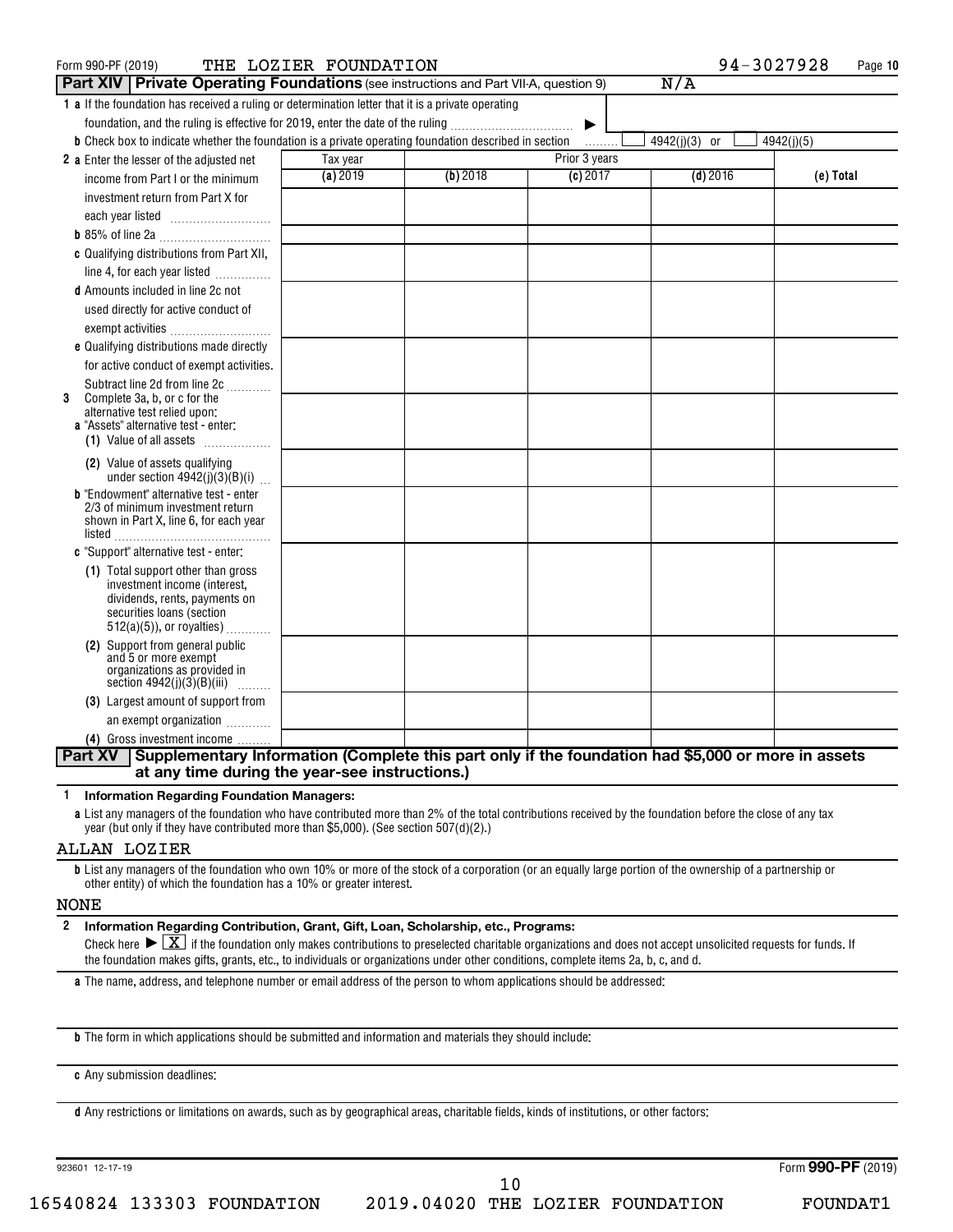Form 990-PF (2019) THE LOZIER FOUNDATION 94-3027928

## Part XIV | Private Operating Foundations (see instructions and Part VII-A, question 9) N/A

**1 a** If the foundation has received a ruling or determination letter that it is a private operating foundation, and the ruling is effective for 2019, enter the date of the ruling ▶

**b** Check box to indicate whether the foundation is a private operating foundation described in section ☐ 4942(j)(3) or ☐ 4942(j)(5)

| | Tax year | Prior 3 years | | | |
|---|---|---|---|---|---|
| | (a) 2019 | (b) 2018 | (c) 2017 | (d) 2016 | (e) Total |
| **2 a** Enter the lesser of the adjusted net income from Part I or the minimum investment return from Part X for each year listed | | | | | |
| **b** 85% of line 2a | | | | | |
| **c** Qualifying distributions from Part XII, line 4, for each year listed | | | | | |
| **d** Amounts included in line 2c not used directly for active conduct of exempt activities | | | | | |
| **e** Qualifying distributions made directly for active conduct of exempt activities. Subtract line 2d from line 2c | | | | | |
| **3** Complete 3a, b, or c for the alternative test relied upon: **a** "Assets" alternative test - enter: (1) Value of all assets | | | | | |
| (2) Value of assets qualifying under section 4942(j)(3)(B)(i) | | | | | |
| **b** "Endowment" alternative test - enter 2/3 of minimum investment return shown in Part X, line 6, for each year listed | | | | | |
| **c** "Support" alternative test - enter: (1) Total support other than gross investment income (interest, dividends, rents, payments on securities loans (section 512(a)(5)), or royalties) | | | | | |
| (2) Support from general public and 5 or more exempt organizations as provided in section 4942(j)(3)(B)(iii) | | | | | |
| (3) Largest amount of support from an exempt organization | | | | | |
| (4) Gross investment income | | | | | |

## Part XV | Supplementary Information (Complete this part only if the foundation had $5,000 or more in assets at any time during the year-see instructions.)

**1 Information Regarding Foundation Managers:**

**a** List any managers of the foundation who have contributed more than 2% of the total contributions received by the foundation before the close of any tax year (but only if they have contributed more than $5,000). (See section 507(d)(2).)

ALLAN LOZIER

**b** List any managers of the foundation who own 10% or more of the stock of a corporation (or an equally large portion of the ownership of a partnership or other entity) of which the foundation has a 10% or greater interest.

NONE

**2 Information Regarding Contribution, Grant, Gift, Loan, Scholarship, etc., Programs:**

Check here ▶ ☒ if the foundation only makes contributions to preselected charitable organizations and does not accept unsolicited requests for funds. If the foundation makes gifts, grants, etc., to individuals or organizations under other conditions, complete items 2a, b, c, and d.

**a** The name, address, and telephone number or email address of the person to whom applications should be addressed:

**b** The form in which applications should be submitted and information and materials they should include:

**c** Any submission deadlines:

**d** Any restrictions or limitations on awards, such as by geographical areas, charitable fields, kinds of institutions, or other factors:

923601 12-17-19 Form 990-PF (2019)

16540824 133303 FOUNDATION 2019.04020 THE LOZIER FOUNDATION FOUNDAT1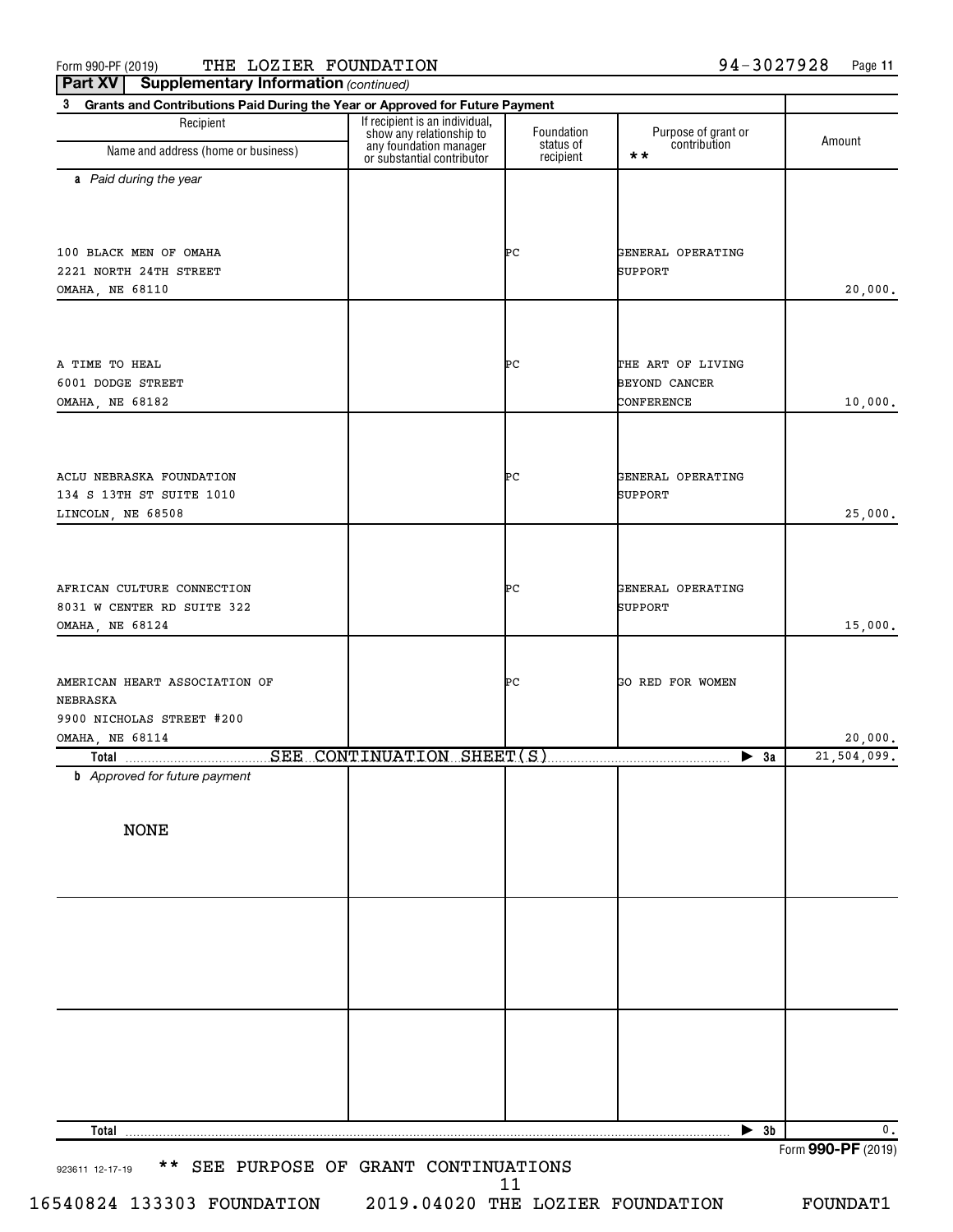Form 990-PF (2019) THE LOZIER FOUNDATION 94-3027928 Page 11

**Part XV Supplementary Information** *(continued)*

**3 Grants and Contributions Paid During the Year or Approved for Future Payment**

| Recipient<br>Name and address (home or business) | If recipient is an individual, show any relationship to any foundation manager or substantial contributor | Foundation status of recipient | Purpose of grant or contribution ** | Amount |
|---|---|---|---|---|
| ***a** Paid during the year* | | | | |
| 100 BLACK MEN OF OMAHA<br>2221 NORTH 24TH STREET<br>OMAHA, NE 68110 | | PC | GENERAL OPERATING SUPPORT | 20,000. |
| A TIME TO HEAL<br>6001 DODGE STREET<br>OMAHA, NE 68182 | | PC | THE ART OF LIVING BEYOND CANCER CONFERENCE | 10,000. |
| ACLU NEBRASKA FOUNDATION<br>134 S 13TH ST SUITE 1010<br>LINCOLN, NE 68508 | | PC | GENERAL OPERATING SUPPORT | 25,000. |
| AFRICAN CULTURE CONNECTION<br>8031 W CENTER RD SUITE 322<br>OMAHA, NE 68124 | | PC | GENERAL OPERATING SUPPORT | 15,000. |
| AMERICAN HEART ASSOCIATION OF NEBRASKA<br>9900 NICHOLAS STREET #200<br>OMAHA, NE 68114 | | PC | GO RED FOR WOMEN | 20,000. |
| **Total** SEE CONTINUATION SHEET(S) | | | ▶ 3a | 21,504,099. |
| ***b** Approved for future payment* | | | | |
| NONE | | | | |
| **Total** | | | ▶ 3b | 0. |

Form **990-PF** (2019)

923611 12-17-19 ** SEE PURPOSE OF GRANT CONTINUATIONS

16540824 133303 FOUNDATION 2019.04020 THE LOZIER FOUNDATION FOUNDAT1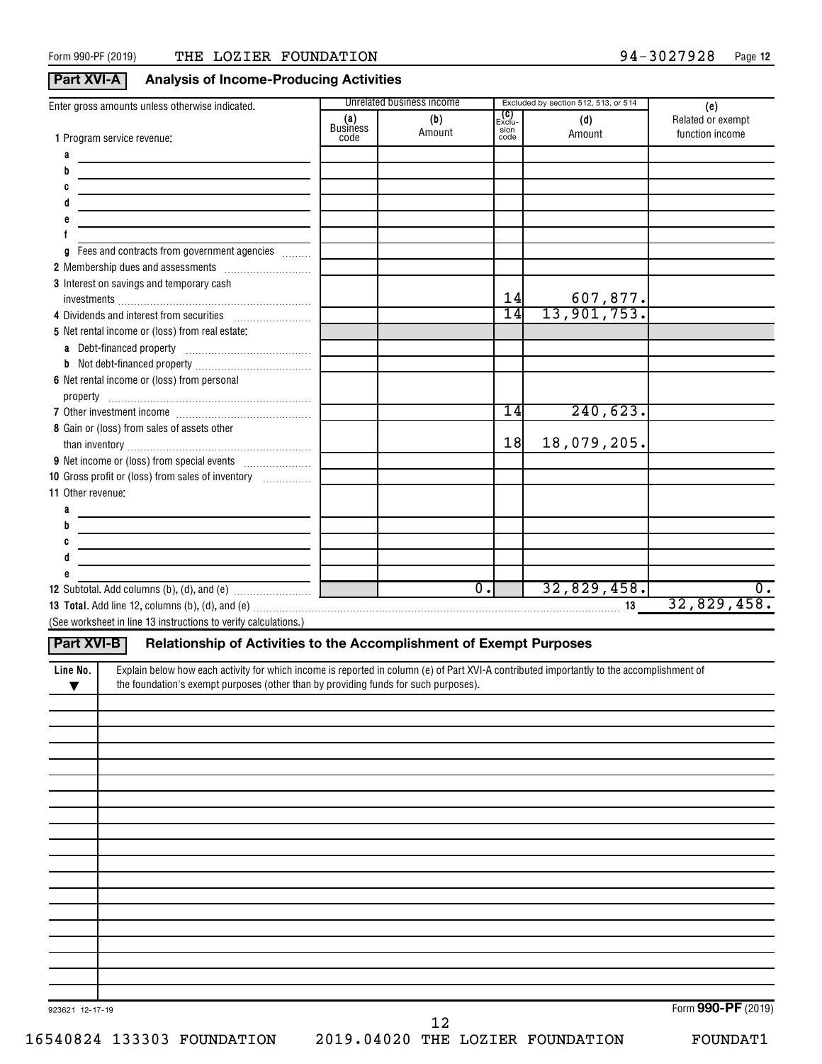Form 990-PF (2019) THE LOZIER FOUNDATION 94-3027928 Page 12

## Part XVI-A Analysis of Income-Producing Activities

| Enter gross amounts unless otherwise indicated. | Unrelated business income | | Excluded by section 512, 513, or 514 | | (e) |
|---|---|---|---|---|---|
| | (a) Business code | (b) Amount | (c) Exclusion code | (d) Amount | Related or exempt function income |
| 1 Program service revenue: | | | | | |
| a | | | | | |
| b | | | | | |
| c | | | | | |
| d | | | | | |
| e | | | | | |
| f | | | | | |
| g Fees and contracts from government agencies | | | | | |
| 2 Membership dues and assessments | | | | | |
| 3 Interest on savings and temporary cash investments | | | 14 | 607,877. | |
| 4 Dividends and interest from securities | | | 14 | 13,901,753. | |
| 5 Net rental income or (loss) from real estate: | | | | | |
| a Debt-financed property | | | | | |
| b Not debt-financed property | | | | | |
| 6 Net rental income or (loss) from personal property | | | | | |
| 7 Other investment income | | | 14 | 240,623. | |
| 8 Gain or (loss) from sales of assets other than inventory | | | 18 | 18,079,205. | |
| 9 Net income or (loss) from special events | | | | | |
| 10 Gross profit or (loss) from sales of inventory | | | | | |
| 11 Other revenue: | | | | | |
| a | | | | | |
| b | | | | | |
| c | | | | | |
| d | | | | | |
| e | | | | | |
| 12 Subtotal. Add columns (b), (d), and (e) | | 0. | | 32,829,458. | 0. |
| **13 Total.** Add line 12, columns (b), (d), and (e) | | | | 13 | 32,829,458. |

(See worksheet in line 13 instructions to verify calculations.)

## Part XVI-B Relationship of Activities to the Accomplishment of Exempt Purposes

| Line No. ▼ | Explain below how each activity for which income is reported in column (e) of Part XVI-A contributed importantly to the accomplishment of the foundation's exempt purposes (other than by providing funds for such purposes). |
|---|---|
| | |

923621 12-17-19 Form **990-PF** (2019)

16540824 133303 FOUNDATION 2019.04020 THE LOZIER FOUNDATION FOUNDAT1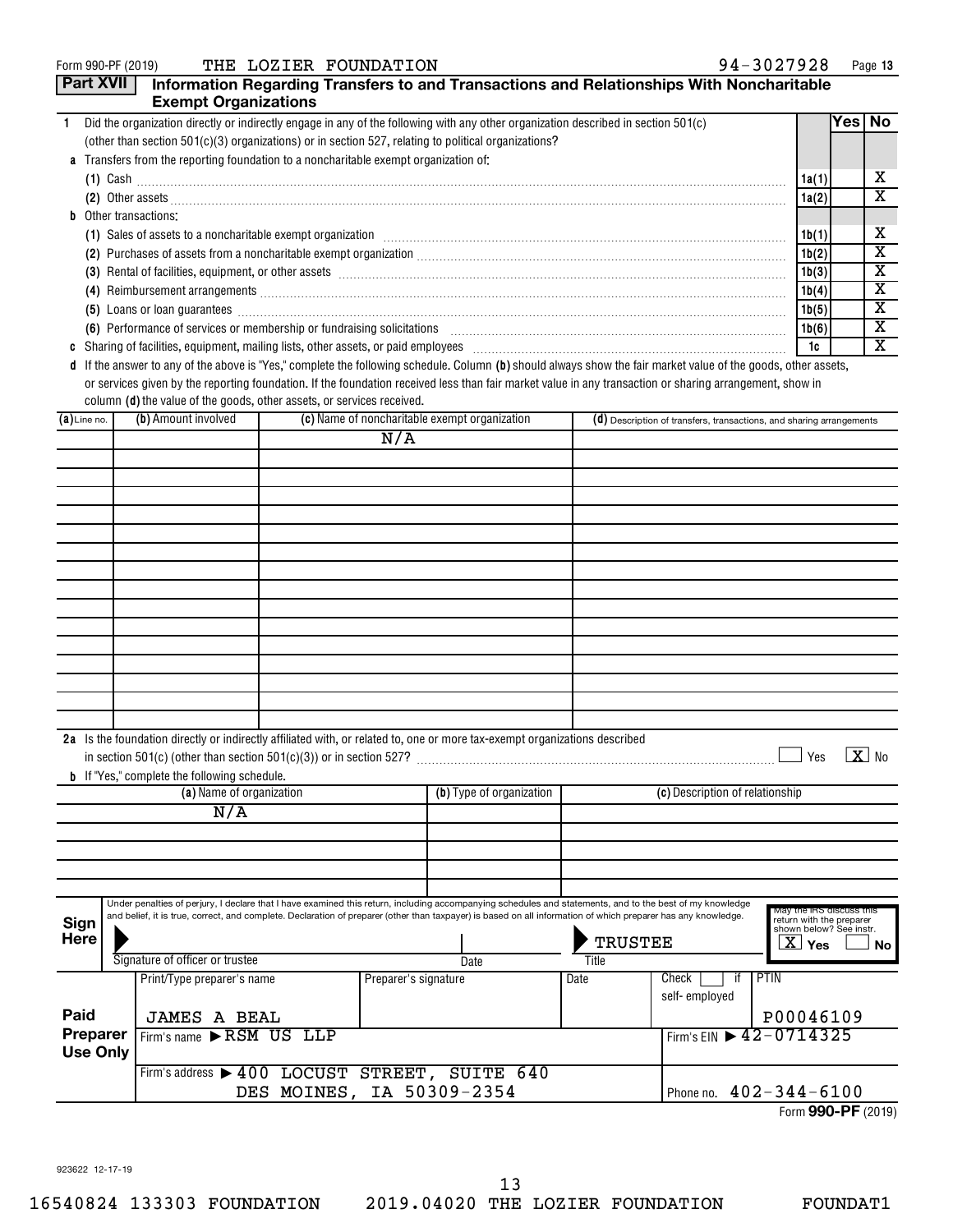Form 990-PF (2019) THE LOZIER FOUNDATION 94-3027928

## Part XVII Information Regarding Transfers to and Transactions and Relationships With Noncharitable Exempt Organizations

| | | Line | Yes | No |
|---|---|---|---|---|
| 1 | Did the organization directly or indirectly engage in any of the following with any other organization described in section 501(c) (other than section 501(c)(3) organizations) or in section 527, relating to political organizations? | | | |
| a | Transfers from the reporting foundation to a noncharitable exempt organization of: | | | |
| | (1) Cash | 1a(1) | | X |
| | (2) Other assets | 1a(2) | | X |
| b | Other transactions: | | | |
| | (1) Sales of assets to a noncharitable exempt organization | 1b(1) | | X |
| | (2) Purchases of assets from a noncharitable exempt organization | 1b(2) | | X |
| | (3) Rental of facilities, equipment, or other assets | 1b(3) | | X |
| | (4) Reimbursement arrangements | 1b(4) | | X |
| | (5) Loans or loan guarantees | 1b(5) | | X |
| | (6) Performance of services or membership or fundraising solicitations | 1b(6) | | X |
| c | Sharing of facilities, equipment, mailing lists, other assets, or paid employees | 1c | | X |

d If the answer to any of the above is "Yes," complete the following schedule. Column **(b)** should always show the fair market value of the goods, other assets, or services given by the reporting foundation. If the foundation received less than fair market value in any transaction or sharing arrangement, show in column **(d)** the value of the goods, other assets, or services received.

| (a) Line no. | (b) Amount involved | (c) Name of noncharitable exempt organization | (d) Description of transfers, transactions, and sharing arrangements |
|---|---|---|---|
| | | N/A | |

2a Is the foundation directly or indirectly affiliated with, or related to, one or more tax-exempt organizations described in section 501(c) (other than section 501(c)(3)) or in section 527? ☐ Yes ☒ No

b If "Yes," complete the following schedule.

| (a) Name of organization | (b) Type of organization | (c) Description of relationship |
|---|---|---|
| N/A | | |

**Sign Here**

Under penalties of perjury, I declare that I have examined this return, including accompanying schedules and statements, and to the best of my knowledge and belief, it is true, correct, and complete. Declaration of preparer (other than taxpayer) is based on all information of which preparer has any knowledge.

Signature of officer or trustee | Date | Title: TRUSTEE

May the IRS discuss this return with the preparer shown below? See instr. ☒ Yes ☐ No

**Paid Preparer Use Only**

| Print/Type preparer's name | Preparer's signature | Date | Check ☐ if self-employed | PTIN |
|---|---|---|---|---|
| JAMES A BEAL | | | | P00046109 |

Firm's name ▶ RSM US LLP — Firm's EIN ▶ 42-0714325

Firm's address ▶ 400 LOCUST STREET, SUITE 640, DES MOINES, IA 50309-2354 — Phone no. 402-344-6100

Form **990-PF** (2019)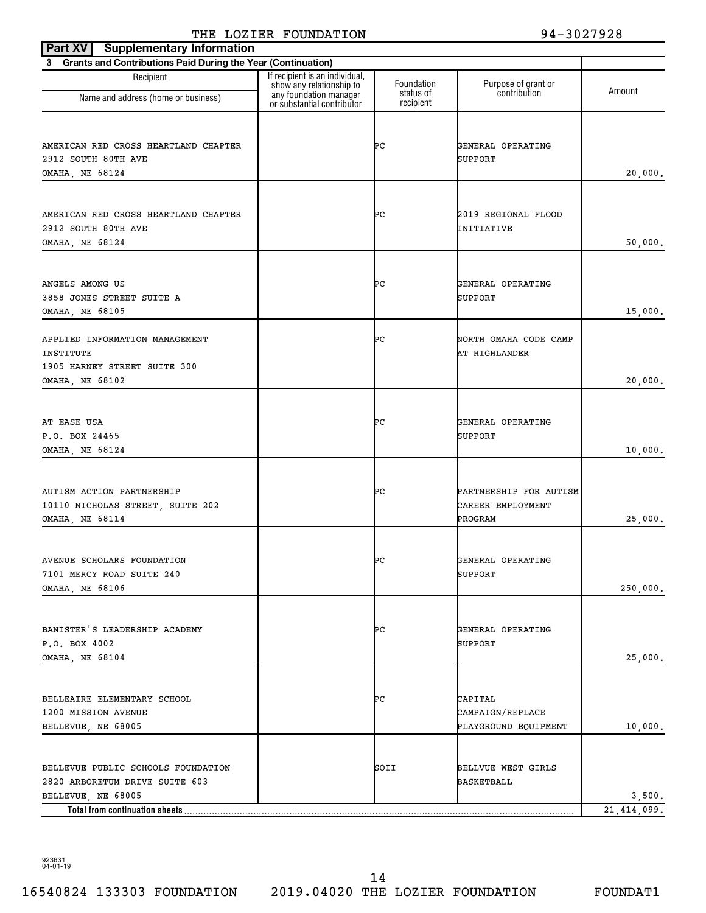THE LOZIER FOUNDATION 94-3027928

**Part XV Supplementary Information**

**3 Grants and Contributions Paid During the Year (Continuation)**

| Recipient Name and address (home or business) | If recipient is an individual, show any relationship to any foundation manager or substantial contributor | Foundation status of recipient | Purpose of grant or contribution | Amount |
|---|---|---|---|---|
| AMERICAN RED CROSS HEARTLAND CHAPTER<br>2912 SOUTH 80TH AVE<br>OMAHA, NE 68124 | | PC | GENERAL OPERATING SUPPORT | 20,000. |
| AMERICAN RED CROSS HEARTLAND CHAPTER<br>2912 SOUTH 80TH AVE<br>OMAHA, NE 68124 | | PC | 2019 REGIONAL FLOOD INITIATIVE | 50,000. |
| ANGELS AMONG US<br>3858 JONES STREET SUITE A<br>OMAHA, NE 68105 | | PC | GENERAL OPERATING SUPPORT | 15,000. |
| APPLIED INFORMATION MANAGEMENT INSTITUTE<br>1905 HARNEY STREET SUITE 300<br>OMAHA, NE 68102 | | PC | NORTH OMAHA CODE CAMP AT HIGHLANDER | 20,000. |
| AT EASE USA<br>P.O. BOX 24465<br>OMAHA, NE 68124 | | PC | GENERAL OPERATING SUPPORT | 10,000. |
| AUTISM ACTION PARTNERSHIP<br>10110 NICHOLAS STREET, SUITE 202<br>OMAHA, NE 68114 | | PC | PARTNERSHIP FOR AUTISM CAREER EMPLOYMENT PROGRAM | 25,000. |
| AVENUE SCHOLARS FOUNDATION<br>7101 MERCY ROAD SUITE 240<br>OMAHA, NE 68106 | | PC | GENERAL OPERATING SUPPORT | 250,000. |
| BANISTER'S LEADERSHIP ACADEMY<br>P.O. BOX 4002<br>OMAHA, NE 68104 | | PC | GENERAL OPERATING SUPPORT | 25,000. |
| BELLEAIRE ELEMENTARY SCHOOL<br>1200 MISSION AVENUE<br>BELLEVUE, NE 68005 | | PC | CAPITAL CAMPAIGN/REPLACE PLAYGROUND EQUIPMENT | 10,000. |
| BELLEVUE PUBLIC SCHOOLS FOUNDATION<br>2820 ARBORETUM DRIVE SUITE 603<br>BELLEVUE, NE 68005 | | SOII | BELLVUE WEST GIRLS BASKETBALL | 3,500. |
| **Total from continuation sheets** | | | | 21,414,099. |

923631
04-01-19

16540824 133303 FOUNDATION 2019.04020 THE LOZIER FOUNDATION FOUNDAT1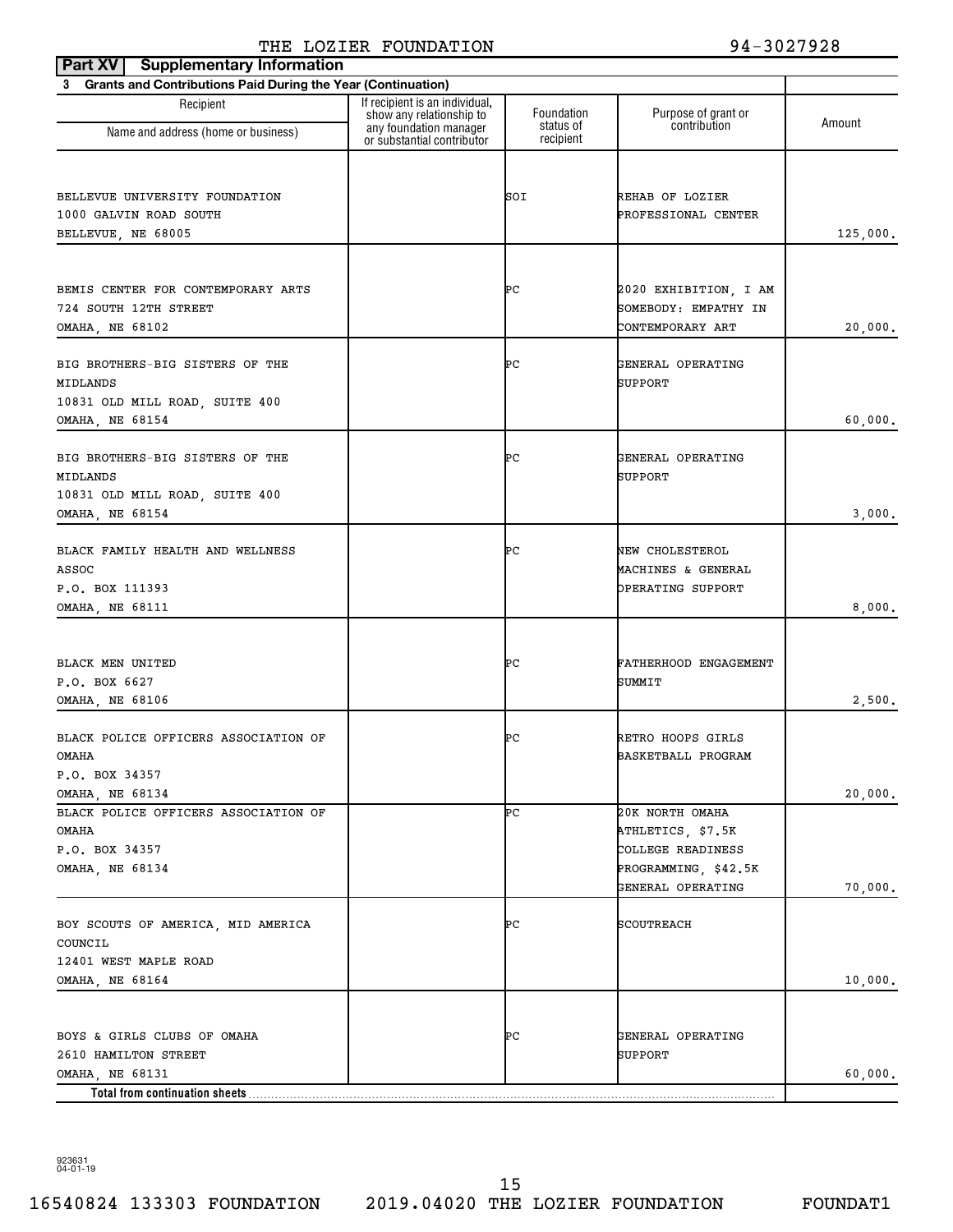THE LOZIER FOUNDATION 94-3027928

**Part XV Supplementary Information**

**3 Grants and Contributions Paid During the Year (Continuation)**

| Recipient<br>Name and address (home or business) | If recipient is an individual, show any relationship to any foundation manager or substantial contributor | Foundation status of recipient | Purpose of grant or contribution | Amount |
|---|---|---|---|---|
| BELLEVUE UNIVERSITY FOUNDATION<br>1000 GALVIN ROAD SOUTH<br>BELLEVUE, NE 68005 | | SOI | REHAB OF LOZIER PROFESSIONAL CENTER | 125,000. |
| BEMIS CENTER FOR CONTEMPORARY ARTS<br>724 SOUTH 12TH STREET<br>OMAHA, NE 68102 | | PC | 2020 EXHIBITION, I AM SOMEBODY: EMPATHY IN CONTEMPORARY ART | 20,000. |
| BIG BROTHERS-BIG SISTERS OF THE MIDLANDS<br>10831 OLD MILL ROAD, SUITE 400<br>OMAHA, NE 68154 | | PC | GENERAL OPERATING SUPPORT | 60,000. |
| BIG BROTHERS-BIG SISTERS OF THE MIDLANDS<br>10831 OLD MILL ROAD, SUITE 400<br>OMAHA, NE 68154 | | PC | GENERAL OPERATING SUPPORT | 3,000. |
| BLACK FAMILY HEALTH AND WELLNESS ASSOC<br>P.O. BOX 111393<br>OMAHA, NE 68111 | | PC | NEW CHOLESTEROL MACHINES & GENERAL OPERATING SUPPORT | 8,000. |
| BLACK MEN UNITED<br>P.O. BOX 6627<br>OMAHA, NE 68106 | | PC | FATHERHOOD ENGAGEMENT SUMMIT | 2,500. |
| BLACK POLICE OFFICERS ASSOCIATION OF OMAHA<br>P.O. BOX 34357<br>OMAHA, NE 68134 | | PC | RETRO HOOPS GIRLS BASKETBALL PROGRAM | 20,000. |
| BLACK POLICE OFFICERS ASSOCIATION OF OMAHA<br>P.O. BOX 34357<br>OMAHA, NE 68134 | | PC | 20K NORTH OMAHA ATHLETICS, $7.5K COLLEGE READINESS PROGRAMMING, $42.5K GENERAL OPERATING | 70,000. |
| BOY SCOUTS OF AMERICA, MID AMERICA COUNCIL<br>12401 WEST MAPLE ROAD<br>OMAHA, NE 68164 | | PC | SCOUTREACH | 10,000. |
| BOYS & GIRLS CLUBS OF OMAHA<br>2610 HAMILTON STREET<br>OMAHA, NE 68131 | | PC | GENERAL OPERATING SUPPORT | 60,000. |
| **Total from continuation sheets** | | | | |

923631 04-01-19

16540824 133303 FOUNDATION 2019.04020 THE LOZIER FOUNDATION FOUNDAT1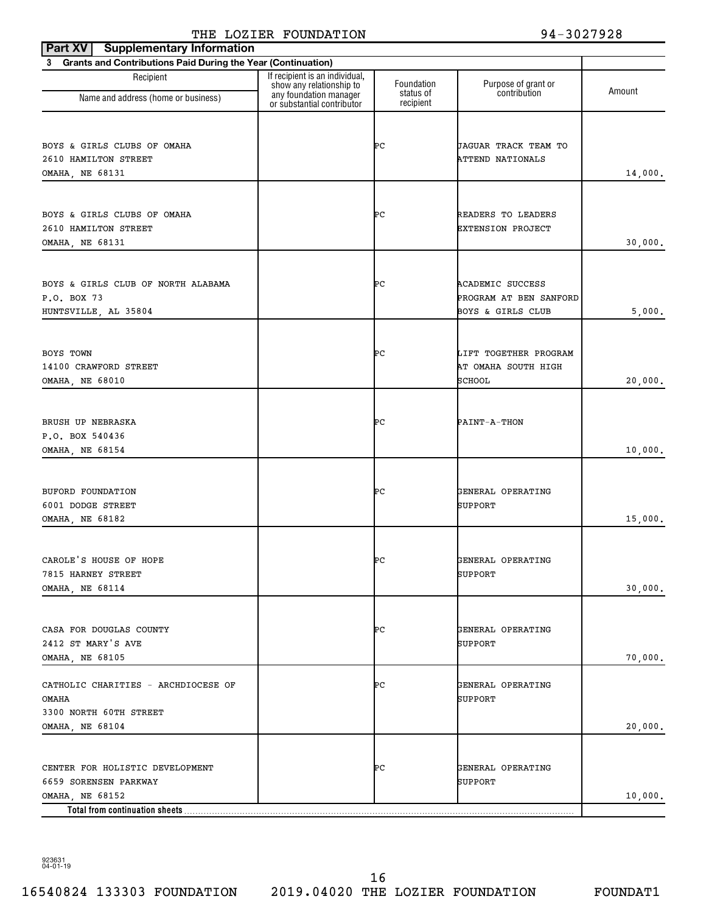THE LOZIER FOUNDATION 94-3027928

**Part XV Supplementary Information**

**3 Grants and Contributions Paid During the Year (Continuation)**

| Recipient Name and address (home or business) | If recipient is an individual, show any relationship to any foundation manager or substantial contributor | Foundation status of recipient | Purpose of grant or contribution | Amount |
|---|---|---|---|---|
| BOYS & GIRLS CLUBS OF OMAHA<br>2610 HAMILTON STREET<br>OMAHA, NE 68131 | | PC | JAGUAR TRACK TEAM TO ATTEND NATIONALS | 14,000. |
| BOYS & GIRLS CLUBS OF OMAHA<br>2610 HAMILTON STREET<br>OMAHA, NE 68131 | | PC | READERS TO LEADERS EXTENSION PROJECT | 30,000. |
| BOYS & GIRLS CLUB OF NORTH ALABAMA<br>P.O. BOX 73<br>HUNTSVILLE, AL 35804 | | PC | ACADEMIC SUCCESS PROGRAM AT BEN SANFORD BOYS & GIRLS CLUB | 5,000. |
| BOYS TOWN<br>14100 CRAWFORD STREET<br>OMAHA, NE 68010 | | PC | LIFT TOGETHER PROGRAM AT OMAHA SOUTH HIGH SCHOOL | 20,000. |
| BRUSH UP NEBRASKA<br>P.O. BOX 540436<br>OMAHA, NE 68154 | | PC | PAINT-A-THON | 10,000. |
| BUFORD FOUNDATION<br>6001 DODGE STREET<br>OMAHA, NE 68182 | | PC | GENERAL OPERATING SUPPORT | 15,000. |
| CAROLE'S HOUSE OF HOPE<br>7815 HARNEY STREET<br>OMAHA, NE 68114 | | PC | GENERAL OPERATING SUPPORT | 30,000. |
| CASA FOR DOUGLAS COUNTY<br>2412 ST MARY'S AVE<br>OMAHA, NE 68105 | | PC | GENERAL OPERATING SUPPORT | 70,000. |
| CATHOLIC CHARITIES - ARCHDIOCESE OF OMAHA<br>3300 NORTH 60TH STREET<br>OMAHA, NE 68104 | | PC | GENERAL OPERATING SUPPORT | 20,000. |
| CENTER FOR HOLISTIC DEVELOPMENT<br>6659 SORENSEN PARKWAY<br>OMAHA, NE 68152 | | PC | GENERAL OPERATING SUPPORT | 10,000. |
| **Total from continuation sheets** | | | | |

923631 04-01-19

16540824 133303 FOUNDATION 2019.04020 THE LOZIER FOUNDATION FOUNDAT1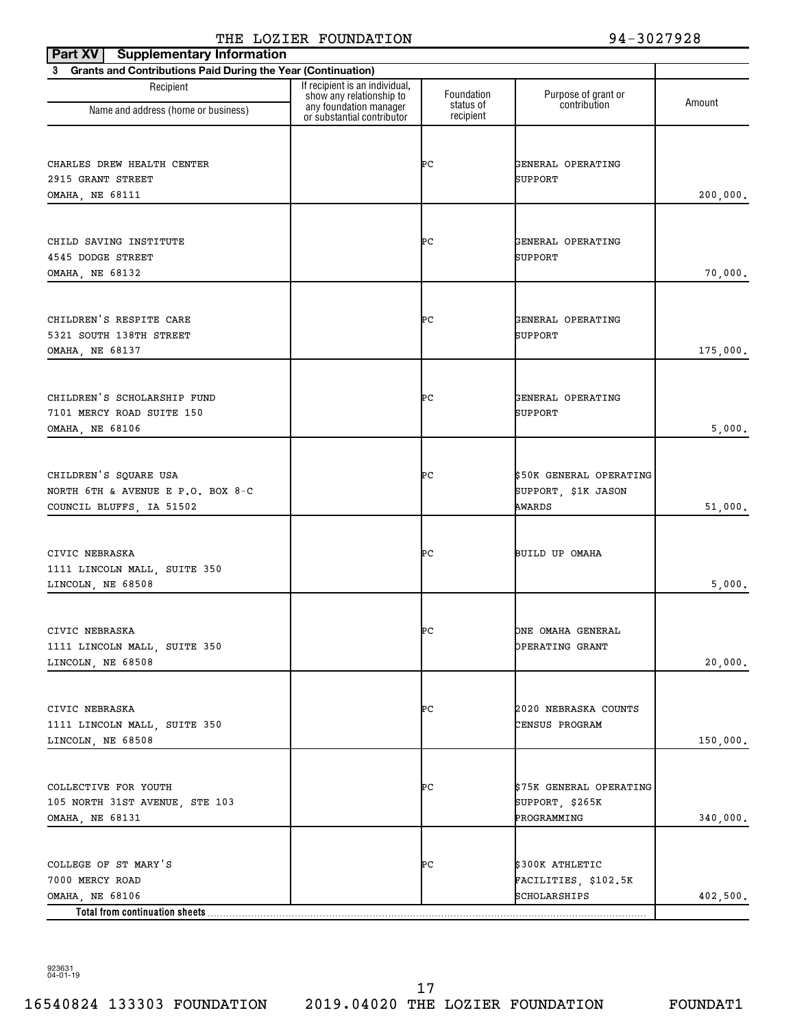THE LOZIER FOUNDATION 94-3027928

**Part XV Supplementary Information**

**3 Grants and Contributions Paid During the Year (Continuation)**

| Recipient Name and address (home or business) | If recipient is an individual, show any relationship to any foundation manager or substantial contributor | Foundation status of recipient | Purpose of grant or contribution | Amount |
|---|---|---|---|---|
| CHARLES DREW HEALTH CENTER<br>2915 GRANT STREET<br>OMAHA, NE 68111 | | PC | GENERAL OPERATING SUPPORT | 200,000. |
| CHILD SAVING INSTITUTE<br>4545 DODGE STREET<br>OMAHA, NE 68132 | | PC | GENERAL OPERATING SUPPORT | 70,000. |
| CHILDREN'S RESPITE CARE<br>5321 SOUTH 138TH STREET<br>OMAHA, NE 68137 | | PC | GENERAL OPERATING SUPPORT | 175,000. |
| CHILDREN'S SCHOLARSHIP FUND<br>7101 MERCY ROAD SUITE 150<br>OMAHA, NE 68106 | | PC | GENERAL OPERATING SUPPORT | 5,000. |
| CHILDREN'S SQUARE USA<br>NORTH 6TH & AVENUE E P.O. BOX 8-C<br>COUNCIL BLUFFS, IA 51502 | | PC | $50K GENERAL OPERATING SUPPORT, $1K JASON AWARDS | 51,000. |
| CIVIC NEBRASKA<br>1111 LINCOLN MALL, SUITE 350<br>LINCOLN, NE 68508 | | PC | BUILD UP OMAHA | 5,000. |
| CIVIC NEBRASKA<br>1111 LINCOLN MALL, SUITE 350<br>LINCOLN, NE 68508 | | PC | ONE OMAHA GENERAL OPERATING GRANT | 20,000. |
| CIVIC NEBRASKA<br>1111 LINCOLN MALL, SUITE 350<br>LINCOLN, NE 68508 | | PC | 2020 NEBRASKA COUNTS CENSUS PROGRAM | 150,000. |
| COLLECTIVE FOR YOUTH<br>105 NORTH 31ST AVENUE, STE 103<br>OMAHA, NE 68131 | | PC | $75K GENERAL OPERATING SUPPORT, $265K PROGRAMMING | 340,000. |
| COLLEGE OF ST MARY'S<br>7000 MERCY ROAD<br>OMAHA, NE 68106 | | PC | $300K ATHLETIC FACILITIES, $102.5K SCHOLARSHIPS | 402,500. |
| **Total from continuation sheets** | | | | |

923631 04-01-19

16540824 133303 FOUNDATION 2019.04020 THE LOZIER FOUNDATION FOUNDAT1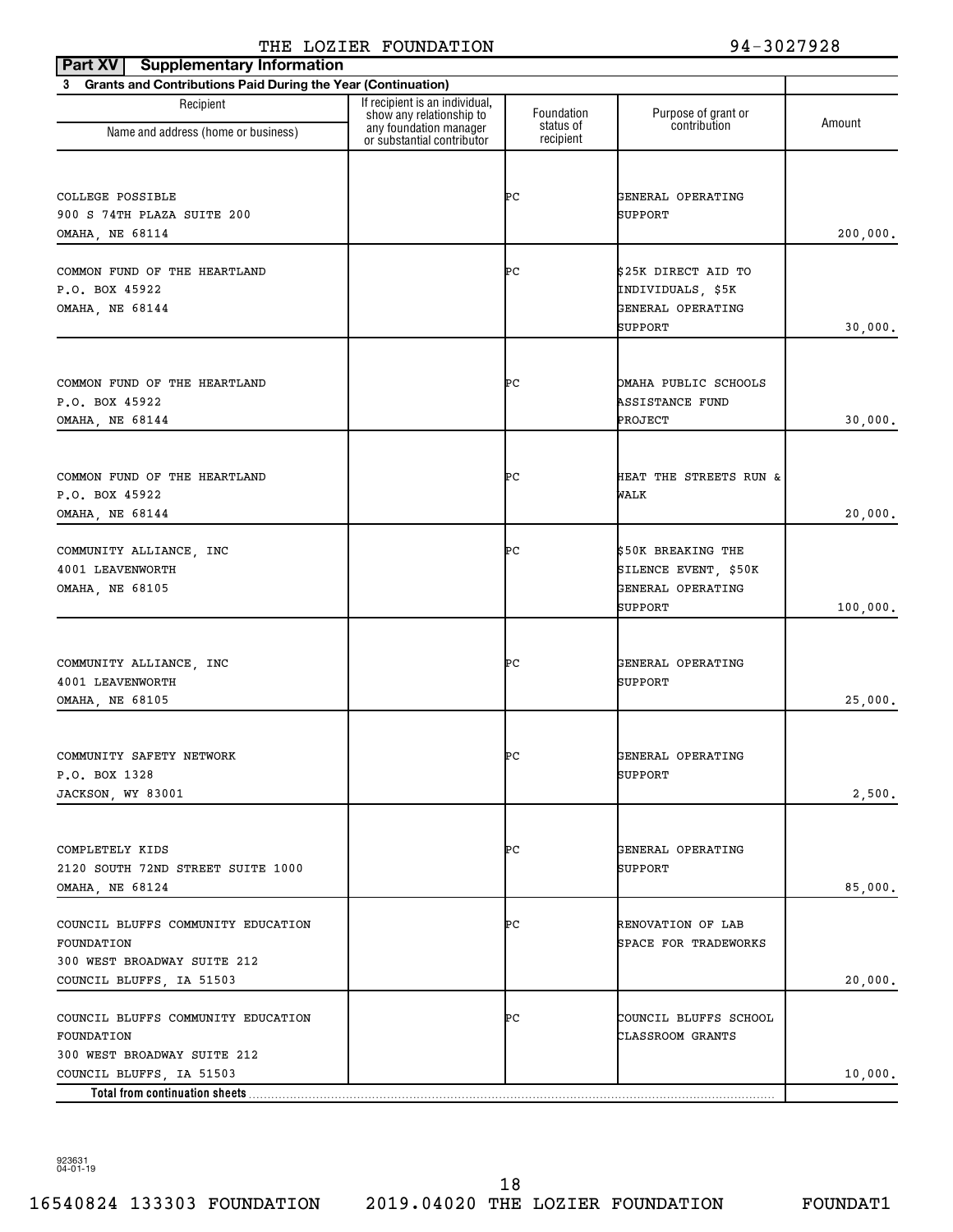THE LOZIER FOUNDATION 94-3027928

**Part XV Supplementary Information**

**3 Grants and Contributions Paid During the Year (Continuation)**

| Recipient Name and address (home or business) | If recipient is an individual, show any relationship to any foundation manager or substantial contributor | Foundation status of recipient | Purpose of grant or contribution | Amount |
|---|---|---|---|---|
| COLLEGE POSSIBLE<br>900 S 74TH PLAZA SUITE 200<br>OMAHA, NE 68114 | | PC | GENERAL OPERATING SUPPORT | 200,000. |
| COMMON FUND OF THE HEARTLAND<br>P.O. BOX 45922<br>OMAHA, NE 68144 | | PC | $25K DIRECT AID TO INDIVIDUALS, $5K GENERAL OPERATING SUPPORT | 30,000. |
| COMMON FUND OF THE HEARTLAND<br>P.O. BOX 45922<br>OMAHA, NE 68144 | | PC | OMAHA PUBLIC SCHOOLS ASSISTANCE FUND PROJECT | 30,000. |
| COMMON FUND OF THE HEARTLAND<br>P.O. BOX 45922<br>OMAHA, NE 68144 | | PC | HEAT THE STREETS RUN & WALK | 20,000. |
| COMMUNITY ALLIANCE, INC<br>4001 LEAVENWORTH<br>OMAHA, NE 68105 | | PC | $50K BREAKING THE SILENCE EVENT, $50K GENERAL OPERATING SUPPORT | 100,000. |
| COMMUNITY ALLIANCE, INC<br>4001 LEAVENWORTH<br>OMAHA, NE 68105 | | PC | GENERAL OPERATING SUPPORT | 25,000. |
| COMMUNITY SAFETY NETWORK<br>P.O. BOX 1328<br>JACKSON, WY 83001 | | PC | GENERAL OPERATING SUPPORT | 2,500. |
| COMPLETELY KIDS<br>2120 SOUTH 72ND STREET SUITE 1000<br>OMAHA, NE 68124 | | PC | GENERAL OPERATING SUPPORT | 85,000. |
| COUNCIL BLUFFS COMMUNITY EDUCATION FOUNDATION<br>300 WEST BROADWAY SUITE 212<br>COUNCIL BLUFFS, IA 51503 | | PC | RENOVATION OF LAB SPACE FOR TRADEWORKS | 20,000. |
| COUNCIL BLUFFS COMMUNITY EDUCATION FOUNDATION<br>300 WEST BROADWAY SUITE 212<br>COUNCIL BLUFFS, IA 51503 | | PC | COUNCIL BLUFFS SCHOOL CLASSROOM GRANTS | 10,000. |
| **Total from continuation sheets** | | | | |

923631 04-01-19

16540824 133303 FOUNDATION 2019.04020 THE LOZIER FOUNDATION FOUNDAT1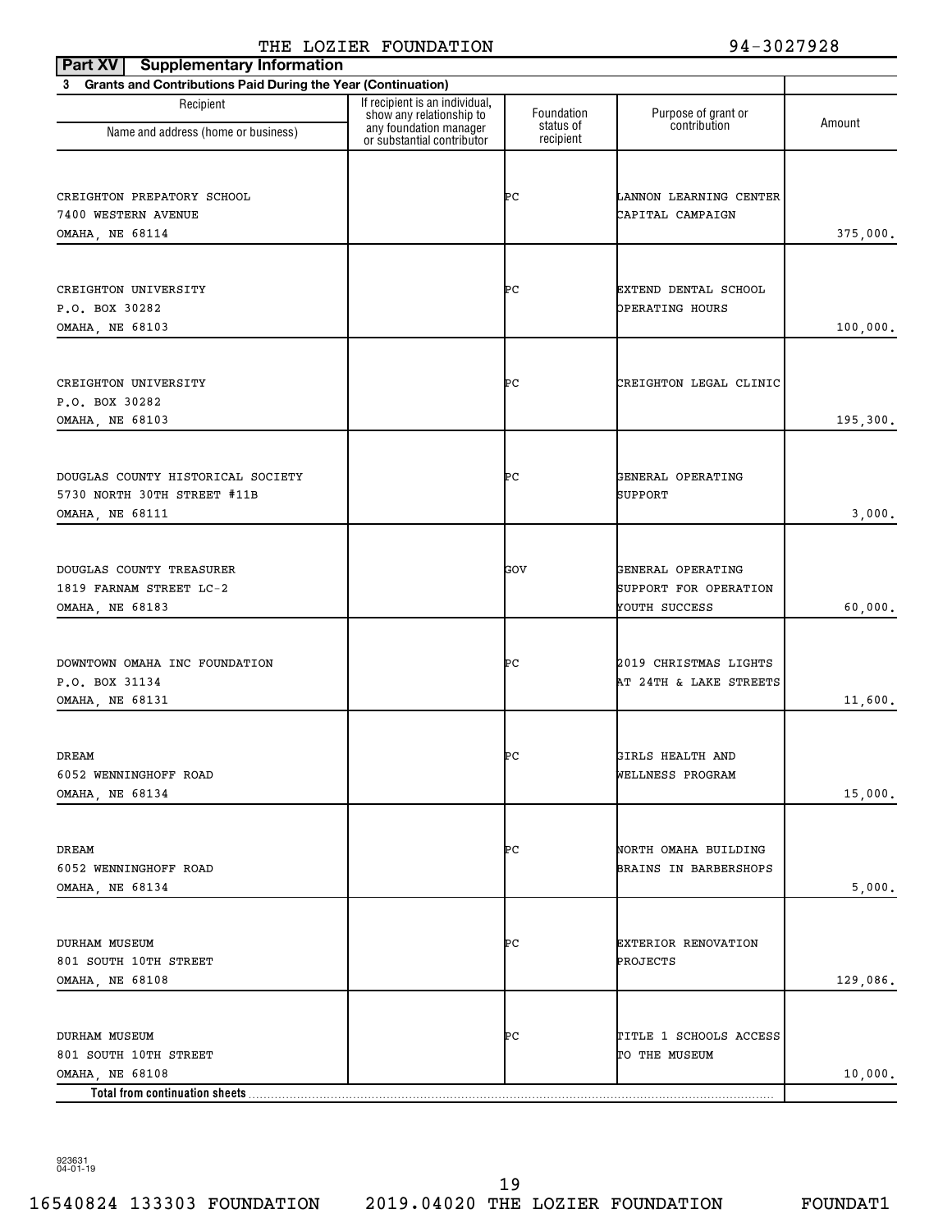THE LOZIER FOUNDATION 94-3027928

**Part XV Supplementary Information**

**3 Grants and Contributions Paid During the Year (Continuation)**

| Recipient Name and address (home or business) | If recipient is an individual, show any relationship to any foundation manager or substantial contributor | Foundation status of recipient | Purpose of grant or contribution | Amount |
|---|---|---|---|---|
| CREIGHTON PREPARATORY SCHOOL<br>7400 WESTERN AVENUE<br>OMAHA, NE 68114 | | PC | LANNON LEARNING CENTER CAPITAL CAMPAIGN | 375,000. |
| CREIGHTON UNIVERSITY<br>P.O. BOX 30282<br>OMAHA, NE 68103 | | PC | EXTEND DENTAL SCHOOL OPERATING HOURS | 100,000. |
| CREIGHTON UNIVERSITY<br>P.O. BOX 30282<br>OMAHA, NE 68103 | | PC | CREIGHTON LEGAL CLINIC | 195,300. |
| DOUGLAS COUNTY HISTORICAL SOCIETY<br>5730 NORTH 30TH STREET #11B<br>OMAHA, NE 68111 | | PC | GENERAL OPERATING SUPPORT | 3,000. |
| DOUGLAS COUNTY TREASURER<br>1819 FARNAM STREET LC-2<br>OMAHA, NE 68183 | | GOV | GENERAL OPERATING SUPPORT FOR OPERATION YOUTH SUCCESS | 60,000. |
| DOWNTOWN OMAHA INC FOUNDATION<br>P.O. BOX 31134<br>OMAHA, NE 68131 | | PC | 2019 CHRISTMAS LIGHTS AT 24TH & LAKE STREETS | 11,600. |
| DREAM<br>6052 WENNINGHOFF ROAD<br>OMAHA, NE 68134 | | PC | GIRLS HEALTH AND WELLNESS PROGRAM | 15,000. |
| DREAM<br>6052 WENNINGHOFF ROAD<br>OMAHA, NE 68134 | | PC | NORTH OMAHA BUILDING BRAINS IN BARBERSHOPS | 5,000. |
| DURHAM MUSEUM<br>801 SOUTH 10TH STREET<br>OMAHA, NE 68108 | | PC | EXTERIOR RENOVATION PROJECTS | 129,086. |
| DURHAM MUSEUM<br>801 SOUTH 10TH STREET<br>OMAHA, NE 68108 | | PC | TITLE 1 SCHOOLS ACCESS TO THE MUSEUM | 10,000. |
| **Total from continuation sheets** | | | | |

923631 04-01-19

16540824 133303 FOUNDATION 2019.04020 THE LOZIER FOUNDATION FOUNDAT1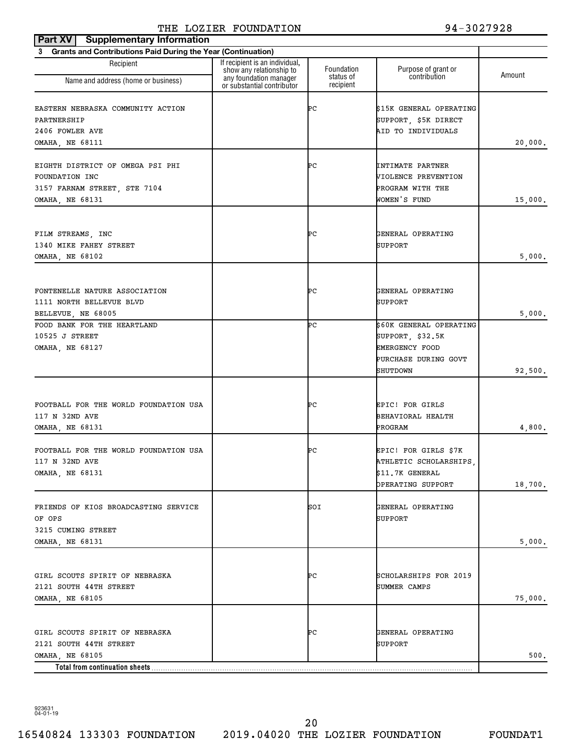THE LOZIER FOUNDATION 94-3027928

**Part XV Supplementary Information**

**3 Grants and Contributions Paid During the Year (Continuation)**

| Recipient Name and address (home or business) | If recipient is an individual, show any relationship to any foundation manager or substantial contributor | Foundation status of recipient | Purpose of grant or contribution | Amount |
|---|---|---|---|---|
| EASTERN NEBRASKA COMMUNITY ACTION PARTNERSHIP 2406 FOWLER AVE OMAHA, NE 68111 | | PC | $15K GENERAL OPERATING SUPPORT, $5K DIRECT AID TO INDIVIDUALS | 20,000. |
| EIGHTH DISTRICT OF OMEGA PSI PHI FOUNDATION INC 3157 FARNAM STREET, STE 7104 OMAHA, NE 68131 | | PC | INTIMATE PARTNER VIOLENCE PREVENTION PROGRAM WITH THE WOMEN'S FUND | 15,000. |
| FILM STREAMS, INC 1340 MIKE FAHEY STREET OMAHA, NE 68102 | | PC | GENERAL OPERATING SUPPORT | 5,000. |
| FONTENELLE NATURE ASSOCIATION 1111 NORTH BELLEVUE BLVD BELLEVUE, NE 68005 | | PC | GENERAL OPERATING SUPPORT | 5,000. |
| FOOD BANK FOR THE HEARTLAND 10525 J STREET OMAHA, NE 68127 | | PC | $60K GENERAL OPERATING SUPPORT, $32.5K EMERGENCY FOOD PURCHASE DURING GOVT SHUTDOWN | 92,500. |
| FOOTBALL FOR THE WORLD FOUNDATION USA 117 N 32ND AVE OMAHA, NE 68131 | | PC | EPIC! FOR GIRLS BEHAVIORAL HEALTH PROGRAM | 4,800. |
| FOOTBALL FOR THE WORLD FOUNDATION USA 117 N 32ND AVE OMAHA, NE 68131 | | PC | EPIC! FOR GIRLS $7K ATHLETIC SCHOLARSHIPS, $11.7K GENERAL OPERATING SUPPORT | 18,700. |
| FRIENDS OF KIOS BROADCASTING SERVICE OF OPS 3215 CUMING STREET OMAHA, NE 68131 | | SOI | GENERAL OPERATING SUPPORT | 5,000. |
| GIRL SCOUTS SPIRIT OF NEBRASKA 2121 SOUTH 44TH STREET OMAHA, NE 68105 | | PC | SCHOLARSHIPS FOR 2019 SUMMER CAMPS | 75,000. |
| GIRL SCOUTS SPIRIT OF NEBRASKA 2121 SOUTH 44TH STREET OMAHA, NE 68105 | | PC | GENERAL OPERATING SUPPORT | 500. |
| **Total from continuation sheets** | | | | |

923631 04-01-19

16540824 133303 FOUNDATION 2019.04020 THE LOZIER FOUNDATION FOUNDAT1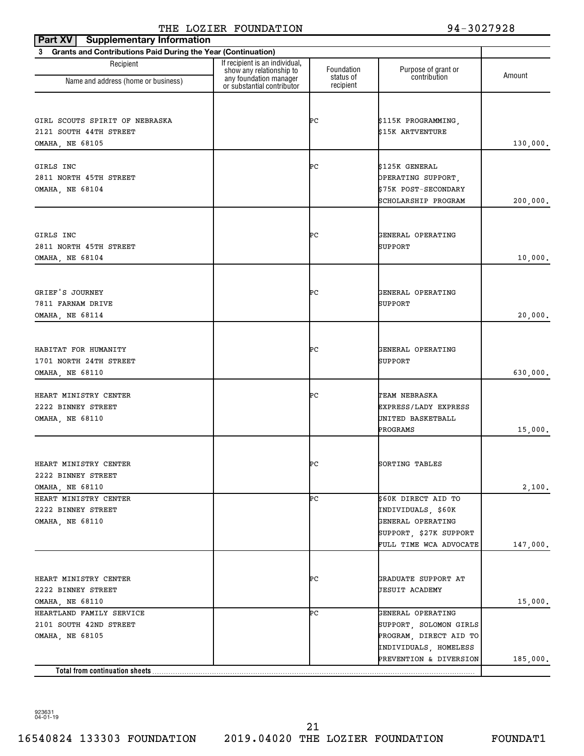THE LOZIER FOUNDATION 94-3027928

**Part XV Supplementary Information**

**3 Grants and Contributions Paid During the Year (Continuation)**

| Recipient<br>Name and address (home or business) | If recipient is an individual, show any relationship to any foundation manager or substantial contributor | Foundation status of recipient | Purpose of grant or contribution | Amount |
|---|---|---|---|---|
| GIRL SCOUTS SPIRIT OF NEBRASKA<br>2121 SOUTH 44TH STREET<br>OMAHA, NE 68105 | | PC | $115K PROGRAMMING, $15K ARTVENTURE | 130,000. |
| GIRLS INC<br>2811 NORTH 45TH STREET<br>OMAHA, NE 68104 | | PC | $125K GENERAL OPERATING SUPPORT, $75K POST-SECONDARY SCHOLARSHIP PROGRAM | 200,000. |
| GIRLS INC<br>2811 NORTH 45TH STREET<br>OMAHA, NE 68104 | | PC | GENERAL OPERATING SUPPORT | 10,000. |
| GRIEF'S JOURNEY<br>7811 FARNAM DRIVE<br>OMAHA, NE 68114 | | PC | GENERAL OPERATING SUPPORT | 20,000. |
| HABITAT FOR HUMANITY<br>1701 NORTH 24TH STREET<br>OMAHA, NE 68110 | | PC | GENERAL OPERATING SUPPORT | 630,000. |
| HEART MINISTRY CENTER<br>2222 BINNEY STREET<br>OMAHA, NE 68110 | | PC | TEAM NEBRASKA EXPRESS/LADY EXPRESS UNITED BASKETBALL PROGRAMS | 15,000. |
| HEART MINISTRY CENTER<br>2222 BINNEY STREET<br>OMAHA, NE 68110 | | PC | SORTING TABLES | 2,100. |
| HEART MINISTRY CENTER<br>2222 BINNEY STREET<br>OMAHA, NE 68110 | | PC | $60K DIRECT AID TO INDIVIDUALS, $60K GENERAL OPERATING SUPPORT, $27K SUPPORT FULL TIME WCA ADVOCATE | 147,000. |
| HEART MINISTRY CENTER<br>2222 BINNEY STREET<br>OMAHA, NE 68110 | | PC | GRADUATE SUPPORT AT JESUIT ACADEMY | 15,000. |
| HEARTLAND FAMILY SERVICE<br>2101 SOUTH 42ND STREET<br>OMAHA, NE 68105 | | PC | GENERAL OPERATING SUPPORT, SOLOMON GIRLS PROGRAM, DIRECT AID TO INDIVIDUALS, HOMELESS PREVENTION & DIVERSION | 185,000. |
| **Total from continuation sheets** | | | | |

923631 04-01-19

16540824 133303 FOUNDATION 2019.04020 THE LOZIER FOUNDATION FOUNDAT1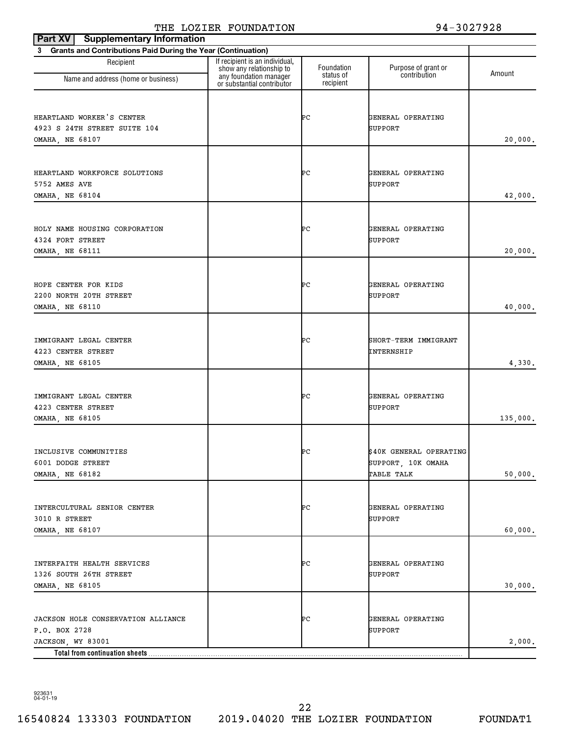THE LOZIER FOUNDATION 94-3027928

**Part XV Supplementary Information**

**3 Grants and Contributions Paid During the Year (Continuation)**

| Recipient<br>Name and address (home or business) | If recipient is an individual, show any relationship to any foundation manager or substantial contributor | Foundation status of recipient | Purpose of grant or contribution | Amount |
|---|---|---|---|---|
| HEARTLAND WORKER'S CENTER<br>4923 S 24TH STREET SUITE 104<br>OMAHA, NE 68107 | | PC | GENERAL OPERATING SUPPORT | 20,000. |
| HEARTLAND WORKFORCE SOLUTIONS<br>5752 AMES AVE<br>OMAHA, NE 68104 | | PC | GENERAL OPERATING SUPPORT | 42,000. |
| HOLY NAME HOUSING CORPORATION<br>4324 FORT STREET<br>OMAHA, NE 68111 | | PC | GENERAL OPERATING SUPPORT | 20,000. |
| HOPE CENTER FOR KIDS<br>2200 NORTH 20TH STREET<br>OMAHA, NE 68110 | | PC | GENERAL OPERATING SUPPORT | 40,000. |
| IMMIGRANT LEGAL CENTER<br>4223 CENTER STREET<br>OMAHA, NE 68105 | | PC | SHORT-TERM IMMIGRANT INTERNSHIP | 4,330. |
| IMMIGRANT LEGAL CENTER<br>4223 CENTER STREET<br>OMAHA, NE 68105 | | PC | GENERAL OPERATING SUPPORT | 135,000. |
| INCLUSIVE COMMUNITIES<br>6001 DODGE STREET<br>OMAHA, NE 68182 | | PC | $40K GENERAL OPERATING SUPPORT, 10K OMAHA TABLE TALK | 50,000. |
| INTERCULTURAL SENIOR CENTER<br>3010 R STREET<br>OMAHA, NE 68107 | | PC | GENERAL OPERATING SUPPORT | 60,000. |
| INTERFAITH HEALTH SERVICES<br>1326 SOUTH 26TH STREET<br>OMAHA, NE 68105 | | PC | GENERAL OPERATING SUPPORT | 30,000. |
| JACKSON HOLE CONSERVATION ALLIANCE<br>P.O. BOX 2728<br>JACKSON, WY 83001 | | PC | GENERAL OPERATING SUPPORT | 2,000. |
| **Total from continuation sheets** | | | | |

923631 04-01-19

16540824 133303 FOUNDATION 2019.04020 THE LOZIER FOUNDATION FOUNDAT1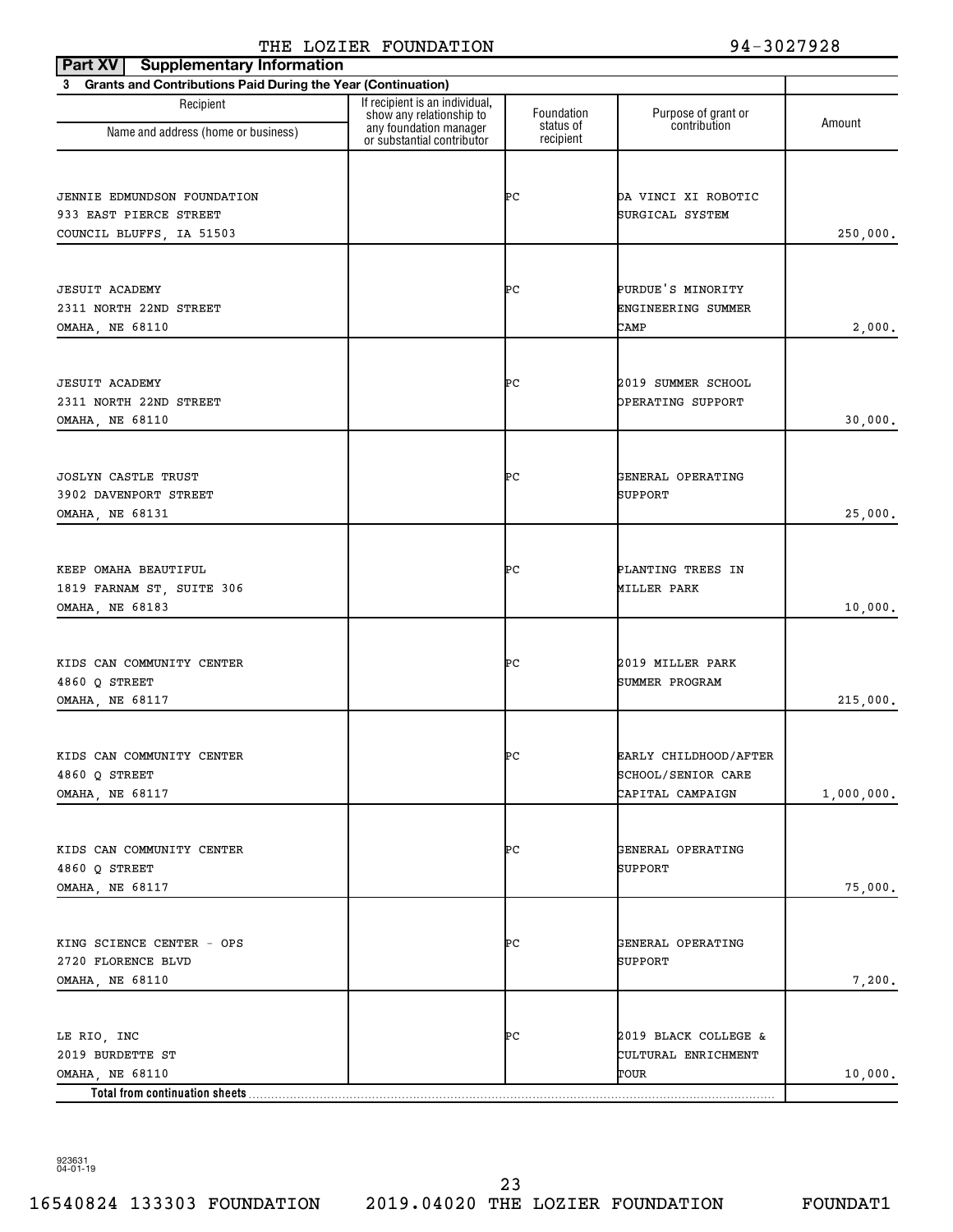## Part XV Supplementary Information

**3 Grants and Contributions Paid During the Year (Continuation)**

| Recipient Name and address (home or business) | If recipient is an individual, show any relationship to any foundation manager or substantial contributor | Foundation status of recipient | Purpose of grant or contribution | Amount |
|---|---|---|---|---|
| JENNIE EDMUNDSON FOUNDATION<br>933 EAST PIERCE STREET<br>COUNCIL BLUFFS, IA 51503 | | PC | DA VINCI XI ROBOTIC SURGICAL SYSTEM | 250,000. |
| JESUIT ACADEMY<br>2311 NORTH 22ND STREET<br>OMAHA, NE 68110 | | PC | PURDUE'S MINORITY ENGINEERING SUMMER CAMP | 2,000. |
| JESUIT ACADEMY<br>2311 NORTH 22ND STREET<br>OMAHA, NE 68110 | | PC | 2019 SUMMER SCHOOL OPERATING SUPPORT | 30,000. |
| JOSLYN CASTLE TRUST<br>3902 DAVENPORT STREET<br>OMAHA, NE 68131 | | PC | GENERAL OPERATING SUPPORT | 25,000. |
| KEEP OMAHA BEAUTIFUL<br>1819 FARNAM ST, SUITE 306<br>OMAHA, NE 68183 | | PC | PLANTING TREES IN MILLER PARK | 10,000. |
| KIDS CAN COMMUNITY CENTER<br>4860 Q STREET<br>OMAHA, NE 68117 | | PC | 2019 MILLER PARK SUMMER PROGRAM | 215,000. |
| KIDS CAN COMMUNITY CENTER<br>4860 Q STREET<br>OMAHA, NE 68117 | | PC | EARLY CHILDHOOD/AFTER SCHOOL/SENIOR CARE CAPITAL CAMPAIGN | 1,000,000. |
| KIDS CAN COMMUNITY CENTER<br>4860 Q STREET<br>OMAHA, NE 68117 | | PC | GENERAL OPERATING SUPPORT | 75,000. |
| KING SCIENCE CENTER - OPS<br>2720 FLORENCE BLVD<br>OMAHA, NE 68110 | | PC | GENERAL OPERATING SUPPORT | 7,200. |
| LE RIO, INC<br>2019 BURDETTE ST<br>OMAHA, NE 68110 | | PC | 2019 BLACK COLLEGE & CULTURAL ENRICHMENT TOUR | 10,000. |
| **Total from continuation sheets** | | | | |

923631
04-01-19

16540824 133303 FOUNDATION 2019.04020 THE LOZIER FOUNDATION FOUNDAT1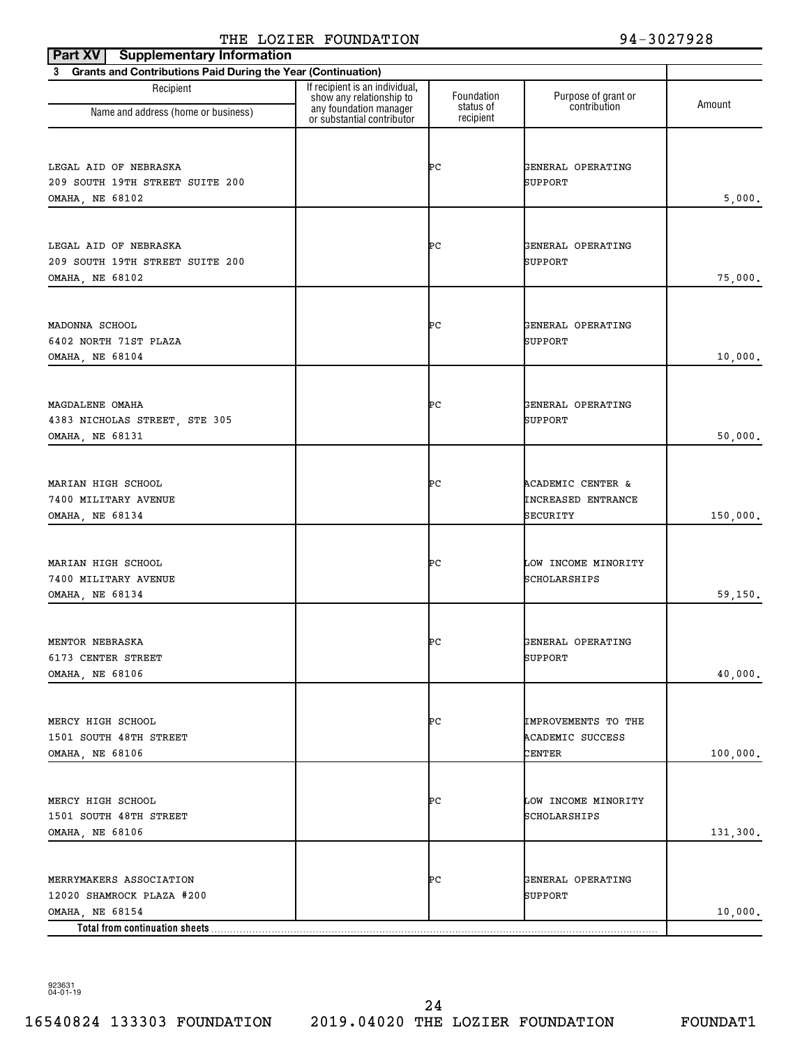THE LOZIER FOUNDATION 94-3027928

**Part XV | Supplementary Information**

**3 Grants and Contributions Paid During the Year (Continuation)**

| Recipient Name and address (home or business) | If recipient is an individual, show any relationship to any foundation manager or substantial contributor | Foundation status of recipient | Purpose of grant or contribution | Amount |
|---|---|---|---|---|
| LEGAL AID OF NEBRASKA<br>209 SOUTH 19TH STREET SUITE 200<br>OMAHA, NE 68102 | | PC | GENERAL OPERATING SUPPORT | 5,000. |
| LEGAL AID OF NEBRASKA<br>209 SOUTH 19TH STREET SUITE 200<br>OMAHA, NE 68102 | | PC | GENERAL OPERATING SUPPORT | 75,000. |
| MADONNA SCHOOL<br>6402 NORTH 71ST PLAZA<br>OMAHA, NE 68104 | | PC | GENERAL OPERATING SUPPORT | 10,000. |
| MAGDALENE OMAHA<br>4383 NICHOLAS STREET, STE 305<br>OMAHA, NE 68131 | | PC | GENERAL OPERATING SUPPORT | 50,000. |
| MARIAN HIGH SCHOOL<br>7400 MILITARY AVENUE<br>OMAHA, NE 68134 | | PC | ACADEMIC CENTER & INCREASED ENTRANCE SECURITY | 150,000. |
| MARIAN HIGH SCHOOL<br>7400 MILITARY AVENUE<br>OMAHA, NE 68134 | | PC | LOW INCOME MINORITY SCHOLARSHIPS | 59,150. |
| MENTOR NEBRASKA<br>6173 CENTER STREET<br>OMAHA, NE 68106 | | PC | GENERAL OPERATING SUPPORT | 40,000. |
| MERCY HIGH SCHOOL<br>1501 SOUTH 48TH STREET<br>OMAHA, NE 68106 | | PC | IMPROVEMENTS TO THE ACADEMIC SUCCESS CENTER | 100,000. |
| MERCY HIGH SCHOOL<br>1501 SOUTH 48TH STREET<br>OMAHA, NE 68106 | | PC | LOW INCOME MINORITY SCHOLARSHIPS | 131,300. |
| MERRYMAKERS ASSOCIATION<br>12020 SHAMROCK PLAZA #200<br>OMAHA, NE 68154 | | PC | GENERAL OPERATING SUPPORT | 10,000. |
| **Total from continuation sheets** | | | | |

923631
04-01-19

16540824 133303 FOUNDATION 2019.04020 THE LOZIER FOUNDATION FOUNDAT1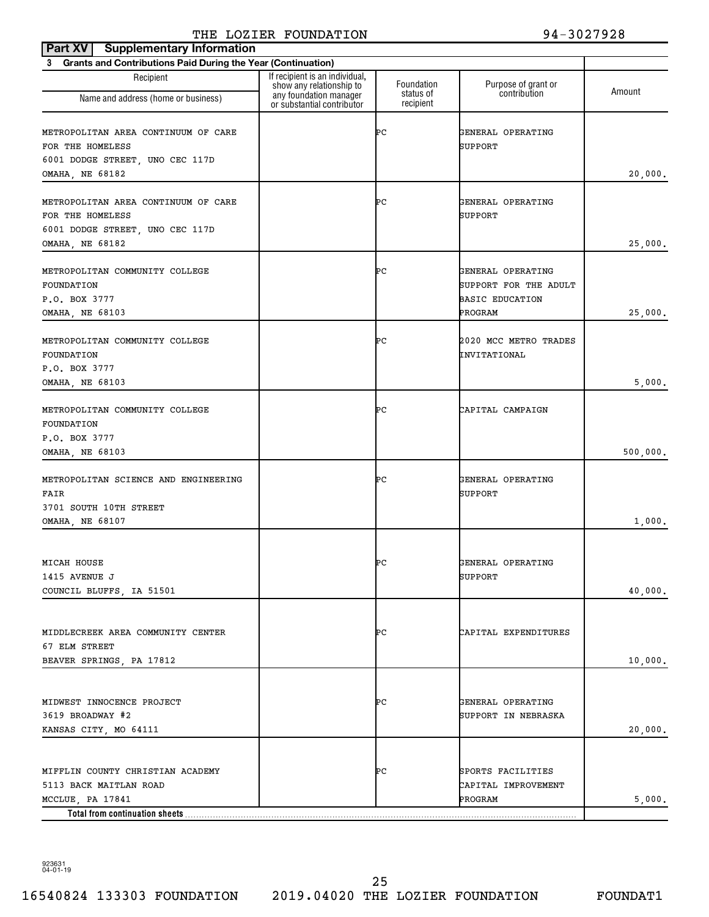THE LOZIER FOUNDATION 94-3027928

**Part XV Supplementary Information**

**3 Grants and Contributions Paid During the Year (Continuation)**

| Recipient Name and address (home or business) | If recipient is an individual, show any relationship to any foundation manager or substantial contributor | Foundation status of recipient | Purpose of grant or contribution | Amount |
|---|---|---|---|---|
| METROPOLITAN AREA CONTINUUM OF CARE FOR THE HOMELESS 6001 DODGE STREET, UNO CEC 117D OMAHA, NE 68182 | | PC | GENERAL OPERATING SUPPORT | 20,000. |
| METROPOLITAN AREA CONTINUUM OF CARE FOR THE HOMELESS 6001 DODGE STREET, UNO CEC 117D OMAHA, NE 68182 | | PC | GENERAL OPERATING SUPPORT | 25,000. |
| METROPOLITAN COMMUNITY COLLEGE FOUNDATION P.O. BOX 3777 OMAHA, NE 68103 | | PC | GENERAL OPERATING SUPPORT FOR THE ADULT BASIC EDUCATION PROGRAM | 25,000. |
| METROPOLITAN COMMUNITY COLLEGE FOUNDATION P.O. BOX 3777 OMAHA, NE 68103 | | PC | 2020 MCC METRO TRADES INVITATIONAL | 5,000. |
| METROPOLITAN COMMUNITY COLLEGE FOUNDATION P.O. BOX 3777 OMAHA, NE 68103 | | PC | CAPITAL CAMPAIGN | 500,000. |
| METROPOLITAN SCIENCE AND ENGINEERING FAIR 3701 SOUTH 10TH STREET OMAHA, NE 68107 | | PC | GENERAL OPERATING SUPPORT | 1,000. |
| MICAH HOUSE 1415 AVENUE J COUNCIL BLUFFS, IA 51501 | | PC | GENERAL OPERATING SUPPORT | 40,000. |
| MIDDLECREEK AREA COMMUNITY CENTER 67 ELM STREET BEAVER SPRINGS, PA 17812 | | PC | CAPITAL EXPENDITURES | 10,000. |
| MIDWEST INNOCENCE PROJECT 3619 BROADWAY #2 KANSAS CITY, MO 64111 | | PC | GENERAL OPERATING SUPPORT IN NEBRASKA | 20,000. |
| MIFFLIN COUNTY CHRISTIAN ACADEMY 5113 BACK MAITLAN ROAD MCCLUE, PA 17841 | | PC | SPORTS FACILITIES CAPITAL IMPROVEMENT PROGRAM | 5,000. |
| **Total from continuation sheets** | | | | |

923631 04-01-19

16540824 133303 FOUNDATION 2019.04020 THE LOZIER FOUNDATION FOUNDAT1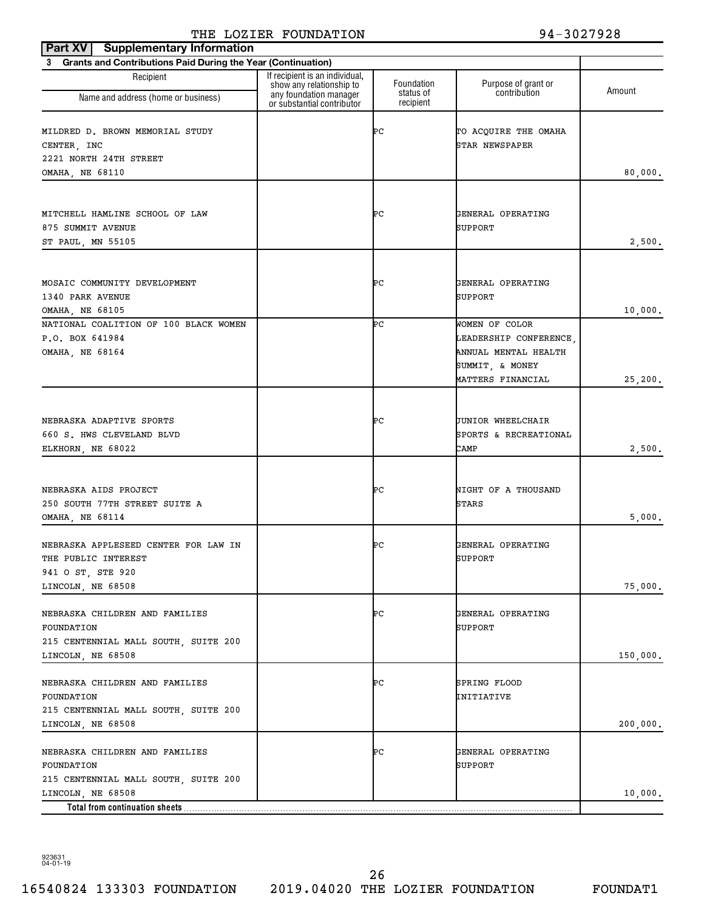THE LOZIER FOUNDATION 94-3027928

**Part XV | Supplementary Information**

**3 Grants and Contributions Paid During the Year (Continuation)**

| Recipient Name and address (home or business) | If recipient is an individual, show any relationship to any foundation manager or substantial contributor | Foundation status of recipient | Purpose of grant or contribution | Amount |
|---|---|---|---|---|
| MILDRED D. BROWN MEMORIAL STUDY CENTER, INC 2221 NORTH 24TH STREET OMAHA, NE 68110 | | PC | TO ACQUIRE THE OMAHA STAR NEWSPAPER | 80,000. |
| MITCHELL HAMLINE SCHOOL OF LAW 875 SUMMIT AVENUE ST PAUL, MN 55105 | | PC | GENERAL OPERATING SUPPORT | 2,500. |
| MOSAIC COMMUNITY DEVELOPMENT 1340 PARK AVENUE OMAHA, NE 68105 | | PC | GENERAL OPERATING SUPPORT | 10,000. |
| NATIONAL COALITION OF 100 BLACK WOMEN P.O. BOX 641984 OMAHA, NE 68164 | | PC | WOMEN OF COLOR LEADERSHIP CONFERENCE, ANNUAL MENTAL HEALTH SUMMIT, & MONEY MATTERS FINANCIAL | 25,200. |
| NEBRASKA ADAPTIVE SPORTS 660 S. HWS CLEVELAND BLVD ELKHORN, NE 68022 | | PC | JUNIOR WHEELCHAIR SPORTS & RECREATIONAL CAMP | 2,500. |
| NEBRASKA AIDS PROJECT 250 SOUTH 77TH STREET SUITE A OMAHA, NE 68114 | | PC | NIGHT OF A THOUSAND STARS | 5,000. |
| NEBRASKA APPLESEED CENTER FOR LAW IN THE PUBLIC INTEREST 941 O ST, STE 920 LINCOLN, NE 68508 | | PC | GENERAL OPERATING SUPPORT | 75,000. |
| NEBRASKA CHILDREN AND FAMILIES FOUNDATION 215 CENTENNIAL MALL SOUTH, SUITE 200 LINCOLN, NE 68508 | | PC | GENERAL OPERATING SUPPORT | 150,000. |
| NEBRASKA CHILDREN AND FAMILIES FOUNDATION 215 CENTENNIAL MALL SOUTH, SUITE 200 LINCOLN, NE 68508 | | PC | SPRING FLOOD INITIATIVE | 200,000. |
| NEBRASKA CHILDREN AND FAMILIES FOUNDATION 215 CENTENNIAL MALL SOUTH, SUITE 200 LINCOLN, NE 68508 | | PC | GENERAL OPERATING SUPPORT | 10,000. |
| **Total from continuation sheets** | | | | |

923631 04-01-19

16540824 133303 FOUNDATION 2019.04020 THE LOZIER FOUNDATION FOUNDAT1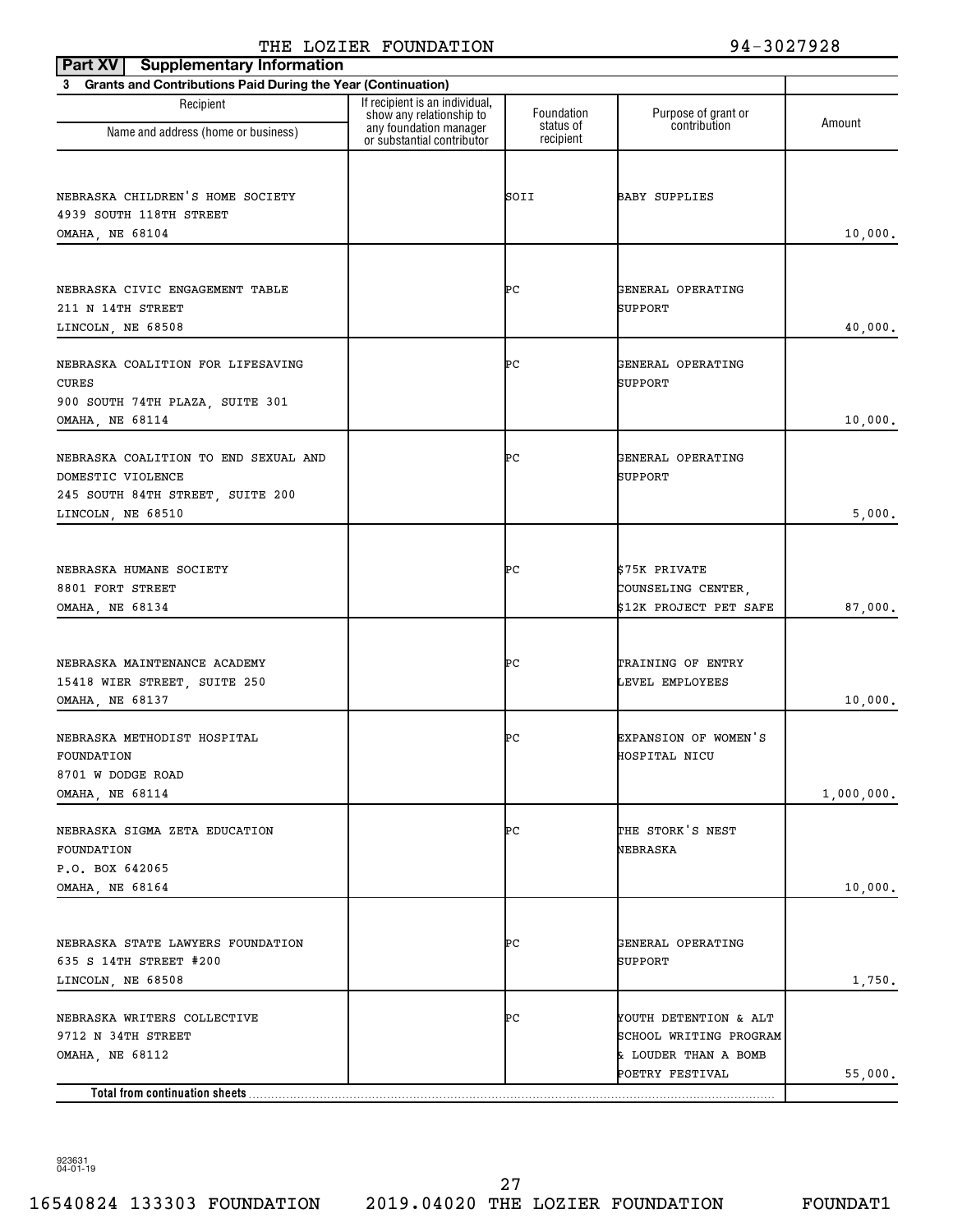THE LOZIER FOUNDATION 94-3027928

**Part XV Supplementary Information**

**3 Grants and Contributions Paid During the Year (Continuation)**

| Recipient Name and address (home or business) | If recipient is an individual, show any relationship to any foundation manager or substantial contributor | Foundation status of recipient | Purpose of grant or contribution | Amount |
|---|---|---|---|---|
| NEBRASKA CHILDREN'S HOME SOCIETY<br>4939 SOUTH 118TH STREET<br>OMAHA, NE 68104 | | SOII | BABY SUPPLIES | 10,000. |
| NEBRASKA CIVIC ENGAGEMENT TABLE<br>211 N 14TH STREET<br>LINCOLN, NE 68508 | | PC | GENERAL OPERATING SUPPORT | 40,000. |
| NEBRASKA COALITION FOR LIFESAVING CURES<br>900 SOUTH 74TH PLAZA, SUITE 301<br>OMAHA, NE 68114 | | PC | GENERAL OPERATING SUPPORT | 10,000. |
| NEBRASKA COALITION TO END SEXUAL AND DOMESTIC VIOLENCE<br>245 SOUTH 84TH STREET, SUITE 200<br>LINCOLN, NE 68510 | | PC | GENERAL OPERATING SUPPORT | 5,000. |
| NEBRASKA HUMANE SOCIETY<br>8801 FORT STREET<br>OMAHA, NE 68134 | | PC | $75K PRIVATE COUNSELING CENTER, $12K PROJECT PET SAFE | 87,000. |
| NEBRASKA MAINTENANCE ACADEMY<br>15418 WIER STREET, SUITE 250<br>OMAHA, NE 68137 | | PC | TRAINING OF ENTRY LEVEL EMPLOYEES | 10,000. |
| NEBRASKA METHODIST HOSPITAL FOUNDATION<br>8701 W DODGE ROAD<br>OMAHA, NE 68114 | | PC | EXPANSION OF WOMEN'S HOSPITAL NICU | 1,000,000. |
| NEBRASKA SIGMA ZETA EDUCATION FOUNDATION<br>P.O. BOX 642065<br>OMAHA, NE 68164 | | PC | THE STORK'S NEST NEBRASKA | 10,000. |
| NEBRASKA STATE LAWYERS FOUNDATION<br>635 S 14TH STREET #200<br>LINCOLN, NE 68508 | | PC | GENERAL OPERATING SUPPORT | 1,750. |
| NEBRASKA WRITERS COLLECTIVE<br>9712 N 34TH STREET<br>OMAHA, NE 68112 | | PC | YOUTH DETENTION & ALT SCHOOL WRITING PROGRAM & LOUDER THAN A BOMB POETRY FESTIVAL | 55,000. |
| **Total from continuation sheets** | | | | |

923631
04-01-19

16540824 133303 FOUNDATION 2019.04020 THE LOZIER FOUNDATION FOUNDAT1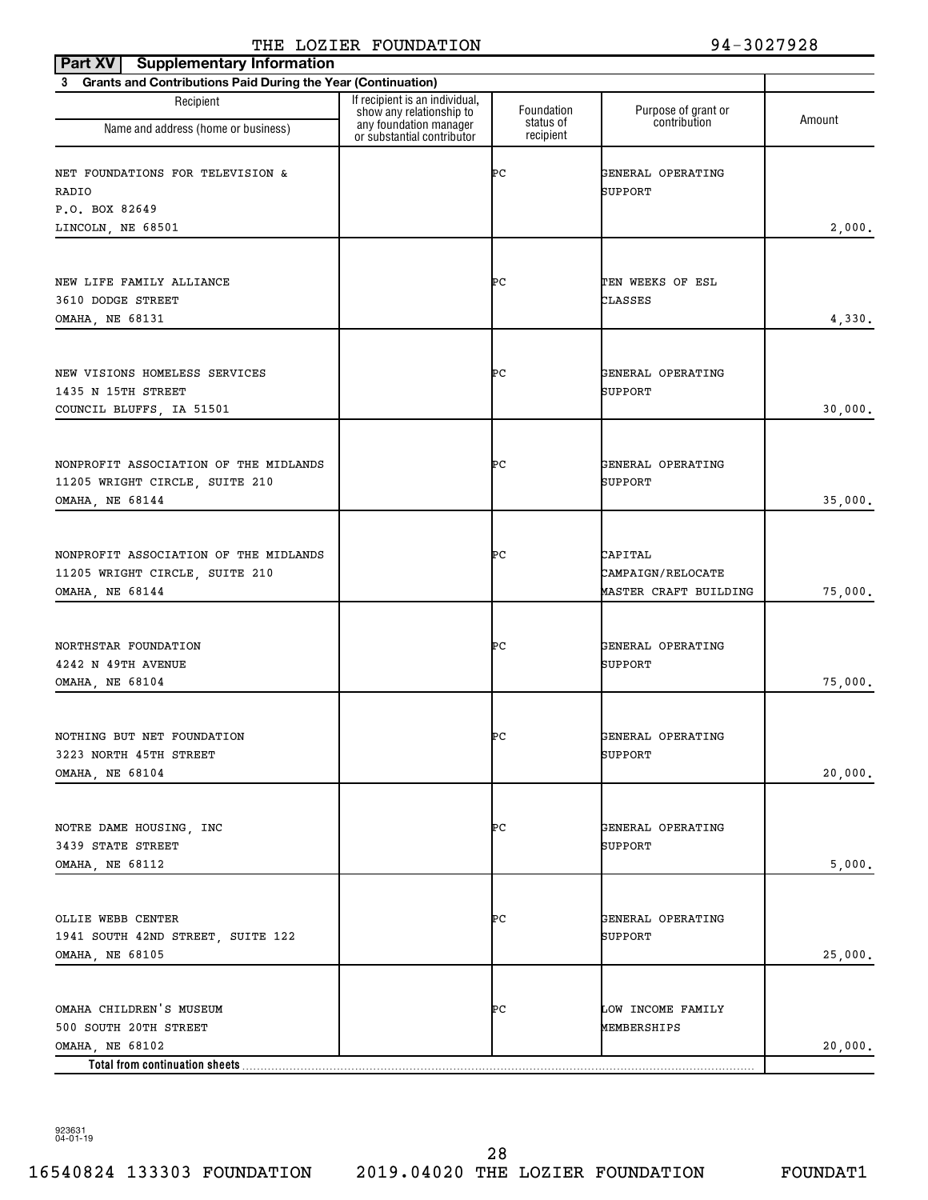THE LOZIER FOUNDATION 94-3027928

**Part XV Supplementary Information**

**3 Grants and Contributions Paid During the Year (Continuation)**

| Recipient Name and address (home or business) | If recipient is an individual, show any relationship to any foundation manager or substantial contributor | Foundation status of recipient | Purpose of grant or contribution | Amount |
|---|---|---|---|---|
| NET FOUNDATIONS FOR TELEVISION & RADIO<br>P.O. BOX 82649<br>LINCOLN, NE 68501 | | PC | GENERAL OPERATING SUPPORT | 2,000. |
| NEW LIFE FAMILY ALLIANCE<br>3610 DODGE STREET<br>OMAHA, NE 68131 | | PC | TEN WEEKS OF ESL CLASSES | 4,330. |
| NEW VISIONS HOMELESS SERVICES<br>1435 N 15TH STREET<br>COUNCIL BLUFFS, IA 51501 | | PC | GENERAL OPERATING SUPPORT | 30,000. |
| NONPROFIT ASSOCIATION OF THE MIDLANDS<br>11205 WRIGHT CIRCLE, SUITE 210<br>OMAHA, NE 68144 | | PC | GENERAL OPERATING SUPPORT | 35,000. |
| NONPROFIT ASSOCIATION OF THE MIDLANDS<br>11205 WRIGHT CIRCLE, SUITE 210<br>OMAHA, NE 68144 | | PC | CAPITAL CAMPAIGN/RELOCATE MASTER CRAFT BUILDING | 75,000. |
| NORTHSTAR FOUNDATION<br>4242 N 49TH AVENUE<br>OMAHA, NE 68104 | | PC | GENERAL OPERATING SUPPORT | 75,000. |
| NOTHING BUT NET FOUNDATION<br>3223 NORTH 45TH STREET<br>OMAHA, NE 68104 | | PC | GENERAL OPERATING SUPPORT | 20,000. |
| NOTRE DAME HOUSING, INC<br>3439 STATE STREET<br>OMAHA, NE 68112 | | PC | GENERAL OPERATING SUPPORT | 5,000. |
| OLLIE WEBB CENTER<br>1941 SOUTH 42ND STREET, SUITE 122<br>OMAHA, NE 68105 | | PC | GENERAL OPERATING SUPPORT | 25,000. |
| OMAHA CHILDREN'S MUSEUM<br>500 SOUTH 20TH STREET<br>OMAHA, NE 68102 | | PC | LOW INCOME FAMILY MEMBERSHIPS | 20,000. |
| **Total from continuation sheets** | | | | |

923631 04-01-19

16540824 133303 FOUNDATION 2019.04020 THE LOZIER FOUNDATION FOUNDAT1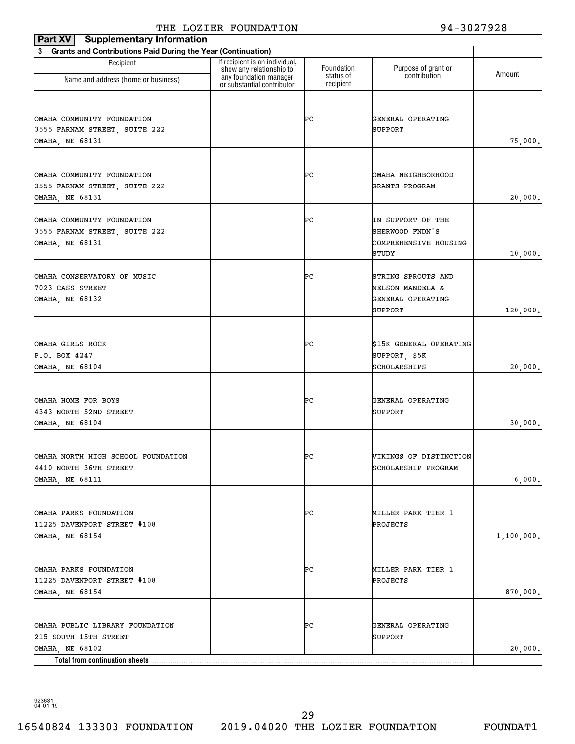THE LOZIER FOUNDATION 94-3027928

**Part XV Supplementary Information**

**3 Grants and Contributions Paid During the Year (Continuation)**

| Recipient<br>Name and address (home or business) | If recipient is an individual, show any relationship to any foundation manager or substantial contributor | Foundation status of recipient | Purpose of grant or contribution | Amount |
|---|---|---|---|---|
| OMAHA COMMUNITY FOUNDATION<br>3555 FARNAM STREET, SUITE 222<br>OMAHA, NE 68131 | | PC | GENERAL OPERATING SUPPORT | 75,000. |
| OMAHA COMMUNITY FOUNDATION<br>3555 FARNAM STREET, SUITE 222<br>OMAHA, NE 68131 | | PC | OMAHA NEIGHBORHOOD GRANTS PROGRAM | 20,000. |
| OMAHA COMMUNITY FOUNDATION<br>3555 FARNAM STREET, SUITE 222<br>OMAHA, NE 68131 | | PC | IN SUPPORT OF THE SHERWOOD FNDN'S COMPREHENSIVE HOUSING STUDY | 10,000. |
| OMAHA CONSERVATORY OF MUSIC<br>7023 CASS STREET<br>OMAHA, NE 68132 | | PC | STRING SPROUTS AND NELSON MANDELA & GENERAL OPERATING SUPPORT | 120,000. |
| OMAHA GIRLS ROCK<br>P.O. BOX 4247<br>OMAHA, NE 68104 | | PC | $15K GENERAL OPERATING SUPPORT, $5K SCHOLARSHIPS | 20,000. |
| OMAHA HOME FOR BOYS<br>4343 NORTH 52ND STREET<br>OMAHA, NE 68104 | | PC | GENERAL OPERATING SUPPORT | 30,000. |
| OMAHA NORTH HIGH SCHOOL FOUNDATION<br>4410 NORTH 36TH STREET<br>OMAHA, NE 68111 | | PC | VIKINGS OF DISTINCTION SCHOLARSHIP PROGRAM | 6,000. |
| OMAHA PARKS FOUNDATION<br>11225 DAVENPORT STREET #108<br>OMAHA, NE 68154 | | PC | MILLER PARK TIER 1 PROJECTS | 1,100,000. |
| OMAHA PARKS FOUNDATION<br>11225 DAVENPORT STREET #108<br>OMAHA, NE 68154 | | PC | MILLER PARK TIER 1 PROJECTS | 870,000. |
| OMAHA PUBLIC LIBRARY FOUNDATION<br>215 SOUTH 15TH STREET<br>OMAHA, NE 68102 | | PC | GENERAL OPERATING SUPPORT | 20,000. |
| **Total from continuation sheets** | | | | |

923631 04-01-19

16540824 133303 FOUNDATION 2019.04020 THE LOZIER FOUNDATION FOUNDAT1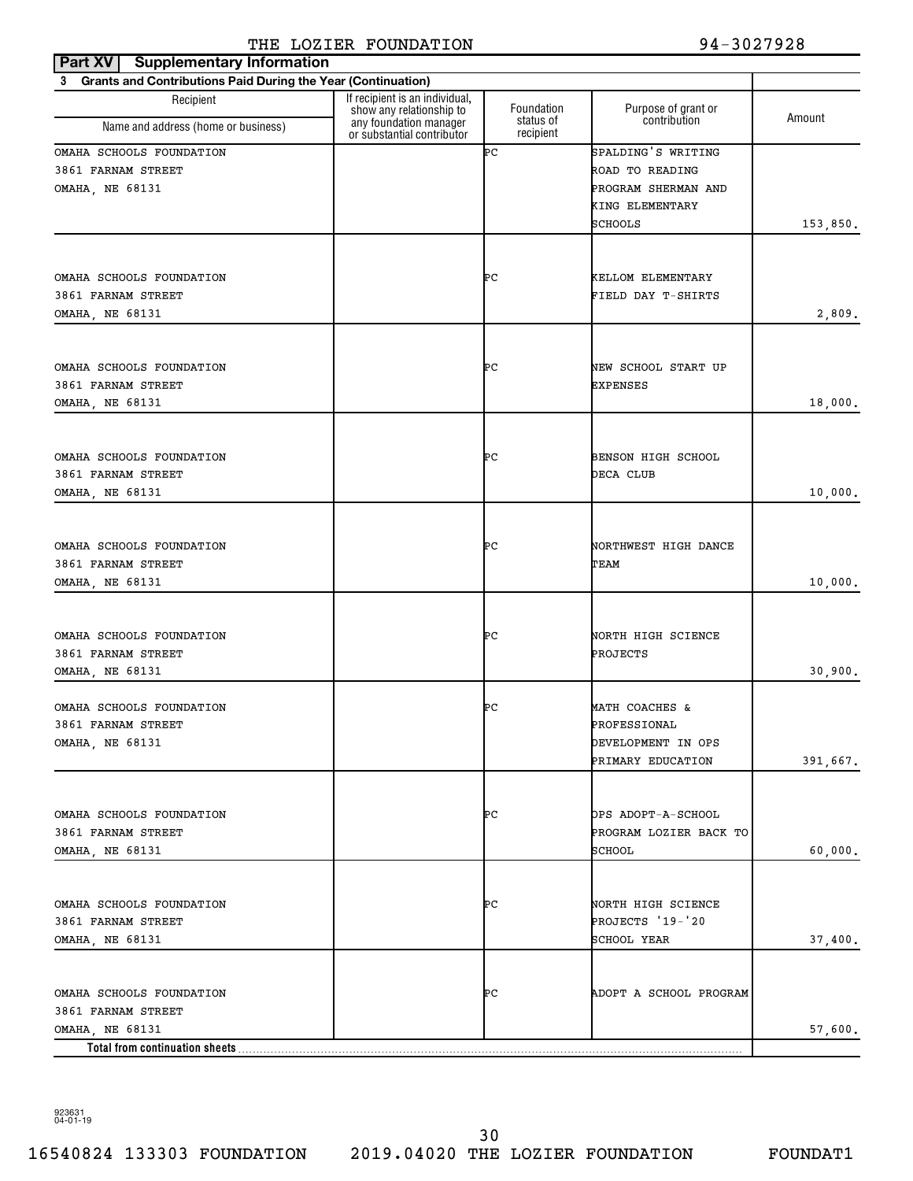THE LOZIER FOUNDATION 94-3027928

**Part XV Supplementary Information**

**3 Grants and Contributions Paid During the Year (Continuation)**

| Recipient Name and address (home or business) | If recipient is an individual, show any relationship to any foundation manager or substantial contributor | Foundation status of recipient | Purpose of grant or contribution | Amount |
|---|---|---|---|---|
| OMAHA SCHOOLS FOUNDATION<br>3861 FARNAM STREET<br>OMAHA, NE 68131 | | PC | SPALDING'S WRITING ROAD TO READING PROGRAM SHERMAN AND KING ELEMENTARY SCHOOLS | 153,850. |
| OMAHA SCHOOLS FOUNDATION<br>3861 FARNAM STREET<br>OMAHA, NE 68131 | | PC | KELLOM ELEMENTARY FIELD DAY T-SHIRTS | 2,809. |
| OMAHA SCHOOLS FOUNDATION<br>3861 FARNAM STREET<br>OMAHA, NE 68131 | | PC | NEW SCHOOL START UP EXPENSES | 18,000. |
| OMAHA SCHOOLS FOUNDATION<br>3861 FARNAM STREET<br>OMAHA, NE 68131 | | PC | BENSON HIGH SCHOOL DECA CLUB | 10,000. |
| OMAHA SCHOOLS FOUNDATION<br>3861 FARNAM STREET<br>OMAHA, NE 68131 | | PC | NORTHWEST HIGH DANCE TEAM | 10,000. |
| OMAHA SCHOOLS FOUNDATION<br>3861 FARNAM STREET<br>OMAHA, NE 68131 | | PC | NORTH HIGH SCIENCE PROJECTS | 30,900. |
| OMAHA SCHOOLS FOUNDATION<br>3861 FARNAM STREET<br>OMAHA, NE 68131 | | PC | MATH COACHES & PROFESSIONAL DEVELOPMENT IN OPS PRIMARY EDUCATION | 391,667. |
| OMAHA SCHOOLS FOUNDATION<br>3861 FARNAM STREET<br>OMAHA, NE 68131 | | PC | OPS ADOPT-A-SCHOOL PROGRAM LOZIER BACK TO SCHOOL | 60,000. |
| OMAHA SCHOOLS FOUNDATION<br>3861 FARNAM STREET<br>OMAHA, NE 68131 | | PC | NORTH HIGH SCIENCE PROJECTS '19-'20 SCHOOL YEAR | 37,400. |
| OMAHA SCHOOLS FOUNDATION<br>3861 FARNAM STREET<br>OMAHA, NE 68131 | | PC | ADOPT A SCHOOL PROGRAM | 57,600. |
| **Total from continuation sheets** | | | | |

923631
04-01-19

16540824 133303 FOUNDATION 2019.04020 THE LOZIER FOUNDATION FOUNDAT1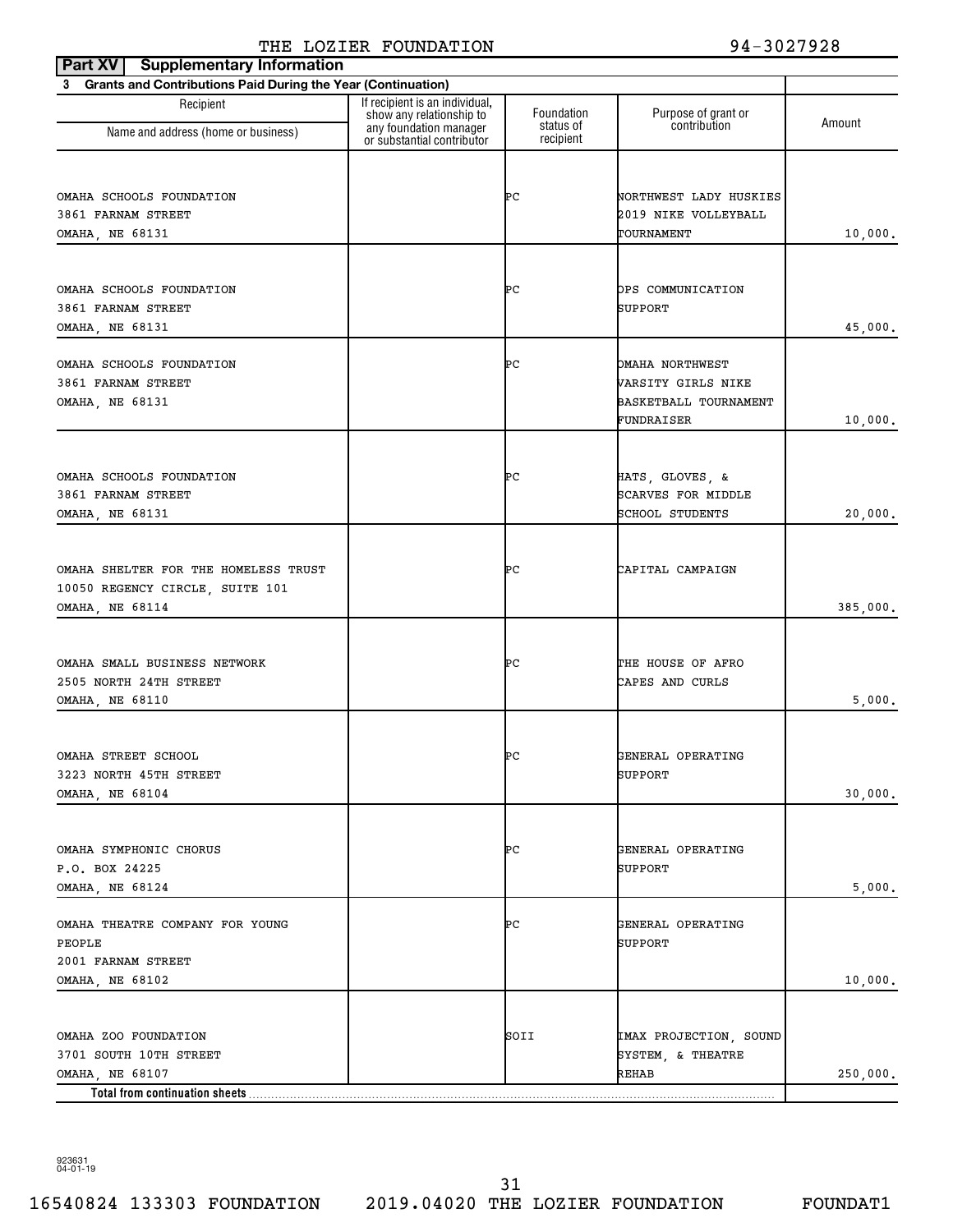THE LOZIER FOUNDATION 94-3027928

**Part XV Supplementary Information**

**3 Grants and Contributions Paid During the Year (Continuation)**

| Recipient Name and address (home or business) | If recipient is an individual, show any relationship to any foundation manager or substantial contributor | Foundation status of recipient | Purpose of grant or contribution | Amount |
|---|---|---|---|---|
| OMAHA SCHOOLS FOUNDATION 3861 FARNAM STREET OMAHA, NE 68131 | | PC | NORTHWEST LADY HUSKIES 2019 NIKE VOLLEYBALL TOURNAMENT | 10,000. |
| OMAHA SCHOOLS FOUNDATION 3861 FARNAM STREET OMAHA, NE 68131 | | PC | OPS COMMUNICATION SUPPORT | 45,000. |
| OMAHA SCHOOLS FOUNDATION 3861 FARNAM STREET OMAHA, NE 68131 | | PC | OMAHA NORTHWEST VARSITY GIRLS NIKE BASKETBALL TOURNAMENT FUNDRAISER | 10,000. |
| OMAHA SCHOOLS FOUNDATION 3861 FARNAM STREET OMAHA, NE 68131 | | PC | HATS, GLOVES, & SCARVES FOR MIDDLE SCHOOL STUDENTS | 20,000. |
| OMAHA SHELTER FOR THE HOMELESS TRUST 10050 REGENCY CIRCLE, SUITE 101 OMAHA, NE 68114 | | PC | CAPITAL CAMPAIGN | 385,000. |
| OMAHA SMALL BUSINESS NETWORK 2505 NORTH 24TH STREET OMAHA, NE 68110 | | PC | THE HOUSE OF AFRO CAPES AND CURLS | 5,000. |
| OMAHA STREET SCHOOL 3223 NORTH 45TH STREET OMAHA, NE 68104 | | PC | GENERAL OPERATING SUPPORT | 30,000. |
| OMAHA SYMPHONIC CHORUS P.O. BOX 24225 OMAHA, NE 68124 | | PC | GENERAL OPERATING SUPPORT | 5,000. |
| OMAHA THEATRE COMPANY FOR YOUNG PEOPLE 2001 FARNAM STREET OMAHA, NE 68102 | | PC | GENERAL OPERATING SUPPORT | 10,000. |
| OMAHA ZOO FOUNDATION 3701 SOUTH 10TH STREET OMAHA, NE 68107 | | SOII | IMAX PROJECTION, SOUND SYSTEM, & THEATRE REHAB | 250,000. |
| **Total from continuation sheets** | | | | |

923631 04-01-19

16540824 133303 FOUNDATION 2019.04020 THE LOZIER FOUNDATION FOUNDAT1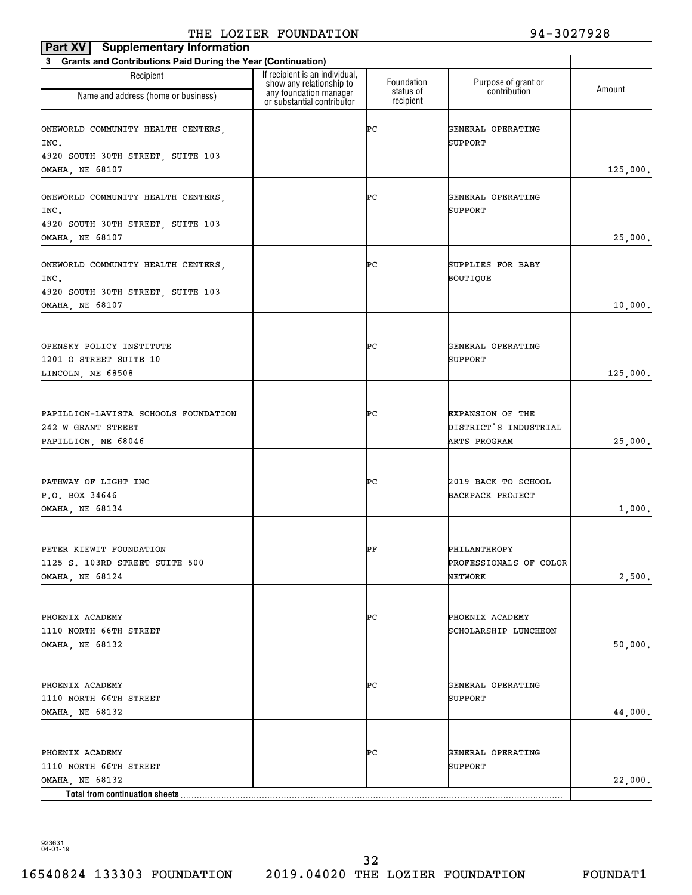THE LOZIER FOUNDATION 94-3027928

**Part XV Supplementary Information**

**3 Grants and Contributions Paid During the Year (Continuation)**

| Recipient<br>Name and address (home or business) | If recipient is an individual, show any relationship to any foundation manager or substantial contributor | Foundation status of recipient | Purpose of grant or contribution | Amount |
|---|---|---|---|---|
| ONEWORLD COMMUNITY HEALTH CENTERS, INC.<br>4920 SOUTH 30TH STREET, SUITE 103<br>OMAHA, NE 68107 | | PC | GENERAL OPERATING SUPPORT | 125,000. |
| ONEWORLD COMMUNITY HEALTH CENTERS, INC.<br>4920 SOUTH 30TH STREET, SUITE 103<br>OMAHA, NE 68107 | | PC | GENERAL OPERATING SUPPORT | 25,000. |
| ONEWORLD COMMUNITY HEALTH CENTERS, INC.<br>4920 SOUTH 30TH STREET, SUITE 103<br>OMAHA, NE 68107 | | PC | SUPPLIES FOR BABY BOUTIQUE | 10,000. |
| OPENSKY POLICY INSTITUTE<br>1201 O STREET SUITE 10<br>LINCOLN, NE 68508 | | PC | GENERAL OPERATING SUPPORT | 125,000. |
| PAPILLION-LAVISTA SCHOOLS FOUNDATION<br>242 W GRANT STREET<br>PAPILLION, NE 68046 | | PC | EXPANSION OF THE DISTRICT'S INDUSTRIAL ARTS PROGRAM | 25,000. |
| PATHWAY OF LIGHT INC<br>P.O. BOX 34646<br>OMAHA, NE 68134 | | PC | 2019 BACK TO SCHOOL BACKPACK PROJECT | 1,000. |
| PETER KIEWIT FOUNDATION<br>1125 S. 103RD STREET SUITE 500<br>OMAHA, NE 68124 | | PF | PHILANTHROPY PROFESSIONALS OF COLOR NETWORK | 2,500. |
| PHOENIX ACADEMY<br>1110 NORTH 66TH STREET<br>OMAHA, NE 68132 | | PC | PHOENIX ACADEMY SCHOLARSHIP LUNCHEON | 50,000. |
| PHOENIX ACADEMY<br>1110 NORTH 66TH STREET<br>OMAHA, NE 68132 | | PC | GENERAL OPERATING SUPPORT | 44,000. |
| PHOENIX ACADEMY<br>1110 NORTH 66TH STREET<br>OMAHA, NE 68132 | | PC | GENERAL OPERATING SUPPORT | 22,000. |
| **Total from continuation sheets** | | | | |

923631
04-01-19

16540824 133303 FOUNDATION 2019.04020 THE LOZIER FOUNDATION FOUNDAT1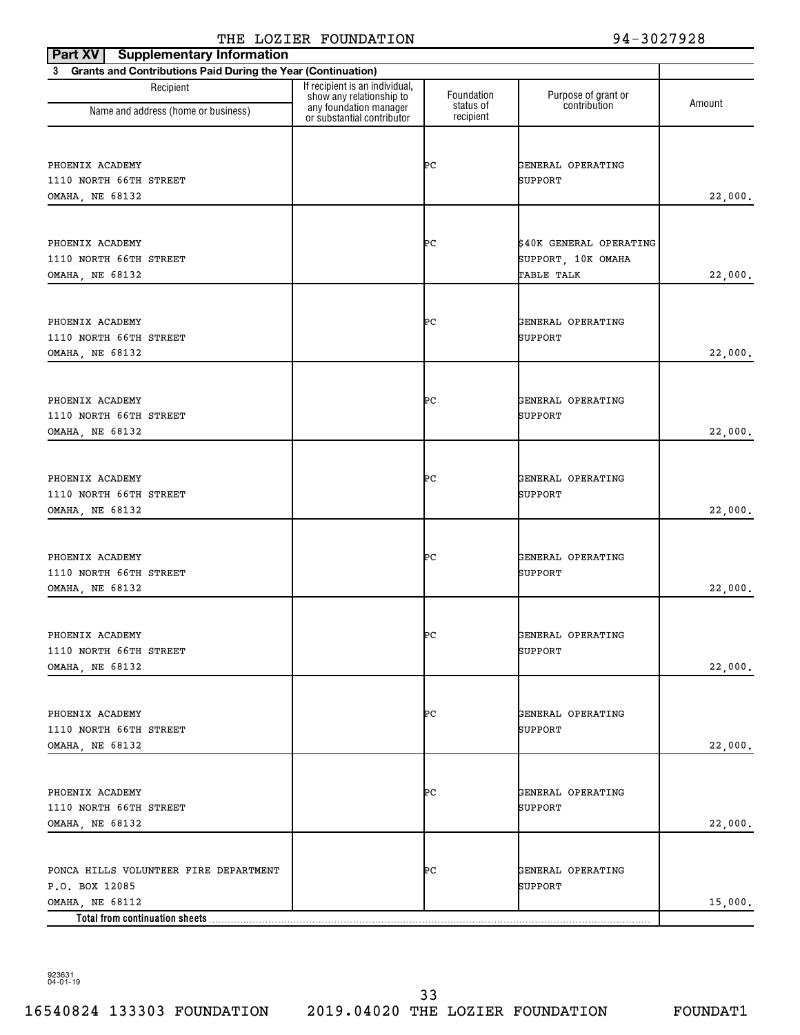THE LOZIER FOUNDATION 94-3027928

**Part XV Supplementary Information**

**3 Grants and Contributions Paid During the Year (Continuation)**

| Recipient<br>Name and address (home or business) | If recipient is an individual, show any relationship to any foundation manager or substantial contributor | Foundation status of recipient | Purpose of grant or contribution | Amount |
|---|---|---|---|---|
| PHOENIX ACADEMY<br>1110 NORTH 66TH STREET<br>OMAHA, NE 68132 | | PC | GENERAL OPERATING SUPPORT | 22,000. |
| PHOENIX ACADEMY<br>1110 NORTH 66TH STREET<br>OMAHA, NE 68132 | | PC | $40K GENERAL OPERATING SUPPORT, 10K OMAHA TABLE TALK | 22,000. |
| PHOENIX ACADEMY<br>1110 NORTH 66TH STREET<br>OMAHA, NE 68132 | | PC | GENERAL OPERATING SUPPORT | 22,000. |
| PHOENIX ACADEMY<br>1110 NORTH 66TH STREET<br>OMAHA, NE 68132 | | PC | GENERAL OPERATING SUPPORT | 22,000. |
| PHOENIX ACADEMY<br>1110 NORTH 66TH STREET<br>OMAHA, NE 68132 | | PC | GENERAL OPERATING SUPPORT | 22,000. |
| PHOENIX ACADEMY<br>1110 NORTH 66TH STREET<br>OMAHA, NE 68132 | | PC | GENERAL OPERATING SUPPORT | 22,000. |
| PHOENIX ACADEMY<br>1110 NORTH 66TH STREET<br>OMAHA, NE 68132 | | PC | GENERAL OPERATING SUPPORT | 22,000. |
| PHOENIX ACADEMY<br>1110 NORTH 66TH STREET<br>OMAHA, NE 68132 | | PC | GENERAL OPERATING SUPPORT | 22,000. |
| PHOENIX ACADEMY<br>1110 NORTH 66TH STREET<br>OMAHA, NE 68132 | | PC | GENERAL OPERATING SUPPORT | 22,000. |
| PONCA HILLS VOLUNTEER FIRE DEPARTMENT<br>P.O. BOX 12085<br>OMAHA, NE 68112 | | PC | GENERAL OPERATING SUPPORT | 15,000. |
| **Total from continuation sheets** | | | | |

923631 04-01-19

16540824 133303 FOUNDATION 2019.04020 THE LOZIER FOUNDATION FOUNDAT1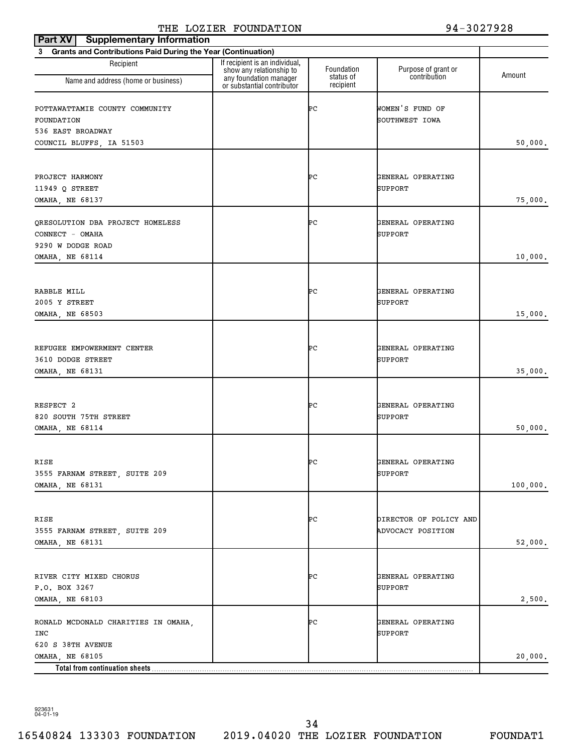THE LOZIER FOUNDATION 94-3027928

**Part XV Supplementary Information**

**3 Grants and Contributions Paid During the Year (Continuation)**

| Recipient Name and address (home or business) | If recipient is an individual, show any relationship to any foundation manager or substantial contributor | Foundation status of recipient | Purpose of grant or contribution | Amount |
|---|---|---|---|---|
| POTTAWATTAMIE COUNTY COMMUNITY FOUNDATION<br>536 EAST BROADWAY<br>COUNCIL BLUFFS, IA 51503 | | PC | WOMEN'S FUND OF SOUTHWEST IOWA | 50,000. |
| PROJECT HARMONY<br>11949 Q STREET<br>OMAHA, NE 68137 | | PC | GENERAL OPERATING SUPPORT | 75,000. |
| QRESOLUTION DBA PROJECT HOMELESS CONNECT - OMAHA<br>9290 W DODGE ROAD<br>OMAHA, NE 68114 | | PC | GENERAL OPERATING SUPPORT | 10,000. |
| RABBLE MILL<br>2005 Y STREET<br>OMAHA, NE 68503 | | PC | GENERAL OPERATING SUPPORT | 15,000. |
| REFUGEE EMPOWERMENT CENTER<br>3610 DODGE STREET<br>OMAHA, NE 68131 | | PC | GENERAL OPERATING SUPPORT | 35,000. |
| RESPECT 2<br>820 SOUTH 75TH STREET<br>OMAHA, NE 68114 | | PC | GENERAL OPERATING SUPPORT | 50,000. |
| RISE<br>3555 FARNAM STREET, SUITE 209<br>OMAHA, NE 68131 | | PC | GENERAL OPERATING SUPPORT | 100,000. |
| RISE<br>3555 FARNAM STREET, SUITE 209<br>OMAHA, NE 68131 | | PC | DIRECTOR OF POLICY AND ADVOCACY POSITION | 52,000. |
| RIVER CITY MIXED CHORUS<br>P.O. BOX 3267<br>OMAHA, NE 68103 | | PC | GENERAL OPERATING SUPPORT | 2,500. |
| RONALD MCDONALD CHARITIES IN OMAHA, INC<br>620 S 38TH AVENUE<br>OMAHA, NE 68105 | | PC | GENERAL OPERATING SUPPORT | 20,000. |
| **Total from continuation sheets** | | | | |

923631 04-01-19

16540824 133303 FOUNDATION 2019.04020 THE LOZIER FOUNDATION FOUNDAT1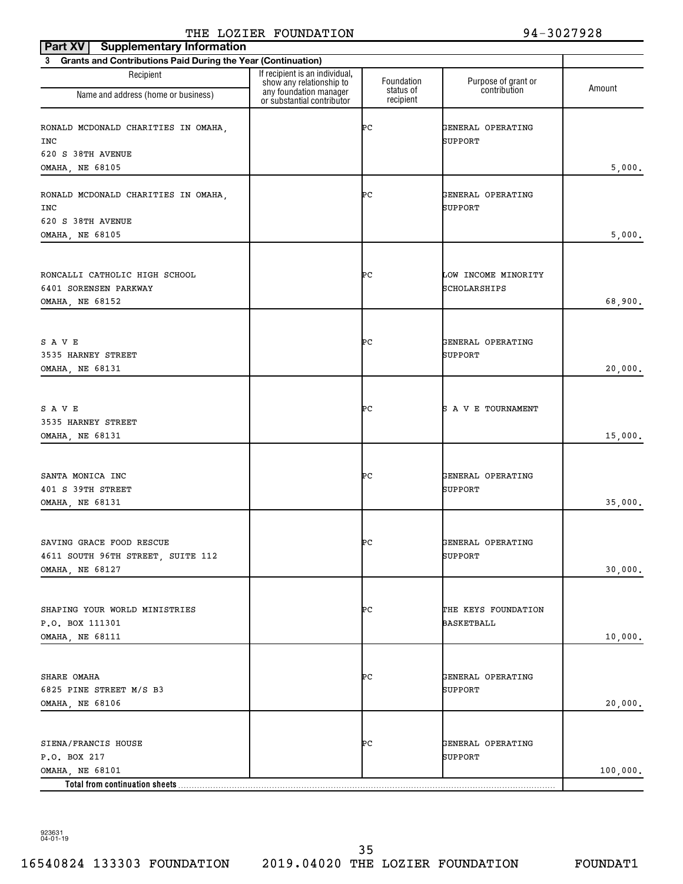THE LOZIER FOUNDATION 94-3027928

**Part XV Supplementary Information**

**3 Grants and Contributions Paid During the Year (Continuation)**

| Recipient Name and address (home or business) | If recipient is an individual, show any relationship to any foundation manager or substantial contributor | Foundation status of recipient | Purpose of grant or contribution | Amount |
|---|---|---|---|---|
| RONALD MCDONALD CHARITIES IN OMAHA, INC<br>620 S 38TH AVENUE<br>OMAHA, NE 68105 | | PC | GENERAL OPERATING SUPPORT | 5,000. |
| RONALD MCDONALD CHARITIES IN OMAHA, INC<br>620 S 38TH AVENUE<br>OMAHA, NE 68105 | | PC | GENERAL OPERATING SUPPORT | 5,000. |
| RONCALLI CATHOLIC HIGH SCHOOL<br>6401 SORENSEN PARKWAY<br>OMAHA, NE 68152 | | PC | LOW INCOME MINORITY SCHOLARSHIPS | 68,900. |
| S A V E<br>3535 HARNEY STREET<br>OMAHA, NE 68131 | | PC | GENERAL OPERATING SUPPORT | 20,000. |
| S A V E<br>3535 HARNEY STREET<br>OMAHA, NE 68131 | | PC | S A V E TOURNAMENT | 15,000. |
| SANTA MONICA INC<br>401 S 39TH STREET<br>OMAHA, NE 68131 | | PC | GENERAL OPERATING SUPPORT | 35,000. |
| SAVING GRACE FOOD RESCUE<br>4611 SOUTH 96TH STREET, SUITE 112<br>OMAHA, NE 68127 | | PC | GENERAL OPERATING SUPPORT | 30,000. |
| SHAPING YOUR WORLD MINISTRIES<br>P.O. BOX 111301<br>OMAHA, NE 68111 | | PC | THE KEYS FOUNDATION BASKETBALL | 10,000. |
| SHARE OMAHA<br>6825 PINE STREET M/S B3<br>OMAHA, NE 68106 | | PC | GENERAL OPERATING SUPPORT | 20,000. |
| SIENA/FRANCIS HOUSE<br>P.O. BOX 217<br>OMAHA, NE 68101 | | PC | GENERAL OPERATING SUPPORT | 100,000. |
| **Total from continuation sheets** | | | | |

923631 04-01-19

16540824 133303 FOUNDATION 2019.04020 THE LOZIER FOUNDATION FOUNDAT1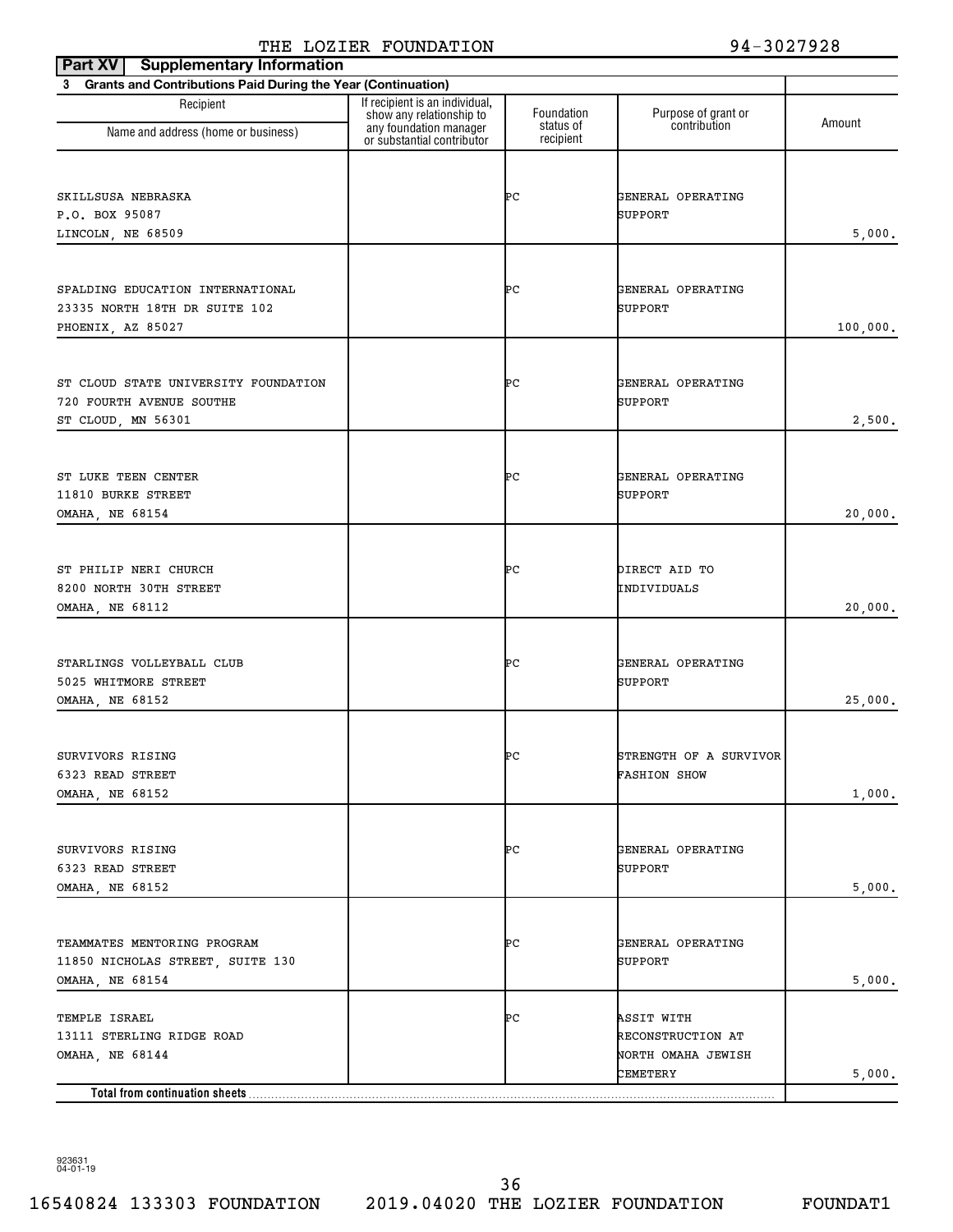THE LOZIER FOUNDATION 94-3027928

**Part XV Supplementary Information**

**3 Grants and Contributions Paid During the Year (Continuation)**

| Recipient<br>Name and address (home or business) | If recipient is an individual, show any relationship to any foundation manager or substantial contributor | Foundation status of recipient | Purpose of grant or contribution | Amount |
|---|---|---|---|---|
| SKILLSUSA NEBRASKA<br>P.O. BOX 95087<br>LINCOLN, NE 68509 | | PC | GENERAL OPERATING SUPPORT | 5,000. |
| SPALDING EDUCATION INTERNATIONAL<br>23335 NORTH 18TH DR SUITE 102<br>PHOENIX, AZ 85027 | | PC | GENERAL OPERATING SUPPORT | 100,000. |
| ST CLOUD STATE UNIVERSITY FOUNDATION<br>720 FOURTH AVENUE SOUTHE<br>ST CLOUD, MN 56301 | | PC | GENERAL OPERATING SUPPORT | 2,500. |
| ST LUKE TEEN CENTER<br>11810 BURKE STREET<br>OMAHA, NE 68154 | | PC | GENERAL OPERATING SUPPORT | 20,000. |
| ST PHILIP NERI CHURCH<br>8200 NORTH 30TH STREET<br>OMAHA, NE 68112 | | PC | DIRECT AID TO INDIVIDUALS | 20,000. |
| STARLINGS VOLLEYBALL CLUB<br>5025 WHITMORE STREET<br>OMAHA, NE 68152 | | PC | GENERAL OPERATING SUPPORT | 25,000. |
| SURVIVORS RISING<br>6323 READ STREET<br>OMAHA, NE 68152 | | PC | STRENGTH OF A SURVIVOR FASHION SHOW | 1,000. |
| SURVIVORS RISING<br>6323 READ STREET<br>OMAHA, NE 68152 | | PC | GENERAL OPERATING SUPPORT | 5,000. |
| TEAMMATES MENTORING PROGRAM<br>11850 NICHOLAS STREET, SUITE 130<br>OMAHA, NE 68154 | | PC | GENERAL OPERATING SUPPORT | 5,000. |
| TEMPLE ISRAEL<br>13111 STERLING RIDGE ROAD<br>OMAHA, NE 68144 | | PC | ASSIT WITH RECONSTRUCTION AT NORTH OMAHA JEWISH CEMETERY | 5,000. |
| **Total from continuation sheets** | | | | |

923631 04-01-19

16540824 133303 FOUNDATION 2019.04020 THE LOZIER FOUNDATION FOUNDAT1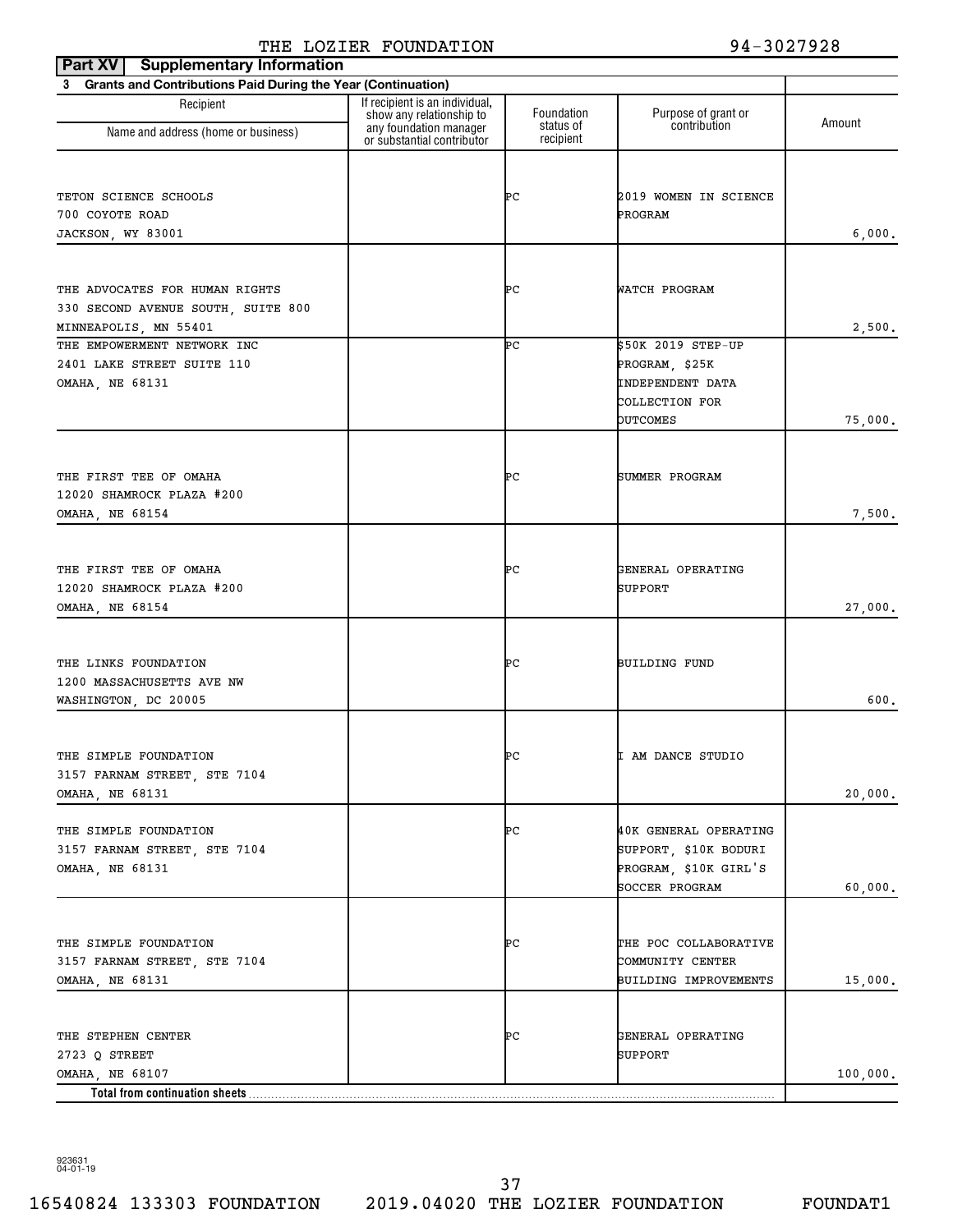THE LOZIER FOUNDATION 94-3027928

**Part XV Supplementary Information**

**3 Grants and Contributions Paid During the Year (Continuation)**

| Recipient Name and address (home or business) | If recipient is an individual, show any relationship to any foundation manager or substantial contributor | Foundation status of recipient | Purpose of grant or contribution | Amount |
|---|---|---|---|---|
| TETON SCIENCE SCHOOLS<br>700 COYOTE ROAD<br>JACKSON, WY 83001 | | PC | 2019 WOMEN IN SCIENCE PROGRAM | 6,000. |
| THE ADVOCATES FOR HUMAN RIGHTS<br>330 SECOND AVENUE SOUTH, SUITE 800<br>MINNEAPOLIS, MN 55401 | | PC | WATCH PROGRAM | 2,500. |
| THE EMPOWERMENT NETWORK INC<br>2401 LAKE STREET SUITE 110<br>OMAHA, NE 68131 | | PC | $50K 2019 STEP-UP PROGRAM, $25K INDEPENDENT DATA COLLECTION FOR OUTCOMES | 75,000. |
| THE FIRST TEE OF OMAHA<br>12020 SHAMROCK PLAZA #200<br>OMAHA, NE 68154 | | PC | SUMMER PROGRAM | 7,500. |
| THE FIRST TEE OF OMAHA<br>12020 SHAMROCK PLAZA #200<br>OMAHA, NE 68154 | | PC | GENERAL OPERATING SUPPORT | 27,000. |
| THE LINKS FOUNDATION<br>1200 MASSACHUSETTS AVE NW<br>WASHINGTON, DC 20005 | | PC | BUILDING FUND | 600. |
| THE SIMPLE FOUNDATION<br>3157 FARNAM STREET, STE 7104<br>OMAHA, NE 68131 | | PC | I AM DANCE STUDIO | 20,000. |
| THE SIMPLE FOUNDATION<br>3157 FARNAM STREET, STE 7104<br>OMAHA, NE 68131 | | PC | 40K GENERAL OPERATING SUPPORT, $10K BODURI PROGRAM, $10K GIRL'S SOCCER PROGRAM | 60,000. |
| THE SIMPLE FOUNDATION<br>3157 FARNAM STREET, STE 7104<br>OMAHA, NE 68131 | | PC | THE POC COLLABORATIVE COMMUNITY CENTER BUILDING IMPROVEMENTS | 15,000. |
| THE STEPHEN CENTER<br>2723 Q STREET<br>OMAHA, NE 68107 | | PC | GENERAL OPERATING SUPPORT | 100,000. |
| **Total from continuation sheets** | | | | |

923631 04-01-19

16540824 133303 FOUNDATION 2019.04020 THE LOZIER FOUNDATION FOUNDAT1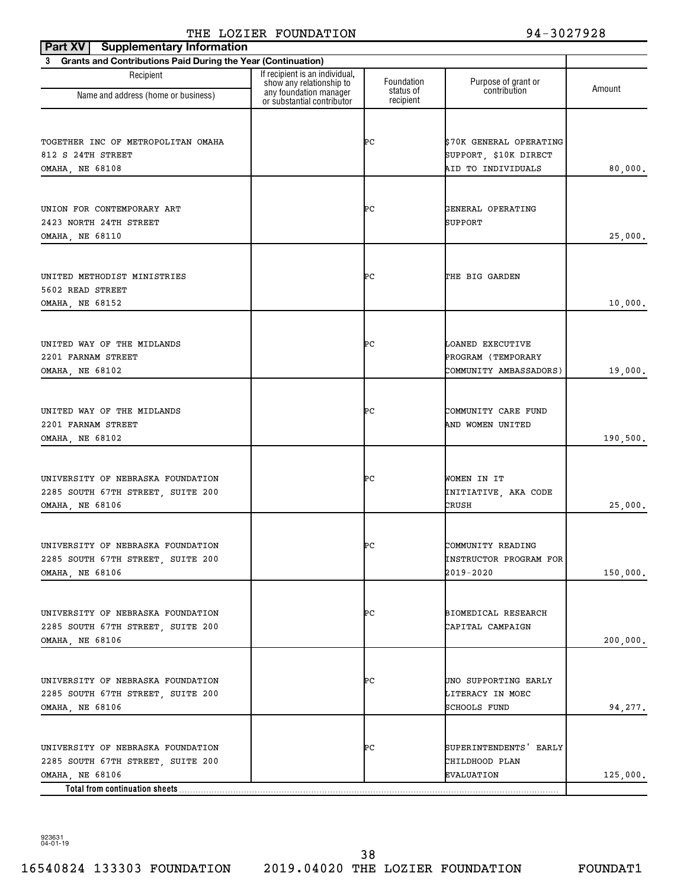THE LOZIER FOUNDATION 94-3027928

**Part XV Supplementary Information**

**3 Grants and Contributions Paid During the Year (Continuation)**

| Recipient Name and address (home or business) | If recipient is an individual, show any relationship to any foundation manager or substantial contributor | Foundation status of recipient | Purpose of grant or contribution | Amount |
|---|---|---|---|---|
| TOGETHER INC OF METROPOLITAN OMAHA<br>812 S 24TH STREET<br>OMAHA, NE 68108 | | PC | $70K GENERAL OPERATING SUPPORT, $10K DIRECT AID TO INDIVIDUALS | 80,000. |
| UNION FOR CONTEMPORARY ART<br>2423 NORTH 24TH STREET<br>OMAHA, NE 68110 | | PC | GENERAL OPERATING SUPPORT | 25,000. |
| UNITED METHODIST MINISTRIES<br>5602 READ STREET<br>OMAHA, NE 68152 | | PC | THE BIG GARDEN | 10,000. |
| UNITED WAY OF THE MIDLANDS<br>2201 FARNAM STREET<br>OMAHA, NE 68102 | | PC | LOANED EXECUTIVE PROGRAM (TEMPORARY COMMUNITY AMBASSADORS) | 19,000. |
| UNITED WAY OF THE MIDLANDS<br>2201 FARNAM STREET<br>OMAHA, NE 68102 | | PC | COMMUNITY CARE FUND AND WOMEN UNITED | 190,500. |
| UNIVERSITY OF NEBRASKA FOUNDATION<br>2285 SOUTH 67TH STREET, SUITE 200<br>OMAHA, NE 68106 | | PC | WOMEN IN IT INITIATIVE, AKA CODE CRUSH | 25,000. |
| UNIVERSITY OF NEBRASKA FOUNDATION<br>2285 SOUTH 67TH STREET, SUITE 200<br>OMAHA, NE 68106 | | PC | COMMUNITY READING INSTRUCTOR PROGRAM FOR 2019-2020 | 150,000. |
| UNIVERSITY OF NEBRASKA FOUNDATION<br>2285 SOUTH 67TH STREET, SUITE 200<br>OMAHA, NE 68106 | | PC | BIOMEDICAL RESEARCH CAPITAL CAMPAIGN | 200,000. |
| UNIVERSITY OF NEBRASKA FOUNDATION<br>2285 SOUTH 67TH STREET, SUITE 200<br>OMAHA, NE 68106 | | PC | UNO SUPPORTING EARLY LITERACY IN MOEC SCHOOLS FUND | 94,277. |
| UNIVERSITY OF NEBRASKA FOUNDATION<br>2285 SOUTH 67TH STREET, SUITE 200<br>OMAHA, NE 68106 | | PC | SUPERINTENDENTS' EARLY CHILDHOOD PLAN EVALUATION | 125,000. |
| **Total from continuation sheets** | | | | |

923631
04-01-19

16540824 133303 FOUNDATION 2019.04020 THE LOZIER FOUNDATION FOUNDAT1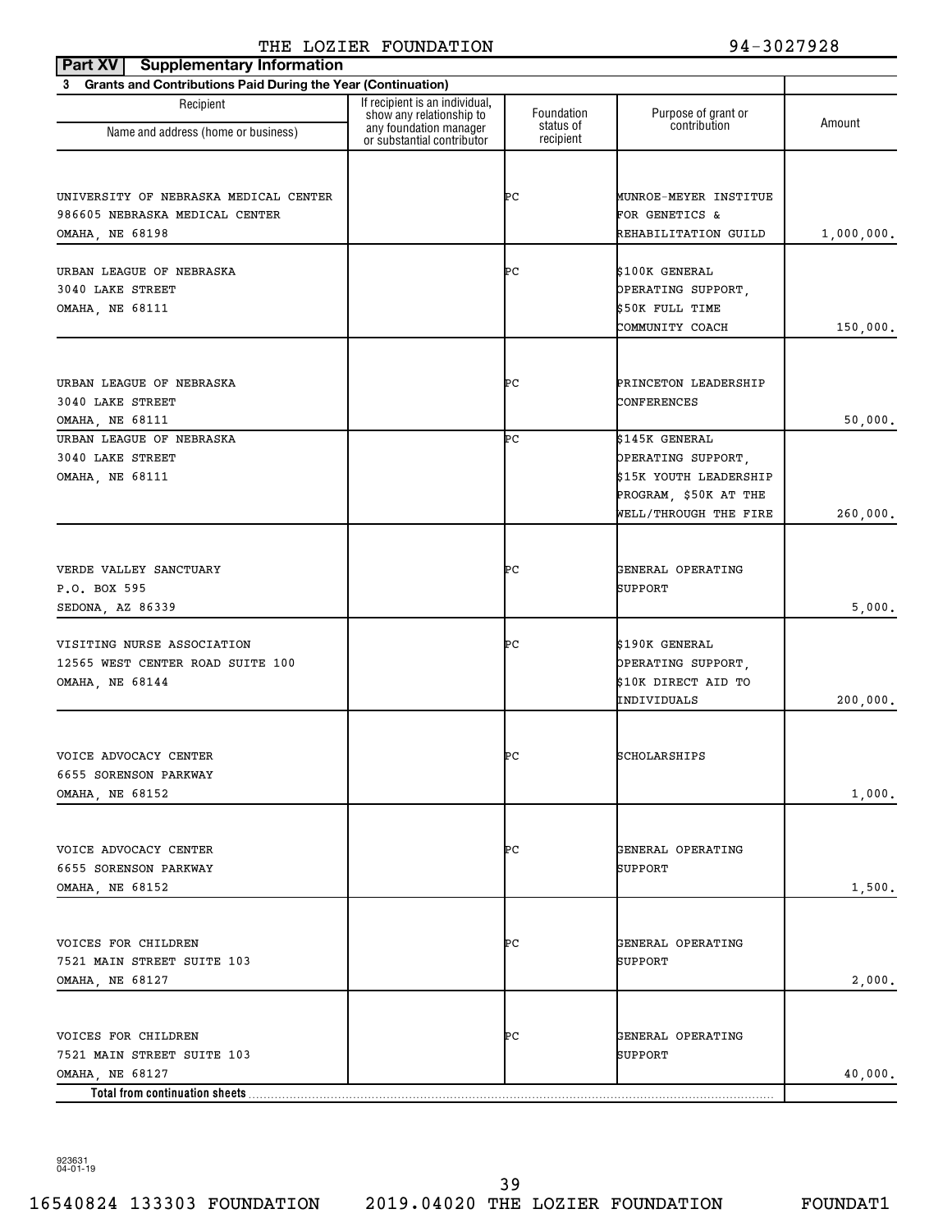THE LOZIER FOUNDATION 94-3027928

**Part XV Supplementary Information**

**3 Grants and Contributions Paid During the Year (Continuation)**

| Recipient Name and address (home or business) | If recipient is an individual, show any relationship to any foundation manager or substantial contributor | Foundation status of recipient | Purpose of grant or contribution | Amount |
|---|---|---|---|---|
| UNIVERSITY OF NEBRASKA MEDICAL CENTER 986605 NEBRASKA MEDICAL CENTER OMAHA, NE 68198 | | PC | MUNROE-MEYER INSTITUE FOR GENETICS & REHABILITATION GUILD | 1,000,000. |
| URBAN LEAGUE OF NEBRASKA 3040 LAKE STREET OMAHA, NE 68111 | | PC | $100K GENERAL OPERATING SUPPORT, $50K FULL TIME COMMUNITY COACH | 150,000. |
| URBAN LEAGUE OF NEBRASKA 3040 LAKE STREET OMAHA, NE 68111 | | PC | PRINCETON LEADERSHIP CONFERENCES | 50,000. |
| URBAN LEAGUE OF NEBRASKA 3040 LAKE STREET OMAHA, NE 68111 | | PC | $145K GENERAL OPERATING SUPPORT, $15K YOUTH LEADERSHIP PROGRAM, $50K AT THE WELL/THROUGH THE FIRE | 260,000. |
| VERDE VALLEY SANCTUARY P.O. BOX 595 SEDONA, AZ 86339 | | PC | GENERAL OPERATING SUPPORT | 5,000. |
| VISITING NURSE ASSOCIATION 12565 WEST CENTER ROAD SUITE 100 OMAHA, NE 68144 | | PC | $190K GENERAL OPERATING SUPPORT, $10K DIRECT AID TO INDIVIDUALS | 200,000. |
| VOICE ADVOCACY CENTER 6655 SORENSON PARKWAY OMAHA, NE 68152 | | PC | SCHOLARSHIPS | 1,000. |
| VOICE ADVOCACY CENTER 6655 SORENSON PARKWAY OMAHA, NE 68152 | | PC | GENERAL OPERATING SUPPORT | 1,500. |
| VOICES FOR CHILDREN 7521 MAIN STREET SUITE 103 OMAHA, NE 68127 | | PC | GENERAL OPERATING SUPPORT | 2,000. |
| VOICES FOR CHILDREN 7521 MAIN STREET SUITE 103 OMAHA, NE 68127 | | PC | GENERAL OPERATING SUPPORT | 40,000. |
| **Total from continuation sheets** | | | | |

923631 04-01-19

16540824 133303 FOUNDATION 2019.04020 THE LOZIER FOUNDATION FOUNDAT1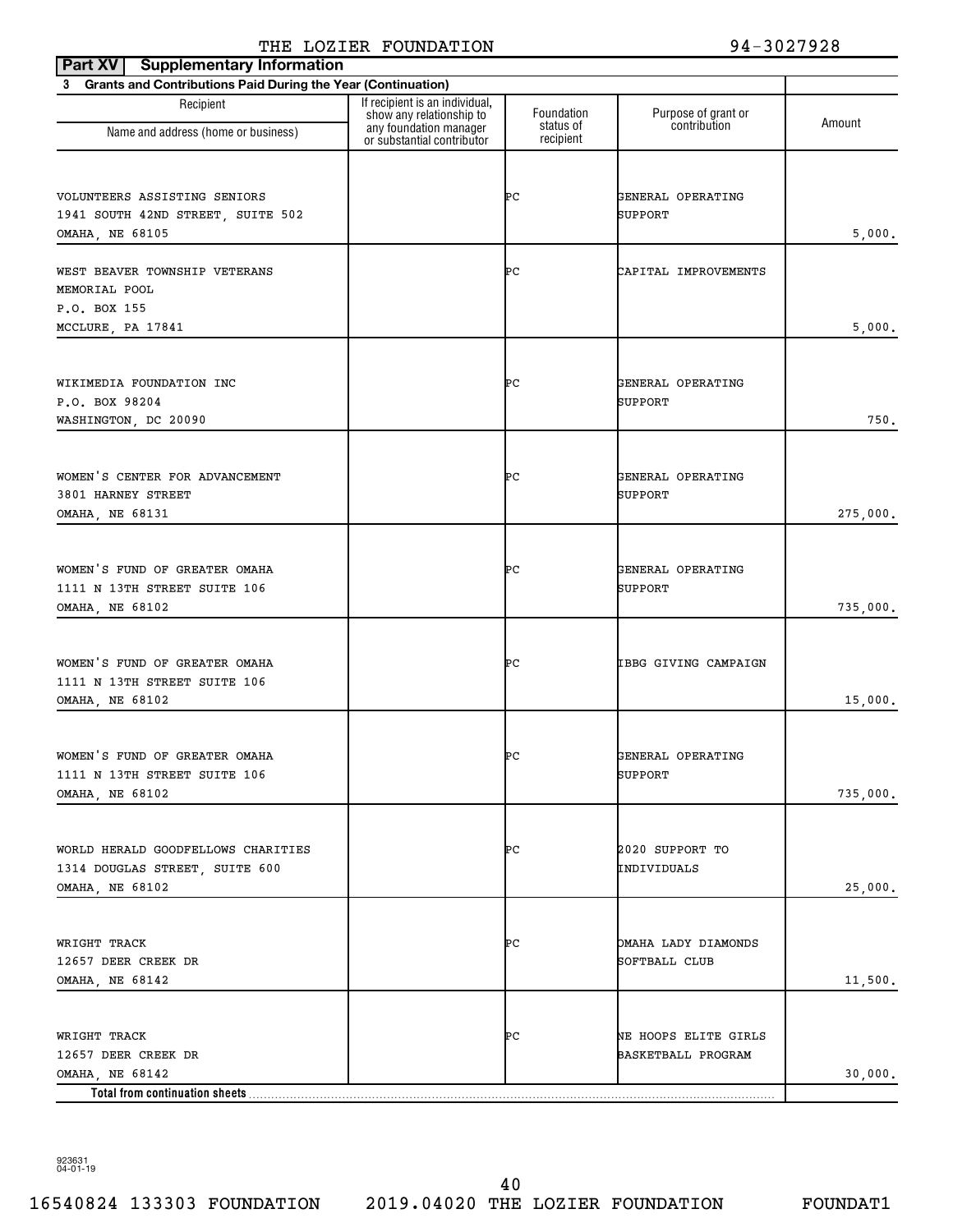## Part XV Supplementary Information

**3 Grants and Contributions Paid During the Year (Continuation)**

| Recipient Name and address (home or business) | If recipient is an individual, show any relationship to any foundation manager or substantial contributor | Foundation status of recipient | Purpose of grant or contribution | Amount |
|---|---|---|---|---|
| VOLUNTEERS ASSISTING SENIORS<br>1941 SOUTH 42ND STREET, SUITE 502<br>OMAHA, NE 68105 | | PC | GENERAL OPERATING SUPPORT | 5,000. |
| WEST BEAVER TOWNSHIP VETERANS MEMORIAL POOL<br>P.O. BOX 155<br>MCCLURE, PA 17841 | | PC | CAPITAL IMPROVEMENTS | 5,000. |
| WIKIMEDIA FOUNDATION INC<br>P.O. BOX 98204<br>WASHINGTON, DC 20090 | | PC | GENERAL OPERATING SUPPORT | 750. |
| WOMEN'S CENTER FOR ADVANCEMENT<br>3801 HARNEY STREET<br>OMAHA, NE 68131 | | PC | GENERAL OPERATING SUPPORT | 275,000. |
| WOMEN'S FUND OF GREATER OMAHA<br>1111 N 13TH STREET SUITE 106<br>OMAHA, NE 68102 | | PC | GENERAL OPERATING SUPPORT | 735,000. |
| WOMEN'S FUND OF GREATER OMAHA<br>1111 N 13TH STREET SUITE 106<br>OMAHA, NE 68102 | | PC | IBBG GIVING CAMPAIGN | 15,000. |
| WOMEN'S FUND OF GREATER OMAHA<br>1111 N 13TH STREET SUITE 106<br>OMAHA, NE 68102 | | PC | GENERAL OPERATING SUPPORT | 735,000. |
| WORLD HERALD GOODFELLOWS CHARITIES<br>1314 DOUGLAS STREET, SUITE 600<br>OMAHA, NE 68102 | | PC | 2020 SUPPORT TO INDIVIDUALS | 25,000. |
| WRIGHT TRACK<br>12657 DEER CREEK DR<br>OMAHA, NE 68142 | | PC | OMAHA LADY DIAMONDS SOFTBALL CLUB | 11,500. |
| WRIGHT TRACK<br>12657 DEER CREEK DR<br>OMAHA, NE 68142 | | PC | NE HOOPS ELITE GIRLS BASKETBALL PROGRAM | 30,000. |
| **Total from continuation sheets** | | | | |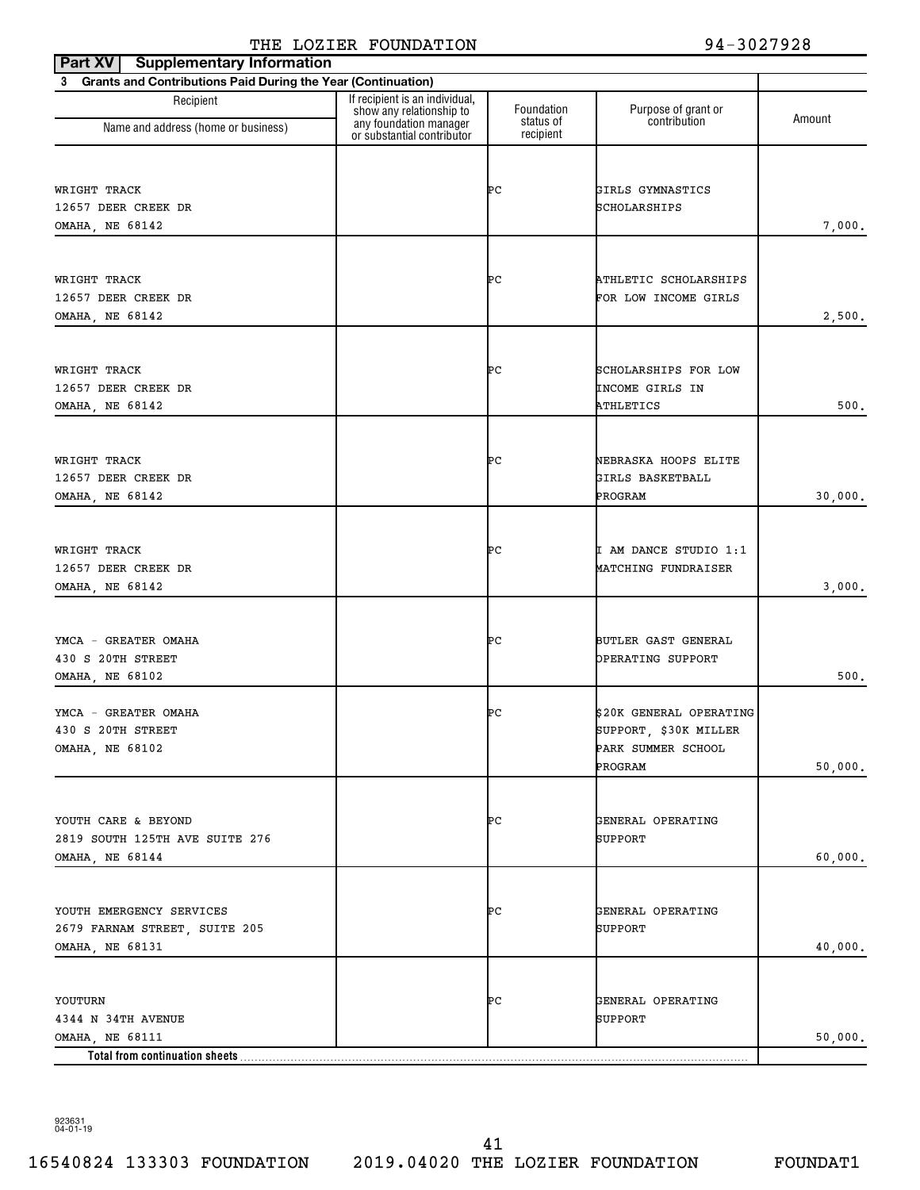THE LOZIER FOUNDATION 94-3027928

**Part XV Supplementary Information**

**3 Grants and Contributions Paid During the Year (Continuation)**

| Recipient Name and address (home or business) | If recipient is an individual, show any relationship to any foundation manager or substantial contributor | Foundation status of recipient | Purpose of grant or contribution | Amount |
|---|---|---|---|---|
| WRIGHT TRACK<br>12657 DEER CREEK DR<br>OMAHA, NE 68142 | | PC | GIRLS GYMNASTICS SCHOLARSHIPS | 7,000. |
| WRIGHT TRACK<br>12657 DEER CREEK DR<br>OMAHA, NE 68142 | | PC | ATHLETIC SCHOLARSHIPS FOR LOW INCOME GIRLS | 2,500. |
| WRIGHT TRACK<br>12657 DEER CREEK DR<br>OMAHA, NE 68142 | | PC | SCHOLARSHIPS FOR LOW INCOME GIRLS IN ATHLETICS | 500. |
| WRIGHT TRACK<br>12657 DEER CREEK DR<br>OMAHA, NE 68142 | | PC | NEBRASKA HOOPS ELITE GIRLS BASKETBALL PROGRAM | 30,000. |
| WRIGHT TRACK<br>12657 DEER CREEK DR<br>OMAHA, NE 68142 | | PC | I AM DANCE STUDIO 1:1 MATCHING FUNDRAISER | 3,000. |
| YMCA - GREATER OMAHA<br>430 S 20TH STREET<br>OMAHA, NE 68102 | | PC | BUTLER GAST GENERAL OPERATING SUPPORT | 500. |
| YMCA - GREATER OMAHA<br>430 S 20TH STREET<br>OMAHA, NE 68102 | | PC | $20K GENERAL OPERATING SUPPORT, $30K MILLER PARK SUMMER SCHOOL PROGRAM | 50,000. |
| YOUTH CARE & BEYOND<br>2819 SOUTH 125TH AVE SUITE 276<br>OMAHA, NE 68144 | | PC | GENERAL OPERATING SUPPORT | 60,000. |
| YOUTH EMERGENCY SERVICES<br>2679 FARNAM STREET, SUITE 205<br>OMAHA, NE 68131 | | PC | GENERAL OPERATING SUPPORT | 40,000. |
| YOUTURN<br>4344 N 34TH AVENUE<br>OMAHA, NE 68111 | | PC | GENERAL OPERATING SUPPORT | 50,000. |
| **Total from continuation sheets** | | | | |

923631 04-01-19

16540824 133303 FOUNDATION 2019.04020 THE LOZIER FOUNDATION FOUNDAT1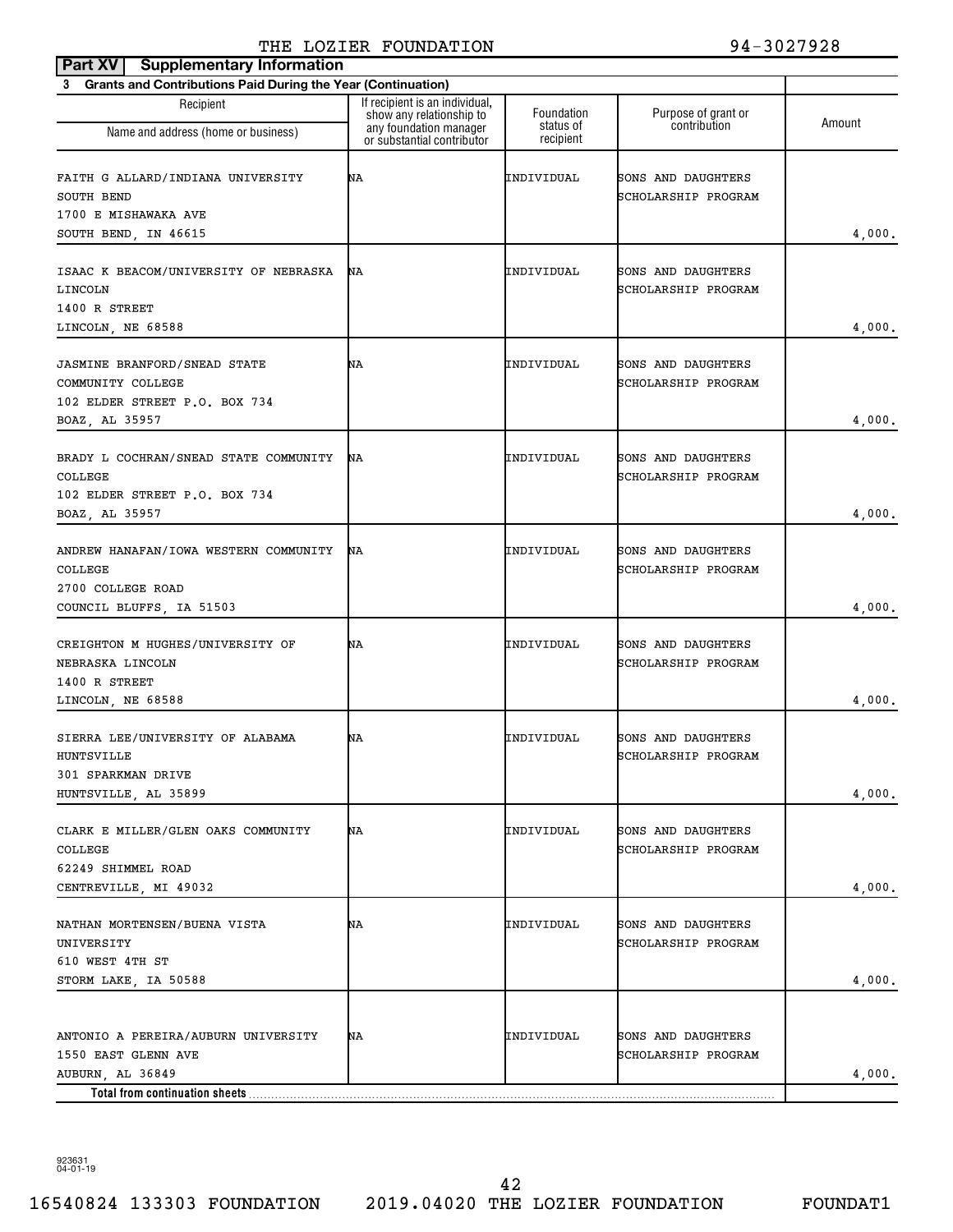THE LOZIER FOUNDATION 94-3027928

**Part XV | Supplementary Information**

**3 Grants and Contributions Paid During the Year (Continuation)**

| Recipient Name and address (home or business) | If recipient is an individual, show any relationship to any foundation manager or substantial contributor | Foundation status of recipient | Purpose of grant or contribution | Amount |
|---|---|---|---|---|
| FAITH G ALLARD/INDIANA UNIVERSITY SOUTH BEND 1700 E MISHAWAKA AVE SOUTH BEND, IN 46615 | NA | INDIVIDUAL | SONS AND DAUGHTERS SCHOLARSHIP PROGRAM | 4,000. |
| ISAAC K BEACOM/UNIVERSITY OF NEBRASKA LINCOLN 1400 R STREET LINCOLN, NE 68588 | NA | INDIVIDUAL | SONS AND DAUGHTERS SCHOLARSHIP PROGRAM | 4,000. |
| JASMINE BRANFORD/SNEAD STATE COMMUNITY COLLEGE 102 ELDER STREET P.O. BOX 734 BOAZ, AL 35957 | NA | INDIVIDUAL | SONS AND DAUGHTERS SCHOLARSHIP PROGRAM | 4,000. |
| BRADY L COCHRAN/SNEAD STATE COMMUNITY COLLEGE 102 ELDER STREET P.O. BOX 734 BOAZ, AL 35957 | NA | INDIVIDUAL | SONS AND DAUGHTERS SCHOLARSHIP PROGRAM | 4,000. |
| ANDREW HANAFAN/IOWA WESTERN COMMUNITY COLLEGE 2700 COLLEGE ROAD COUNCIL BLUFFS, IA 51503 | NA | INDIVIDUAL | SONS AND DAUGHTERS SCHOLARSHIP PROGRAM | 4,000. |
| CREIGHTON M HUGHES/UNIVERSITY OF NEBRASKA LINCOLN 1400 R STREET LINCOLN, NE 68588 | NA | INDIVIDUAL | SONS AND DAUGHTERS SCHOLARSHIP PROGRAM | 4,000. |
| SIERRA LEE/UNIVERSITY OF ALABAMA HUNTSVILLE 301 SPARKMAN DRIVE HUNTSVILLE, AL 35899 | NA | INDIVIDUAL | SONS AND DAUGHTERS SCHOLARSHIP PROGRAM | 4,000. |
| CLARK E MILLER/GLEN OAKS COMMUNITY COLLEGE 62249 SHIMMEL ROAD CENTREVILLE, MI 49032 | NA | INDIVIDUAL | SONS AND DAUGHTERS SCHOLARSHIP PROGRAM | 4,000. |
| NATHAN MORTENSEN/BUENA VISTA UNIVERSITY 610 WEST 4TH ST STORM LAKE, IA 50588 | NA | INDIVIDUAL | SONS AND DAUGHTERS SCHOLARSHIP PROGRAM | 4,000. |
| ANTONIO A PEREIRA/AUBURN UNIVERSITY 1550 EAST GLENN AVE AUBURN, AL 36849 | NA | INDIVIDUAL | SONS AND DAUGHTERS SCHOLARSHIP PROGRAM | 4,000. |
| **Total from continuation sheets** | | | | |

923631 04-01-19

16540824 133303 FOUNDATION 2019.04020 THE LOZIER FOUNDATION FOUNDAT1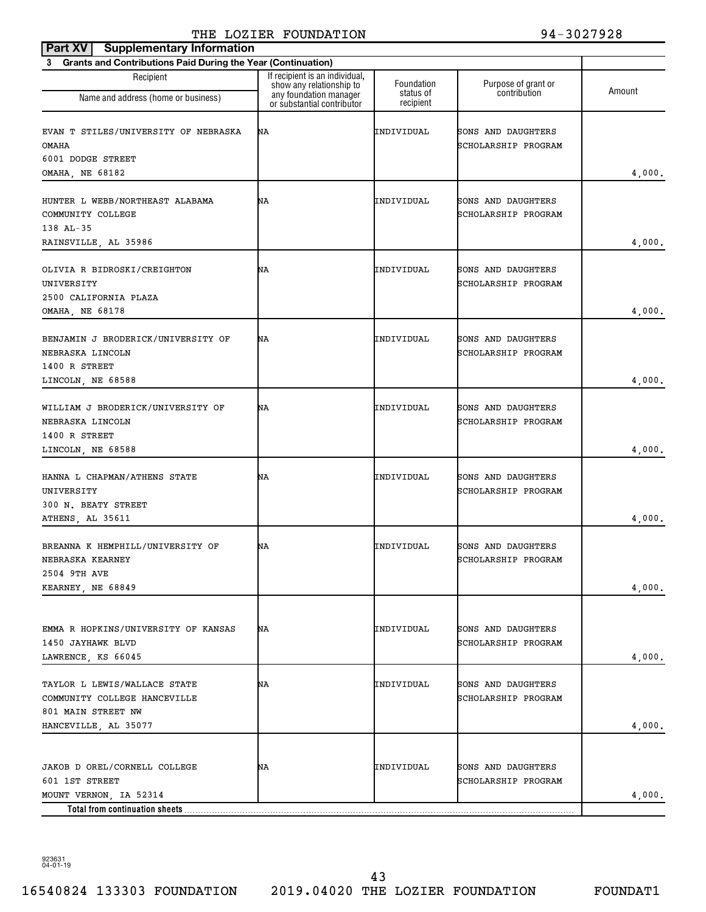THE LOZIER FOUNDATION 94-3027928

**Part XV Supplementary Information**

**3 Grants and Contributions Paid During the Year (Continuation)**

| Recipient Name and address (home or business) | If recipient is an individual, show any relationship to any foundation manager or substantial contributor | Foundation status of recipient | Purpose of grant or contribution | Amount |
|---|---|---|---|---|
| EVAN T STILES/UNIVERSITY OF NEBRASKA OMAHA 6001 DODGE STREET OMAHA, NE 68182 | NA | INDIVIDUAL | SONS AND DAUGHTERS SCHOLARSHIP PROGRAM | 4,000. |
| HUNTER L WEBB/NORTHEAST ALABAMA COMMUNITY COLLEGE 138 AL-35 RAINSVILLE, AL 35986 | NA | INDIVIDUAL | SONS AND DAUGHTERS SCHOLARSHIP PROGRAM | 4,000. |
| OLIVIA R BIDROSKI/CREIGHTON UNIVERSITY 2500 CALIFORNIA PLAZA OMAHA, NE 68178 | NA | INDIVIDUAL | SONS AND DAUGHTERS SCHOLARSHIP PROGRAM | 4,000. |
| BENJAMIN J BRODERICK/UNIVERSITY OF NEBRASKA LINCOLN 1400 R STREET LINCOLN, NE 68588 | NA | INDIVIDUAL | SONS AND DAUGHTERS SCHOLARSHIP PROGRAM | 4,000. |
| WILLIAM J BRODERICK/UNIVERSITY OF NEBRASKA LINCOLN 1400 R STREET LINCOLN, NE 68588 | NA | INDIVIDUAL | SONS AND DAUGHTERS SCHOLARSHIP PROGRAM | 4,000. |
| HANNA L CHAPMAN/ATHENS STATE UNIVERSITY 300 N. BEATY STREET ATHENS, AL 35611 | NA | INDIVIDUAL | SONS AND DAUGHTERS SCHOLARSHIP PROGRAM | 4,000. |
| BREANNA K HEMPHILL/UNIVERSITY OF NEBRASKA KEARNEY 2504 9TH AVE KEARNEY, NE 68849 | NA | INDIVIDUAL | SONS AND DAUGHTERS SCHOLARSHIP PROGRAM | 4,000. |
| EMMA R HOPKINS/UNIVERSITY OF KANSAS 1450 JAYHAWK BLVD LAWRENCE, KS 66045 | NA | INDIVIDUAL | SONS AND DAUGHTERS SCHOLARSHIP PROGRAM | 4,000. |
| TAYLOR L LEWIS/WALLACE STATE COMMUNITY COLLEGE HANCEVILLE 801 MAIN STREET NW HANCEVILLE, AL 35077 | NA | INDIVIDUAL | SONS AND DAUGHTERS SCHOLARSHIP PROGRAM | 4,000. |
| JAKOB D OREL/CORNELL COLLEGE 601 1ST STREET MOUNT VERNON, IA 52314 | NA | INDIVIDUAL | SONS AND DAUGHTERS SCHOLARSHIP PROGRAM | 4,000. |
| **Total from continuation sheets** | | | | |

923631 04-01-19

16540824 133303 FOUNDATION 2019.04020 THE LOZIER FOUNDATION FOUNDAT1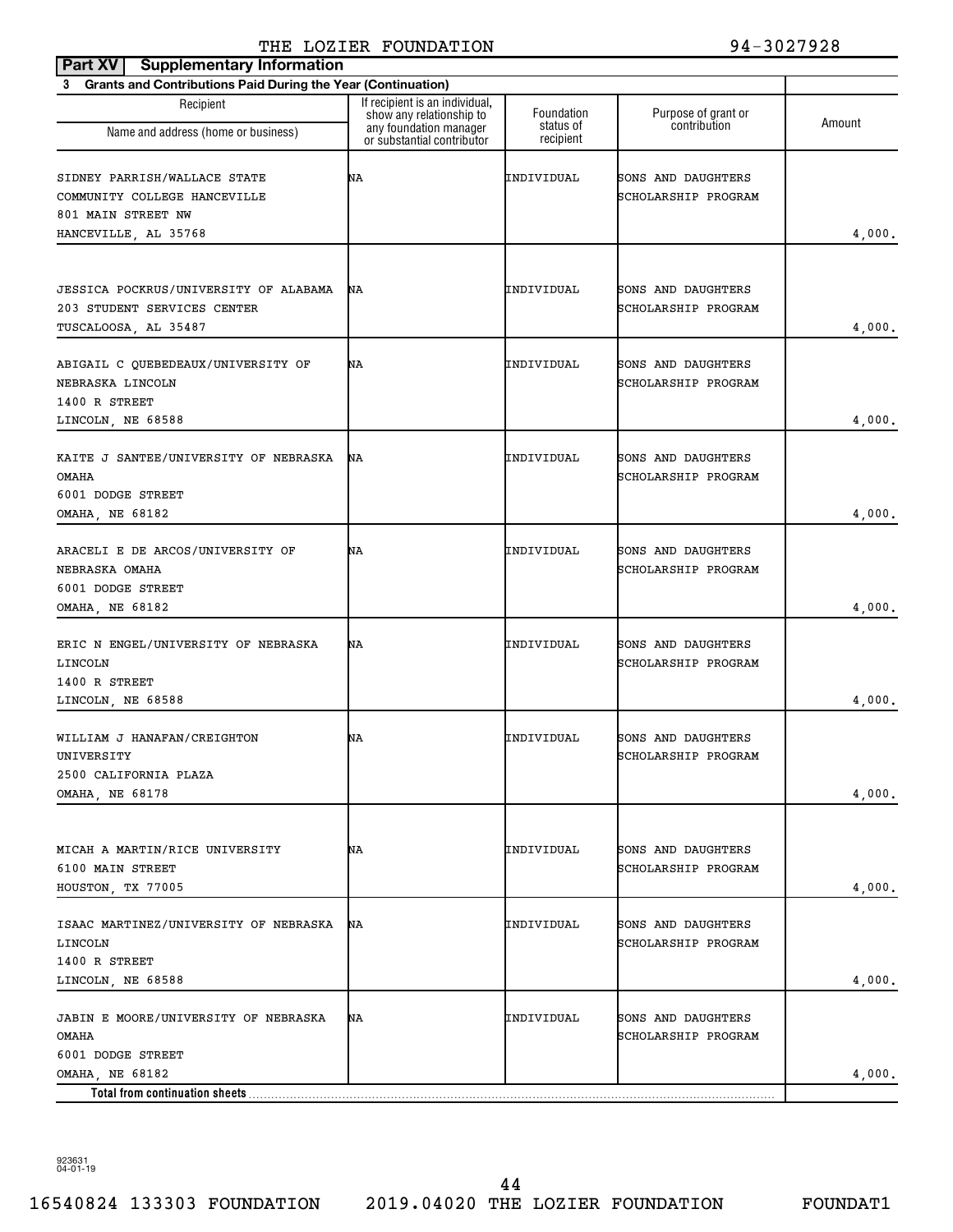THE LOZIER FOUNDATION 94-3027928

**Part XV Supplementary Information**

**3 Grants and Contributions Paid During the Year (Continuation)**

| Recipient<br>Name and address (home or business) | If recipient is an individual, show any relationship to any foundation manager or substantial contributor | Foundation status of recipient | Purpose of grant or contribution | Amount |
|---|---|---|---|---|
| SIDNEY PARRISH/WALLACE STATE COMMUNITY COLLEGE HANCEVILLE<br>801 MAIN STREET NW<br>HANCEVILLE, AL 35768 | NA | INDIVIDUAL | SONS AND DAUGHTERS SCHOLARSHIP PROGRAM | 4,000. |
| JESSICA POCKRUS/UNIVERSITY OF ALABAMA<br>203 STUDENT SERVICES CENTER<br>TUSCALOOSA, AL 35487 | NA | INDIVIDUAL | SONS AND DAUGHTERS SCHOLARSHIP PROGRAM | 4,000. |
| ABIGAIL C QUEBEDEAUX/UNIVERSITY OF NEBRASKA LINCOLN<br>1400 R STREET<br>LINCOLN, NE 68588 | NA | INDIVIDUAL | SONS AND DAUGHTERS SCHOLARSHIP PROGRAM | 4,000. |
| KAITE J SANTEE/UNIVERSITY OF NEBRASKA OMAHA<br>6001 DODGE STREET<br>OMAHA, NE 68182 | NA | INDIVIDUAL | SONS AND DAUGHTERS SCHOLARSHIP PROGRAM | 4,000. |
| ARACELI E DE ARCOS/UNIVERSITY OF NEBRASKA OMAHA<br>6001 DODGE STREET<br>OMAHA, NE 68182 | NA | INDIVIDUAL | SONS AND DAUGHTERS SCHOLARSHIP PROGRAM | 4,000. |
| ERIC N ENGEL/UNIVERSITY OF NEBRASKA LINCOLN<br>1400 R STREET<br>LINCOLN, NE 68588 | NA | INDIVIDUAL | SONS AND DAUGHTERS SCHOLARSHIP PROGRAM | 4,000. |
| WILLIAM J HANAFAN/CREIGHTON UNIVERSITY<br>2500 CALIFORNIA PLAZA<br>OMAHA, NE 68178 | NA | INDIVIDUAL | SONS AND DAUGHTERS SCHOLARSHIP PROGRAM | 4,000. |
| MICAH A MARTIN/RICE UNIVERSITY<br>6100 MAIN STREET<br>HOUSTON, TX 77005 | NA | INDIVIDUAL | SONS AND DAUGHTERS SCHOLARSHIP PROGRAM | 4,000. |
| ISAAC MARTINEZ/UNIVERSITY OF NEBRASKA LINCOLN<br>1400 R STREET<br>LINCOLN, NE 68588 | NA | INDIVIDUAL | SONS AND DAUGHTERS SCHOLARSHIP PROGRAM | 4,000. |
| JABIN E MOORE/UNIVERSITY OF NEBRASKA OMAHA<br>6001 DODGE STREET<br>OMAHA, NE 68182 | NA | INDIVIDUAL | SONS AND DAUGHTERS SCHOLARSHIP PROGRAM | 4,000. |
| **Total from continuation sheets** | | | | |

923631
04-01-19

16540824 133303 FOUNDATION 2019.04020 THE LOZIER FOUNDATION FOUNDAT1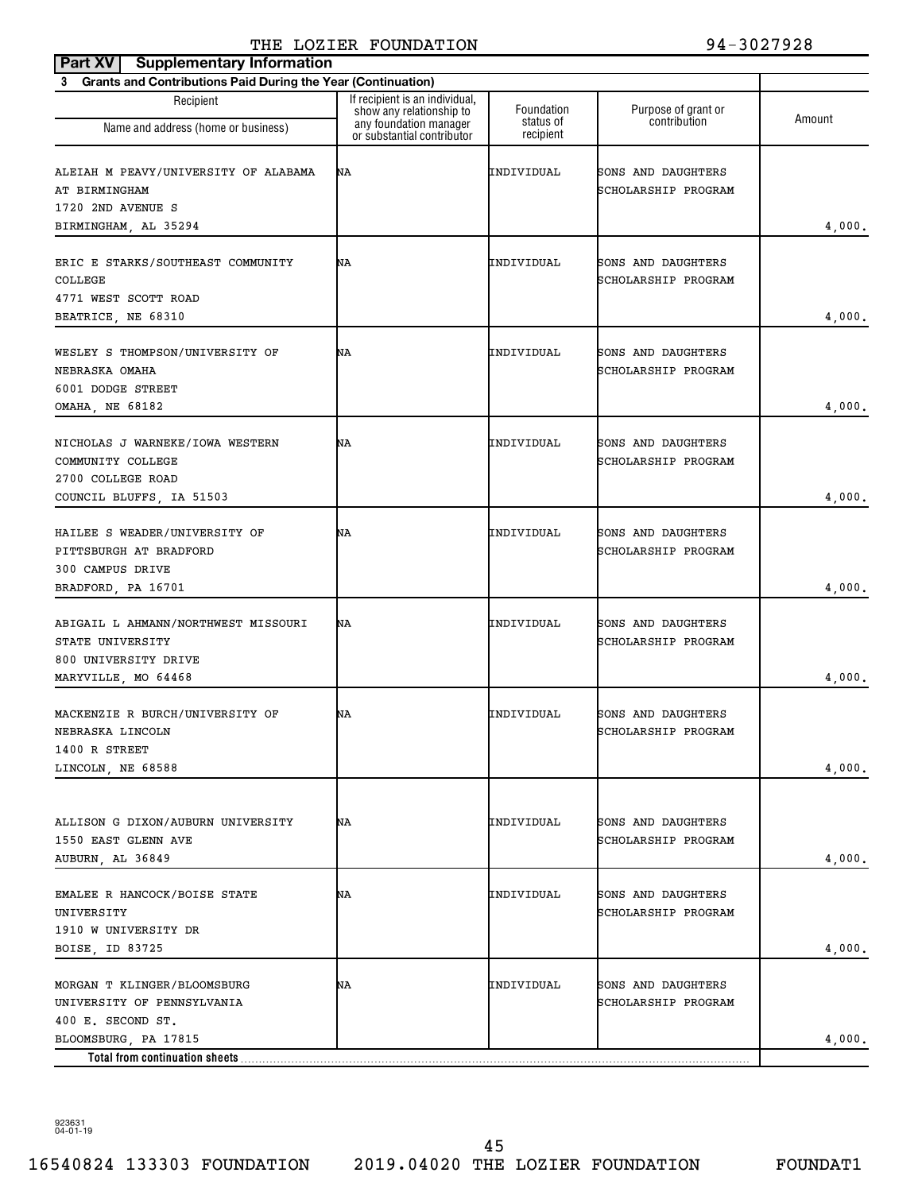THE LOZIER FOUNDATION 94-3027928

**Part XV Supplementary Information**

**3 Grants and Contributions Paid During the Year (Continuation)**

| Recipient<br>Name and address (home or business) | If recipient is an individual, show any relationship to any foundation manager or substantial contributor | Foundation status of recipient | Purpose of grant or contribution | Amount |
|---|---|---|---|---|
| ALEIAH M PEAVY/UNIVERSITY OF ALABAMA AT BIRMINGHAM<br>1720 2ND AVENUE S<br>BIRMINGHAM, AL 35294 | NA | INDIVIDUAL | SONS AND DAUGHTERS SCHOLARSHIP PROGRAM | 4,000. |
| ERIC E STARKS/SOUTHEAST COMMUNITY COLLEGE<br>4771 WEST SCOTT ROAD<br>BEATRICE, NE 68310 | NA | INDIVIDUAL | SONS AND DAUGHTERS SCHOLARSHIP PROGRAM | 4,000. |
| WESLEY S THOMPSON/UNIVERSITY OF NEBRASKA OMAHA<br>6001 DODGE STREET<br>OMAHA, NE 68182 | NA | INDIVIDUAL | SONS AND DAUGHTERS SCHOLARSHIP PROGRAM | 4,000. |
| NICHOLAS J WARNEKE/IOWA WESTERN COMMUNITY COLLEGE<br>2700 COLLEGE ROAD<br>COUNCIL BLUFFS, IA 51503 | NA | INDIVIDUAL | SONS AND DAUGHTERS SCHOLARSHIP PROGRAM | 4,000. |
| HAILEE S WEADER/UNIVERSITY OF PITTSBURGH AT BRADFORD<br>300 CAMPUS DRIVE<br>BRADFORD, PA 16701 | NA | INDIVIDUAL | SONS AND DAUGHTERS SCHOLARSHIP PROGRAM | 4,000. |
| ABIGAIL L AHMANN/NORTHWEST MISSOURI STATE UNIVERSITY<br>800 UNIVERSITY DRIVE<br>MARYVILLE, MO 64468 | NA | INDIVIDUAL | SONS AND DAUGHTERS SCHOLARSHIP PROGRAM | 4,000. |
| MACKENZIE R BURCH/UNIVERSITY OF NEBRASKA LINCOLN<br>1400 R STREET<br>LINCOLN, NE 68588 | NA | INDIVIDUAL | SONS AND DAUGHTERS SCHOLARSHIP PROGRAM | 4,000. |
| ALLISON G DIXON/AUBURN UNIVERSITY<br>1550 EAST GLENN AVE<br>AUBURN, AL 36849 | NA | INDIVIDUAL | SONS AND DAUGHTERS SCHOLARSHIP PROGRAM | 4,000. |
| EMALEE R HANCOCK/BOISE STATE UNIVERSITY<br>1910 W UNIVERSITY DR<br>BOISE, ID 83725 | NA | INDIVIDUAL | SONS AND DAUGHTERS SCHOLARSHIP PROGRAM | 4,000. |
| MORGAN T KLINGER/BLOOMSBURG UNIVERSITY OF PENNSYLVANIA<br>400 E. SECOND ST.<br>BLOOMSBURG, PA 17815 | NA | INDIVIDUAL | SONS AND DAUGHTERS SCHOLARSHIP PROGRAM | 4,000. |
| **Total from continuation sheets** | | | | |

923631 04-01-19

16540824 133303 FOUNDATION 2019.04020 THE LOZIER FOUNDATION FOUNDAT1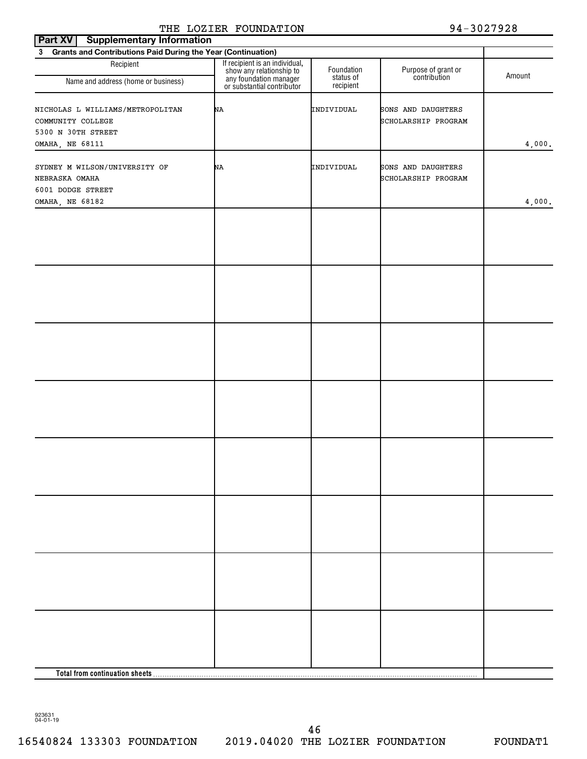THE LOZIER FOUNDATION 94-3027928

**Part XV Supplementary Information**

**3 Grants and Contributions Paid During the Year (Continuation)**

| Recipient<br>Name and address (home or business) | If recipient is an individual, show any relationship to any foundation manager or substantial contributor | Foundation status of recipient | Purpose of grant or contribution | Amount |
|---|---|---|---|---|
| NICHOLAS L WILLIAMS/METROPOLITAN COMMUNITY COLLEGE<br>5300 N 30TH STREET<br>OMAHA, NE 68111 | NA | INDIVIDUAL | SONS AND DAUGHTERS SCHOLARSHIP PROGRAM | 4,000. |
| SYDNEY M WILSON/UNIVERSITY OF NEBRASKA OMAHA<br>6001 DODGE STREET<br>OMAHA, NE 68182 | NA | INDIVIDUAL | SONS AND DAUGHTERS SCHOLARSHIP PROGRAM | 4,000. |
| | | | | |
| | | | | |
| | | | | |
| | | | | |
| | | | | |
| | | | | |
| | | | | |
| | | | | |
| **Total from continuation sheets** | | | | |

923631 04-01-19

16540824 133303 FOUNDATION 2019.04020 THE LOZIER FOUNDATION FOUNDAT1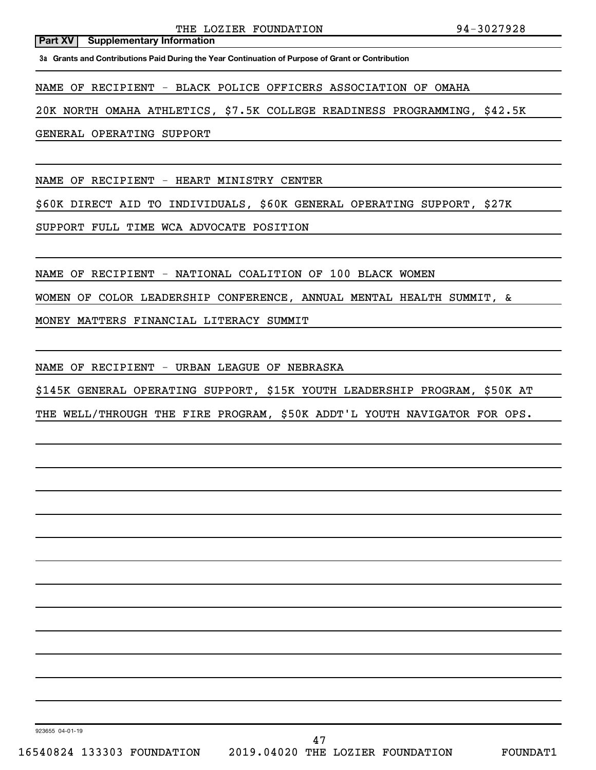THE LOZIER FOUNDATION 94-3027928

**Part XV** **Supplementary Information**

**3a Grants and Contributions Paid During the Year Continuation of Purpose of Grant or Contribution**

NAME OF RECIPIENT - BLACK POLICE OFFICERS ASSOCIATION OF OMAHA

20K NORTH OMAHA ATHLETICS, $7.5K COLLEGE READINESS PROGRAMMING, $42.5K GENERAL OPERATING SUPPORT

NAME OF RECIPIENT - HEART MINISTRY CENTER

$60K DIRECT AID TO INDIVIDUALS, $60K GENERAL OPERATING SUPPORT, $27K SUPPORT FULL TIME WCA ADVOCATE POSITION

NAME OF RECIPIENT - NATIONAL COALITION OF 100 BLACK WOMEN

WOMEN OF COLOR LEADERSHIP CONFERENCE, ANNUAL MENTAL HEALTH SUMMIT, & MONEY MATTERS FINANCIAL LITERACY SUMMIT

NAME OF RECIPIENT - URBAN LEAGUE OF NEBRASKA

$145K GENERAL OPERATING SUPPORT, $15K YOUTH LEADERSHIP PROGRAM, $50K AT THE WELL/THROUGH THE FIRE PROGRAM, $50K ADDT'L YOUTH NAVIGATOR FOR OPS.

923655 04-01-19

16540824 133303 FOUNDATION 2019.04020 THE LOZIER FOUNDATION FOUNDAT1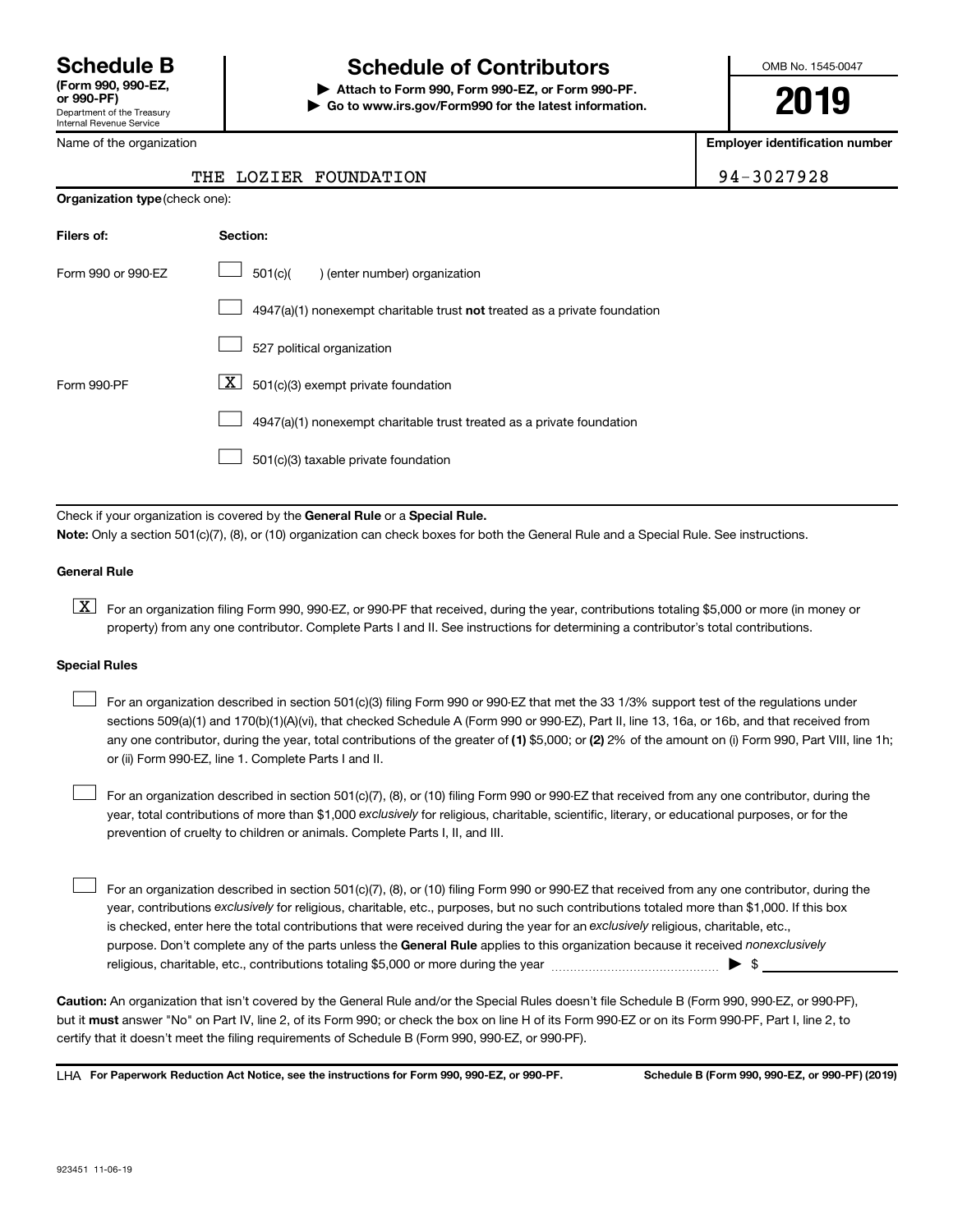# Schedule B

**(Form 990, 990-EZ, or 990-PF)**
Department of the Treasury
Internal Revenue Service

# Schedule of Contributors

▶ **Attach to Form 990, Form 990-EZ, or Form 990-PF.**
▶ **Go to www.irs.gov/Form990 for the latest information.**

OMB No. 1545-0047

**2019**

| Name of the organization | Employer identification number |
|---|---|
| THE LOZIER FOUNDATION | 94-3027928 |

**Organization type** (check one):

| Filers of: | Section: |
|---|---|
| Form 990 or 990-EZ | ☐ 501(c)( ) (enter number) organization |
| | ☐ 4947(a)(1) nonexempt charitable trust **not** treated as a private foundation |
| | ☐ 527 political organization |
| Form 990-PF | ☒ 501(c)(3) exempt private foundation |
| | ☐ 4947(a)(1) nonexempt charitable trust treated as a private foundation |
| | ☐ 501(c)(3) taxable private foundation |

Check if your organization is covered by the **General Rule** or a **Special Rule.**

**Note:** Only a section 501(c)(7), (8), or (10) organization can check boxes for both the General Rule and a Special Rule. See instructions.

**General Rule**

☒ For an organization filing Form 990, 990-EZ, or 990-PF that received, during the year, contributions totaling $5,000 or more (in money or property) from any one contributor. Complete Parts I and II. See instructions for determining a contributor's total contributions.

**Special Rules**

☐ For an organization described in section 501(c)(3) filing Form 990 or 990-EZ that met the 33 1/3% support test of the regulations under sections 509(a)(1) and 170(b)(1)(A)(vi), that checked Schedule A (Form 990 or 990-EZ), Part II, line 13, 16a, or 16b, and that received from any one contributor, during the year, total contributions of the greater of **(1)** $5,000; or **(2)** 2% of the amount on (i) Form 990, Part VIII, line 1h; or (ii) Form 990-EZ, line 1. Complete Parts I and II.

☐ For an organization described in section 501(c)(7), (8), or (10) filing Form 990 or 990-EZ that received from any one contributor, during the year, total contributions of more than $1,000 *exclusively* for religious, charitable, scientific, literary, or educational purposes, or for the prevention of cruelty to children or animals. Complete Parts I, II, and III.

☐ For an organization described in section 501(c)(7), (8), or (10) filing Form 990 or 990-EZ that received from any one contributor, during the year, contributions *exclusively* for religious, charitable, etc., purposes, but no such contributions totaled more than $1,000. If this box is checked, enter here the total contributions that were received during the year for an *exclusively* religious, charitable, etc., purpose. Don't complete any of the parts unless the **General Rule** applies to this organization because it received *nonexclusively* religious, charitable, etc., contributions totaling $5,000 or more during the year ▶ $ ____________

**Caution:** An organization that isn't covered by the General Rule and/or the Special Rules doesn't file Schedule B (Form 990, 990-EZ, or 990-PF), but it **must** answer "No" on Part IV, line 2, of its Form 990; or check the box on line H of its Form 990-EZ or on its Form 990-PF, Part I, line 2, to certify that it doesn't meet the filing requirements of Schedule B (Form 990, 990-EZ, or 990-PF).

LHA **For Paperwork Reduction Act Notice, see the instructions for Form 990, 990-EZ, or 990-PF.** **Schedule B (Form 990, 990-EZ, or 990-PF) (2019)**

923451 11-06-19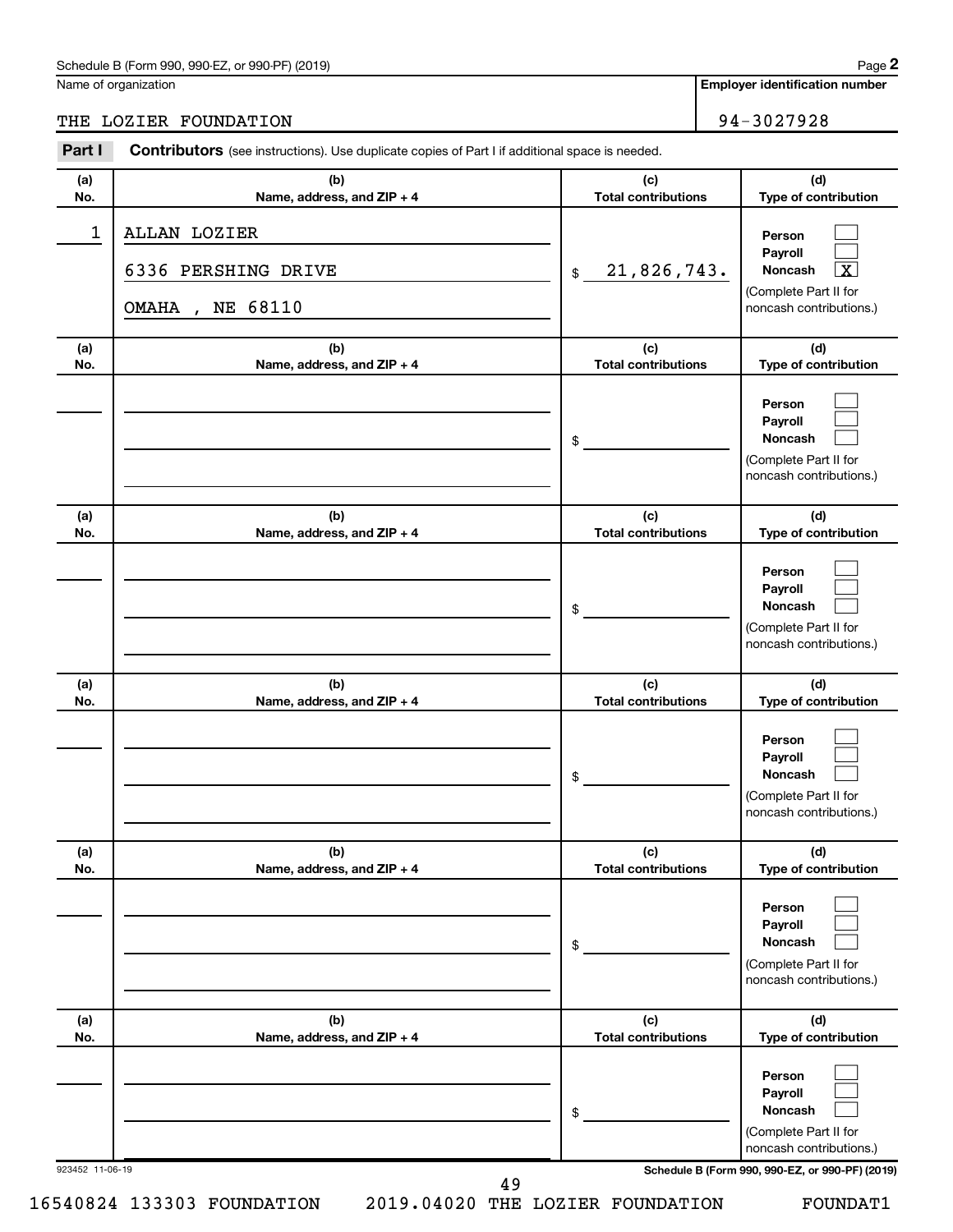Schedule B (Form 990, 990-EZ, or 990-PF) (2019)

Name of organization: THE LOZIER FOUNDATION

**Employer identification number:** 94-3027928

**Part I** **Contributors** (see instructions). Use duplicate copies of Part I if additional space is needed.

| (a) No. | (b) Name, address, and ZIP + 4 | (c) Total contributions | (d) Type of contribution |
|---|---|---|---|
| 1 | ALLAN LOZIER<br>6336 PERSHING DRIVE<br>OMAHA , NE 68110 | $ 21,826,743. | Person [ ]<br>Payroll [ ]<br>Noncash [X]<br>(Complete Part II for noncash contributions.) |
| | | $ | Person [ ]<br>Payroll [ ]<br>Noncash [ ]<br>(Complete Part II for noncash contributions.) |
| | | $ | Person [ ]<br>Payroll [ ]<br>Noncash [ ]<br>(Complete Part II for noncash contributions.) |
| | | $ | Person [ ]<br>Payroll [ ]<br>Noncash [ ]<br>(Complete Part II for noncash contributions.) |
| | | $ | Person [ ]<br>Payroll [ ]<br>Noncash [ ]<br>(Complete Part II for noncash contributions.) |
| | | $ | Person [ ]<br>Payroll [ ]<br>Noncash [ ]<br>(Complete Part II for noncash contributions.) |

923452 11-06-19

**Schedule B (Form 990, 990-EZ, or 990-PF) (2019)**

16540824 133303 FOUNDATION 2019.04020 THE LOZIER FOUNDATION FOUNDAT1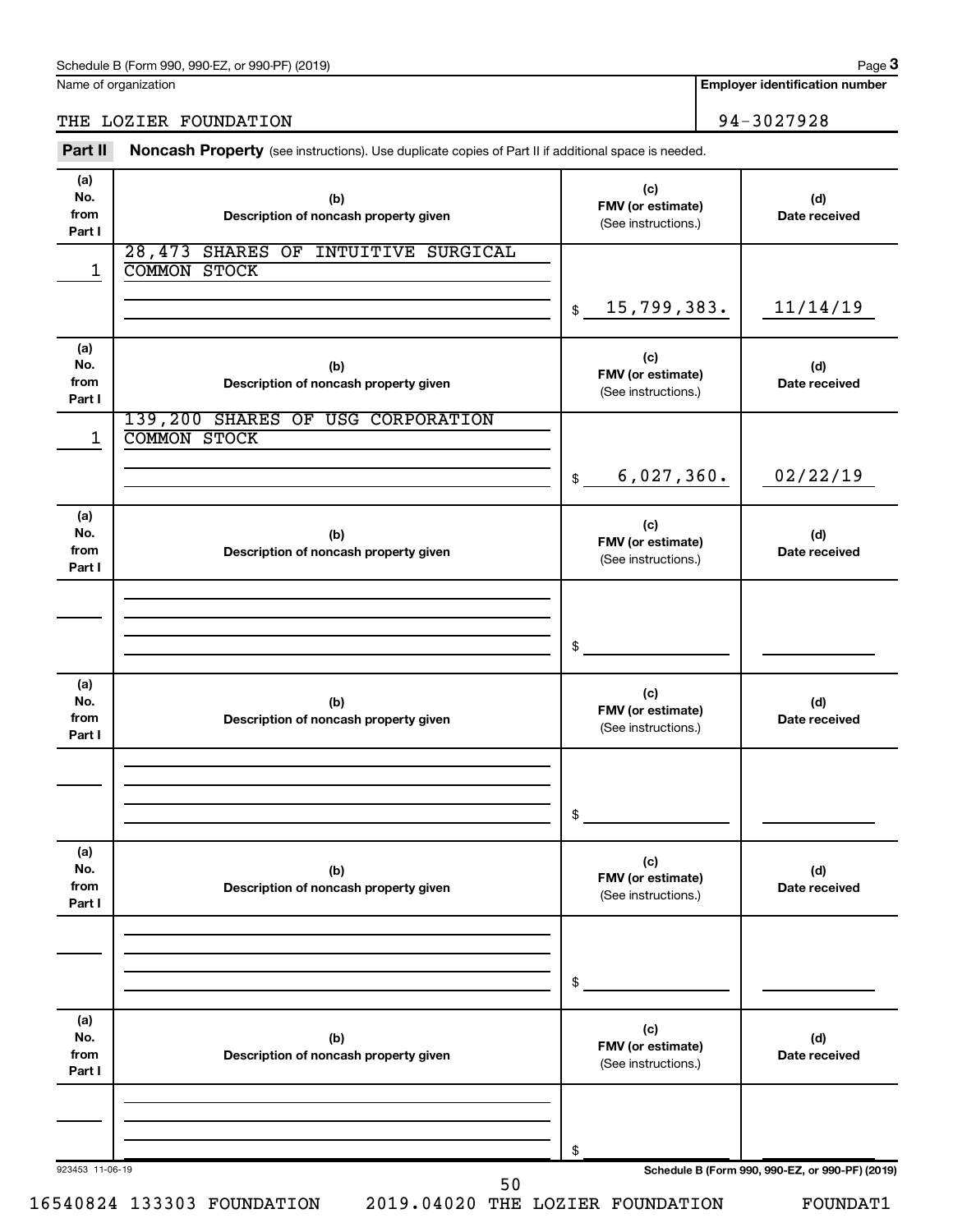Schedule B (Form 990, 990-EZ, or 990-PF) (2019) Page **3**

Name of organization: THE LOZIER FOUNDATION

**Employer identification number:** 94-3027928

**Part II** **Noncash Property** (see instructions). Use duplicate copies of Part II if additional space is needed.

| (a) No. from Part I | (b) Description of noncash property given | (c) FMV (or estimate) (See instructions.) | (d) Date received |
|---|---|---|---|
| 1 | 28,473 SHARES OF INTUITIVE SURGICAL COMMON STOCK | $ 15,799,383. | 11/14/19 |
| 1 | 139,200 SHARES OF USG CORPORATION COMMON STOCK | $ 6,027,360. | 02/22/19 |
| | | $ | |
| | | $ | |
| | | $ | |
| | | $ | |

923453 11-06-19 **Schedule B (Form 990, 990-EZ, or 990-PF) (2019)**

16540824 133303 FOUNDATION 2019.04020 THE LOZIER FOUNDATION FOUNDAT1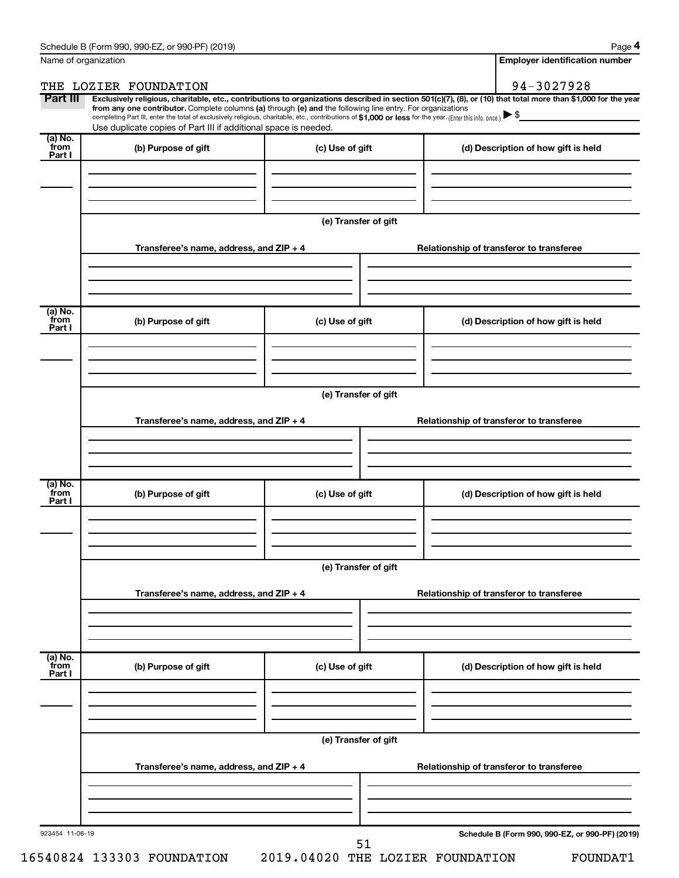Schedule B (Form 990, 990-EZ, or 990-PF) (2019)

| Name of organization | Employer identification number |
|---|---|
| THE LOZIER FOUNDATION | 94-3027928 |

**Part III** **Exclusively religious, charitable, etc., contributions to organizations described in section 501(c)(7), (8), or (10) that total more than $1,000 for the year from any one contributor.** Complete columns **(a)** through **(e)** and the following line entry. For organizations completing Part III, enter the total of exclusively religious, charitable, etc., contributions of **$1,000 or less** for the year. (Enter this info. once.) ▶ $

Use duplicate copies of Part III if additional space is needed.

| (a) No. from Part I | (b) Purpose of gift | (c) Use of gift | (d) Description of how gift is held |
|---|---|---|---|
| | | | |

**(e) Transfer of gift**

| Transferee's name, address, and ZIP + 4 | Relationship of transferor to transferee |
|---|---|
| | |

| (a) No. from Part I | (b) Purpose of gift | (c) Use of gift | (d) Description of how gift is held |
|---|---|---|---|
| | | | |

**(e) Transfer of gift**

| Transferee's name, address, and ZIP + 4 | Relationship of transferor to transferee |
|---|---|
| | |

| (a) No. from Part I | (b) Purpose of gift | (c) Use of gift | (d) Description of how gift is held |
|---|---|---|---|
| | | | |

**(e) Transfer of gift**

| Transferee's name, address, and ZIP + 4 | Relationship of transferor to transferee |
|---|---|
| | |

| (a) No. from Part I | (b) Purpose of gift | (c) Use of gift | (d) Description of how gift is held |
|---|---|---|---|
| | | | |

**(e) Transfer of gift**

| Transferee's name, address, and ZIP + 4 | Relationship of transferor to transferee |
|---|---|
| | |

923454 11-06-19

**Schedule B (Form 990, 990-EZ, or 990-PF) (2019)**

16540824 133303 FOUNDATION 2019.04020 THE LOZIER FOUNDATION FOUNDAT1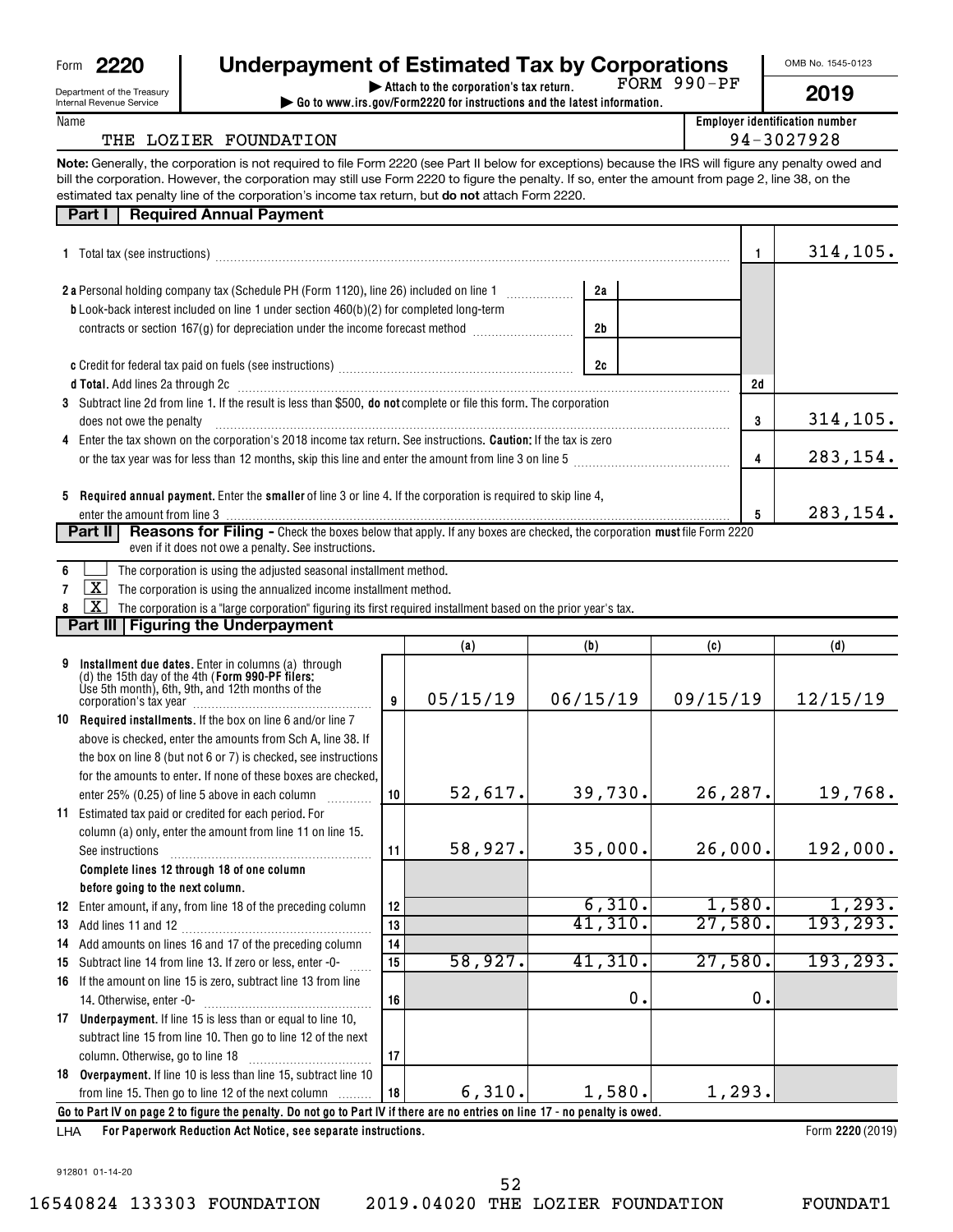Form **2220**

Department of the Treasury
Internal Revenue Service

# Underpayment of Estimated Tax by Corporations

FORM 990-PF

▶ Attach to the corporation's tax return.
▶ Go to www.irs.gov/Form2220 for instructions and the latest information.

OMB No. 1545-0123

**2019**

Name: THE LOZIER FOUNDATION

Employer identification number: 94-3027928

**Note:** Generally, the corporation is not required to file Form 2220 (see Part II below for exceptions) because the IRS will figure any penalty owed and bill the corporation. However, the corporation may still use Form 2220 to figure the penalty. If so, enter the amount from page 2, line 38, on the estimated tax penalty line of the corporation's income tax return, but **do not** attach Form 2220.

## Part I — Required Annual Payment

| Line | Description | | | Line | Amount |
|---|---|---|---|---|---|
| 1 | Total tax (see instructions) | | | 1 | 314,105. |
| 2a | Personal holding company tax (Schedule PH (Form 1120), line 26) included on line 1 | 2a | | | |
| b | Look-back interest included on line 1 under section 460(b)(2) for completed long-term contracts or section 167(g) for depreciation under the income forecast method | 2b | | | |
| c | Credit for federal tax paid on fuels (see instructions) | 2c | | | |
| d | **Total.** Add lines 2a through 2c | | | 2d | |
| 3 | Subtract line 2d from line 1. If the result is less than $500, **do not** complete or file this form. The corporation does not owe the penalty | | | 3 | 314,105. |
| 4 | Enter the tax shown on the corporation's 2018 income tax return. See instructions. **Caution:** If the tax is zero or the tax year was for less than 12 months, skip this line and enter the amount from line 3 on line 5 | | | 4 | 283,154. |
| 5 | **Required annual payment.** Enter the **smaller** of line 3 or line 4. If the corporation is required to skip line 4, enter the amount from line 3 | | | 5 | 283,154. |

## Part II — Reasons for Filing

Check the boxes below that apply. If any boxes are checked, the corporation **must** file Form 2220 even if it does not owe a penalty. See instructions.

6 [ ] The corporation is using the adjusted seasonal installment method.

7 [X] The corporation is using the annualized income installment method.

8 [X] The corporation is a "large corporation" figuring its first required installment based on the prior year's tax.

## Part III — Figuring the Underpayment

| | | Line | (a) | (b) | (c) | (d) |
|---|---|---|---|---|---|---|
| 9 | **Installment due dates.** Enter in columns (a) through (d) the 15th day of the 4th (**Form 990-PF filers:** Use 5th month), 6th, 9th, and 12th months of the corporation's tax year | 9 | 05/15/19 | 06/15/19 | 09/15/19 | 12/15/19 |
| 10 | **Required installments.** If the box on line 6 and/or line 7 above is checked, enter the amounts from Sch A, line 38. If the box on line 8 (but not 6 or 7) is checked, see instructions for the amounts to enter. If none of these boxes are checked, enter 25% (0.25) of line 5 above in each column | 10 | 52,617. | 39,730. | 26,287. | 19,768. |
| 11 | Estimated tax paid or credited for each period. For column (a) only, enter the amount from line 11 on line 15. See instructions | 11 | 58,927. | 35,000. | 26,000. | 192,000. |
| | **Complete lines 12 through 18 of one column before going to the next column.** | | | | | |
| 12 | Enter amount, if any, from line 18 of the preceding column | 12 | | 6,310. | 1,580. | 1,293. |
| 13 | Add lines 11 and 12 | 13 | | 41,310. | 27,580. | 193,293. |
| 14 | Add amounts on lines 16 and 17 of the preceding column | 14 | | | | |
| 15 | Subtract line 14 from line 13. If zero or less, enter -0- | 15 | 58,927. | 41,310. | 27,580. | 193,293. |
| 16 | If the amount on line 15 is zero, subtract line 13 from line 14. Otherwise, enter -0- | 16 | | 0. | 0. | |
| 17 | **Underpayment.** If line 15 is less than or equal to line 10, subtract line 15 from line 10. Then go to line 12 of the next column. Otherwise, go to line 18 | 17 | | | | |
| 18 | **Overpayment.** If line 10 is less than line 15, subtract line 10 from line 15. Then go to line 12 of the next column | 18 | 6,310. | 1,580. | 1,293. | |

**Go to Part IV on page 2 to figure the penalty. Do not go to Part IV if there are no entries on line 17 - no penalty is owed.**

LHA **For Paperwork Reduction Act Notice, see separate instructions.** Form **2220** (2019)

912801 01-14-20

16540824 133303 FOUNDATION 2019.04020 THE LOZIER FOUNDATION FOUNDAT1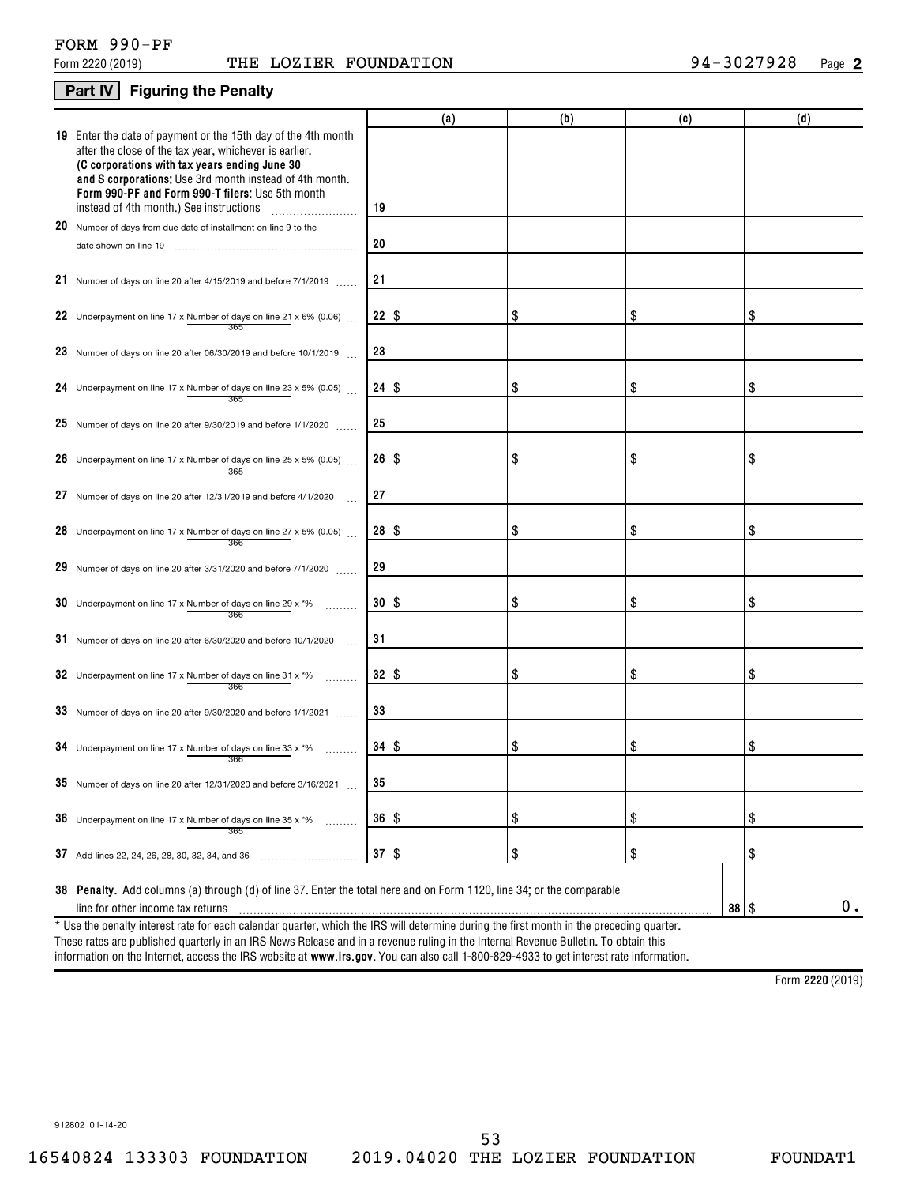FORM 990-PF

Form 2220 (2019) THE LOZIER FOUNDATION 94-3027928 Page **2**

## Part IV Figuring the Penalty

| | | (a) | (b) | (c) | (d) |
|---|---|---|---|---|---|
| **19** Enter the date of payment or the 15th day of the 4th month after the close of the tax year, whichever is earlier. **(C corporations with tax years ending June 30 and S corporations:** Use 3rd month instead of 4th month. **Form 990-PF and Form 990-T filers:** Use 5th month instead of 4th month.) See instructions | 19 | | | | |
| **20** Number of days from due date of installment on line 9 to the date shown on line 19 | 20 | | | | |
| **21** Number of days on line 20 after 4/15/2019 and before 7/1/2019 | 21 | | | | |
| **22** Underpayment on line 17 x Number of days on line 21 / 365 x 6% (0.06) | 22 | $ | $ | $ | $ |
| **23** Number of days on line 20 after 06/30/2019 and before 10/1/2019 | 23 | | | | |
| **24** Underpayment on line 17 x Number of days on line 23 / 365 x 5% (0.05) | 24 | $ | $ | $ | $ |
| **25** Number of days on line 20 after 9/30/2019 and before 1/1/2020 | 25 | | | | |
| **26** Underpayment on line 17 x Number of days on line 25 / 365 x 5% (0.05) | 26 | $ | $ | $ | $ |
| **27** Number of days on line 20 after 12/31/2019 and before 4/1/2020 | 27 | | | | |
| **28** Underpayment on line 17 x Number of days on line 27 / 366 x 5% (0.05) | 28 | $ | $ | $ | $ |
| **29** Number of days on line 20 after 3/31/2020 and before 7/1/2020 | 29 | | | | |
| **30** Underpayment on line 17 x Number of days on line 29 / 366 x *% | 30 | $ | $ | $ | $ |
| **31** Number of days on line 20 after 6/30/2020 and before 10/1/2020 | 31 | | | | |
| **32** Underpayment on line 17 x Number of days on line 31 / 366 x *% | 32 | $ | $ | $ | $ |
| **33** Number of days on line 20 after 9/30/2020 and before 1/1/2021 | 33 | | | | |
| **34** Underpayment on line 17 x Number of days on line 33 / 366 x *% | 34 | $ | $ | $ | $ |
| **35** Number of days on line 20 after 12/31/2020 and before 3/16/2021 | 35 | | | | |
| **36** Underpayment on line 17 x Number of days on line 35 / 365 x *% | 36 | $ | $ | $ | $ |
| **37** Add lines 22, 24, 26, 28, 30, 32, 34, and 36 | 37 | $ | $ | $ | $ |

**38 Penalty.** Add columns (a) through (d) of line 37. Enter the total here and on Form 1120, line 34; or the comparable line for other income tax returns ..... **38** $ 0.

* Use the penalty interest rate for each calendar quarter, which the IRS will determine during the first month in the preceding quarter. These rates are published quarterly in an IRS News Release and in a revenue ruling in the Internal Revenue Bulletin. To obtain this information on the Internet, access the IRS website at **www.irs.gov**. You can also call 1-800-829-4933 to get interest rate information.

Form **2220** (2019)

912802 01-14-20

16540824 133303 FOUNDATION 2019.04020 THE LOZIER FOUNDATION FOUNDAT1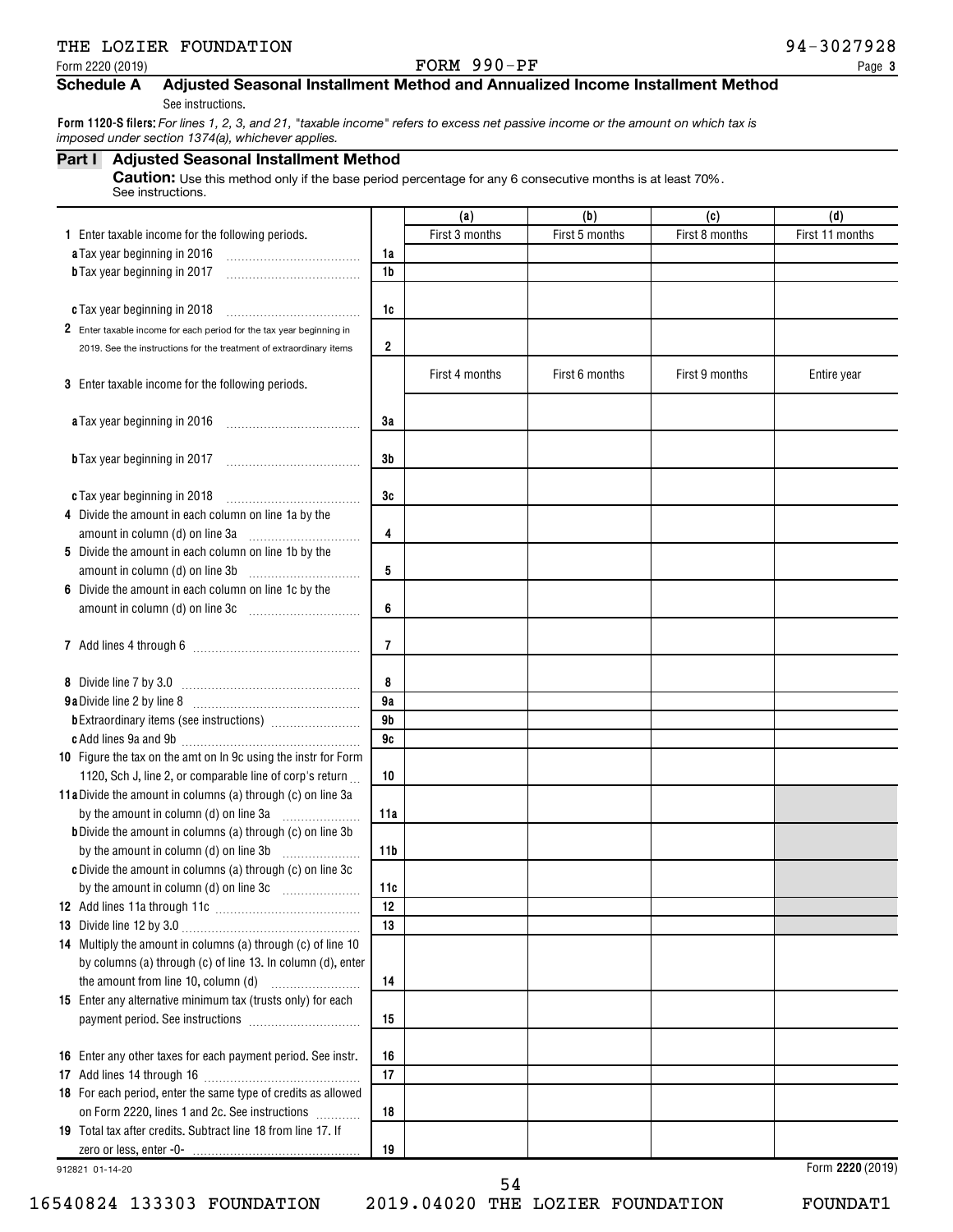THE LOZIER FOUNDATION 94-3027928

Form 2220 (2019) FORM 990-PF

## Schedule A Adjusted Seasonal Installment Method and Annualized Income Installment Method

See instructions.

**Form 1120-S filers:** *For lines 1, 2, 3, and 21, "taxable income" refers to excess net passive income or the amount on which tax is imposed under section 1374(a), whichever applies.*

### Part I Adjusted Seasonal Installment Method

**Caution:** Use this method only if the base period percentage for any 6 consecutive months is at least 70%. See instructions.

| | | (a) | (b) | (c) | (d) |
|---|---|---|---|---|---|
| **1** Enter taxable income for the following periods. | | First 3 months | First 5 months | First 8 months | First 11 months |
| **a** Tax year beginning in 2016 | 1a | | | | |
| **b** Tax year beginning in 2017 | 1b | | | | |
| **c** Tax year beginning in 2018 | 1c | | | | |
| **2** Enter taxable income for each period for the tax year beginning in 2019. See the instructions for the treatment of extraordinary items | 2 | | | | |
| **3** Enter taxable income for the following periods. | | First 4 months | First 6 months | First 9 months | Entire year |
| **a** Tax year beginning in 2016 | 3a | | | | |
| **b** Tax year beginning in 2017 | 3b | | | | |
| **c** Tax year beginning in 2018 | 3c | | | | |
| **4** Divide the amount in each column on line 1a by the amount in column (d) on line 3a | 4 | | | | |
| **5** Divide the amount in each column on line 1b by the amount in column (d) on line 3b | 5 | | | | |
| **6** Divide the amount in each column on line 1c by the amount in column (d) on line 3c | 6 | | | | |
| **7** Add lines 4 through 6 | 7 | | | | |
| **8** Divide line 7 by 3.0 | 8 | | | | |
| **9a** Divide line 2 by line 8 | 9a | | | | |
| **b** Extraordinary items (see instructions) | 9b | | | | |
| **c** Add lines 9a and 9b | 9c | | | | |
| **10** Figure the tax on the amt on ln 9c using the instr for Form 1120, Sch J, line 2, or comparable line of corp's return | 10 | | | | |
| **11a** Divide the amount in columns (a) through (c) on line 3a by the amount in column (d) on line 3a | 11a | | | | |
| **b** Divide the amount in columns (a) through (c) on line 3b by the amount in column (d) on line 3b | 11b | | | | |
| **c** Divide the amount in columns (a) through (c) on line 3c by the amount in column (d) on line 3c | 11c | | | | |
| **12** Add lines 11a through 11c | 12 | | | | |
| **13** Divide line 12 by 3.0 | 13 | | | | |
| **14** Multiply the amount in columns (a) through (c) of line 10 by columns (a) through (c) of line 13. In column (d), enter the amount from line 10, column (d) | 14 | | | | |
| **15** Enter any alternative minimum tax (trusts only) for each payment period. See instructions | 15 | | | | |
| **16** Enter any other taxes for each payment period. See instr. | 16 | | | | |
| **17** Add lines 14 through 16 | 17 | | | | |
| **18** For each period, enter the same type of credits as allowed on Form 2220, lines 1 and 2c. See instructions | 18 | | | | |
| **19** Total tax after credits. Subtract line 18 from line 17. If zero or less, enter -0- | 19 | | | | |

912821 01-14-20

Form **2220** (2019)

16540824 133303 FOUNDATION 2019.04020 THE LOZIER FOUNDATION FOUNDAT1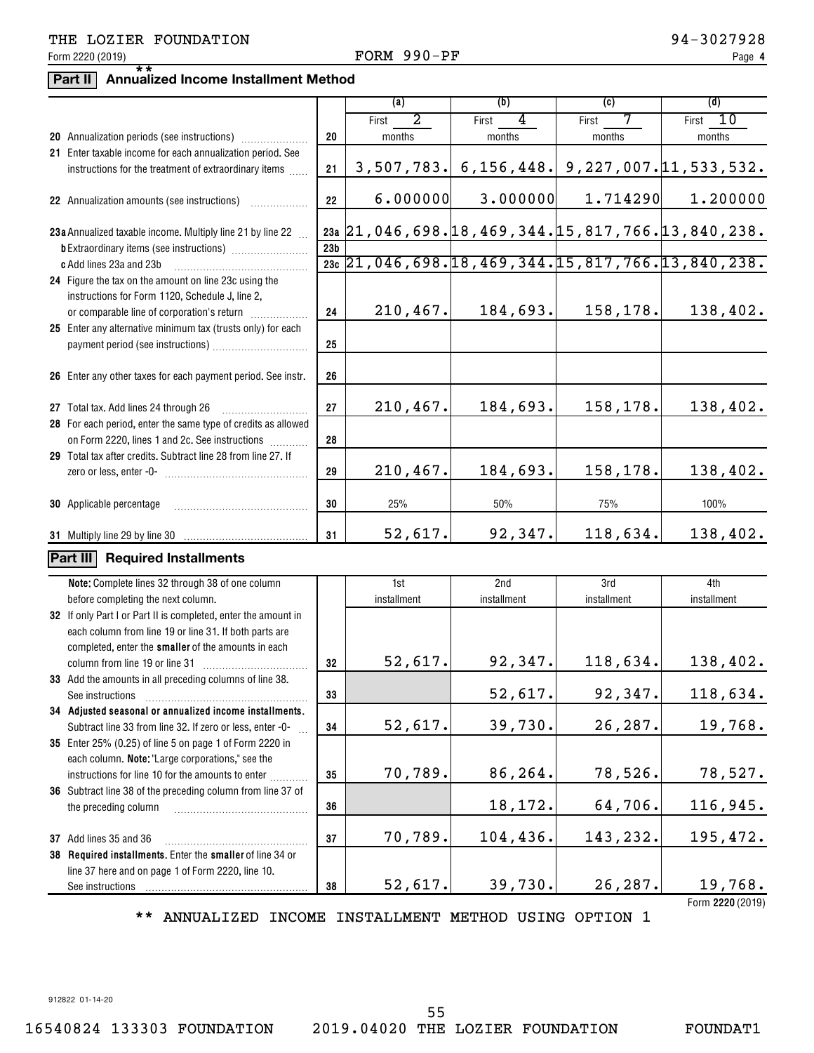THE LOZIER FOUNDATION 94-3027928

Form 2220 (2019) FORM 990-PF Page 4

## Part II ** Annualized Income Installment Method

| | | (a) | (b) | (c) | (d) |
|---|---|---|---|---|---|
| **20** Annualization periods (see instructions) | 20 | First 2 months | First 4 months | First 7 months | First 10 months |
| **21** Enter taxable income for each annualization period. See instructions for the treatment of extraordinary items | 21 | 3,507,783. | 6,156,448. | 9,227,007. | 11,533,532. |
| **22** Annualization amounts (see instructions) | 22 | 6.000000 | 3.000000 | 1.714290 | 1.200000 |
| **23a** Annualized taxable income. Multiply line 21 by line 22 | 23a | 21,046,698. | 18,469,344. | 15,817,766. | 13,840,238. |
| **b** Extraordinary items (see instructions) | 23b | | | | |
| **c** Add lines 23a and 23b | 23c | 21,046,698. | 18,469,344. | 15,817,766. | 13,840,238. |
| **24** Figure the tax on the amount on line 23c using the instructions for Form 1120, Schedule J, line 2, or comparable line of corporation's return | 24 | 210,467. | 184,693. | 158,178. | 138,402. |
| **25** Enter any alternative minimum tax (trusts only) for each payment period (see instructions) | 25 | | | | |
| **26** Enter any other taxes for each payment period. See instr. | 26 | | | | |
| **27** Total tax. Add lines 24 through 26 | 27 | 210,467. | 184,693. | 158,178. | 138,402. |
| **28** For each period, enter the same type of credits as allowed on Form 2220, lines 1 and 2c. See instructions | 28 | | | | |
| **29** Total tax after credits. Subtract line 28 from line 27. If zero or less, enter -0- | 29 | 210,467. | 184,693. | 158,178. | 138,402. |
| **30** Applicable percentage | 30 | 25% | 50% | 75% | 100% |
| **31** Multiply line 29 by line 30 | 31 | 52,617. | 92,347. | 118,634. | 138,402. |

## Part III Required Installments

| **Note:** Complete lines 32 through 38 of one column before completing the next column. | | 1st installment | 2nd installment | 3rd installment | 4th installment |
|---|---|---|---|---|---|
| **32** If only Part I or Part II is completed, enter the amount in each column from line 19 or line 31. If both parts are completed, enter the **smaller** of the amounts in each column from line 19 or line 31 | 32 | 52,617. | 92,347. | 118,634. | 138,402. |
| **33** Add the amounts in all preceding columns of line 38. See instructions | 33 | | 52,617. | 92,347. | 118,634. |
| **34 Adjusted seasonal or annualized income installments.** Subtract line 33 from line 32. If zero or less, enter -0- | 34 | 52,617. | 39,730. | 26,287. | 19,768. |
| **35** Enter 25% (0.25) of line 5 on page 1 of Form 2220 in each column. **Note:** "Large corporations," see the instructions for line 10 for the amounts to enter | 35 | 70,789. | 86,264. | 78,526. | 78,527. |
| **36** Subtract line 38 of the preceding column from line 37 of the preceding column | 36 | | 18,172. | 64,706. | 116,945. |
| **37** Add lines 35 and 36 | 37 | 70,789. | 104,436. | 143,232. | 195,472. |
| **38 Required installments.** Enter the **smaller** of line 34 or line 37 here and on page 1 of Form 2220, line 10. See instructions | 38 | 52,617. | 39,730. | 26,287. | 19,768. |

Form **2220** (2019)

** ANNUALIZED INCOME INSTALLMENT METHOD USING OPTION 1

912822 01-14-20

16540824 133303 FOUNDATION 2019.04020 THE LOZIER FOUNDATION FOUNDAT1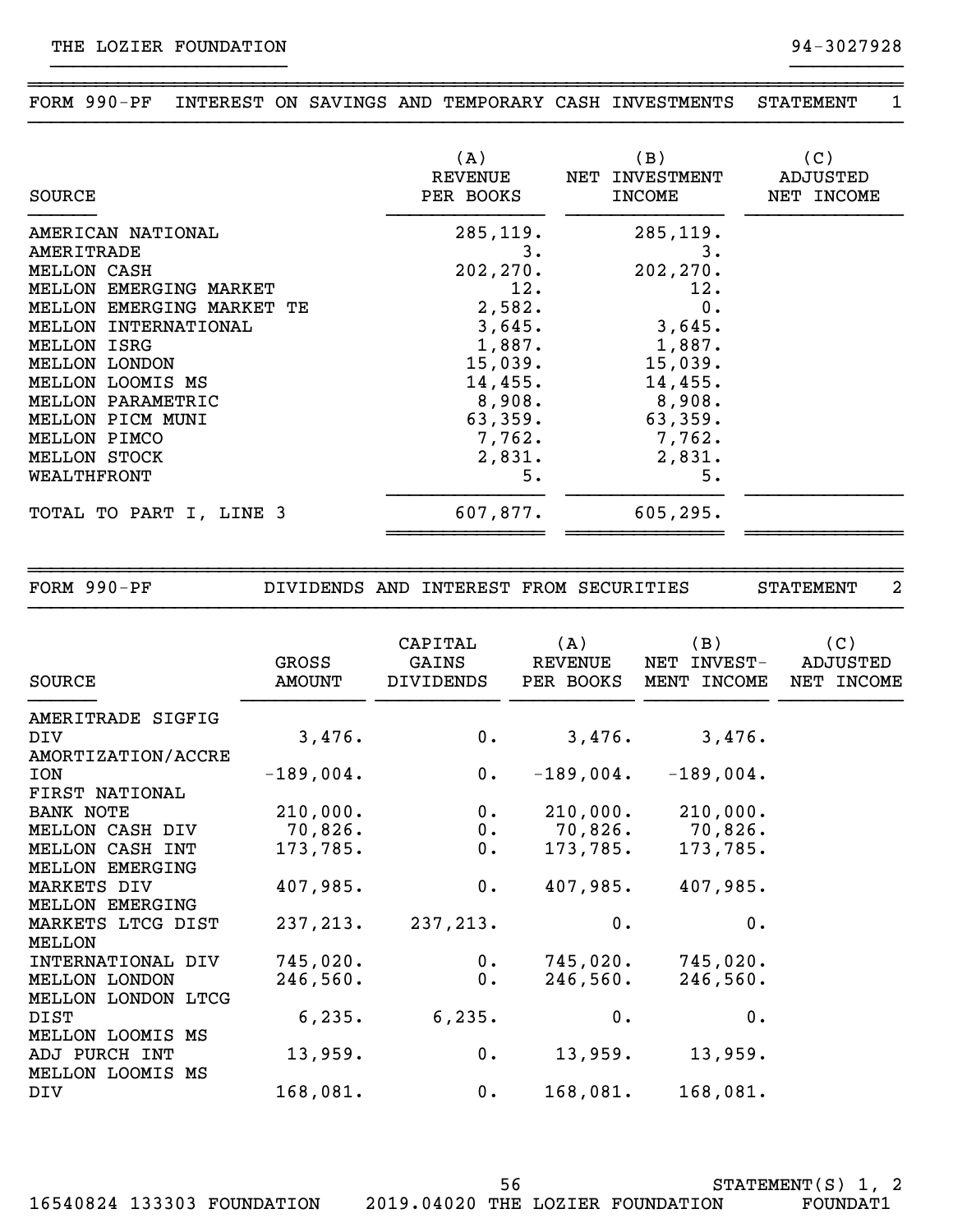THE LOZIER FOUNDATION — 94-3027928

## FORM 990-PF INTEREST ON SAVINGS AND TEMPORARY CASH INVESTMENTS — STATEMENT 1

| SOURCE | (A) REVENUE PER BOOKS | (B) NET INVESTMENT INCOME | (C) ADJUSTED NET INCOME |
|---|---|---|---|
| AMERICAN NATIONAL | 285,119. | 285,119. | |
| AMERITRADE | 3. | 3. | |
| MELLON CASH | 202,270. | 202,270. | |
| MELLON EMERGING MARKET | 12. | 12. | |
| MELLON EMERGING MARKET TE | 2,582. | 0. | |
| MELLON INTERNATIONAL | 3,645. | 3,645. | |
| MELLON ISRG | 1,887. | 1,887. | |
| MELLON LONDON | 15,039. | 15,039. | |
| MELLON LOOMIS MS | 14,455. | 14,455. | |
| MELLON PARAMETRIC | 8,908. | 8,908. | |
| MELLON PICM MUNI | 63,359. | 63,359. | |
| MELLON PIMCO | 7,762. | 7,762. | |
| MELLON STOCK | 2,831. | 2,831. | |
| WEALTHFRONT | 5. | 5. | |
| TOTAL TO PART I, LINE 3 | 607,877. | 605,295. | |

## FORM 990-PF DIVIDENDS AND INTEREST FROM SECURITIES — STATEMENT 2

| SOURCE | GROSS AMOUNT | CAPITAL GAINS DIVIDENDS | (A) REVENUE PER BOOKS | (B) NET INVEST-MENT INCOME | (C) ADJUSTED NET INCOME |
|---|---|---|---|---|---|
| AMERITRADE SIGFIG DIV | 3,476. | 0. | 3,476. | 3,476. | |
| AMORTIZATION/ACCRETION | -189,004. | 0. | -189,004. | -189,004. | |
| FIRST NATIONAL BANK NOTE | 210,000. | 0. | 210,000. | 210,000. | |
| MELLON CASH DIV | 70,826. | 0. | 70,826. | 70,826. | |
| MELLON CASH INT | 173,785. | 0. | 173,785. | 173,785. | |
| MELLON EMERGING MARKETS DIV | 407,985. | 0. | 407,985. | 407,985. | |
| MELLON EMERGING MARKETS LTCG DIST | 237,213. | 237,213. | 0. | 0. | |
| MELLON INTERNATIONAL DIV | 745,020. | 0. | 745,020. | 745,020. | |
| MELLON LONDON | 246,560. | 0. | 246,560. | 246,560. | |
| MELLON LONDON LTCG DIST | 6,235. | 6,235. | 0. | 0. | |
| MELLON LOOMIS MS ADJ PURCH INT | 13,959. | 0. | 13,959. | 13,959. | |
| MELLON LOOMIS MS DIV | 168,081. | 0. | 168,081. | 168,081. | |

STATEMENT(S) 1, 2

16540824 133303 FOUNDATION 2019.04020 THE LOZIER FOUNDATION FOUNDAT1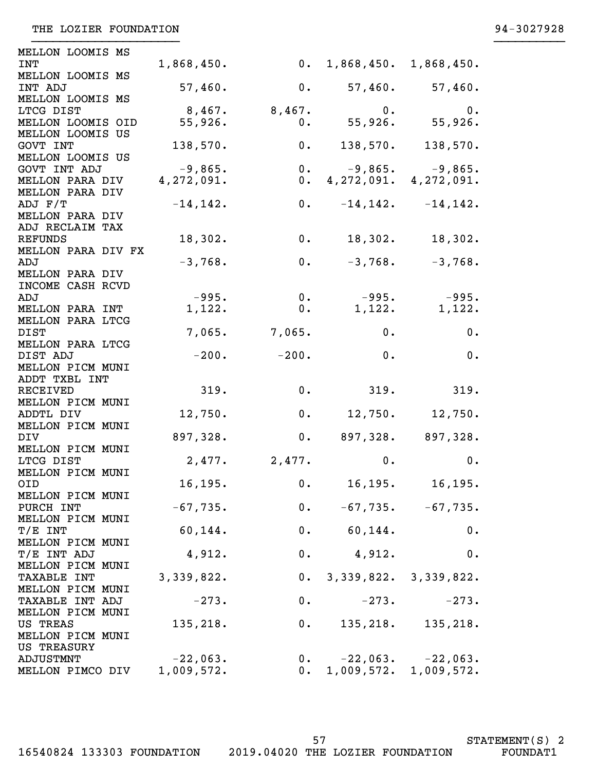THE LOZIER FOUNDATION 94-3027928

| | | | | |
|---|---|---|---|---|
| MELLON LOOMIS MS INT | 1,868,450. | 0. | 1,868,450. | 1,868,450. |
| MELLON LOOMIS MS INT ADJ | 57,460. | 0. | 57,460. | 57,460. |
| MELLON LOOMIS MS LTCG DIST | 8,467. | 8,467. | 0. | 0. |
| MELLON LOOMIS OID | 55,926. | 0. | 55,926. | 55,926. |
| MELLON LOOMIS US GOVT INT | 138,570. | 0. | 138,570. | 138,570. |
| MELLON LOOMIS US GOVT INT ADJ | -9,865. | 0. | -9,865. | -9,865. |
| MELLON PARA DIV | 4,272,091. | 0. | 4,272,091. | 4,272,091. |
| MELLON PARA DIV ADJ F/T | -14,142. | 0. | -14,142. | -14,142. |
| MELLON PARA DIV ADJ RECLAIM TAX REFUNDS | 18,302. | 0. | 18,302. | 18,302. |
| MELLON PARA DIV FX ADJ | -3,768. | 0. | -3,768. | -3,768. |
| MELLON PARA DIV INCOME CASH RCVD ADJ | -995. | 0. | -995. | -995. |
| MELLON PARA INT | 1,122. | 0. | 1,122. | 1,122. |
| MELLON PARA LTCG DIST | 7,065. | 7,065. | 0. | 0. |
| MELLON PARA LTCG DIST ADJ | -200. | -200. | 0. | 0. |
| MELLON PICM MUNI ADDT TXBL INT RECEIVED | 319. | 0. | 319. | 319. |
| MELLON PICM MUNI ADDTL DIV | 12,750. | 0. | 12,750. | 12,750. |
| MELLON PICM MUNI DIV | 897,328. | 0. | 897,328. | 897,328. |
| MELLON PICM MUNI LTCG DIST | 2,477. | 2,477. | 0. | 0. |
| MELLON PICM MUNI OID | 16,195. | 0. | 16,195. | 16,195. |
| MELLON PICM MUNI PURCH INT | -67,735. | 0. | -67,735. | -67,735. |
| MELLON PICM MUNI T/E INT | 60,144. | 0. | 60,144. | 0. |
| MELLON PICM MUNI T/E INT ADJ | 4,912. | 0. | 4,912. | 0. |
| MELLON PICM MUNI TAXABLE INT | 3,339,822. | 0. | 3,339,822. | 3,339,822. |
| MELLON PICM MUNI TAXABLE INT ADJ | -273. | 0. | -273. | -273. |
| MELLON PICM MUNI US TREAS | 135,218. | 0. | 135,218. | 135,218. |
| MELLON PICM MUNI US TREASURY ADJUSTMNT | -22,063. | 0. | -22,063. | -22,063. |
| MELLON PIMCO DIV | 1,009,572. | 0. | 1,009,572. | 1,009,572. |

STATEMENT(S) 2

16540824 133303 FOUNDATION 2019.04020 THE LOZIER FOUNDATION FOUNDAT1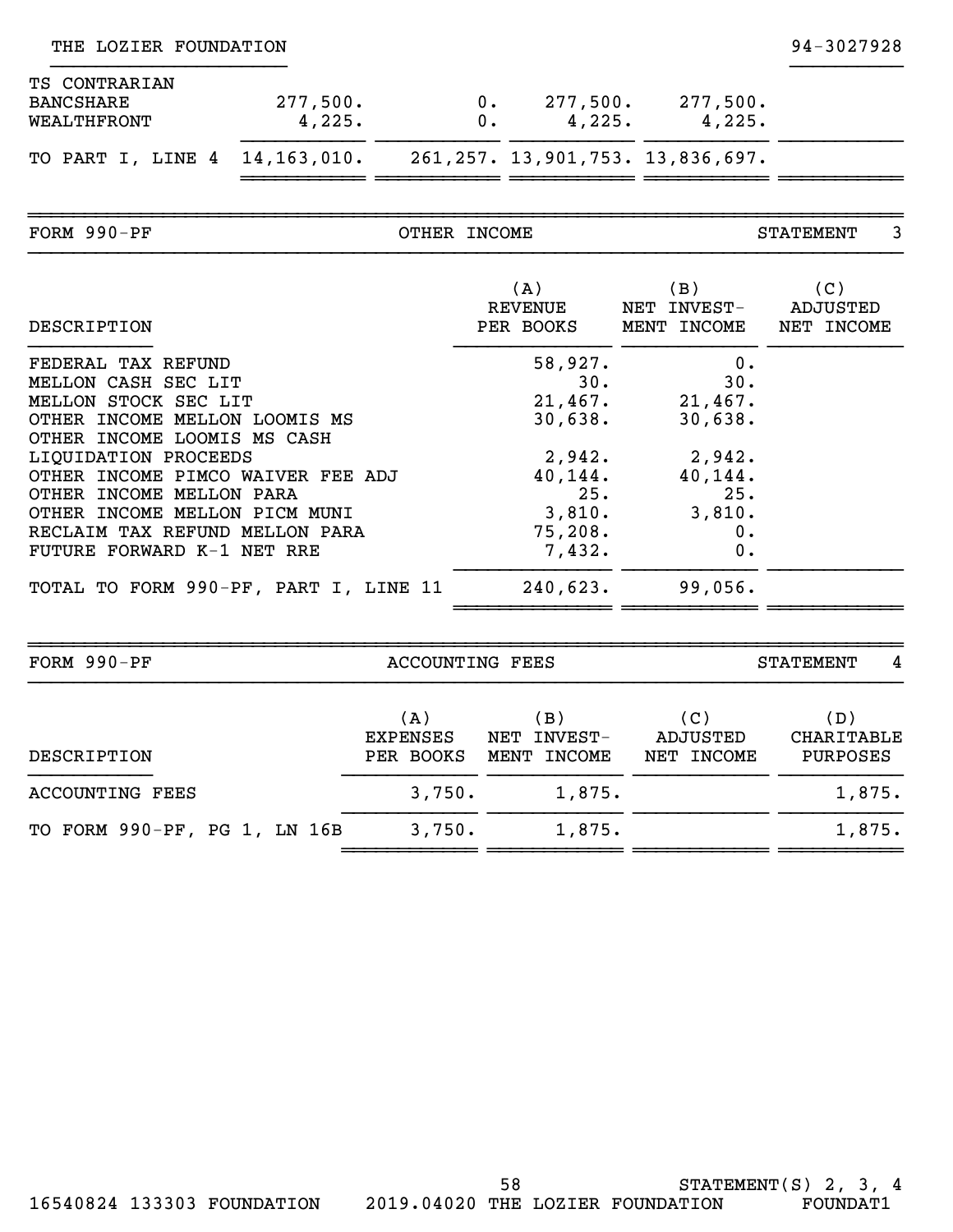THE LOZIER FOUNDATION 94-3027928

| | | | | | |
|---|---|---|---|---|---|
| TS CONTRARIAN | | | | | |
| BANCSHARE | 277,500. | 0. | 277,500. | 277,500. | |
| WEALTHFRONT | 4,225. | 0. | 4,225. | 4,225. | |
| TO PART I, LINE 4 | 14,163,010. | 261,257. | 13,901,753. | 13,836,697. | |

FORM 990-PF OTHER INCOME STATEMENT 3

| DESCRIPTION | (A) REVENUE PER BOOKS | (B) NET INVEST-MENT INCOME | (C) ADJUSTED NET INCOME |
|---|---|---|---|
| FEDERAL TAX REFUND | 58,927. | 0. | |
| MELLON CASH SEC LIT | 30. | 30. | |
| MELLON STOCK SEC LIT | 21,467. | 21,467. | |
| OTHER INCOME MELLON LOOMIS MS | 30,638. | 30,638. | |
| OTHER INCOME LOOMIS MS CASH LIQUIDATION PROCEEDS | 2,942. | 2,942. | |
| OTHER INCOME PIMCO WAIVER FEE ADJ | 40,144. | 40,144. | |
| OTHER INCOME MELLON PARA | 25. | 25. | |
| OTHER INCOME MELLON PICM MUNI | 3,810. | 3,810. | |
| RECLAIM TAX REFUND MELLON PARA | 75,208. | 0. | |
| FUTURE FORWARD K-1 NET RRE | 7,432. | 0. | |
| TOTAL TO FORM 990-PF, PART I, LINE 11 | 240,623. | 99,056. | |

FORM 990-PF ACCOUNTING FEES STATEMENT 4

| DESCRIPTION | (A) EXPENSES PER BOOKS | (B) NET INVEST-MENT INCOME | (C) ADJUSTED NET INCOME | (D) CHARITABLE PURPOSES |
|---|---|---|---|---|
| ACCOUNTING FEES | 3,750. | 1,875. | | 1,875. |
| TO FORM 990-PF, PG 1, LN 16B | 3,750. | 1,875. | | 1,875. |

STATEMENT(S) 2, 3, 4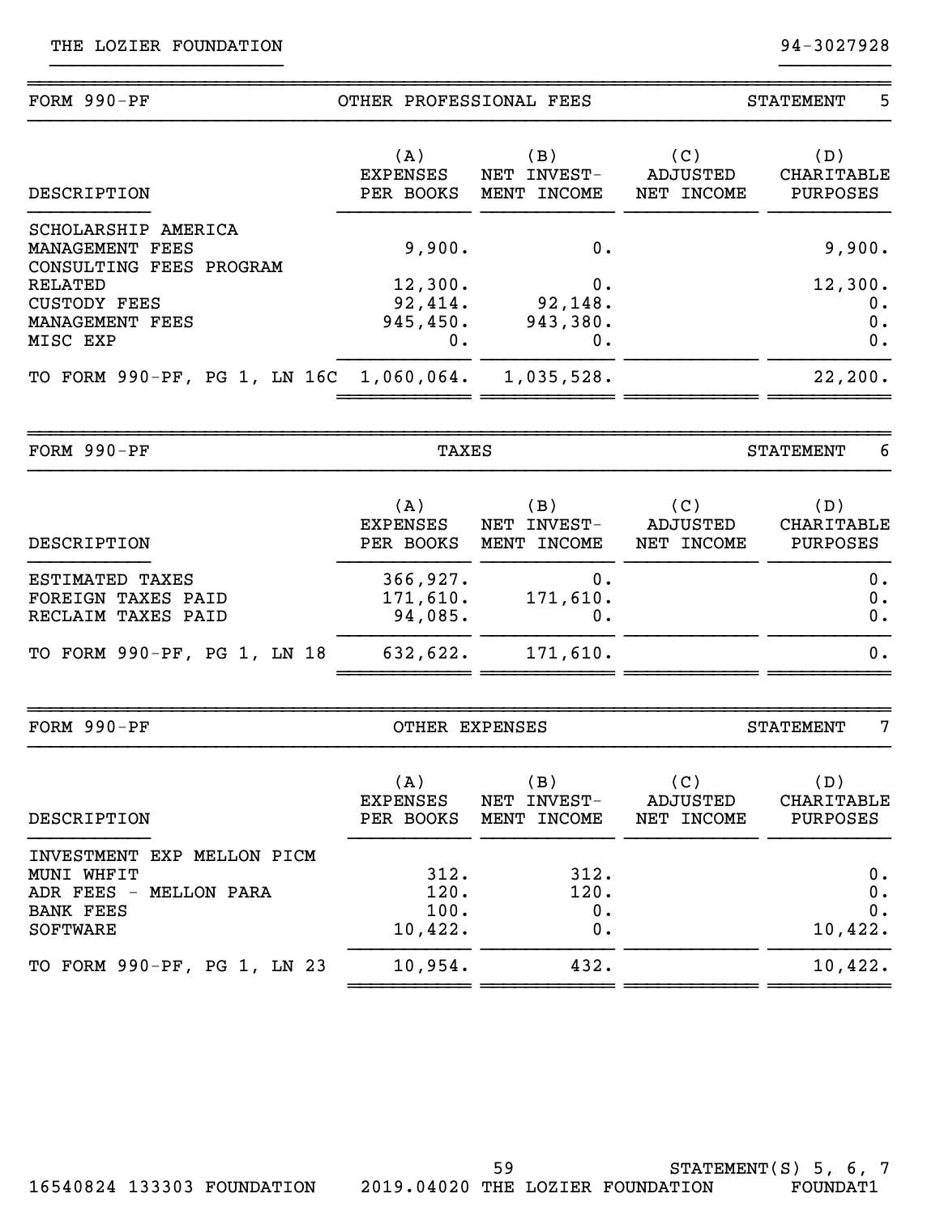THE LOZIER FOUNDATION 94-3027928

## FORM 990-PF — OTHER PROFESSIONAL FEES — STATEMENT 5

| DESCRIPTION | (A) EXPENSES PER BOOKS | (B) NET INVEST-MENT INCOME | (C) ADJUSTED NET INCOME | (D) CHARITABLE PURPOSES |
|---|---|---|---|---|
| SCHOLARSHIP AMERICA MANAGEMENT FEES | 9,900. | 0. | | 9,900. |
| CONSULTING FEES PROGRAM RELATED | 12,300. | 0. | | 12,300. |
| CUSTODY FEES | 92,414. | 92,148. | | 0. |
| MANAGEMENT FEES | 945,450. | 943,380. | | 0. |
| MISC EXP | 0. | 0. | | 0. |
| TO FORM 990-PF, PG 1, LN 16C | 1,060,064. | 1,035,528. | | 22,200. |

## FORM 990-PF — TAXES — STATEMENT 6

| DESCRIPTION | (A) EXPENSES PER BOOKS | (B) NET INVEST-MENT INCOME | (C) ADJUSTED NET INCOME | (D) CHARITABLE PURPOSES |
|---|---|---|---|---|
| ESTIMATED TAXES | 366,927. | 0. | | 0. |
| FOREIGN TAXES PAID | 171,610. | 171,610. | | 0. |
| RECLAIM TAXES PAID | 94,085. | 0. | | 0. |
| TO FORM 990-PF, PG 1, LN 18 | 632,622. | 171,610. | | 0. |

## FORM 990-PF — OTHER EXPENSES — STATEMENT 7

| DESCRIPTION | (A) EXPENSES PER BOOKS | (B) NET INVEST-MENT INCOME | (C) ADJUSTED NET INCOME | (D) CHARITABLE PURPOSES |
|---|---|---|---|---|
| INVESTMENT EXP MELLON PICM MUNI WHFIT | 312. | 312. | | 0. |
| ADR FEES - MELLON PARA | 120. | 120. | | 0. |
| BANK FEES | 100. | 0. | | 0. |
| SOFTWARE | 10,422. | 0. | | 10,422. |
| TO FORM 990-PF, PG 1, LN 23 | 10,954. | 432. | | 10,422. |

STATEMENT(S) 5, 6, 7

16540824 133303 FOUNDATION 2019.04020 THE LOZIER FOUNDATION FOUNDAT1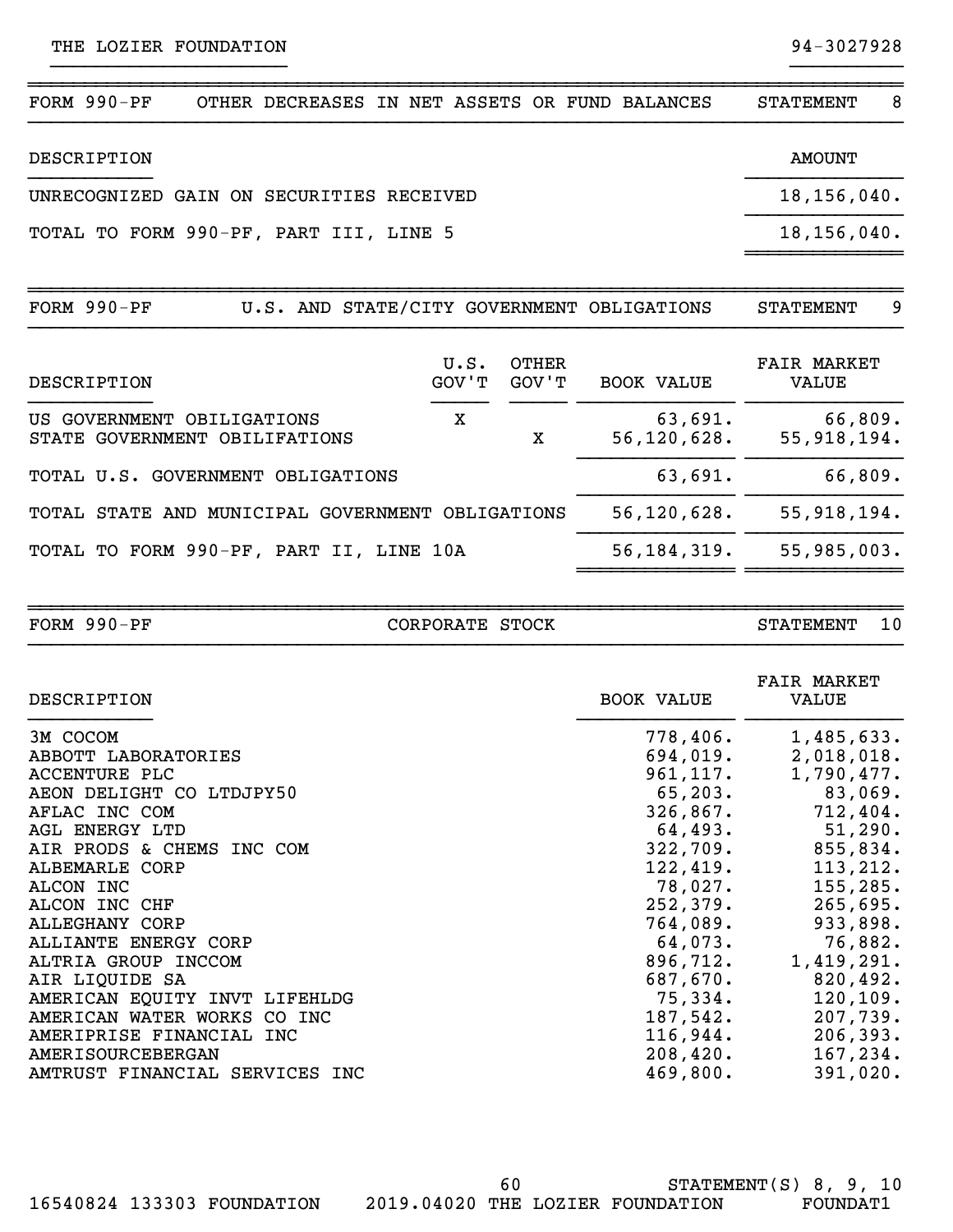THE LOZIER FOUNDATION 94-3027928

## FORM 990-PF OTHER DECREASES IN NET ASSETS OR FUND BALANCES STATEMENT 8

| DESCRIPTION | AMOUNT |
|---|---|
| UNRECOGNIZED GAIN ON SECURITIES RECEIVED | 18,156,040. |
| TOTAL TO FORM 990-PF, PART III, LINE 5 | 18,156,040. |

## FORM 990-PF U.S. AND STATE/CITY GOVERNMENT OBLIGATIONS STATEMENT 9

| DESCRIPTION | U.S. GOV'T | OTHER GOV'T | BOOK VALUE | FAIR MARKET VALUE |
|---|---|---|---|---|
| US GOVERNMENT OBILIGATIONS | X | | 63,691. | 66,809. |
| STATE GOVERNMENT OBILIFATIONS | | X | 56,120,628. | 55,918,194. |
| TOTAL U.S. GOVERNMENT OBLIGATIONS | | | 63,691. | 66,809. |
| TOTAL STATE AND MUNICIPAL GOVERNMENT OBLIGATIONS | | | 56,120,628. | 55,918,194. |
| TOTAL TO FORM 990-PF, PART II, LINE 10A | | | 56,184,319. | 55,985,003. |

## FORM 990-PF CORPORATE STOCK STATEMENT 10

| DESCRIPTION | BOOK VALUE | FAIR MARKET VALUE |
|---|---|---|
| 3M COCOM | 778,406. | 1,485,633. |
| ABBOTT LABORATORIES | 694,019. | 2,018,018. |
| ACCENTURE PLC | 961,117. | 1,790,477. |
| AEON DELIGHT CO LTDJPY50 | 65,203. | 83,069. |
| AFLAC INC COM | 326,867. | 712,404. |
| AGL ENERGY LTD | 64,493. | 51,290. |
| AIR PRODS & CHEMS INC COM | 322,709. | 855,834. |
| ALBEMARLE CORP | 122,419. | 113,212. |
| ALCON INC | 78,027. | 155,285. |
| ALCON INC CHF | 252,379. | 265,695. |
| ALLEGHANY CORP | 764,089. | 933,898. |
| ALLIANTE ENERGY CORP | 64,073. | 76,882. |
| ALTRIA GROUP INCCOM | 896,712. | 1,419,291. |
| AIR LIQUIDE SA | 687,670. | 820,492. |
| AMERICAN EQUITY INVT LIFEHLDG | 75,334. | 120,109. |
| AMERICAN WATER WORKS CO INC | 187,542. | 207,739. |
| AMERIPRISE FINANCIAL INC | 116,944. | 206,393. |
| AMERISOURCEBERGAN | 208,420. | 167,234. |
| AMTRUST FINANCIAL SERVICES INC | 469,800. | 391,020. |

STATEMENT(S) 8, 9, 10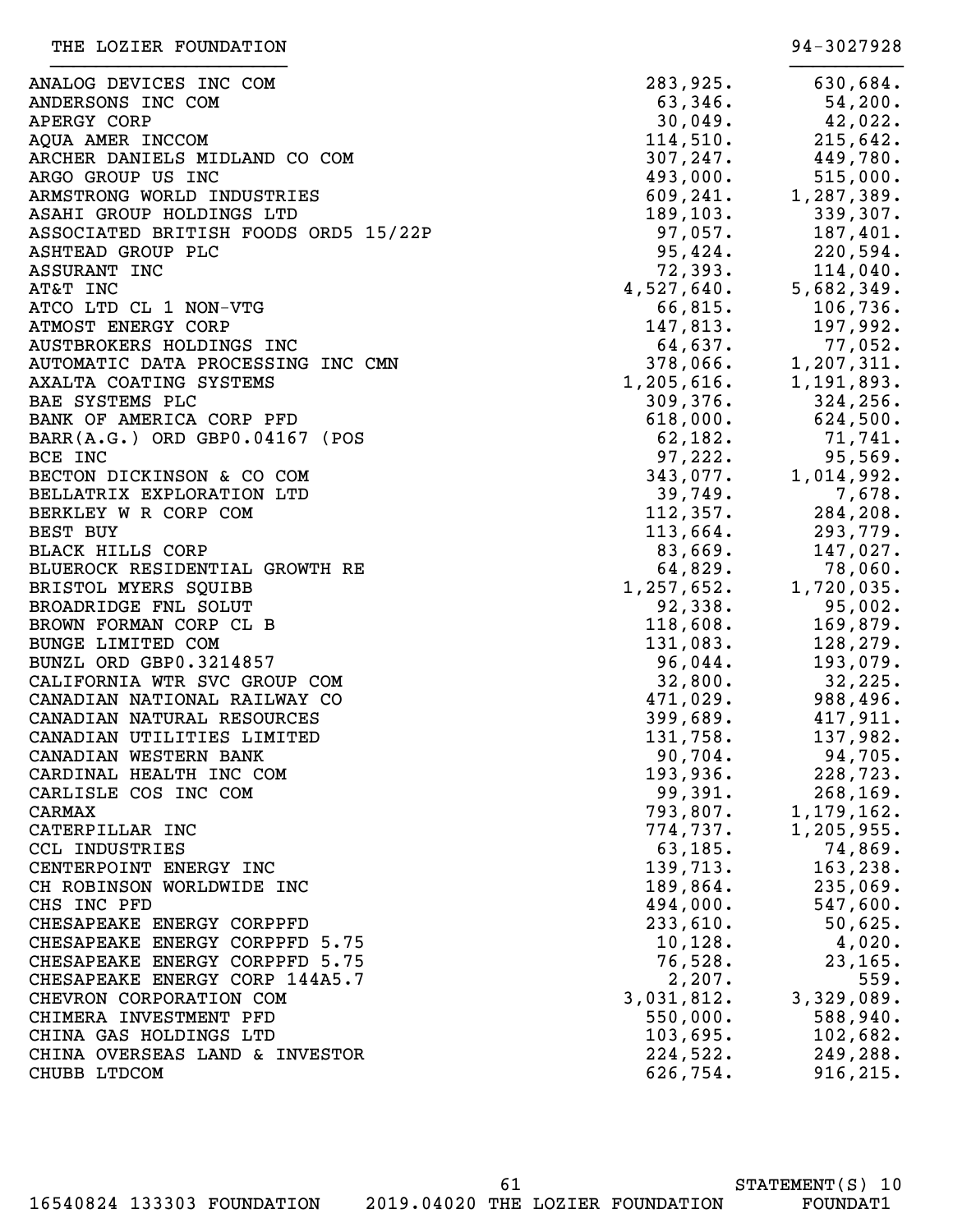THE LOZIER FOUNDATION 94-3027928

| | | |
|---|---|---|
| ANALOG DEVICES INC COM | 283,925. | 630,684. |
| ANDERSONS INC COM | 63,346. | 54,200. |
| APERGY CORP | 30,049. | 42,022. |
| AQUA AMER INCCOM | 114,510. | 215,642. |
| ARCHER DANIELS MIDLAND CO COM | 307,247. | 449,780. |
| ARGO GROUP US INC | 493,000. | 515,000. |
| ARMSTRONG WORLD INDUSTRIES | 609,241. | 1,287,389. |
| ASAHI GROUP HOLDINGS LTD | 189,103. | 339,307. |
| ASSOCIATED BRITISH FOODS ORD5 15/22P | 97,057. | 187,401. |
| ASHTEAD GROUP PLC | 95,424. | 220,594. |
| ASSURANT INC | 72,393. | 114,040. |
| AT&T INC | 4,527,640. | 5,682,349. |
| ATCO LTD CL 1 NON-VTG | 66,815. | 106,736. |
| ATMOST ENERGY CORP | 147,813. | 197,992. |
| AUSTBROKERS HOLDINGS INC | 64,637. | 77,052. |
| AUTOMATIC DATA PROCESSING INC CMN | 378,066. | 1,207,311. |
| AXALTA COATING SYSTEMS | 1,205,616. | 1,191,893. |
| BAE SYSTEMS PLC | 309,376. | 324,256. |
| BANK OF AMERICA CORP PFD | 618,000. | 624,500. |
| BARR(A.G.) ORD GBP0.04167 (POS | 62,182. | 71,741. |
| BCE INC | 97,222. | 95,569. |
| BECTON DICKINSON & CO COM | 343,077. | 1,014,992. |
| BELLATRIX EXPLORATION LTD | 39,749. | 7,678. |
| BERKLEY W R CORP COM | 112,357. | 284,208. |
| BEST BUY | 113,664. | 293,779. |
| BLACK HILLS CORP | 83,669. | 147,027. |
| BLUEROCK RESIDENTIAL GROWTH RE | 64,829. | 78,060. |
| BRISTOL MYERS SQUIBB | 1,257,652. | 1,720,035. |
| BROADRIDGE FNL SOLUT | 92,338. | 95,002. |
| BROWN FORMAN CORP CL B | 118,608. | 169,879. |
| BUNGE LIMITED COM | 131,083. | 128,279. |
| BUNZL ORD GBP0.3214857 | 96,044. | 193,079. |
| CALIFORNIA WTR SVC GROUP COM | 32,800. | 32,225. |
| CANADIAN NATIONAL RAILWAY CO | 471,029. | 988,496. |
| CANADIAN NATURAL RESOURCES | 399,689. | 417,911. |
| CANADIAN UTILITIES LIMITED | 131,758. | 137,982. |
| CANADIAN WESTERN BANK | 90,704. | 94,705. |
| CARDINAL HEALTH INC COM | 193,936. | 228,723. |
| CARLISLE COS INC COM | 99,391. | 268,169. |
| CARMAX | 793,807. | 1,179,162. |
| CATERPILLAR INC | 774,737. | 1,205,955. |
| CCL INDUSTRIES | 63,185. | 74,869. |
| CENTERPOINT ENERGY INC | 139,713. | 163,238. |
| CH ROBINSON WORLDWIDE INC | 189,864. | 235,069. |
| CHS INC PFD | 494,000. | 547,600. |
| CHESAPEAKE ENERGY CORPPFD | 233,610. | 50,625. |
| CHESAPEAKE ENERGY CORPPFD 5.75 | 10,128. | 4,020. |
| CHESAPEAKE ENERGY CORPPFD 5.75 | 76,528. | 23,165. |
| CHESAPEAKE ENERGY CORP 144A5.7 | 2,207. | 559. |
| CHEVRON CORPORATION COM | 3,031,812. | 3,329,089. |
| CHIMERA INVESTMENT PFD | 550,000. | 588,940. |
| CHINA GAS HOLDINGS LTD | 103,695. | 102,682. |
| CHINA OVERSEAS LAND & INVESTOR | 224,522. | 249,288. |
| CHUBB LTDCOM | 626,754. | 916,215. |

STATEMENT(S) 10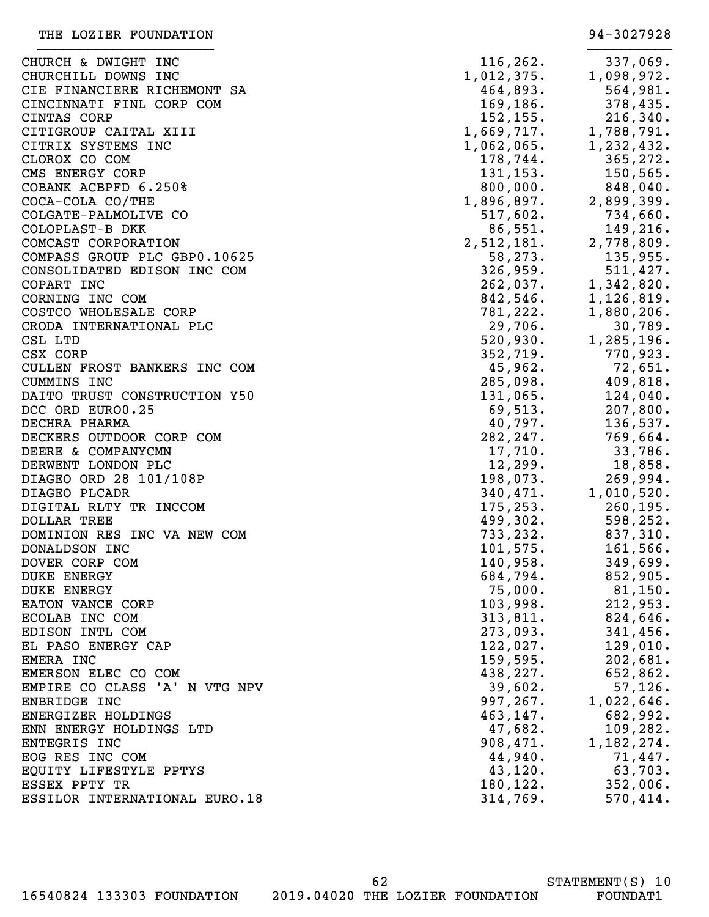THE LOZIER FOUNDATION 94-3027928

| | | |
|---|---|---|
| CHURCH & DWIGHT INC | 116,262. | 337,069. |
| CHURCHILL DOWNS INC | 1,012,375. | 1,098,972. |
| CIE FINANCIERE RICHEMONT SA | 464,893. | 564,981. |
| CINCINNATI FINL CORP COM | 169,186. | 378,435. |
| CINTAS CORP | 152,155. | 216,340. |
| CITIGROUP CAITAL XIII | 1,669,717. | 1,788,791. |
| CITRIX SYSTEMS INC | 1,062,065. | 1,232,432. |
| CLOROX CO COM | 178,744. | 365,272. |
| CMS ENERGY CORP | 131,153. | 150,565. |
| COBANK ACBPFD 6.250% | 800,000. | 848,040. |
| COCA-COLA CO/THE | 1,896,897. | 2,899,399. |
| COLGATE-PALMOLIVE CO | 517,602. | 734,660. |
| COLOPLAST-B DKK | 86,551. | 149,216. |
| COMCAST CORPORATION | 2,512,181. | 2,778,809. |
| COMPASS GROUP PLC GBP0.10625 | 58,273. | 135,955. |
| CONSOLIDATED EDISON INC COM | 326,959. | 511,427. |
| COPART INC | 262,037. | 1,342,820. |
| CORNING INC COM | 842,546. | 1,126,819. |
| COSTCO WHOLESALE CORP | 781,222. | 1,880,206. |
| CRODA INTERNATIONAL PLC | 29,706. | 30,789. |
| CSL LTD | 520,930. | 1,285,196. |
| CSX CORP | 352,719. | 770,923. |
| CULLEN FROST BANKERS INC COM | 45,962. | 72,651. |
| CUMMINS INC | 285,098. | 409,818. |
| DAITO TRUST CONSTRUCTION Y50 | 131,065. | 124,040. |
| DCC ORD EURO0.25 | 69,513. | 207,800. |
| DECHRA PHARMA | 40,797. | 136,537. |
| DECKERS OUTDOOR CORP COM | 282,247. | 769,664. |
| DEERE & COMPANYCMN | 17,710. | 33,786. |
| DERWENT LONDON PLC | 12,299. | 18,858. |
| DIAGEO ORD 28 101/108P | 198,073. | 269,994. |
| DIAGEO PLCADR | 340,471. | 1,010,520. |
| DIGITAL RLTY TR INCCOM | 175,253. | 260,195. |
| DOLLAR TREE | 499,302. | 598,252. |
| DOMINION RES INC VA NEW COM | 733,232. | 837,310. |
| DONALDSON INC | 101,575. | 161,566. |
| DOVER CORP COM | 140,958. | 349,699. |
| DUKE ENERGY | 684,794. | 852,905. |
| DUKE ENERGY | 75,000. | 81,150. |
| EATON VANCE CORP | 103,998. | 212,953. |
| ECOLAB INC COM | 313,811. | 824,646. |
| EDISON INTL COM | 273,093. | 341,456. |
| EL PASO ENERGY CAP | 122,027. | 129,010. |
| EMERA INC | 159,595. | 202,681. |
| EMERSON ELEC CO COM | 438,227. | 652,862. |
| EMPIRE CO CLASS 'A' N VTG NPV | 39,602. | 57,126. |
| ENBRIDGE INC | 997,267. | 1,022,646. |
| ENERGIZER HOLDINGS | 463,147. | 682,992. |
| ENN ENERGY HOLDINGS LTD | 47,682. | 109,282. |
| ENTEGRIS INC | 908,471. | 1,182,274. |
| EOG RES INC COM | 44,940. | 71,447. |
| EQUITY LIFESTYLE PPTYS | 43,120. | 63,703. |
| ESSEX PPTY TR | 180,122. | 352,006. |
| ESSILOR INTERNATIONAL EURO.18 | 314,769. | 570,414. |

STATEMENT(S) 10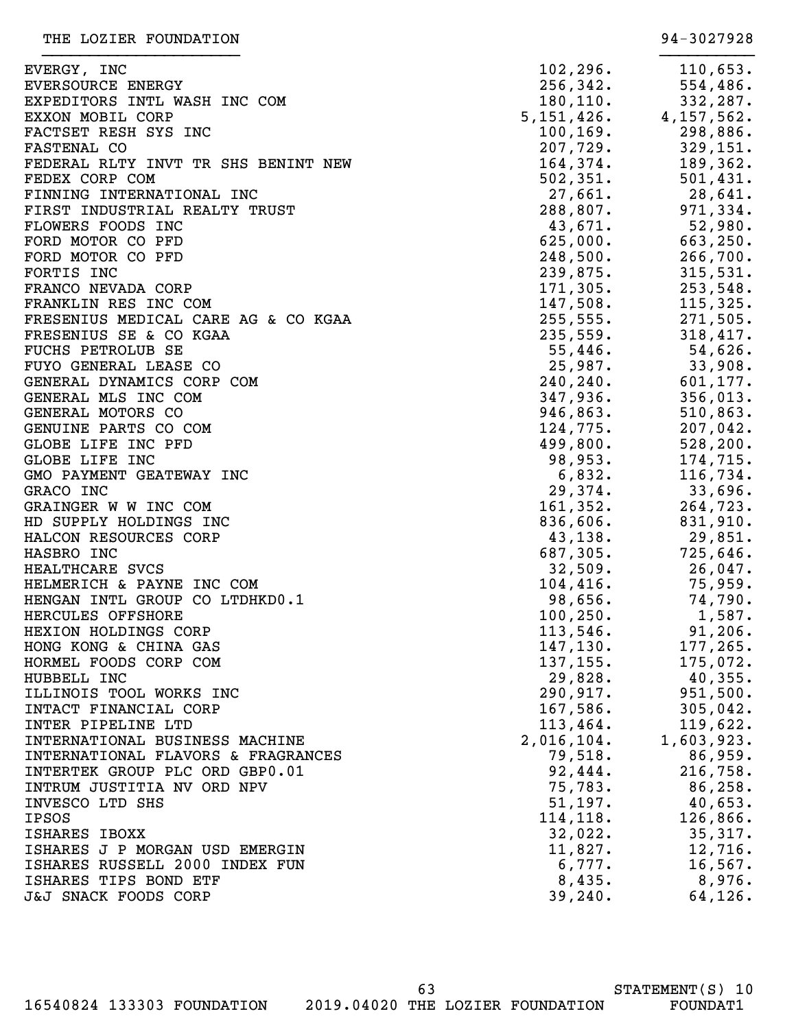THE LOZIER FOUNDATION 94-3027928

| | | |
|---|---|---|
| EVERGY, INC | 102,296. | 110,653. |
| EVERSOURCE ENERGY | 256,342. | 554,486. |
| EXPEDITORS INTL WASH INC COM | 180,110. | 332,287. |
| EXXON MOBIL CORP | 5,151,426. | 4,157,562. |
| FACTSET RESH SYS INC | 100,169. | 298,886. |
| FASTENAL CO | 207,729. | 329,151. |
| FEDERAL RLTY INVT TR SHS BENINT NEW | 164,374. | 189,362. |
| FEDEX CORP COM | 502,351. | 501,431. |
| FINNING INTERNATIONAL INC | 27,661. | 28,641. |
| FIRST INDUSTRIAL REALTY TRUST | 288,807. | 971,334. |
| FLOWERS FOODS INC | 43,671. | 52,980. |
| FORD MOTOR CO PFD | 625,000. | 663,250. |
| FORD MOTOR CO PFD | 248,500. | 266,700. |
| FORTIS INC | 239,875. | 315,531. |
| FRANCO NEVADA CORP | 171,305. | 253,548. |
| FRANKLIN RES INC COM | 147,508. | 115,325. |
| FRESENIUS MEDICAL CARE AG & CO KGAA | 255,555. | 271,505. |
| FRESENIUS SE & CO KGAA | 235,559. | 318,417. |
| FUCHS PETROLUB SE | 55,446. | 54,626. |
| FUYO GENERAL LEASE CO | 25,987. | 33,908. |
| GENERAL DYNAMICS CORP COM | 240,240. | 601,177. |
| GENERAL MLS INC COM | 347,936. | 356,013. |
| GENERAL MOTORS CO | 946,863. | 510,863. |
| GENUINE PARTS CO COM | 124,775. | 207,042. |
| GLOBE LIFE INC PFD | 499,800. | 528,200. |
| GLOBE LIFE INC | 98,953. | 174,715. |
| GMO PAYMENT GEATEWAY INC | 6,832. | 116,734. |
| GRACO INC | 29,374. | 33,696. |
| GRAINGER W W INC COM | 161,352. | 264,723. |
| HD SUPPLY HOLDINGS INC | 836,606. | 831,910. |
| HALCON RESOURCES CORP | 43,138. | 29,851. |
| HASBRO INC | 687,305. | 725,646. |
| HEALTHCARE SVCS | 32,509. | 26,047. |
| HELMERICH & PAYNE INC COM | 104,416. | 75,959. |
| HENGAN INTL GROUP CO LTDHKD0.1 | 98,656. | 74,790. |
| HERCULES OFFSHORE | 100,250. | 1,587. |
| HEXION HOLDINGS CORP | 113,546. | 91,206. |
| HONG KONG & CHINA GAS | 147,130. | 177,265. |
| HORMEL FOODS CORP COM | 137,155. | 175,072. |
| HUBBELL INC | 29,828. | 40,355. |
| ILLINOIS TOOL WORKS INC | 290,917. | 951,500. |
| INTACT FINANCIAL CORP | 167,586. | 305,042. |
| INTER PIPELINE LTD | 113,464. | 119,622. |
| INTERNATIONAL BUSINESS MACHINE | 2,016,104. | 1,603,923. |
| INTERNATIONAL FLAVORS & FRAGRANCES | 79,518. | 86,959. |
| INTERTEK GROUP PLC ORD GBP0.01 | 92,444. | 216,758. |
| INTRUM JUSTITIA NV ORD NPV | 75,783. | 86,258. |
| INVESCO LTD SHS | 51,197. | 40,653. |
| IPSOS | 114,118. | 126,866. |
| ISHARES IBOXX | 32,022. | 35,317. |
| ISHARES J P MORGAN USD EMERGIN | 11,827. | 12,716. |
| ISHARES RUSSELL 2000 INDEX FUN | 6,777. | 16,567. |
| ISHARES TIPS BOND ETF | 8,435. | 8,976. |
| J&J SNACK FOODS CORP | 39,240. | 64,126. |

STATEMENT(S) 10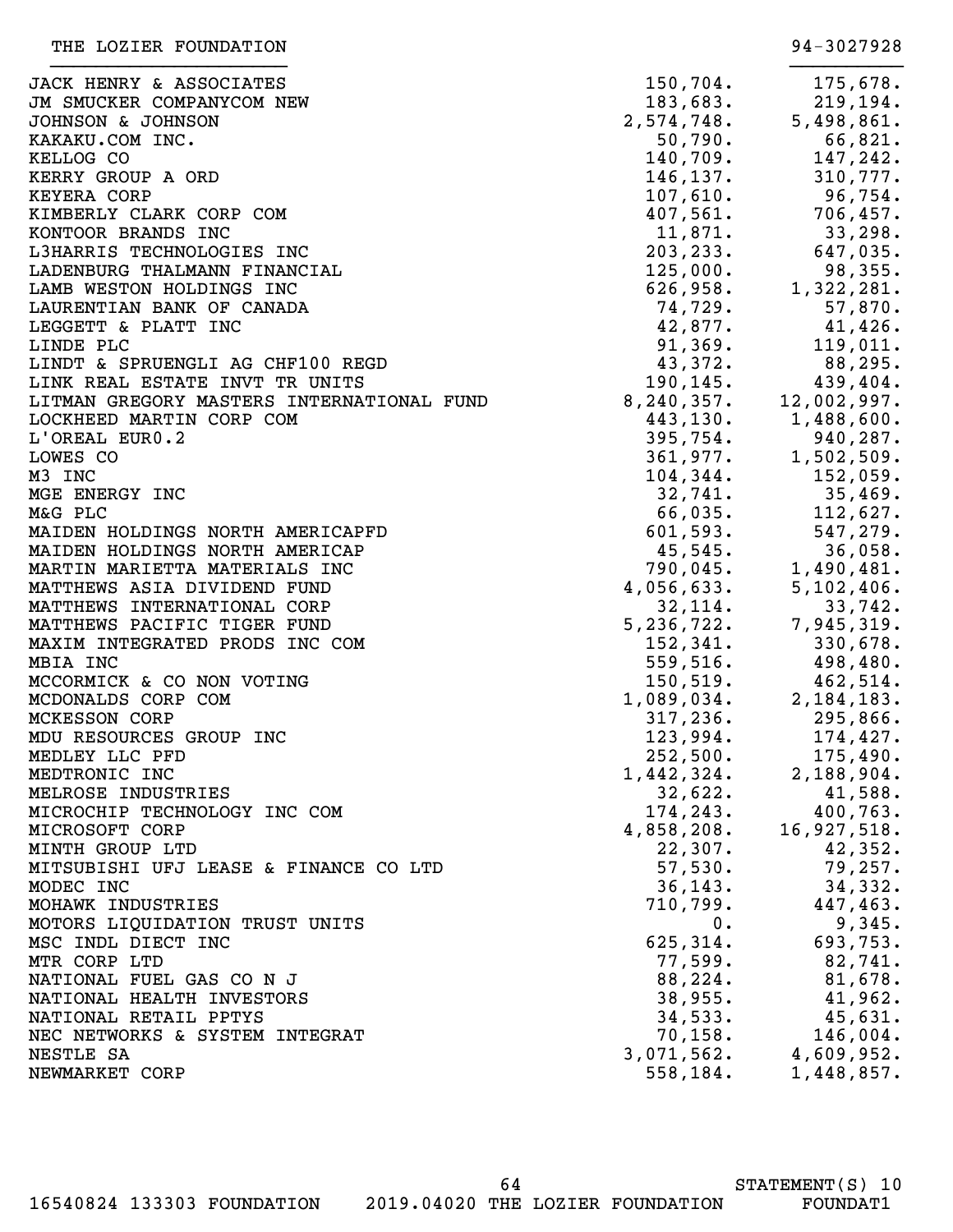THE LOZIER FOUNDATION 94-3027928

| | | |
|---|---|---|
| JACK HENRY & ASSOCIATES | 150,704. | 175,678. |
| JM SMUCKER COMPANYCOM NEW | 183,683. | 219,194. |
| JOHNSON & JOHNSON | 2,574,748. | 5,498,861. |
| KAKAKU.COM INC. | 50,790. | 66,821. |
| KELLOG CO | 140,709. | 147,242. |
| KERRY GROUP A ORD | 146,137. | 310,777. |
| KEYERA CORP | 107,610. | 96,754. |
| KIMBERLY CLARK CORP COM | 407,561. | 706,457. |
| KONTOOR BRANDS INC | 11,871. | 33,298. |
| L3HARRIS TECHNOLOGIES INC | 203,233. | 647,035. |
| LADENBURG THALMANN FINANCIAL | 125,000. | 98,355. |
| LAMB WESTON HOLDINGS INC | 626,958. | 1,322,281. |
| LAURENTIAN BANK OF CANADA | 74,729. | 57,870. |
| LEGGETT & PLATT INC | 42,877. | 41,426. |
| LINDE PLC | 91,369. | 119,011. |
| LINDT & SPRUENGLI AG CHF100 REGD | 43,372. | 88,295. |
| LINK REAL ESTATE INVT TR UNITS | 190,145. | 439,404. |
| LITMAN GREGORY MASTERS INTERNATIONAL FUND | 8,240,357. | 12,002,997. |
| LOCKHEED MARTIN CORP COM | 443,130. | 1,488,600. |
| L'OREAL EUR0.2 | 395,754. | 940,287. |
| LOWES CO | 361,977. | 1,502,509. |
| M3 INC | 104,344. | 152,059. |
| MGE ENERGY INC | 32,741. | 35,469. |
| M&G PLC | 66,035. | 112,627. |
| MAIDEN HOLDINGS NORTH AMERICAPFD | 601,593. | 547,279. |
| MAIDEN HOLDINGS NORTH AMERICAP | 45,545. | 36,058. |
| MARTIN MARIETTA MATERIALS INC | 790,045. | 1,490,481. |
| MATTHEWS ASIA DIVIDEND FUND | 4,056,633. | 5,102,406. |
| MATTHEWS INTERNATIONAL CORP | 32,114. | 33,742. |
| MATTHEWS PACIFIC TIGER FUND | 5,236,722. | 7,945,319. |
| MAXIM INTEGRATED PRODS INC COM | 152,341. | 330,678. |
| MBIA INC | 559,516. | 498,480. |
| MCCORMICK & CO NON VOTING | 150,519. | 462,514. |
| MCDONALDS CORP COM | 1,089,034. | 2,184,183. |
| MCKESSON CORP | 317,236. | 295,866. |
| MDU RESOURCES GROUP INC | 123,994. | 174,427. |
| MEDLEY LLC PFD | 252,500. | 175,490. |
| MEDTRONIC INC | 1,442,324. | 2,188,904. |
| MELROSE INDUSTRIES | 32,622. | 41,588. |
| MICROCHIP TECHNOLOGY INC COM | 174,243. | 400,763. |
| MICROSOFT CORP | 4,858,208. | 16,927,518. |
| MINTH GROUP LTD | 22,307. | 42,352. |
| MITSUBISHI UFJ LEASE & FINANCE CO LTD | 57,530. | 79,257. |
| MODEC INC | 36,143. | 34,332. |
| MOHAWK INDUSTRIES | 710,799. | 447,463. |
| MOTORS LIQUIDATION TRUST UNITS | 0. | 9,345. |
| MSC INDL DIECT INC | 625,314. | 693,753. |
| MTR CORP LTD | 77,599. | 82,741. |
| NATIONAL FUEL GAS CO N J | 88,224. | 81,678. |
| NATIONAL HEALTH INVESTORS | 38,955. | 41,962. |
| NATIONAL RETAIL PPTYS | 34,533. | 45,631. |
| NEC NETWORKS & SYSTEM INTEGRAT | 70,158. | 146,004. |
| NESTLE SA | 3,071,562. | 4,609,952. |
| NEWMARKET CORP | 558,184. | 1,448,857. |

STATEMENT(S) 10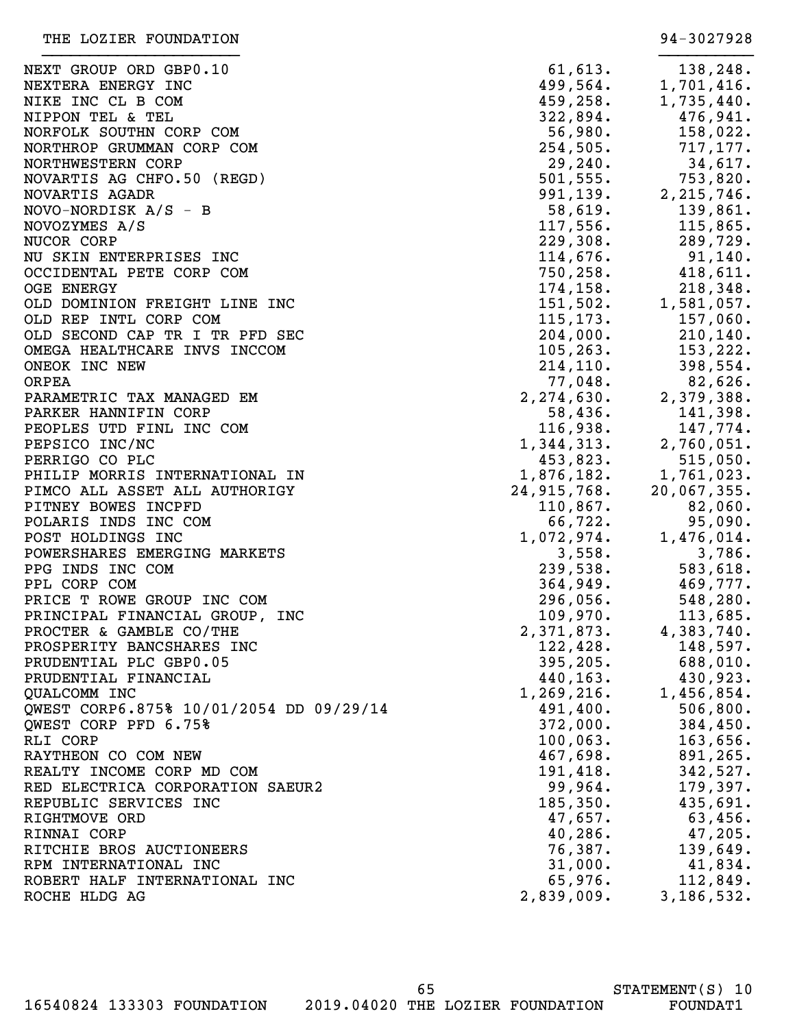THE LOZIER FOUNDATION 94-3027928

| | | |
|---|---|---|
| NEXT GROUP ORD GBP0.10 | 61,613. | 138,248. |
| NEXTERA ENERGY INC | 499,564. | 1,701,416. |
| NIKE INC CL B COM | 459,258. | 1,735,440. |
| NIPPON TEL & TEL | 322,894. | 476,941. |
| NORFOLK SOUTHN CORP COM | 56,980. | 158,022. |
| NORTHROP GRUMMAN CORP COM | 254,505. | 717,177. |
| NORTHWESTERN CORP | 29,240. | 34,617. |
| NOVARTIS AG CHF0.50 (REGD) | 501,555. | 753,820. |
| NOVARTIS AGADR | 991,139. | 2,215,746. |
| NOVO-NORDISK A/S - B | 58,619. | 139,861. |
| NOVOZYMES A/S | 117,556. | 115,865. |
| NUCOR CORP | 229,308. | 289,729. |
| NU SKIN ENTERPRISES INC | 114,676. | 91,140. |
| OCCIDENTAL PETE CORP COM | 750,258. | 418,611. |
| OGE ENERGY | 174,158. | 218,348. |
| OLD DOMINION FREIGHT LINE INC | 151,502. | 1,581,057. |
| OLD REP INTL CORP COM | 115,173. | 157,060. |
| OLD SECOND CAP TR I TR PFD SEC | 204,000. | 210,140. |
| OMEGA HEALTHCARE INVS INCCOM | 105,263. | 153,222. |
| ONEOK INC NEW | 214,110. | 398,554. |
| ORPEA | 77,048. | 82,626. |
| PARAMETRIC TAX MANAGED EM | 2,274,630. | 2,379,388. |
| PARKER HANNIFIN CORP | 58,436. | 141,398. |
| PEOPLES UTD FINL INC COM | 116,938. | 147,774. |
| PEPSICO INC/NC | 1,344,313. | 2,760,051. |
| PERRIGO CO PLC | 453,823. | 515,050. |
| PHILIP MORRIS INTERNATIONAL IN | 1,876,182. | 1,761,023. |
| PIMCO ALL ASSET ALL AUTHORIGY | 24,915,768. | 20,067,355. |
| PITNEY BOWES INCPFD | 110,867. | 82,060. |
| POLARIS INDS INC COM | 66,722. | 95,090. |
| POST HOLDINGS INC | 1,072,974. | 1,476,014. |
| POWERSHARES EMERGING MARKETS | 3,558. | 3,786. |
| PPG INDS INC COM | 239,538. | 583,618. |
| PPL CORP COM | 364,949. | 469,777. |
| PRICE T ROWE GROUP INC COM | 296,056. | 548,280. |
| PRINCIPAL FINANCIAL GROUP, INC | 109,970. | 113,685. |
| PROCTER & GAMBLE CO/THE | 2,371,873. | 4,383,740. |
| PROSPERITY BANCSHARES INC | 122,428. | 148,597. |
| PRUDENTIAL PLC GBP0.05 | 395,205. | 688,010. |
| PRUDENTIAL FINANCIAL | 440,163. | 430,923. |
| QUALCOMM INC | 1,269,216. | 1,456,854. |
| QWEST CORP6.875% 10/01/2054 DD 09/29/14 | 491,400. | 506,800. |
| QWEST CORP PFD 6.75% | 372,000. | 384,450. |
| RLI CORP | 100,063. | 163,656. |
| RAYTHEON CO COM NEW | 467,698. | 891,265. |
| REALTY INCOME CORP MD COM | 191,418. | 342,527. |
| RED ELECTRICA CORPORATION SAEUR2 | 99,964. | 179,397. |
| REPUBLIC SERVICES INC | 185,350. | 435,691. |
| RIGHTMOVE ORD | 47,657. | 63,456. |
| RINNAI CORP | 40,286. | 47,205. |
| RITCHIE BROS AUCTIONEERS | 76,387. | 139,649. |
| RPM INTERNATIONAL INC | 31,000. | 41,834. |
| ROBERT HALF INTERNATIONAL INC | 65,976. | 112,849. |
| ROCHE HLDG AG | 2,839,009. | 3,186,532. |

STATEMENT(S) 10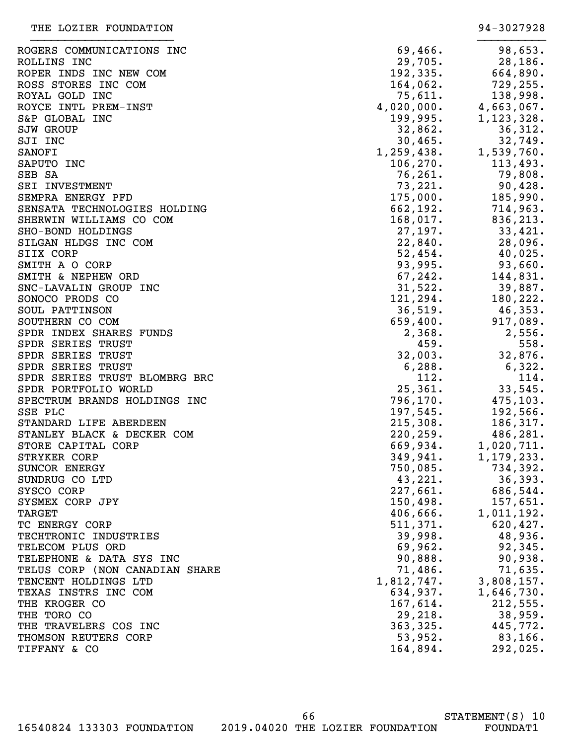THE LOZIER FOUNDATION 94-3027928

| | | |
|---|---|---|
| ROGERS COMMUNICATIONS INC | 69,466. | 98,653. |
| ROLLINS INC | 29,705. | 28,186. |
| ROPER INDS INC NEW COM | 192,335. | 664,890. |
| ROSS STORES INC COM | 164,062. | 729,255. |
| ROYAL GOLD INC | 75,611. | 138,998. |
| ROYCE INTL PREM-INST | 4,020,000. | 4,663,067. |
| S&P GLOBAL INC | 199,995. | 1,123,328. |
| SJW GROUP | 32,862. | 36,312. |
| SJI INC | 30,465. | 32,749. |
| SANOFI | 1,259,438. | 1,539,760. |
| SAPUTO INC | 106,270. | 113,493. |
| SEB SA | 76,261. | 79,808. |
| SEI INVESTMENT | 73,221. | 90,428. |
| SEMPRA ENERGY PFD | 175,000. | 185,990. |
| SENSATA TECHNOLOGIES HOLDING | 662,192. | 714,963. |
| SHERWIN WILLIAMS CO COM | 168,017. | 836,213. |
| SHO-BOND HOLDINGS | 27,197. | 33,421. |
| SILGAN HLDGS INC COM | 22,840. | 28,096. |
| SIIX CORP | 52,454. | 40,025. |
| SMITH A O CORP | 93,995. | 93,660. |
| SMITH & NEPHEW ORD | 67,242. | 144,831. |
| SNC-LAVALIN GROUP INC | 31,522. | 39,887. |
| SONOCO PRODS CO | 121,294. | 180,222. |
| SOUL PATTINSON | 36,519. | 46,353. |
| SOUTHERN CO COM | 659,400. | 917,089. |
| SPDR INDEX SHARES FUNDS | 2,368. | 2,556. |
| SPDR SERIES TRUST | 459. | 558. |
| SPDR SERIES TRUST | 32,003. | 32,876. |
| SPDR SERIES TRUST | 6,288. | 6,322. |
| SPDR SERIES TRUST BLOMBRG BRC | 112. | 114. |
| SPDR PORTFOLIO WORLD | 25,361. | 33,545. |
| SPECTRUM BRANDS HOLDINGS INC | 796,170. | 475,103. |
| SSE PLC | 197,545. | 192,566. |
| STANDARD LIFE ABERDEEN | 215,308. | 186,317. |
| STANLEY BLACK & DECKER COM | 220,259. | 486,281. |
| STORE CAPITAL CORP | 669,934. | 1,020,711. |
| STRYKER CORP | 349,941. | 1,179,233. |
| SUNCOR ENERGY | 750,085. | 734,392. |
| SUNDRUG CO LTD | 43,221. | 36,393. |
| SYSCO CORP | 227,661. | 686,544. |
| SYSMEX CORP JPY | 150,498. | 157,651. |
| TARGET | 406,666. | 1,011,192. |
| TC ENERGY CORP | 511,371. | 620,427. |
| TECHTRONIC INDUSTRIES | 39,998. | 48,936. |
| TELECOM PLUS ORD | 69,962. | 92,345. |
| TELEPHONE & DATA SYS INC | 90,888. | 90,938. |
| TELUS CORP (NON CANADIAN SHARE | 71,486. | 71,635. |
| TENCENT HOLDINGS LTD | 1,812,747. | 3,808,157. |
| TEXAS INSTRS INC COM | 634,937. | 1,646,730. |
| THE KROGER CO | 167,614. | 212,555. |
| THE TORO CO | 29,218. | 38,959. |
| THE TRAVELERS COS INC | 363,325. | 445,772. |
| THOMSON REUTERS CORP | 53,952. | 83,166. |
| TIFFANY & CO | 164,894. | 292,025. |

STATEMENT(S) 10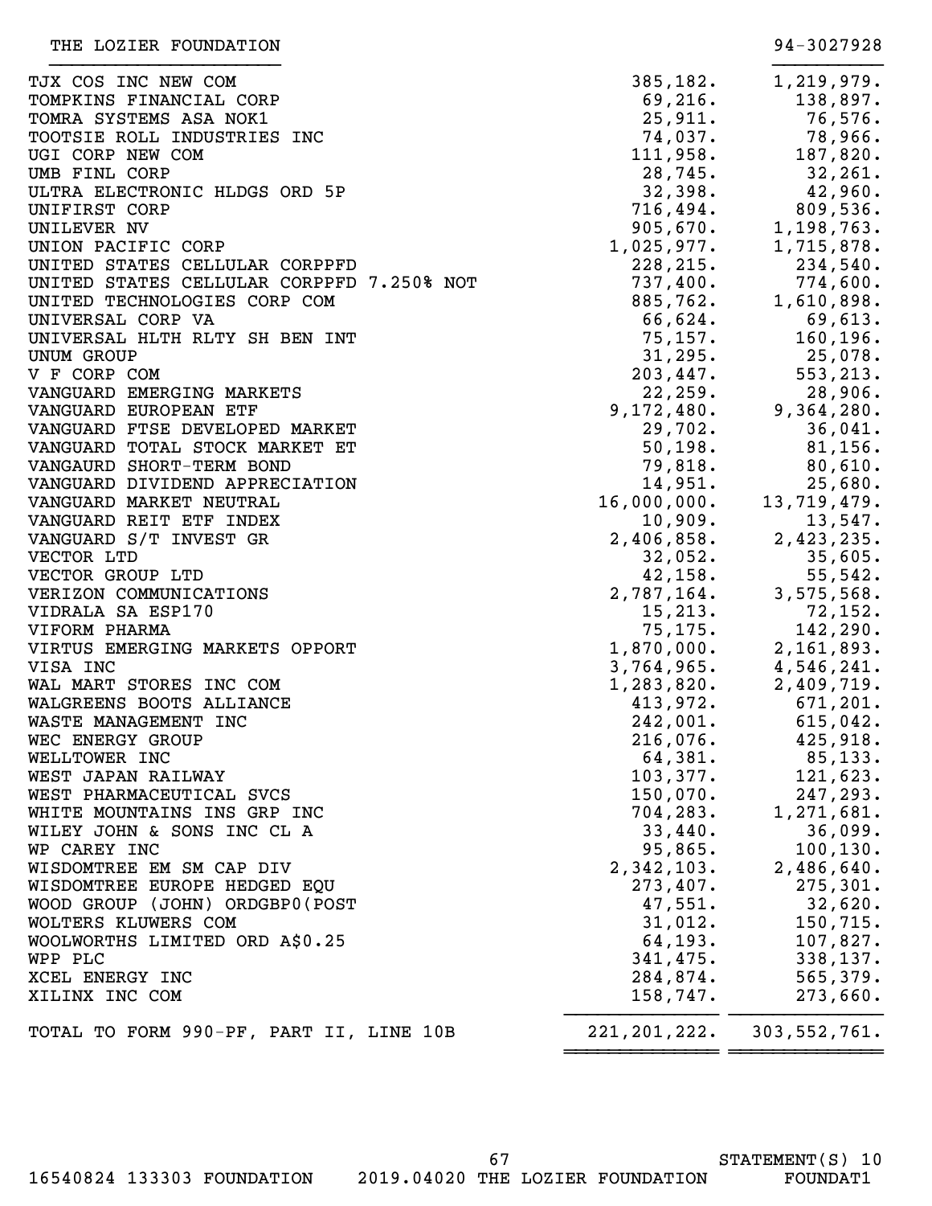THE LOZIER FOUNDATION 94-3027928

| | | |
|---|---|---|
| TJX COS INC NEW COM | 385,182. | 1,219,979. |
| TOMPKINS FINANCIAL CORP | 69,216. | 138,897. |
| TOMRA SYSTEMS ASA NOK1 | 25,911. | 76,576. |
| TOOTSIE ROLL INDUSTRIES INC | 74,037. | 78,966. |
| UGI CORP NEW COM | 111,958. | 187,820. |
| UMB FINL CORP | 28,745. | 32,261. |
| ULTRA ELECTRONIC HLDGS ORD 5P | 32,398. | 42,960. |
| UNIFIRST CORP | 716,494. | 809,536. |
| UNILEVER NV | 905,670. | 1,198,763. |
| UNION PACIFIC CORP | 1,025,977. | 1,715,878. |
| UNITED STATES CELLULAR CORPPFD | 228,215. | 234,540. |
| UNITED STATES CELLULAR CORPPFD 7.250% NOT | 737,400. | 774,600. |
| UNITED TECHNOLOGIES CORP COM | 885,762. | 1,610,898. |
| UNIVERSAL CORP VA | 66,624. | 69,613. |
| UNIVERSAL HLTH RLTY SH BEN INT | 75,157. | 160,196. |
| UNUM GROUP | 31,295. | 25,078. |
| V F CORP COM | 203,447. | 553,213. |
| VANGUARD EMERGING MARKETS | 22,259. | 28,906. |
| VANGUARD EUROPEAN ETF | 9,172,480. | 9,364,280. |
| VANGUARD FTSE DEVELOPED MARKET | 29,702. | 36,041. |
| VANGUARD TOTAL STOCK MARKET ET | 50,198. | 81,156. |
| VANGAURD SHORT-TERM BOND | 79,818. | 80,610. |
| VANGUARD DIVIDEND APPRECIATION | 14,951. | 25,680. |
| VANGUARD MARKET NEUTRAL | 16,000,000. | 13,719,479. |
| VANGUARD REIT ETF INDEX | 10,909. | 13,547. |
| VANGUARD S/T INVEST GR | 2,406,858. | 2,423,235. |
| VECTOR LTD | 32,052. | 35,605. |
| VECTOR GROUP LTD | 42,158. | 55,542. |
| VERIZON COMMUNICATIONS | 2,787,164. | 3,575,568. |
| VIDRALA SA ESP170 | 15,213. | 72,152. |
| VIFORM PHARMA | 75,175. | 142,290. |
| VIRTUS EMERGING MARKETS OPPORT | 1,870,000. | 2,161,893. |
| VISA INC | 3,764,965. | 4,546,241. |
| WAL MART STORES INC COM | 1,283,820. | 2,409,719. |
| WALGREENS BOOTS ALLIANCE | 413,972. | 671,201. |
| WASTE MANAGEMENT INC | 242,001. | 615,042. |
| WEC ENERGY GROUP | 216,076. | 425,918. |
| WELLTOWER INC | 64,381. | 85,133. |
| WEST JAPAN RAILWAY | 103,377. | 121,623. |
| WEST PHARMACEUTICAL SVCS | 150,070. | 247,293. |
| WHITE MOUNTAINS INS GRP INC | 704,283. | 1,271,681. |
| WILEY JOHN & SONS INC CL A | 33,440. | 36,099. |
| WP CAREY INC | 95,865. | 100,130. |
| WISDOMTREE EM SM CAP DIV | 2,342,103. | 2,486,640. |
| WISDOMTREE EUROPE HEDGED EQU | 273,407. | 275,301. |
| WOOD GROUP (JOHN) ORDGBP0(POST | 47,551. | 32,620. |
| WOLTERS KLUWERS COM | 31,012. | 150,715. |
| WOOLWORTHS LIMITED ORD A$0.25 | 64,193. | 107,827. |
| WPP PLC | 341,475. | 338,137. |
| XCEL ENERGY INC | 284,874. | 565,379. |
| XILINX INC COM | 158,747. | 273,660. |
| TOTAL TO FORM 990-PF, PART II, LINE 10B | 221,201,222. | 303,552,761. |

STATEMENT(S) 10

16540824 133303 FOUNDATION 2019.04020 THE LOZIER FOUNDATION FOUNDAT1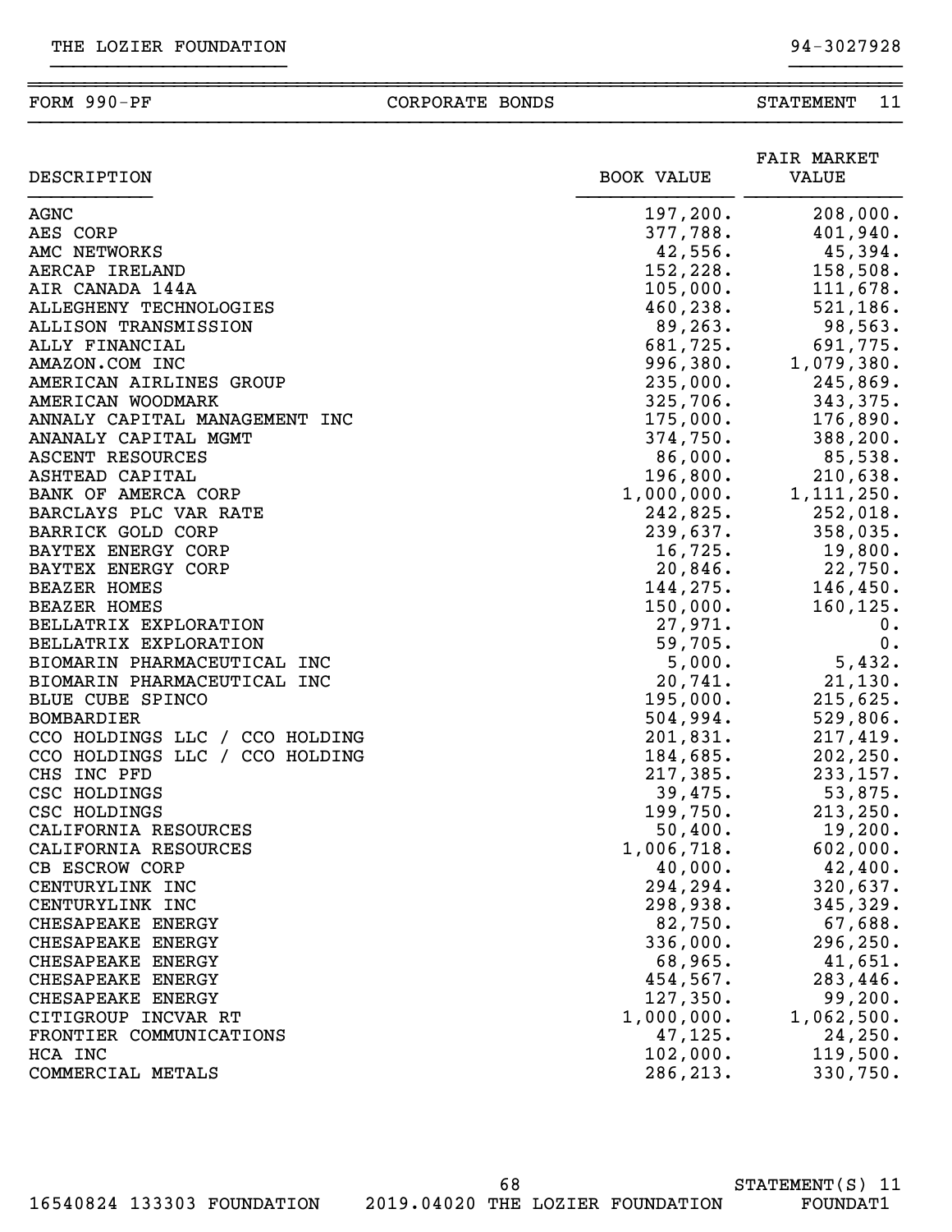THE LOZIER FOUNDATION 94-3027928

FORM 990-PF CORPORATE BONDS STATEMENT 11

| DESCRIPTION | BOOK VALUE | FAIR MARKET VALUE |
|---|---|---|
| AGNC | 197,200. | 208,000. |
| AES CORP | 377,788. | 401,940. |
| AMC NETWORKS | 42,556. | 45,394. |
| AERCAP IRELAND | 152,228. | 158,508. |
| AIR CANADA 144A | 105,000. | 111,678. |
| ALLEGHENY TECHNOLOGIES | 460,238. | 521,186. |
| ALLISON TRANSMISSION | 89,263. | 98,563. |
| ALLY FINANCIAL | 681,725. | 691,775. |
| AMAZON.COM INC | 996,380. | 1,079,380. |
| AMERICAN AIRLINES GROUP | 235,000. | 245,869. |
| AMERICAN WOODMARK | 325,706. | 343,375. |
| ANNALY CAPITAL MANAGEMENT INC | 175,000. | 176,890. |
| ANANALY CAPITAL MGMT | 374,750. | 388,200. |
| ASCENT RESOURCES | 86,000. | 85,538. |
| ASHTEAD CAPITAL | 196,800. | 210,638. |
| BANK OF AMERCA CORP | 1,000,000. | 1,111,250. |
| BARCLAYS PLC VAR RATE | 242,825. | 252,018. |
| BARRICK GOLD CORP | 239,637. | 358,035. |
| BAYTEX ENERGY CORP | 16,725. | 19,800. |
| BAYTEX ENERGY CORP | 20,846. | 22,750. |
| BEAZER HOMES | 144,275. | 146,450. |
| BEAZER HOMES | 150,000. | 160,125. |
| BELLATRIX EXPLORATION | 27,971. | 0. |
| BELLATRIX EXPLORATION | 59,705. | 0. |
| BIOMARIN PHARMACEUTICAL INC | 5,000. | 5,432. |
| BIOMARIN PHARMACEUTICAL INC | 20,741. | 21,130. |
| BLUE CUBE SPINCO | 195,000. | 215,625. |
| BOMBARDIER | 504,994. | 529,806. |
| CCO HOLDINGS LLC / CCO HOLDING | 201,831. | 217,419. |
| CCO HOLDINGS LLC / CCO HOLDING | 184,685. | 202,250. |
| CHS INC PFD | 217,385. | 233,157. |
| CSC HOLDINGS | 39,475. | 53,875. |
| CSC HOLDINGS | 199,750. | 213,250. |
| CALIFORNIA RESOURCES | 50,400. | 19,200. |
| CALIFORNIA RESOURCES | 1,006,718. | 602,000. |
| CB ESCROW CORP | 40,000. | 42,400. |
| CENTURYLINK INC | 294,294. | 320,637. |
| CENTURYLINK INC | 298,938. | 345,329. |
| CHESAPEAKE ENERGY | 82,750. | 67,688. |
| CHESAPEAKE ENERGY | 336,000. | 296,250. |
| CHESAPEAKE ENERGY | 68,965. | 41,651. |
| CHESAPEAKE ENERGY | 454,567. | 283,446. |
| CHESAPEAKE ENERGY | 127,350. | 99,200. |
| CITIGROUP INCVAR RT | 1,000,000. | 1,062,500. |
| FRONTIER COMMUNICATIONS | 47,125. | 24,250. |
| HCA INC | 102,000. | 119,500. |
| COMMERCIAL METALS | 286,213. | 330,750. |

STATEMENT(S) 11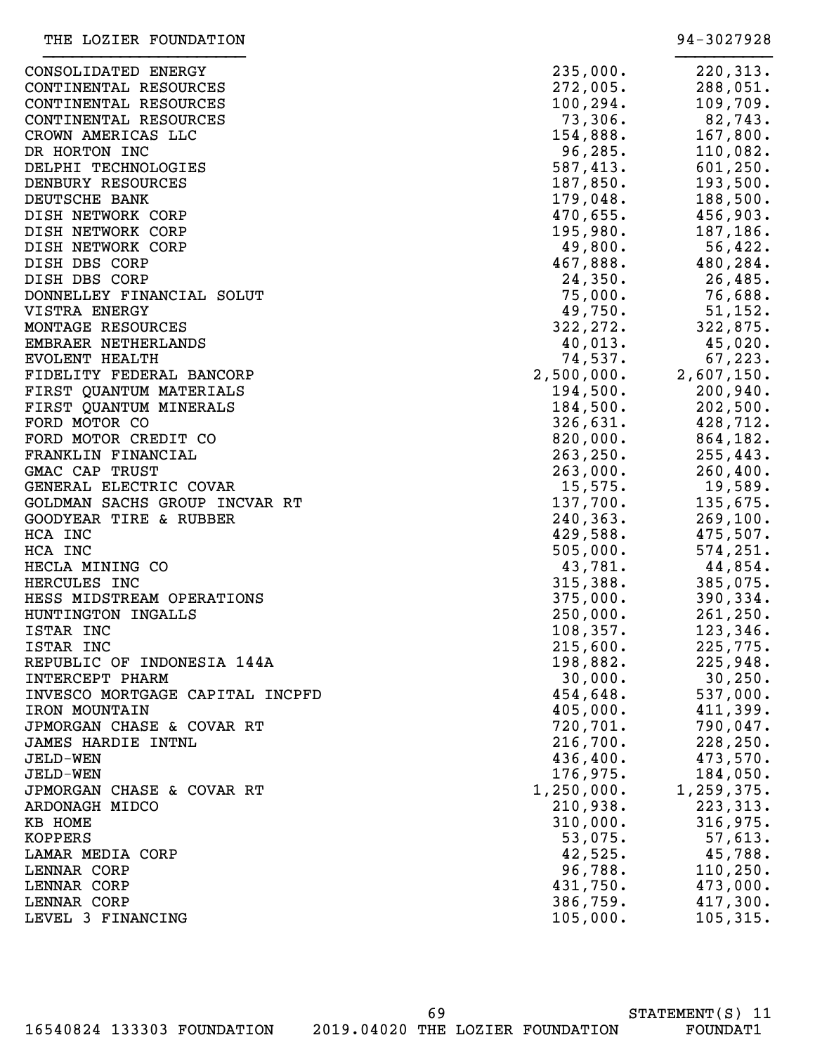THE LOZIER FOUNDATION 94-3027928

| | | |
|---|---|---|
| CONSOLIDATED ENERGY | 235,000. | 220,313. |
| CONTINENTAL RESOURCES | 272,005. | 288,051. |
| CONTINENTAL RESOURCES | 100,294. | 109,709. |
| CONTINENTAL RESOURCES | 73,306. | 82,743. |
| CROWN AMERICAS LLC | 154,888. | 167,800. |
| DR HORTON INC | 96,285. | 110,082. |
| DELPHI TECHNOLOGIES | 587,413. | 601,250. |
| DENBURY RESOURCES | 187,850. | 193,500. |
| DEUTSCHE BANK | 179,048. | 188,500. |
| DISH NETWORK CORP | 470,655. | 456,903. |
| DISH NETWORK CORP | 195,980. | 187,186. |
| DISH NETWORK CORP | 49,800. | 56,422. |
| DISH DBS CORP | 467,888. | 480,284. |
| DISH DBS CORP | 24,350. | 26,485. |
| DONNELLEY FINANCIAL SOLUT | 75,000. | 76,688. |
| VISTRA ENERGY | 49,750. | 51,152. |
| MONTAGE RESOURCES | 322,272. | 322,875. |
| EMBRAER NETHERLANDS | 40,013. | 45,020. |
| EVOLENT HEALTH | 74,537. | 67,223. |
| FIDELITY FEDERAL BANCORP | 2,500,000. | 2,607,150. |
| FIRST QUANTUM MATERIALS | 194,500. | 200,940. |
| FIRST QUANTUM MINERALS | 184,500. | 202,500. |
| FORD MOTOR CO | 326,631. | 428,712. |
| FORD MOTOR CREDIT CO | 820,000. | 864,182. |
| FRANKLIN FINANCIAL | 263,250. | 255,443. |
| GMAC CAP TRUST | 263,000. | 260,400. |
| GENERAL ELECTRIC COVAR | 15,575. | 19,589. |
| GOLDMAN SACHS GROUP INCVAR RT | 137,700. | 135,675. |
| GOODYEAR TIRE & RUBBER | 240,363. | 269,100. |
| HCA INC | 429,588. | 475,507. |
| HCA INC | 505,000. | 574,251. |
| HECLA MINING CO | 43,781. | 44,854. |
| HERCULES INC | 315,388. | 385,075. |
| HESS MIDSTREAM OPERATIONS | 375,000. | 390,334. |
| HUNTINGTON INGALLS | 250,000. | 261,250. |
| ISTAR INC | 108,357. | 123,346. |
| ISTAR INC | 215,600. | 225,775. |
| REPUBLIC OF INDONESIA 144A | 198,882. | 225,948. |
| INTERCEPT PHARM | 30,000. | 30,250. |
| INVESCO MORTGAGE CAPITAL INCPFD | 454,648. | 537,000. |
| IRON MOUNTAIN | 405,000. | 411,399. |
| JPMORGAN CHASE & COVAR RT | 720,701. | 790,047. |
| JAMES HARDIE INTNL | 216,700. | 228,250. |
| JELD-WEN | 436,400. | 473,570. |
| JELD-WEN | 176,975. | 184,050. |
| JPMORGAN CHASE & COVAR RT | 1,250,000. | 1,259,375. |
| ARDONAGH MIDCO | 210,938. | 223,313. |
| KB HOME | 310,000. | 316,975. |
| KOPPERS | 53,075. | 57,613. |
| LAMAR MEDIA CORP | 42,525. | 45,788. |
| LENNAR CORP | 96,788. | 110,250. |
| LENNAR CORP | 431,750. | 473,000. |
| LENNAR CORP | 386,759. | 417,300. |
| LEVEL 3 FINANCING | 105,000. | 105,315. |

STATEMENT(S) 11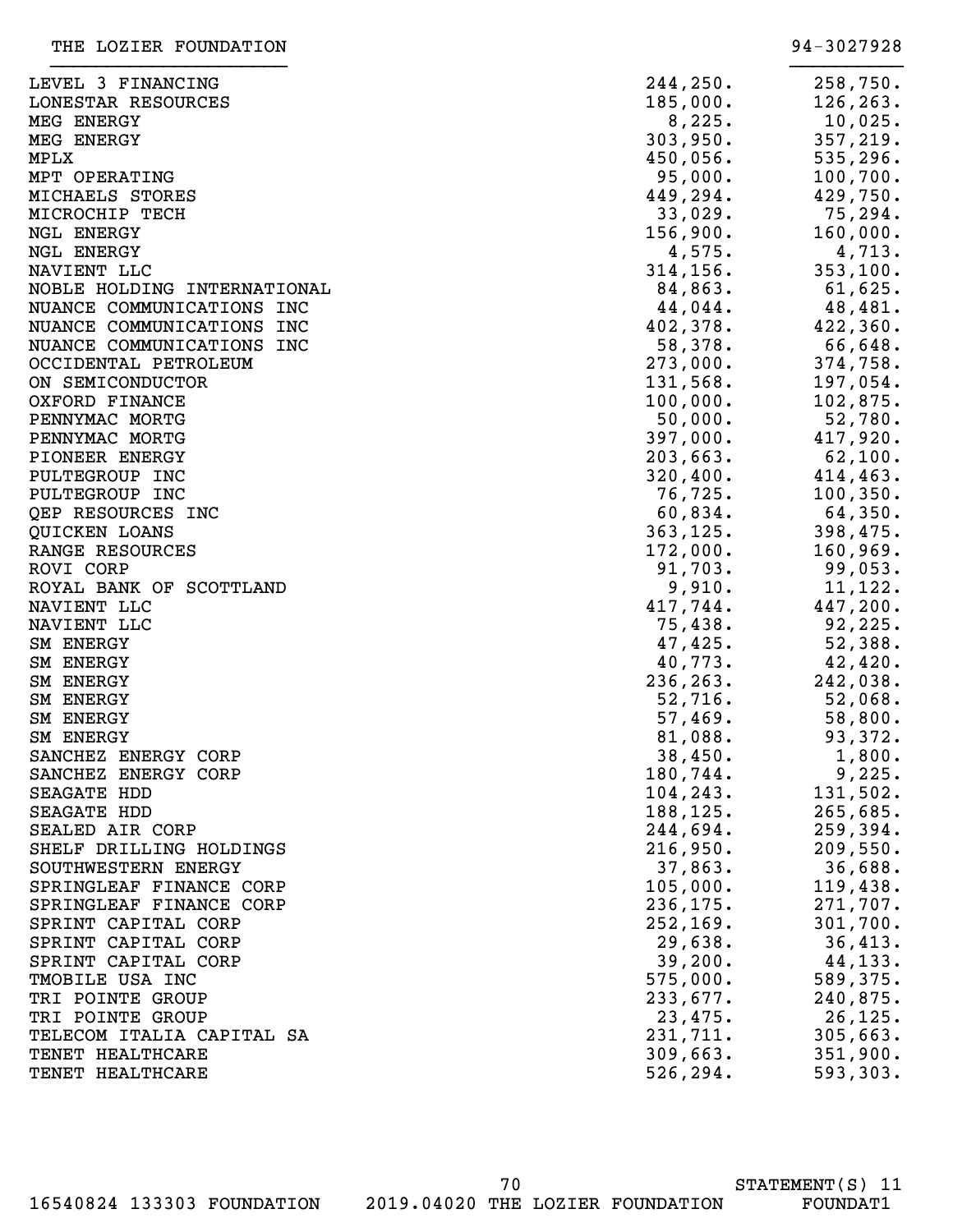THE LOZIER FOUNDATION 94-3027928

| | | |
|---|---|---|
| LEVEL 3 FINANCING | 244,250. | 258,750. |
| LONESTAR RESOURCES | 185,000. | 126,263. |
| MEG ENERGY | 8,225. | 10,025. |
| MEG ENERGY | 303,950. | 357,219. |
| MPLX | 450,056. | 535,296. |
| MPT OPERATING | 95,000. | 100,700. |
| MICHAELS STORES | 449,294. | 429,750. |
| MICROCHIP TECH | 33,029. | 75,294. |
| NGL ENERGY | 156,900. | 160,000. |
| NGL ENERGY | 4,575. | 4,713. |
| NAVIENT LLC | 314,156. | 353,100. |
| NOBLE HOLDING INTERNATIONAL | 84,863. | 61,625. |
| NUANCE COMMUNICATIONS INC | 44,044. | 48,481. |
| NUANCE COMMUNICATIONS INC | 402,378. | 422,360. |
| NUANCE COMMUNICATIONS INC | 58,378. | 66,648. |
| OCCIDENTAL PETROLEUM | 273,000. | 374,758. |
| ON SEMICONDUCTOR | 131,568. | 197,054. |
| OXFORD FINANCE | 100,000. | 102,875. |
| PENNYMAC MORTG | 50,000. | 52,780. |
| PENNYMAC MORTG | 397,000. | 417,920. |
| PIONEER ENERGY | 203,663. | 62,100. |
| PULTEGROUP INC | 320,400. | 414,463. |
| PULTEGROUP INC | 76,725. | 100,350. |
| QEP RESOURCES INC | 60,834. | 64,350. |
| QUICKEN LOANS | 363,125. | 398,475. |
| RANGE RESOURCES | 172,000. | 160,969. |
| ROVI CORP | 91,703. | 99,053. |
| ROYAL BANK OF SCOTTLAND | 9,910. | 11,122. |
| NAVIENT LLC | 417,744. | 447,200. |
| NAVIENT LLC | 75,438. | 92,225. |
| SM ENERGY | 47,425. | 52,388. |
| SM ENERGY | 40,773. | 42,420. |
| SM ENERGY | 236,263. | 242,038. |
| SM ENERGY | 52,716. | 52,068. |
| SM ENERGY | 57,469. | 58,800. |
| SM ENERGY | 81,088. | 93,372. |
| SANCHEZ ENERGY CORP | 38,450. | 1,800. |
| SANCHEZ ENERGY CORP | 180,744. | 9,225. |
| SEAGATE HDD | 104,243. | 131,502. |
| SEAGATE HDD | 188,125. | 265,685. |
| SEALED AIR CORP | 244,694. | 259,394. |
| SHELF DRILLING HOLDINGS | 216,950. | 209,550. |
| SOUTHWESTERN ENERGY | 37,863. | 36,688. |
| SPRINGLEAF FINANCE CORP | 105,000. | 119,438. |
| SPRINGLEAF FINANCE CORP | 236,175. | 271,707. |
| SPRINT CAPITAL CORP | 252,169. | 301,700. |
| SPRINT CAPITAL CORP | 29,638. | 36,413. |
| SPRINT CAPITAL CORP | 39,200. | 44,133. |
| TMOBILE USA INC | 575,000. | 589,375. |
| TRI POINTE GROUP | 233,677. | 240,875. |
| TRI POINTE GROUP | 23,475. | 26,125. |
| TELECOM ITALIA CAPITAL SA | 231,711. | 305,663. |
| TENET HEALTHCARE | 309,663. | 351,900. |
| TENET HEALTHCARE | 526,294. | 593,303. |

STATEMENT(S) 11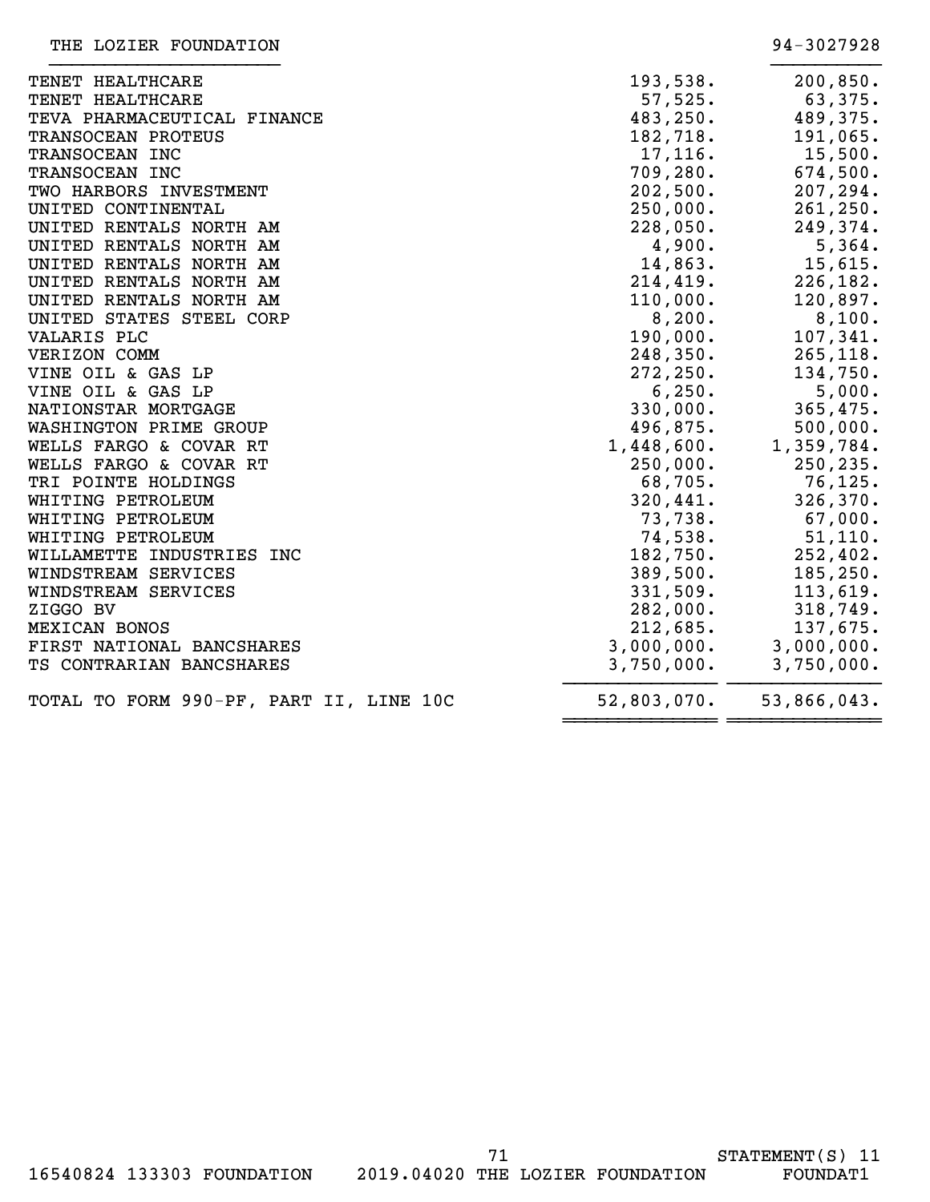THE LOZIER FOUNDATION 94-3027928

| | | |
|---|---|---|
| TENET HEALTHCARE | 193,538. | 200,850. |
| TENET HEALTHCARE | 57,525. | 63,375. |
| TEVA PHARMACEUTICAL FINANCE | 483,250. | 489,375. |
| TRANSOCEAN PROTEUS | 182,718. | 191,065. |
| TRANSOCEAN INC | 17,116. | 15,500. |
| TRANSOCEAN INC | 709,280. | 674,500. |
| TWO HARBORS INVESTMENT | 202,500. | 207,294. |
| UNITED CONTINENTAL | 250,000. | 261,250. |
| UNITED RENTALS NORTH AM | 228,050. | 249,374. |
| UNITED RENTALS NORTH AM | 4,900. | 5,364. |
| UNITED RENTALS NORTH AM | 14,863. | 15,615. |
| UNITED RENTALS NORTH AM | 214,419. | 226,182. |
| UNITED RENTALS NORTH AM | 110,000. | 120,897. |
| UNITED STATES STEEL CORP | 8,200. | 8,100. |
| VALARIS PLC | 190,000. | 107,341. |
| VERIZON COMM | 248,350. | 265,118. |
| VINE OIL & GAS LP | 272,250. | 134,750. |
| VINE OIL & GAS LP | 6,250. | 5,000. |
| NATIONSTAR MORTGAGE | 330,000. | 365,475. |
| WASHINGTON PRIME GROUP | 496,875. | 500,000. |
| WELLS FARGO & COVAR RT | 1,448,600. | 1,359,784. |
| WELLS FARGO & COVAR RT | 250,000. | 250,235. |
| TRI POINTE HOLDINGS | 68,705. | 76,125. |
| WHITING PETROLEUM | 320,441. | 326,370. |
| WHITING PETROLEUM | 73,738. | 67,000. |
| WHITING PETROLEUM | 74,538. | 51,110. |
| WILLAMETTE INDUSTRIES INC | 182,750. | 252,402. |
| WINDSTREAM SERVICES | 389,500. | 185,250. |
| WINDSTREAM SERVICES | 331,509. | 113,619. |
| ZIGGO BV | 282,000. | 318,749. |
| MEXICAN BONOS | 212,685. | 137,675. |
| FIRST NATIONAL BANCSHARES | 3,000,000. | 3,000,000. |
| TS CONTRARIAN BANCSHARES | 3,750,000. | 3,750,000. |
| TOTAL TO FORM 990-PF, PART II, LINE 10C | 52,803,070. | 53,866,043. |

STATEMENT(S) 11

16540824 133303 FOUNDATION 2019.04020 THE LOZIER FOUNDATION FOUNDAT1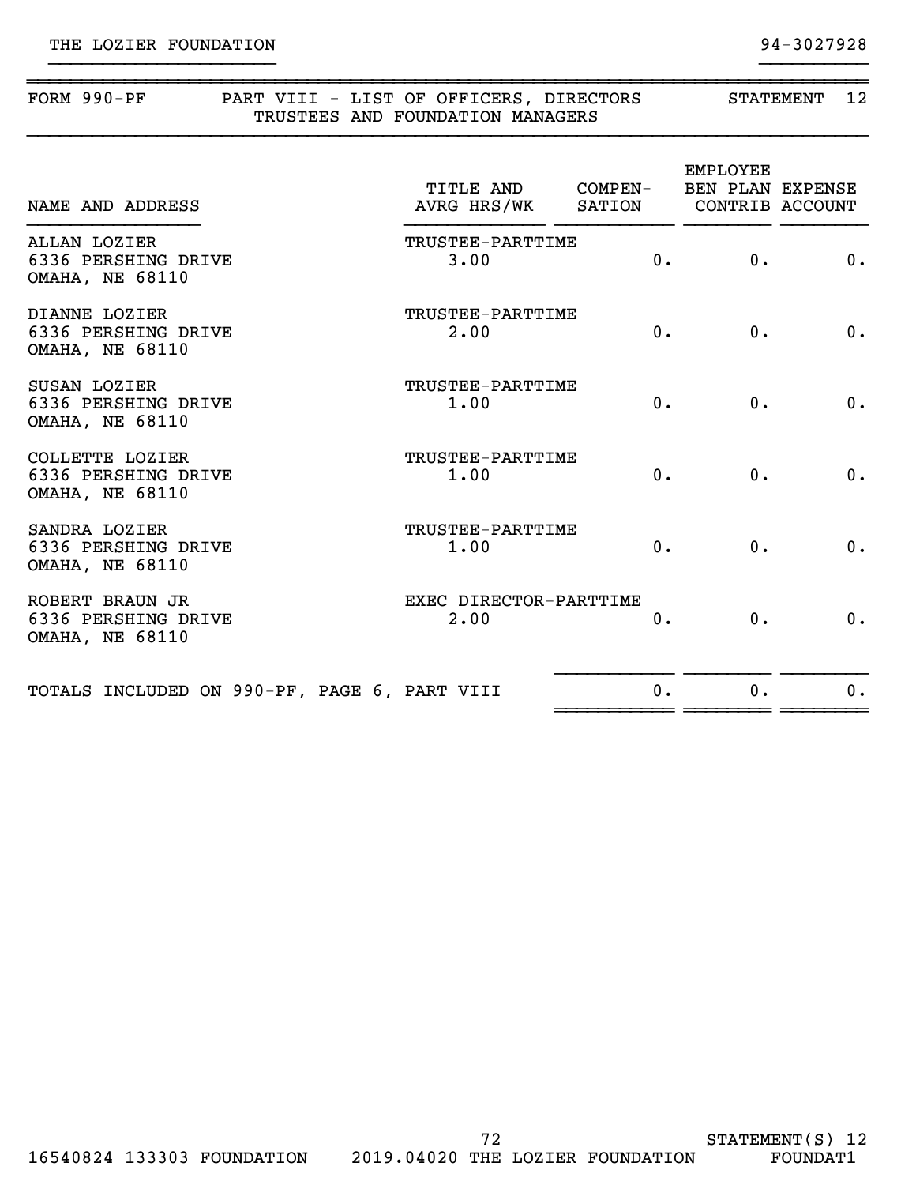THE LOZIER FOUNDATION 94-3027928

## FORM 990-PF PART VIII - LIST OF OFFICERS, DIRECTORS TRUSTEES AND FOUNDATION MANAGERS STATEMENT 12

| NAME AND ADDRESS | TITLE AND AVRG HRS/WK | COMPEN-SATION | EMPLOYEE BEN PLAN CONTRIB | EXPENSE ACCOUNT |
|---|---|---|---|---|
| ALLAN LOZIER<br>6336 PERSHING DRIVE<br>OMAHA, NE 68110 | TRUSTEE-PARTTIME<br>3.00 | 0. | 0. | 0. |
| DIANNE LOZIER<br>6336 PERSHING DRIVE<br>OMAHA, NE 68110 | TRUSTEE-PARTTIME<br>2.00 | 0. | 0. | 0. |
| SUSAN LOZIER<br>6336 PERSHING DRIVE<br>OMAHA, NE 68110 | TRUSTEE-PARTTIME<br>1.00 | 0. | 0. | 0. |
| COLLETTE LOZIER<br>6336 PERSHING DRIVE<br>OMAHA, NE 68110 | TRUSTEE-PARTTIME<br>1.00 | 0. | 0. | 0. |
| SANDRA LOZIER<br>6336 PERSHING DRIVE<br>OMAHA, NE 68110 | TRUSTEE-PARTTIME<br>1.00 | 0. | 0. | 0. |
| ROBERT BRAUN JR<br>6336 PERSHING DRIVE<br>OMAHA, NE 68110 | EXEC DIRECTOR-PARTTIME<br>2.00 | 0. | 0. | 0. |
| TOTALS INCLUDED ON 990-PF, PAGE 6, PART VIII | | 0. | 0. | 0. |

16540824 133303 FOUNDATION 2019.04020 THE LOZIER FOUNDATION FOUNDAT1

STATEMENT(S) 12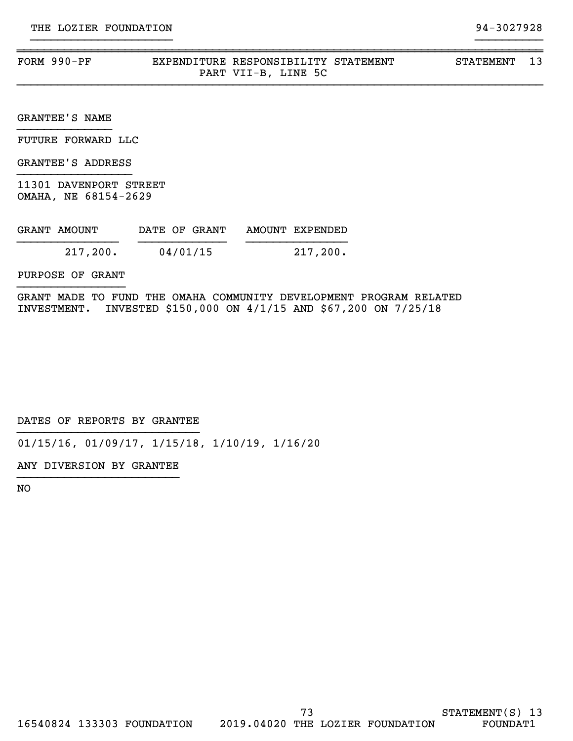THE LOZIER FOUNDATION 94-3027928

## FORM 990-PF EXPENDITURE RESPONSIBILITY STATEMENT PART VII-B, LINE 5C STATEMENT 13

GRANTEE'S NAME

FUTURE FORWARD LLC

GRANTEE'S ADDRESS

11301 DAVENPORT STREET
OMAHA, NE 68154-2629

| GRANT AMOUNT | DATE OF GRANT | AMOUNT EXPENDED |
|---|---|---|
| 217,200. | 04/01/15 | 217,200. |

PURPOSE OF GRANT

GRANT MADE TO FUND THE OMAHA COMMUNITY DEVELOPMENT PROGRAM RELATED INVESTMENT. INVESTED $150,000 ON 4/1/15 AND $67,200 ON 7/25/18

DATES OF REPORTS BY GRANTEE

01/15/16, 01/09/17, 1/15/18, 1/10/19, 1/16/20

ANY DIVERSION BY GRANTEE

NO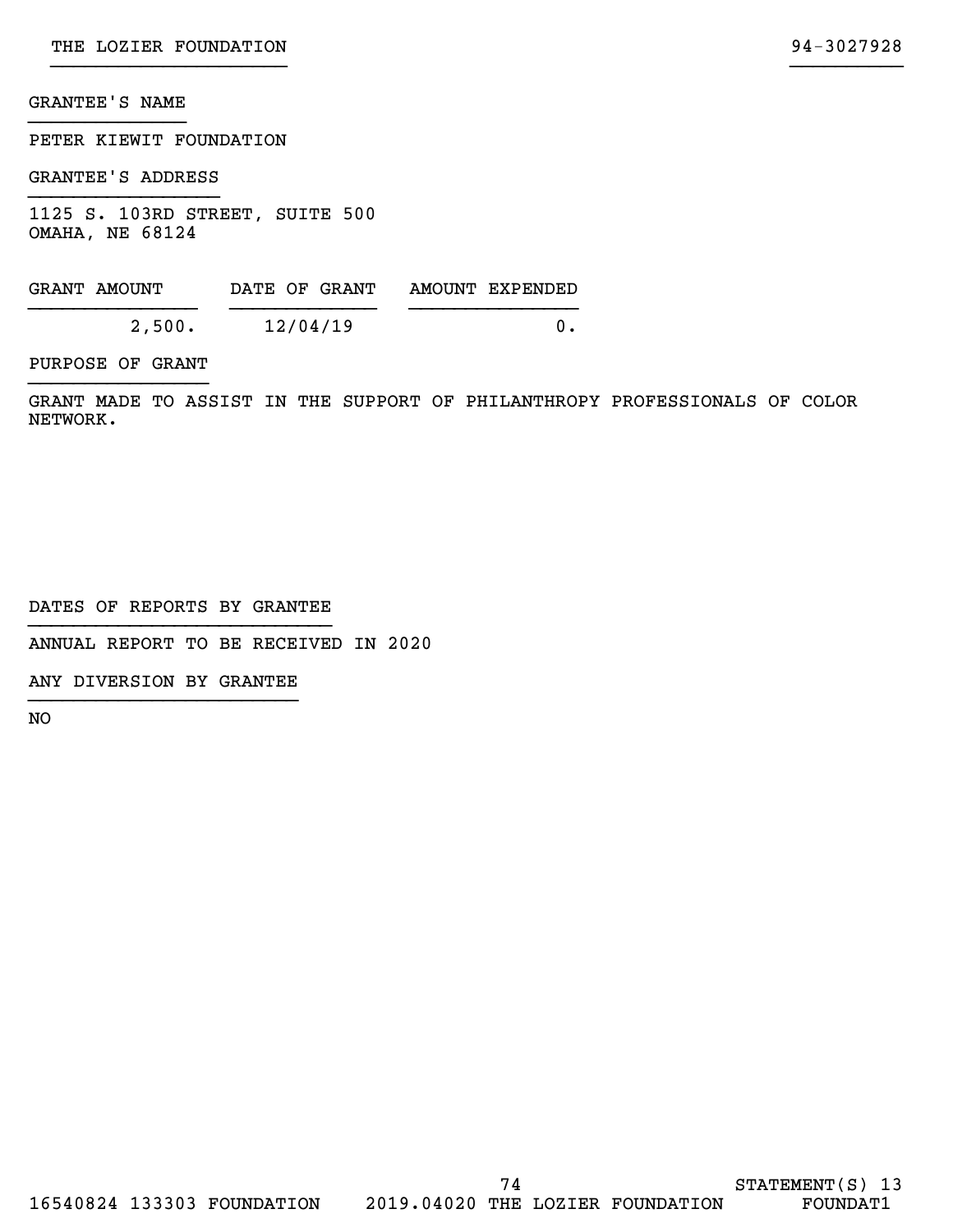GRANTEE'S NAME

PETER KIEWIT FOUNDATION

GRANTEE'S ADDRESS

1125 S. 103RD STREET, SUITE 500
OMAHA, NE 68124

| GRANT AMOUNT | DATE OF GRANT | AMOUNT EXPENDED |
| --- | --- | --- |
| 2,500. | 12/04/19 | 0. |

PURPOSE OF GRANT

GRANT MADE TO ASSIST IN THE SUPPORT OF PHILANTHROPY PROFESSIONALS OF COLOR NETWORK.

DATES OF REPORTS BY GRANTEE

ANNUAL REPORT TO BE RECEIVED IN 2020

ANY DIVERSION BY GRANTEE

NO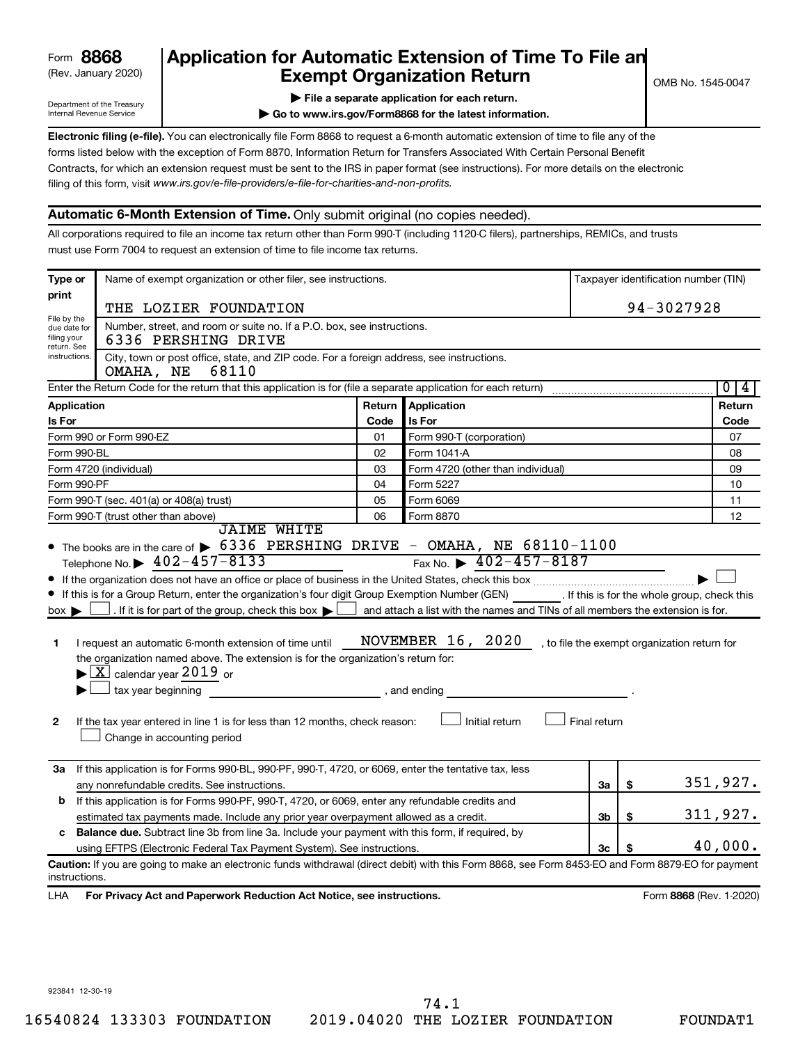Form **8868** (Rev. January 2020)

Department of the Treasury
Internal Revenue Service

# Application for Automatic Extension of Time To File an Exempt Organization Return

OMB No. 1545-0047

▶ **File a separate application for each return.**

▶ **Go to www.irs.gov/Form8868 for the latest information.**

**Electronic filing (e-file).** You can electronically file Form 8868 to request a 6-month automatic extension of time to file any of the forms listed below with the exception of Form 8870, Information Return for Transfers Associated With Certain Personal Benefit Contracts, for which an extension request must be sent to the IRS in paper format (see instructions). For more details on the electronic filing of this form, visit *www.irs.gov/e-file-providers/e-file-for-charities-and-non-profits.*

## Automatic 6-Month Extension of Time. Only submit original (no copies needed).

All corporations required to file an income tax return other than Form 990-T (including 1120-C filers), partnerships, REMICs, and trusts must use Form 7004 to request an extension of time to file income tax returns.

| | | |
|---|---|---|
| **Type or print** | Name of exempt organization or other filer, see instructions. THE LOZIER FOUNDATION | Taxpayer identification number (TIN) 94-3027928 |
| File by the due date for filing your return. See instructions. | Number, street, and room or suite no. If a P.O. box, see instructions. 6336 PERSHING DRIVE | |
| | City, town or post office, state, and ZIP code. For a foreign address, see instructions. OMAHA, NE 68110 | |

Enter the Return Code for the return that this application is for (file a separate application for each return) ........ 0 4

| **Application Is For** | **Return Code** | **Application Is For** | **Return Code** |
|---|---|---|---|
| Form 990 or Form 990-EZ | 01 | Form 990-T (corporation) | 07 |
| Form 990-BL | 02 | Form 1041-A | 08 |
| Form 4720 (individual) | 03 | Form 4720 (other than individual) | 09 |
| Form 990-PF | 04 | Form 5227 | 10 |
| Form 990-T (sec. 401(a) or 408(a) trust) | 05 | Form 6069 | 11 |
| Form 990-T (trust other than above) | 06 | Form 8870 | 12 |

- The books are in the care of ▶ JAIME WHITE 6336 PERSHING DRIVE - OMAHA, NE 68110-1100
  Telephone No. ▶ 402-457-8133 Fax No. ▶ 402-457-8187
- If the organization does not have an office or place of business in the United States, check this box ........ ▶ ☐
- If this is for a Group Return, enter the organization's four digit Group Exemption Number (GEN) ________. If this is for the whole group, check this box ▶ ☐. If it is for part of the group, check this box ▶ ☐ and attach a list with the names and TINs of all members the extension is for.

**1** I request an automatic 6-month extension of time until NOVEMBER 16, 2020, to file the exempt organization return for the organization named above. The extension is for the organization's return for:
▶ ☒ calendar year 2019 or
▶ ☐ tax year beginning ________, and ending ________.

**2** If the tax year entered in line 1 is for less than 12 months, check reason: ☐ Initial return ☐ Final return
☐ Change in accounting period

| | | | |
|---|---|---|---|
| **3a** | If this application is for Forms 990-BL, 990-PF, 990-T, 4720, or 6069, enter the tentative tax, less any nonrefundable credits. See instructions. | 3a | $ 351,927. |
| **b** | If this application is for Forms 990-PF, 990-T, 4720, or 6069, enter any refundable credits and estimated tax payments made. Include any prior year overpayment allowed as a credit. | 3b | $ 311,927. |
| **c** | **Balance due.** Subtract line 3b from line 3a. Include your payment with this form, if required, by using EFTPS (Electronic Federal Tax Payment System). See instructions. | 3c | $ 40,000. |

**Caution:** If you are going to make an electronic funds withdrawal (direct debit) with this Form 8868, see Form 8453-EO and Form 8879-EO for payment instructions.

LHA **For Privacy Act and Paperwork Reduction Act Notice, see instructions.** Form **8868** (Rev. 1-2020)

923841 12-30-19

74.1

16540824 133303 FOUNDATION 2019.04020 THE LOZIER FOUNDATION FOUNDAT1